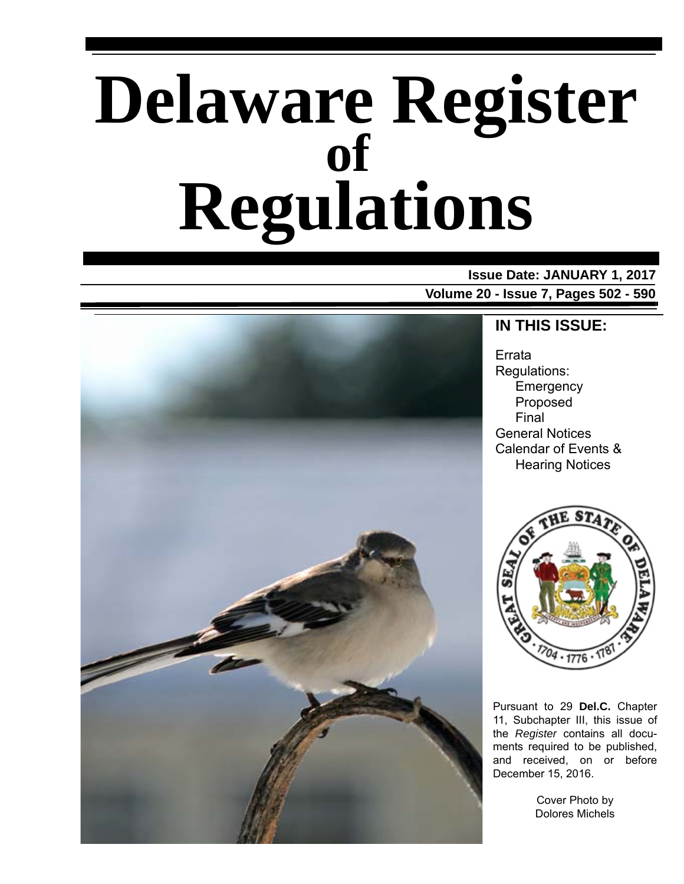# Delaware Register of Regulations

**Issue Date: JANUARY 1, 2017**

**Volume 20 - Issue 7, Pages 502 - 590**

## IN THIS ISSUE:

Errata
Regulations:
- Emergency
- Proposed
- Final

General Notices
Calendar of Events & Hearing Notices

Pursuant to 29 **Del.C.** Chapter 11, Subchapter III, this issue of the *Register* contains all documents required to be published, and received, on or before December 15, 2016.

Cover Photo by
Dolores Michels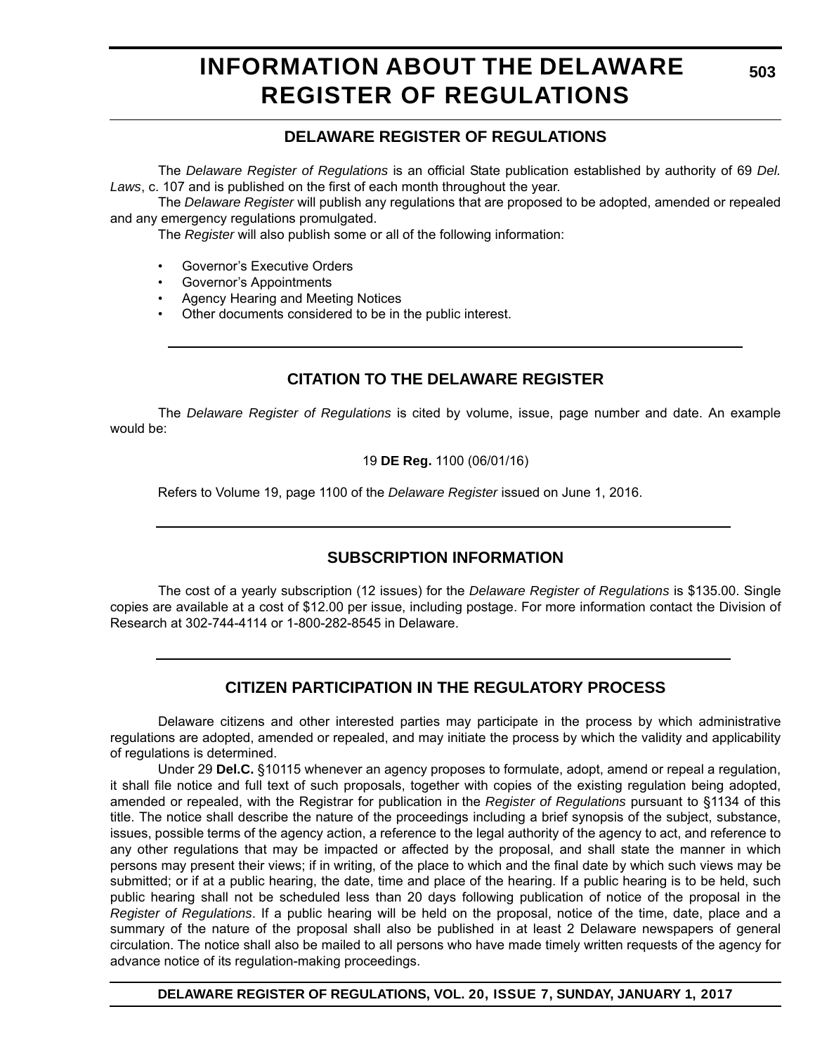# INFORMATION ABOUT THE DELAWARE REGISTER OF REGULATIONS

## DELAWARE REGISTER OF REGULATIONS

The *Delaware Register of Regulations* is an official State publication established by authority of 69 *Del. Laws*, c. 107 and is published on the first of each month throughout the year.

The *Delaware Register* will publish any regulations that are proposed to be adopted, amended or repealed and any emergency regulations promulgated.

The *Register* will also publish some or all of the following information:

- Governor's Executive Orders
- Governor's Appointments
- Agency Hearing and Meeting Notices
- Other documents considered to be in the public interest.

## CITATION TO THE DELAWARE REGISTER

The *Delaware Register of Regulations* is cited by volume, issue, page number and date. An example would be:

19 **DE Reg.** 1100 (06/01/16)

Refers to Volume 19, page 1100 of the *Delaware Register* issued on June 1, 2016.

## SUBSCRIPTION INFORMATION

The cost of a yearly subscription (12 issues) for the *Delaware Register of Regulations* is $135.00. Single copies are available at a cost of $12.00 per issue, including postage. For more information contact the Division of Research at 302-744-4114 or 1-800-282-8545 in Delaware.

## CITIZEN PARTICIPATION IN THE REGULATORY PROCESS

Delaware citizens and other interested parties may participate in the process by which administrative regulations are adopted, amended or repealed, and may initiate the process by which the validity and applicability of regulations is determined.

Under 29 **Del.C.** §10115 whenever an agency proposes to formulate, adopt, amend or repeal a regulation, it shall file notice and full text of such proposals, together with copies of the existing regulation being adopted, amended or repealed, with the Registrar for publication in the *Register of Regulations* pursuant to §1134 of this title. The notice shall describe the nature of the proceedings including a brief synopsis of the subject, substance, issues, possible terms of the agency action, a reference to the legal authority of the agency to act, and reference to any other regulations that may be impacted or affected by the proposal, and shall state the manner in which persons may present their views; if in writing, of the place to which and the final date by which such views may be submitted; or if at a public hearing, the date, time and place of the hearing. If a public hearing is to be held, such public hearing shall not be scheduled less than 20 days following publication of notice of the proposal in the *Register of Regulations*. If a public hearing will be held on the proposal, notice of the time, date, place and a summary of the nature of the proposal shall also be published in at least 2 Delaware newspapers of general circulation. The notice shall also be mailed to all persons who have made timely written requests of the agency for advance notice of its regulation-making proceedings.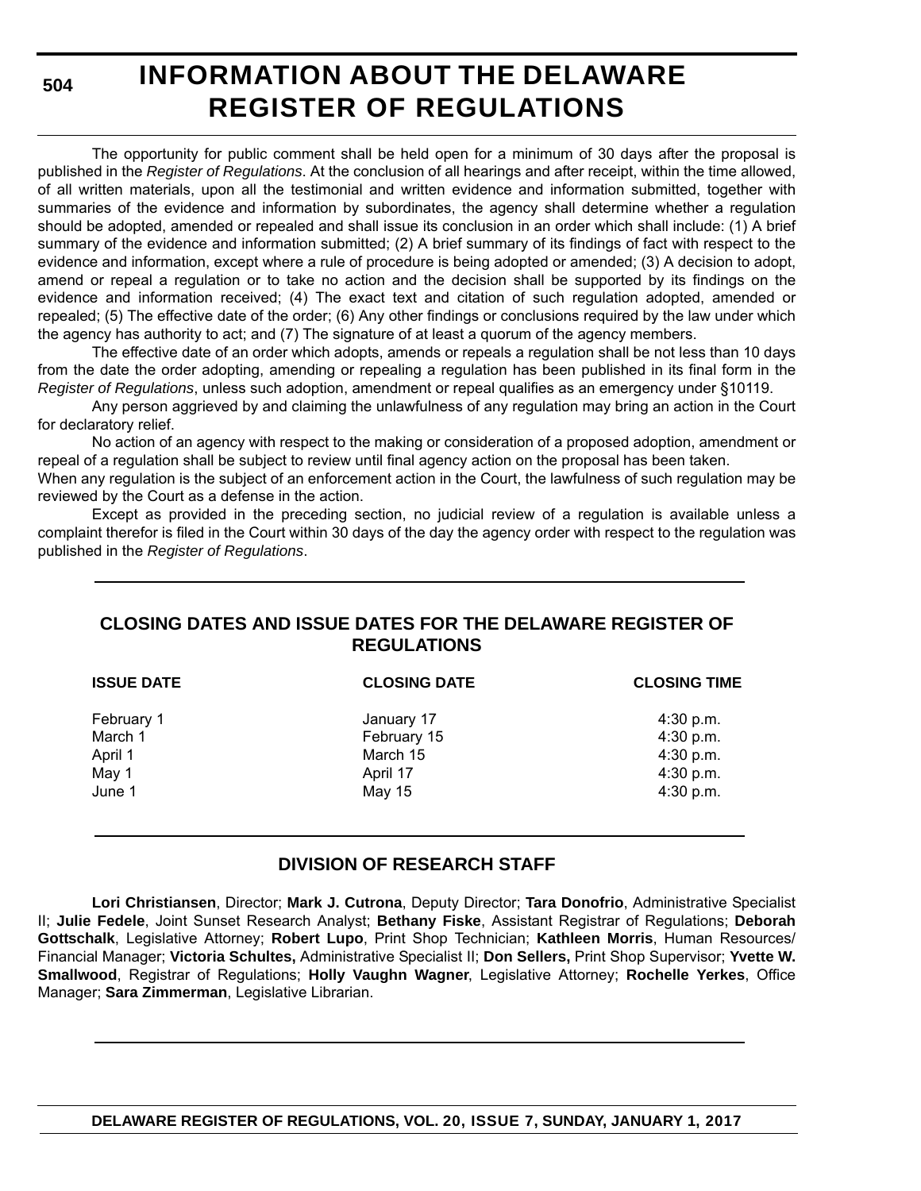# INFORMATION ABOUT THE DELAWARE REGISTER OF REGULATIONS

The opportunity for public comment shall be held open for a minimum of 30 days after the proposal is published in the *Register of Regulations*. At the conclusion of all hearings and after receipt, within the time allowed, of all written materials, upon all the testimonial and written evidence and information submitted, together with summaries of the evidence and information by subordinates, the agency shall determine whether a regulation should be adopted, amended or repealed and shall issue its conclusion in an order which shall include: (1) A brief summary of the evidence and information submitted; (2) A brief summary of its findings of fact with respect to the evidence and information, except where a rule of procedure is being adopted or amended; (3) A decision to adopt, amend or repeal a regulation or to take no action and the decision shall be supported by its findings on the evidence and information received; (4) The exact text and citation of such regulation adopted, amended or repealed; (5) The effective date of the order; (6) Any other findings or conclusions required by the law under which the agency has authority to act; and (7) The signature of at least a quorum of the agency members.

The effective date of an order which adopts, amends or repeals a regulation shall be not less than 10 days from the date the order adopting, amending or repealing a regulation has been published in its final form in the *Register of Regulations*, unless such adoption, amendment or repeal qualifies as an emergency under §10119.

Any person aggrieved by and claiming the unlawfulness of any regulation may bring an action in the Court for declaratory relief.

No action of an agency with respect to the making or consideration of a proposed adoption, amendment or repeal of a regulation shall be subject to review until final agency action on the proposal has been taken.

When any regulation is the subject of an enforcement action in the Court, the lawfulness of such regulation may be reviewed by the Court as a defense in the action.

Except as provided in the preceding section, no judicial review of a regulation is available unless a complaint therefor is filed in the Court within 30 days of the day the agency order with respect to the regulation was published in the *Register of Regulations*.

## CLOSING DATES AND ISSUE DATES FOR THE DELAWARE REGISTER OF REGULATIONS

| ISSUE DATE | CLOSING DATE | CLOSING TIME |
|---|---|---|
| February 1 | January 17 | 4:30 p.m. |
| March 1 | February 15 | 4:30 p.m. |
| April 1 | March 15 | 4:30 p.m. |
| May 1 | April 17 | 4:30 p.m. |
| June 1 | May 15 | 4:30 p.m. |

## DIVISION OF RESEARCH STAFF

**Lori Christiansen**, Director; **Mark J. Cutrona**, Deputy Director; **Tara Donofrio**, Administrative Specialist II; **Julie Fedele**, Joint Sunset Research Analyst; **Bethany Fiske**, Assistant Registrar of Regulations; **Deborah Gottschalk**, Legislative Attorney; **Robert Lupo**, Print Shop Technician; **Kathleen Morris**, Human Resources/ Financial Manager; **Victoria Schultes,** Administrative Specialist II; **Don Sellers,** Print Shop Supervisor; **Yvette W. Smallwood**, Registrar of Regulations; **Holly Vaughn Wagner**, Legislative Attorney; **Rochelle Yerkes**, Office Manager; **Sara Zimmerman**, Legislative Librarian.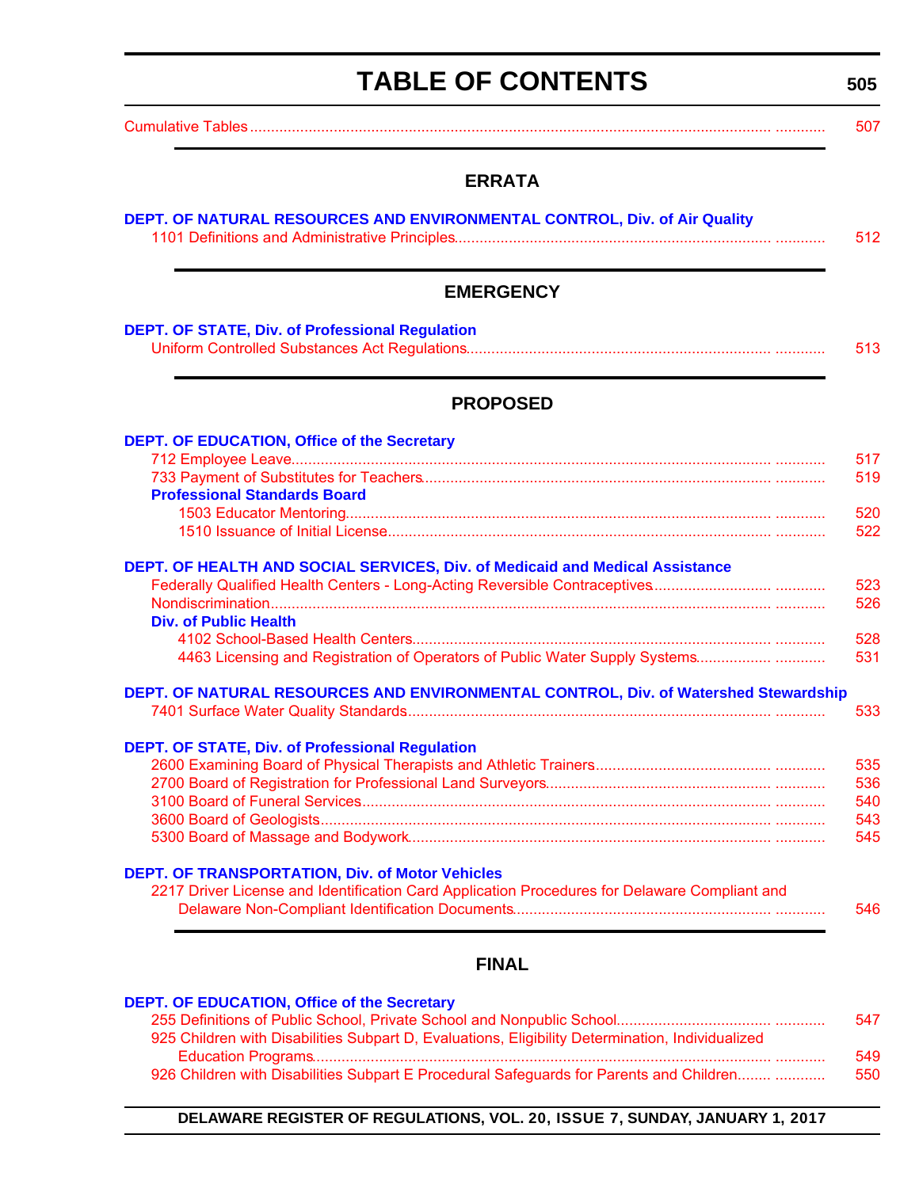# TABLE OF CONTENTS

Cumulative Tables ........................................................................ 507

## ERRATA

**DEPT. OF NATURAL RESOURCES AND ENVIRONMENTAL CONTROL, Div. of Air Quality**

1101 Definitions and Administrative Principles........................................................................ 512

## EMERGENCY

**DEPT. OF STATE, Div. of Professional Regulation**

Uniform Controlled Substances Act Regulations........................................................................ 513

## PROPOSED

**DEPT. OF EDUCATION, Office of the Secretary**

712 Employee Leave........................................................................ 517

733 Payment of Substitutes for Teachers........................................................................ 519

**Professional Standards Board**

1503 Educator Mentoring........................................................................ 520

1510 Issuance of Initial License........................................................................ 522

**DEPT. OF HEALTH AND SOCIAL SERVICES, Div. of Medicaid and Medical Assistance**

Federally Qualified Health Centers - Long-Acting Reversible Contraceptives........................................................................ 523

Nondiscrimination........................................................................ 526

**Div. of Public Health**

4102 School-Based Health Centers........................................................................ 528

4463 Licensing and Registration of Operators of Public Water Supply Systems........................................................................ 531

**DEPT. OF NATURAL RESOURCES AND ENVIRONMENTAL CONTROL, Div. of Watershed Stewardship**

7401 Surface Water Quality Standards........................................................................ 533

**DEPT. OF STATE, Div. of Professional Regulation**

2600 Examining Board of Physical Therapists and Athletic Trainers........................................................................ 535

2700 Board of Registration for Professional Land Surveyors........................................................................ 536

3100 Board of Funeral Services........................................................................ 540

3600 Board of Geologists........................................................................ 543

5300 Board of Massage and Bodywork........................................................................ 545

**DEPT. OF TRANSPORTATION, Div. of Motor Vehicles**

2217 Driver License and Identification Card Application Procedures for Delaware Compliant and Delaware Non-Compliant Identification Documents........................................................................ 546

## FINAL

**DEPT. OF EDUCATION, Office of the Secretary**

255 Definitions of Public School, Private School and Nonpublic School........................................................................ 547

925 Children with Disabilities Subpart D, Evaluations, Eligibility Determination, Individualized Education Programs........................................................................ 549

926 Children with Disabilities Subpart E Procedural Safeguards for Parents and Children........................................................................ 550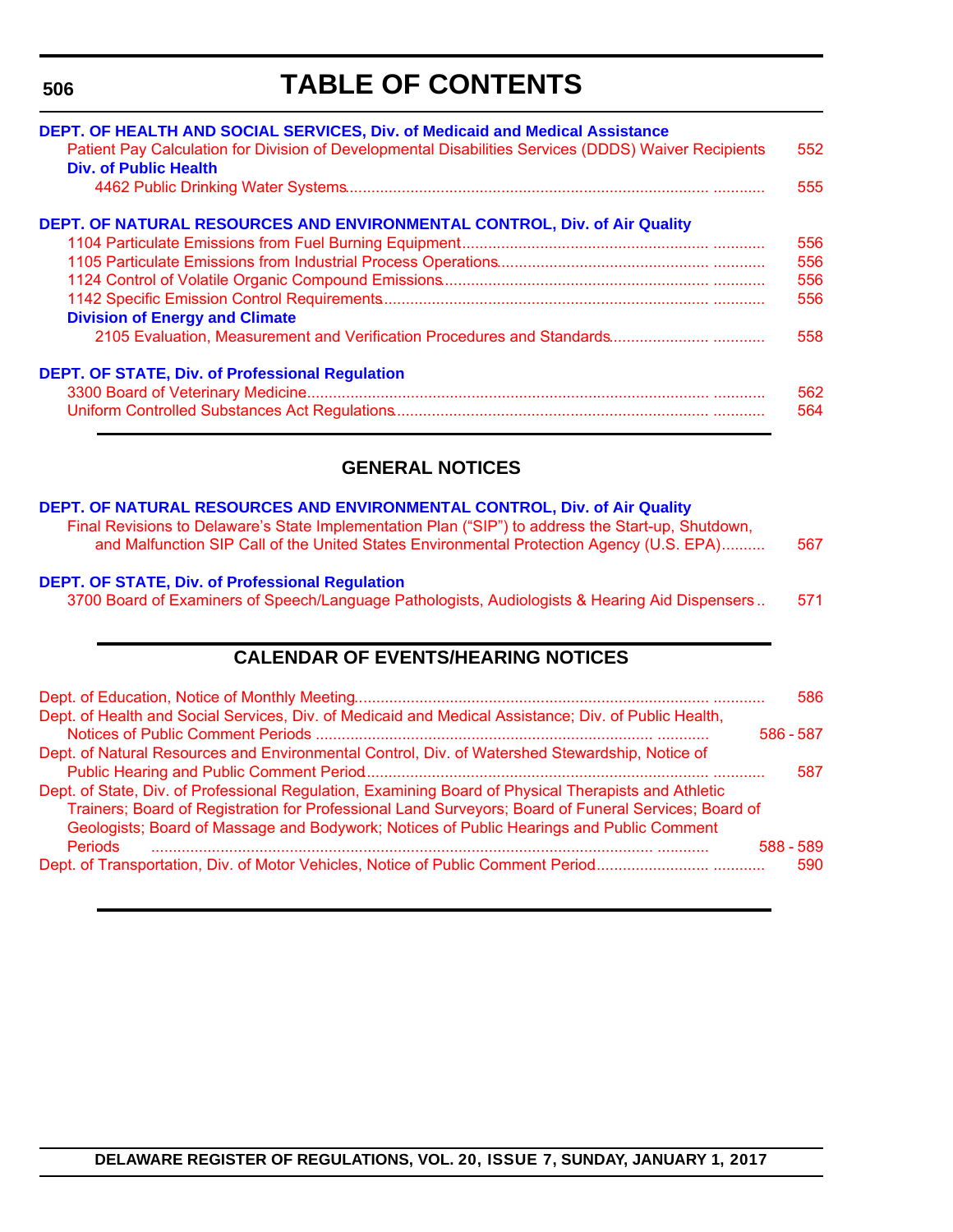# TABLE OF CONTENTS

**DEPT. OF HEALTH AND SOCIAL SERVICES, Div. of Medicaid and Medical Assistance**

Patient Pay Calculation for Division of Developmental Disabilities Services (DDDS) Waiver Recipients ..... 552

**Div. of Public Health**

4462 Public Drinking Water Systems ..... 555

**DEPT. OF NATURAL RESOURCES AND ENVIRONMENTAL CONTROL, Div. of Air Quality**

1104 Particulate Emissions from Fuel Burning Equipment ..... 556

1105 Particulate Emissions from Industrial Process Operations ..... 556

1124 Control of Volatile Organic Compound Emissions ..... 556

1142 Specific Emission Control Requirements ..... 556

**Division of Energy and Climate**

2105 Evaluation, Measurement and Verification Procedures and Standards ..... 558

**DEPT. OF STATE, Div. of Professional Regulation**

3300 Board of Veterinary Medicine ..... 562

Uniform Controlled Substances Act Regulations ..... 564

## GENERAL NOTICES

**DEPT. OF NATURAL RESOURCES AND ENVIRONMENTAL CONTROL, Div. of Air Quality**

Final Revisions to Delaware's State Implementation Plan ("SIP") to address the Start-up, Shutdown, and Malfunction SIP Call of the United States Environmental Protection Agency (U.S. EPA) ..... 567

**DEPT. OF STATE, Div. of Professional Regulation**

3700 Board of Examiners of Speech/Language Pathologists, Audiologists & Hearing Aid Dispensers ..... 571

## CALENDAR OF EVENTS/HEARING NOTICES

Dept. of Education, Notice of Monthly Meeting ..... 586

Dept. of Health and Social Services, Div. of Medicaid and Medical Assistance; Div. of Public Health, Notices of Public Comment Periods ..... 586 - 587

Dept. of Natural Resources and Environmental Control, Div. of Watershed Stewardship, Notice of Public Hearing and Public Comment Period ..... 587

Dept. of State, Div. of Professional Regulation, Examining Board of Physical Therapists and Athletic Trainers; Board of Registration for Professional Land Surveyors; Board of Funeral Services; Board of Geologists; Board of Massage and Bodywork; Notices of Public Hearings and Public Comment Periods ..... 588 - 589

Dept. of Transportation, Div. of Motor Vehicles, Notice of Public Comment Period ..... 590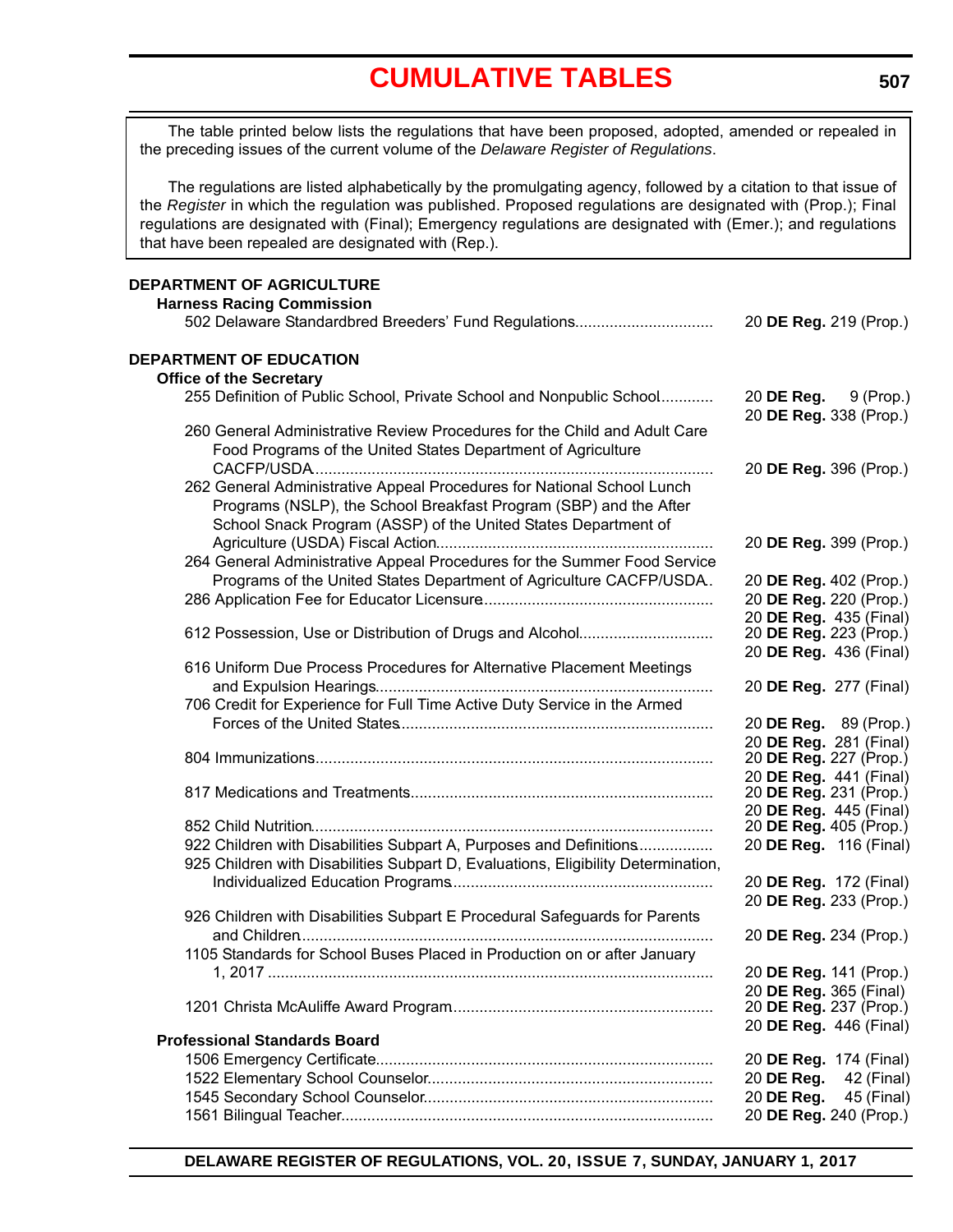# CUMULATIVE TABLES

The table printed below lists the regulations that have been proposed, adopted, amended or repealed in the preceding issues of the current volume of the *Delaware Register of Regulations*.

The regulations are listed alphabetically by the promulgating agency, followed by a citation to that issue of the *Register* in which the regulation was published. Proposed regulations are designated with (Prop.); Final regulations are designated with (Final); Emergency regulations are designated with (Emer.); and regulations that have been repealed are designated with (Rep.).

**DEPARTMENT OF AGRICULTURE**

**Harness Racing Commission**

| Regulation | Citation |
|---|---|
| 502 Delaware Standardbred Breeders' Fund Regulations | 20 **DE Reg.** 219 (Prop.) |

**DEPARTMENT OF EDUCATION**

**Office of the Secretary**

| Regulation | Citation |
|---|---|
| 255 Definition of Public School, Private School and Nonpublic School | 20 **DE Reg.** 9 (Prop.)<br>20 **DE Reg.** 338 (Prop.) |
| 260 General Administrative Review Procedures for the Child and Adult Care Food Programs of the United States Department of Agriculture CACFP/USDA | 20 **DE Reg.** 396 (Prop.) |
| 262 General Administrative Appeal Procedures for National School Lunch Programs (NSLP), the School Breakfast Program (SBP) and the After School Snack Program (ASSP) of the United States Department of Agriculture (USDA) Fiscal Action | 20 **DE Reg.** 399 (Prop.) |
| 264 General Administrative Appeal Procedures for the Summer Food Service Programs of the United States Department of Agriculture CACFP/USDA | 20 **DE Reg.** 402 (Prop.) |
| 286 Application Fee for Educator Licensure | 20 **DE Reg.** 220 (Prop.)<br>20 **DE Reg.** 435 (Final) |
| 612 Possession, Use or Distribution of Drugs and Alcohol | 20 **DE Reg.** 223 (Prop.)<br>20 **DE Reg.** 436 (Final) |
| 616 Uniform Due Process Procedures for Alternative Placement Meetings and Expulsion Hearings | 20 **DE Reg.** 277 (Final) |
| 706 Credit for Experience for Full Time Active Duty Service in the Armed Forces of the United States | 20 **DE Reg.** 89 (Prop.)<br>20 **DE Reg.** 281 (Final) |
| 804 Immunizations | 20 **DE Reg.** 227 (Prop.)<br>20 **DE Reg.** 441 (Final) |
| 817 Medications and Treatments | 20 **DE Reg.** 231 (Prop.)<br>20 **DE Reg.** 445 (Final) |
| 852 Child Nutrition | 20 **DE Reg.** 405 (Prop.) |
| 922 Children with Disabilities Subpart A, Purposes and Definitions | 20 **DE Reg.** 116 (Final) |
| 925 Children with Disabilities Subpart D, Evaluations, Eligibility Determination, Individualized Education Programs | 20 **DE Reg.** 172 (Final)<br>20 **DE Reg.** 233 (Prop.) |
| 926 Children with Disabilities Subpart E Procedural Safeguards for Parents and Children | 20 **DE Reg.** 234 (Prop.) |
| 1105 Standards for School Buses Placed in Production on or after January 1, 2017 | 20 **DE Reg.** 141 (Prop.)<br>20 **DE Reg.** 365 (Final) |
| 1201 Christa McAuliffe Award Program | 20 **DE Reg.** 237 (Prop.)<br>20 **DE Reg.** 446 (Final) |

**Professional Standards Board**

| Regulation | Citation |
|---|---|
| 1506 Emergency Certificate | 20 **DE Reg.** 174 (Final) |
| 1522 Elementary School Counselor | 20 **DE Reg.** 42 (Final) |
| 1545 Secondary School Counselor | 20 **DE Reg.** 45 (Final) |
| 1561 Bilingual Teacher | 20 **DE Reg.** 240 (Prop.) |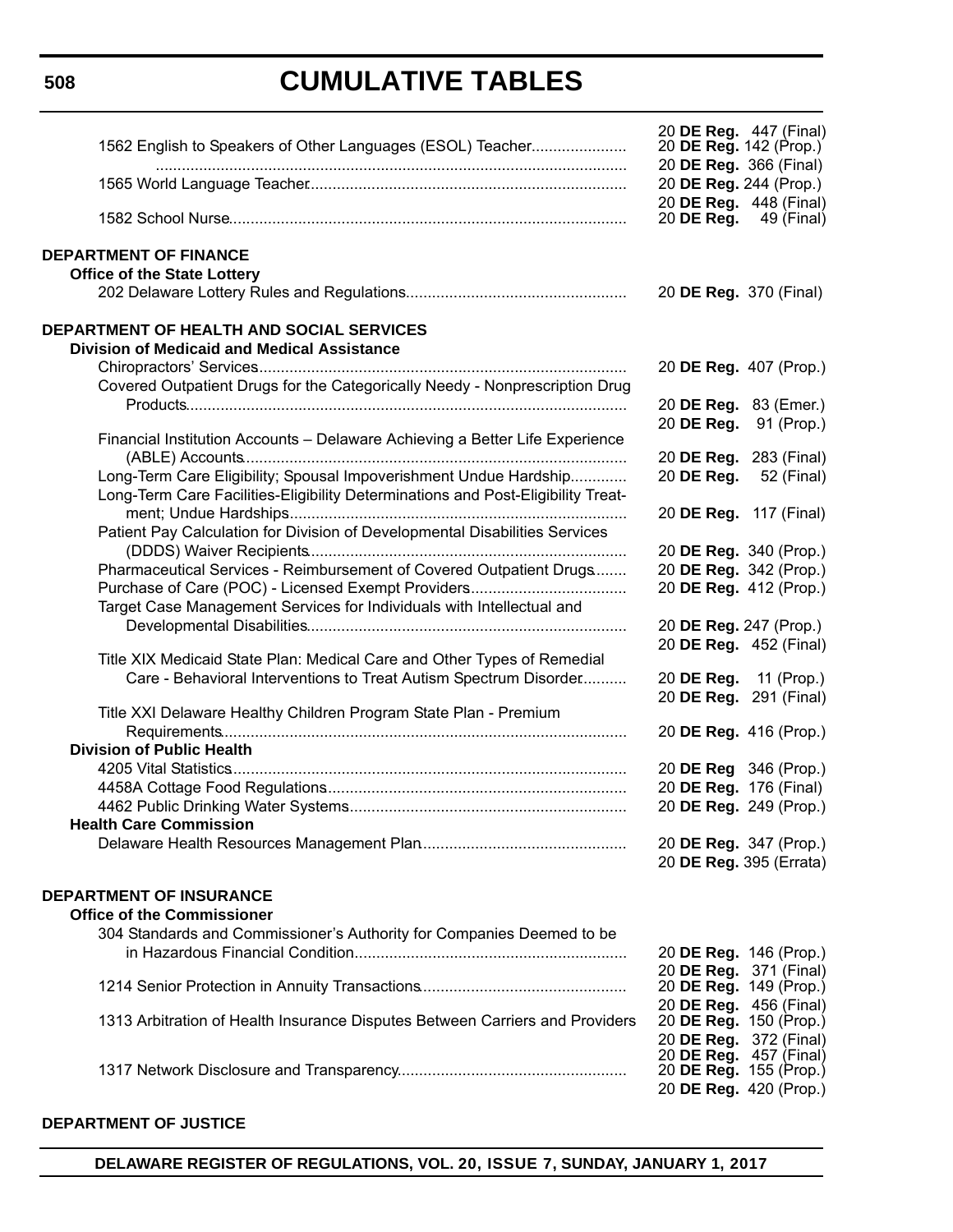| | |
|---|---|
| 1562 English to Speakers of Other Languages (ESOL) Teacher | 20 **DE Reg.** 447 (Final)<br>20 **DE Reg.** 142 (Prop.)<br>20 **DE Reg.** 366 (Final) |
| 1565 World Language Teacher | 20 **DE Reg.** 244 (Prop.)<br>20 **DE Reg.** 448 (Final) |
| 1582 School Nurse | 20 **DE Reg.** 49 (Final) |

**DEPARTMENT OF FINANCE**

**Office of the State Lottery**

| | |
|---|---|
| 202 Delaware Lottery Rules and Regulations | 20 **DE Reg.** 370 (Final) |

**DEPARTMENT OF HEALTH AND SOCIAL SERVICES**

**Division of Medicaid and Medical Assistance**

| | |
|---|---|
| Chiropractors' Services | 20 **DE Reg.** 407 (Prop.) |
| Covered Outpatient Drugs for the Categorically Needy - Nonprescription Drug Products | 20 **DE Reg.** 83 (Emer.)<br>20 **DE Reg.** 91 (Prop.) |
| Financial Institution Accounts – Delaware Achieving a Better Life Experience (ABLE) Accounts | 20 **DE Reg.** 283 (Final) |
| Long-Term Care Eligibility; Spousal Impoverishment Undue Hardship | 20 **DE Reg.** 52 (Final) |
| Long-Term Care Facilities-Eligibility Determinations and Post-Eligibility Treatment; Undue Hardships | 20 **DE Reg.** 117 (Final) |
| Patient Pay Calculation for Division of Developmental Disabilities Services (DDDS) Waiver Recipients | 20 **DE Reg.** 340 (Prop.) |
| Pharmaceutical Services - Reimbursement of Covered Outpatient Drugs | 20 **DE Reg.** 342 (Prop.) |
| Purchase of Care (POC) - Licensed Exempt Providers | 20 **DE Reg.** 412 (Prop.) |
| Target Case Management Services for Individuals with Intellectual and Developmental Disabilities | 20 **DE Reg.** 247 (Prop.)<br>20 **DE Reg.** 452 (Final) |
| Title XIX Medicaid State Plan: Medical Care and Other Types of Remedial Care - Behavioral Interventions to Treat Autism Spectrum Disorder | 20 **DE Reg.** 11 (Prop.)<br>20 **DE Reg.** 291 (Final) |
| Title XXI Delaware Healthy Children Program State Plan - Premium Requirements | 20 **DE Reg.** 416 (Prop.) |

**Division of Public Health**

| | |
|---|---|
| 4205 Vital Statistics | 20 **DE Reg** 346 (Prop.) |
| 4458A Cottage Food Regulations | 20 **DE Reg.** 176 (Final) |
| 4462 Public Drinking Water Systems | 20 **DE Reg.** 249 (Prop.) |

**Health Care Commission**

| | |
|---|---|
| Delaware Health Resources Management Plan | 20 **DE Reg.** 347 (Prop.)<br>20 **DE Reg.** 395 (Errata) |

**DEPARTMENT OF INSURANCE**

**Office of the Commissioner**

| | |
|---|---|
| 304 Standards and Commissioner's Authority for Companies Deemed to be in Hazardous Financial Condition | 20 **DE Reg.** 146 (Prop.)<br>20 **DE Reg.** 371 (Final) |
| 1214 Senior Protection in Annuity Transactions | 20 **DE Reg.** 149 (Prop.)<br>20 **DE Reg.** 456 (Final) |
| 1313 Arbitration of Health Insurance Disputes Between Carriers and Providers | 20 **DE Reg.** 150 (Prop.)<br>20 **DE Reg.** 372 (Final)<br>20 **DE Reg.** 457 (Final) |
| 1317 Network Disclosure and Transparency | 20 **DE Reg.** 155 (Prop.)<br>20 **DE Reg.** 420 (Prop.) |

**DEPARTMENT OF JUSTICE**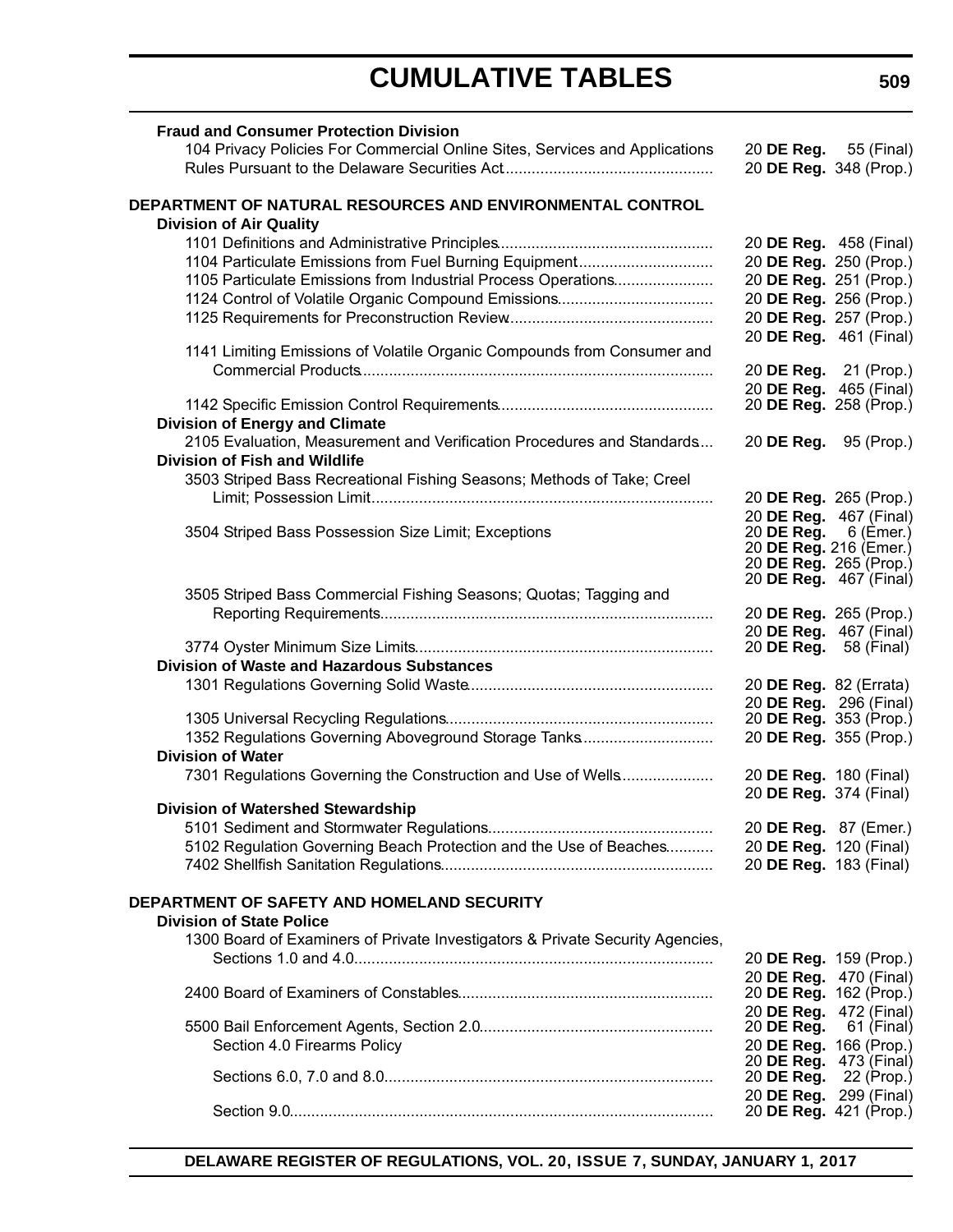**Fraud and Consumer Protection Division**

104 Privacy Policies For Commercial Online Sites, Services and Applications ..... 20 **DE Reg.** 55 (Final)
Rules Pursuant to the Delaware Securities Act ..... 20 **DE Reg.** 348 (Prop.)

## DEPARTMENT OF NATURAL RESOURCES AND ENVIRONMENTAL CONTROL

**Division of Air Quality**

1101 Definitions and Administrative Principles ..... 20 **DE Reg.** 458 (Final)
1104 Particulate Emissions from Fuel Burning Equipment ..... 20 **DE Reg.** 250 (Prop.)
1105 Particulate Emissions from Industrial Process Operations ..... 20 **DE Reg.** 251 (Prop.)
1124 Control of Volatile Organic Compound Emissions ..... 20 **DE Reg.** 256 (Prop.)
1125 Requirements for Preconstruction Review ..... 20 **DE Reg.** 257 (Prop.)
20 **DE Reg.** 461 (Final)
1141 Limiting Emissions of Volatile Organic Compounds from Consumer and Commercial Products ..... 20 **DE Reg.** 21 (Prop.)
20 **DE Reg.** 465 (Final)
1142 Specific Emission Control Requirements ..... 20 **DE Reg.** 258 (Prop.)

**Division of Energy and Climate**

2105 Evaluation, Measurement and Verification Procedures and Standards ..... 20 **DE Reg.** 95 (Prop.)

**Division of Fish and Wildlife**

3503 Striped Bass Recreational Fishing Seasons; Methods of Take; Creel Limit; Possession Limit ..... 20 **DE Reg.** 265 (Prop.)
20 **DE Reg.** 467 (Final)
3504 Striped Bass Possession Size Limit; Exceptions 20 **DE Reg.** 6 (Emer.)
20 **DE Reg.** 216 (Emer.)
20 **DE Reg.** 265 (Prop.)
20 **DE Reg.** 467 (Final)
3505 Striped Bass Commercial Fishing Seasons; Quotas; Tagging and Reporting Requirements ..... 20 **DE Reg.** 265 (Prop.)
20 **DE Reg.** 467 (Final)
3774 Oyster Minimum Size Limits ..... 20 **DE Reg.** 58 (Final)

**Division of Waste and Hazardous Substances**

1301 Regulations Governing Solid Waste ..... 20 **DE Reg.** 82 (Errata)
20 **DE Reg.** 296 (Final)
1305 Universal Recycling Regulations ..... 20 **DE Reg.** 353 (Prop.)
1352 Regulations Governing Aboveground Storage Tanks ..... 20 **DE Reg.** 355 (Prop.)

**Division of Water**

7301 Regulations Governing the Construction and Use of Wells ..... 20 **DE Reg.** 180 (Final)
20 **DE Reg.** 374 (Final)

**Division of Watershed Stewardship**

5101 Sediment and Stormwater Regulations ..... 20 **DE Reg.** 87 (Emer.)
5102 Regulation Governing Beach Protection and the Use of Beaches ..... 20 **DE Reg.** 120 (Final)
7402 Shellfish Sanitation Regulations ..... 20 **DE Reg.** 183 (Final)

## DEPARTMENT OF SAFETY AND HOMELAND SECURITY

**Division of State Police**

1300 Board of Examiners of Private Investigators & Private Security Agencies, Sections 1.0 and 4.0 ..... 20 **DE Reg.** 159 (Prop.)
20 **DE Reg.** 470 (Final)
2400 Board of Examiners of Constables ..... 20 **DE Reg.** 162 (Prop.)
20 **DE Reg.** 472 (Final)
5500 Bail Enforcement Agents, Section 2.0 ..... 20 **DE Reg.** 61 (Final)
Section 4.0 Firearms Policy 20 **DE Reg.** 166 (Prop.)
20 **DE Reg.** 473 (Final)
Sections 6.0, 7.0 and 8.0 ..... 20 **DE Reg.** 22 (Prop.)
20 **DE Reg.** 299 (Final)
Section 9.0 ..... 20 **DE Reg.** 421 (Prop.)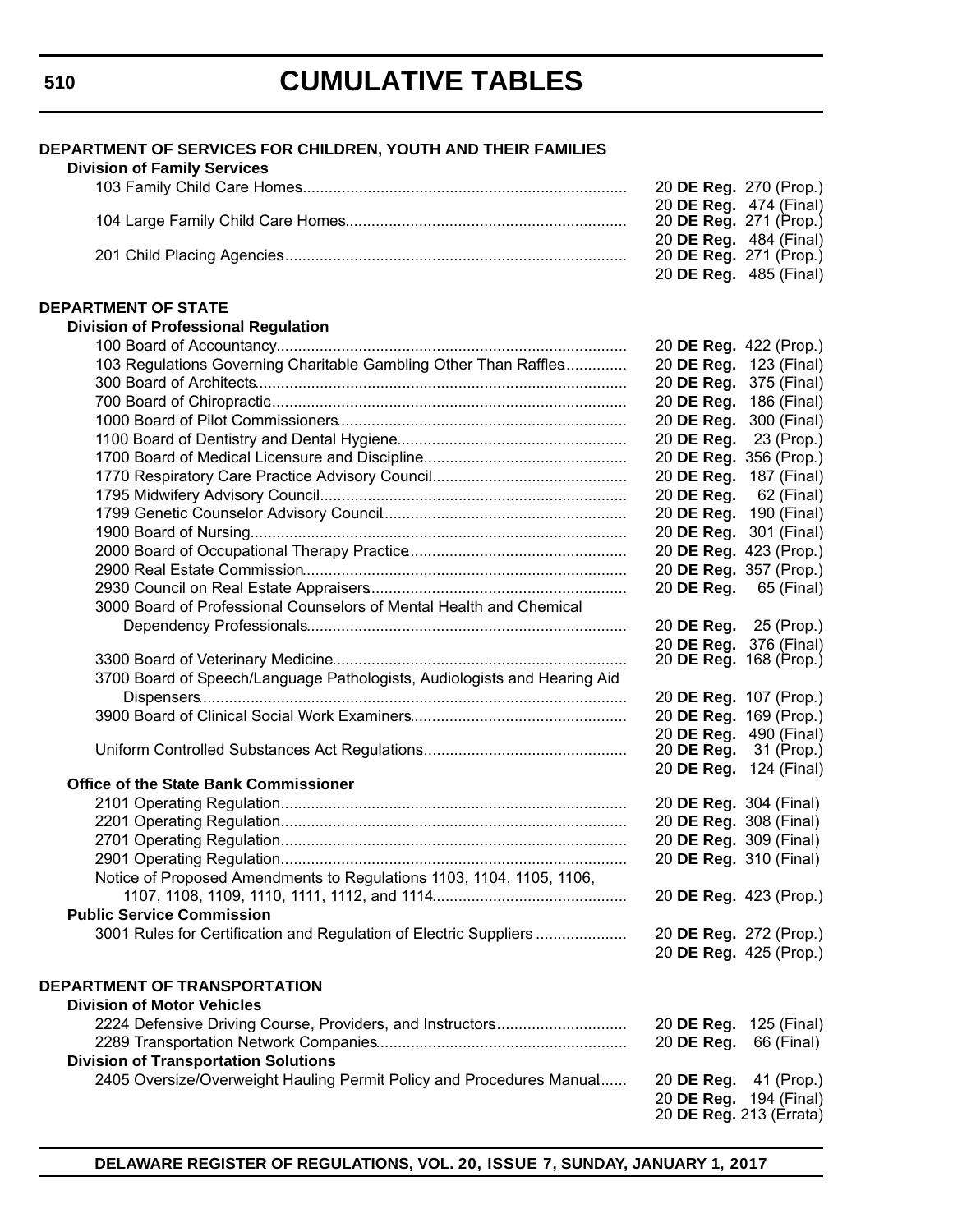# CUMULATIVE TABLES

**DEPARTMENT OF SERVICES FOR CHILDREN, YOUTH AND THEIR FAMILIES**

**Division of Family Services**

103 Family Child Care Homes.......................................................................... 20 **DE Reg.** 270 (Prop.)
20 **DE Reg.** 474 (Final)

104 Large Family Child Care Homes................................................................ 20 **DE Reg.** 271 (Prop.)
20 **DE Reg.** 484 (Final)

201 Child Placing Agencies.............................................................................. 20 **DE Reg.** 271 (Prop.)
20 **DE Reg.** 485 (Final)

**DEPARTMENT OF STATE**

**Division of Professional Regulation**

100 Board of Accountancy................................................................................ 20 **DE Reg.** 422 (Prop.)

103 Regulations Governing Charitable Gambling Other Than Raffles.............. 20 **DE Reg.** 123 (Final)

300 Board of Architects..................................................................................... 20 **DE Reg.** 375 (Final)

700 Board of Chiropractic................................................................................. 20 **DE Reg.** 186 (Final)

1000 Board of Pilot Commissioners.................................................................. 20 **DE Reg.** 300 (Final)

1100 Board of Dentistry and Dental Hygiene.................................................... 20 **DE Reg.** 23 (Prop.)

1700 Board of Medical Licensure and Discipline.............................................. 20 **DE Reg.** 356 (Prop.)

1770 Respiratory Care Practice Advisory Council............................................ 20 **DE Reg.** 187 (Final)

1795 Midwifery Advisory Council...................................................................... 20 **DE Reg.** 62 (Final)

1799 Genetic Counselor Advisory Council........................................................ 20 **DE Reg.** 190 (Final)

1900 Board of Nursing...................................................................................... 20 **DE Reg.** 301 (Final)

2000 Board of Occupational Therapy Practice.................................................. 20 **DE Reg.** 423 (Prop.)

2900 Real Estate Commission.......................................................................... 20 **DE Reg.** 357 (Prop.)

2930 Council on Real Estate Appraisers.......................................................... 20 **DE Reg.** 65 (Final)

3000 Board of Professional Counselors of Mental Health and Chemical Dependency Professionals......................................................................... 20 **DE Reg.** 25 (Prop.)
20 **DE Reg.** 376 (Final)

3300 Board of Veterinary Medicine................................................................... 20 **DE Reg.** 168 (Prop.)

3700 Board of Speech/Language Pathologists, Audiologists and Hearing Aid Dispensers.................................................................................................. 20 **DE Reg.** 107 (Prop.)

3900 Board of Clinical Social Work Examiners................................................. 20 **DE Reg.** 169 (Prop.)
20 **DE Reg.** 490 (Final)

Uniform Controlled Substances Act Regulations.............................................. 20 **DE Reg.** 31 (Prop.)
20 **DE Reg.** 124 (Final)

**Office of the State Bank Commissioner**

2101 Operating Regulation............................................................................... 20 **DE Reg.** 304 (Final)

2201 Operating Regulation............................................................................... 20 **DE Reg.** 308 (Final)

2701 Operating Regulation............................................................................... 20 **DE Reg.** 309 (Final)

2901 Operating Regulation............................................................................... 20 **DE Reg.** 310 (Final)

Notice of Proposed Amendments to Regulations 1103, 1104, 1105, 1106, 1107, 1108, 1109, 1110, 1111, 1112, and 1114............................................ 20 **DE Reg.** 423 (Prop.)

**Public Service Commission**

3001 Rules for Certification and Regulation of Electric Suppliers ..................... 20 **DE Reg.** 272 (Prop.)
20 **DE Reg.** 425 (Prop.)

**DEPARTMENT OF TRANSPORTATION**

**Division of Motor Vehicles**

2224 Defensive Driving Course, Providers, and Instructors............................. 20 **DE Reg.** 125 (Final)

2289 Transportation Network Companies......................................................... 20 **DE Reg.** 66 (Final)

**Division of Transportation Solutions**

2405 Oversize/Overweight Hauling Permit Policy and Procedures Manual...... 20 **DE Reg.** 41 (Prop.)
20 **DE Reg.** 194 (Final)
20 **DE Reg.** 213 (Errata)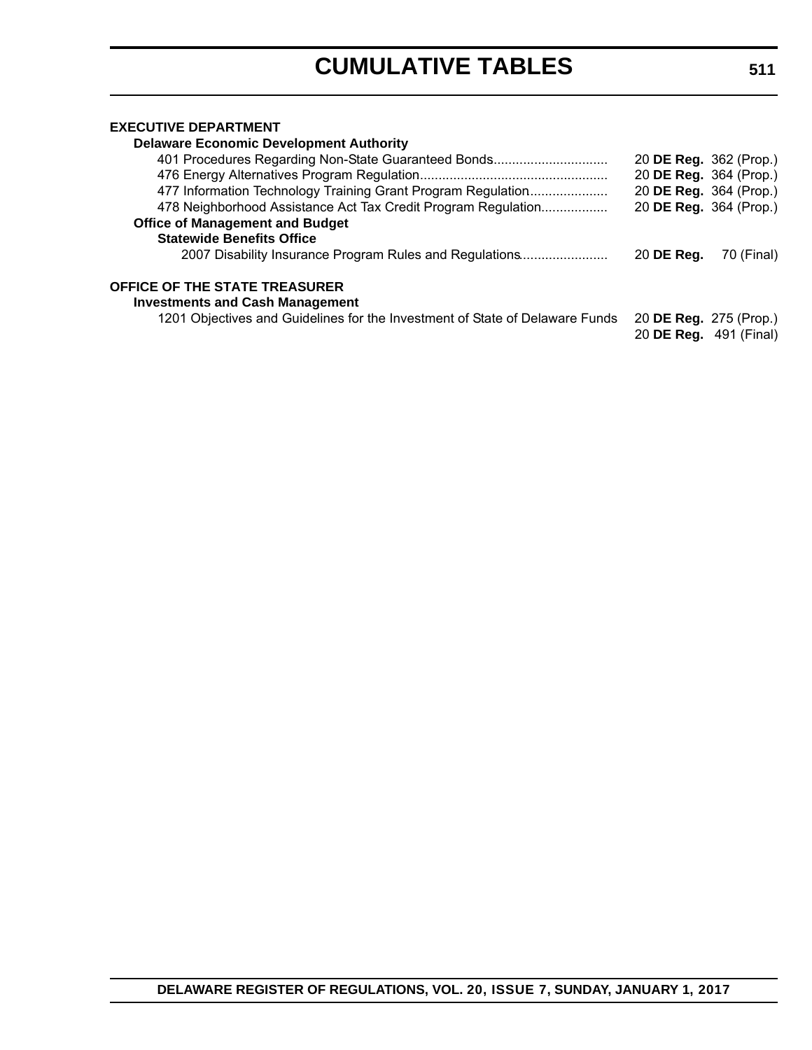# CUMULATIVE TABLES

**EXECUTIVE DEPARTMENT**

**Delaware Economic Development Authority**

401 Procedures Regarding Non-State Guaranteed Bonds.............................. 20 **DE Reg.** 362 (Prop.)

476 Energy Alternatives Program Regulation.................................................. 20 **DE Reg.** 364 (Prop.)

477 Information Technology Training Grant Program Regulation..................... 20 **DE Reg.** 364 (Prop.)

478 Neighborhood Assistance Act Tax Credit Program Regulation................. 20 **DE Reg.** 364 (Prop.)

**Office of Management and Budget**

**Statewide Benefits Office**

2007 Disability Insurance Program Rules and Regulations....................... 20 **DE Reg.** 70 (Final)

**OFFICE OF THE STATE TREASURER**

**Investments and Cash Management**

1201 Objectives and Guidelines for the Investment of State of Delaware Funds 20 **DE Reg.** 275 (Prop.)
20 **DE Reg.** 491 (Final)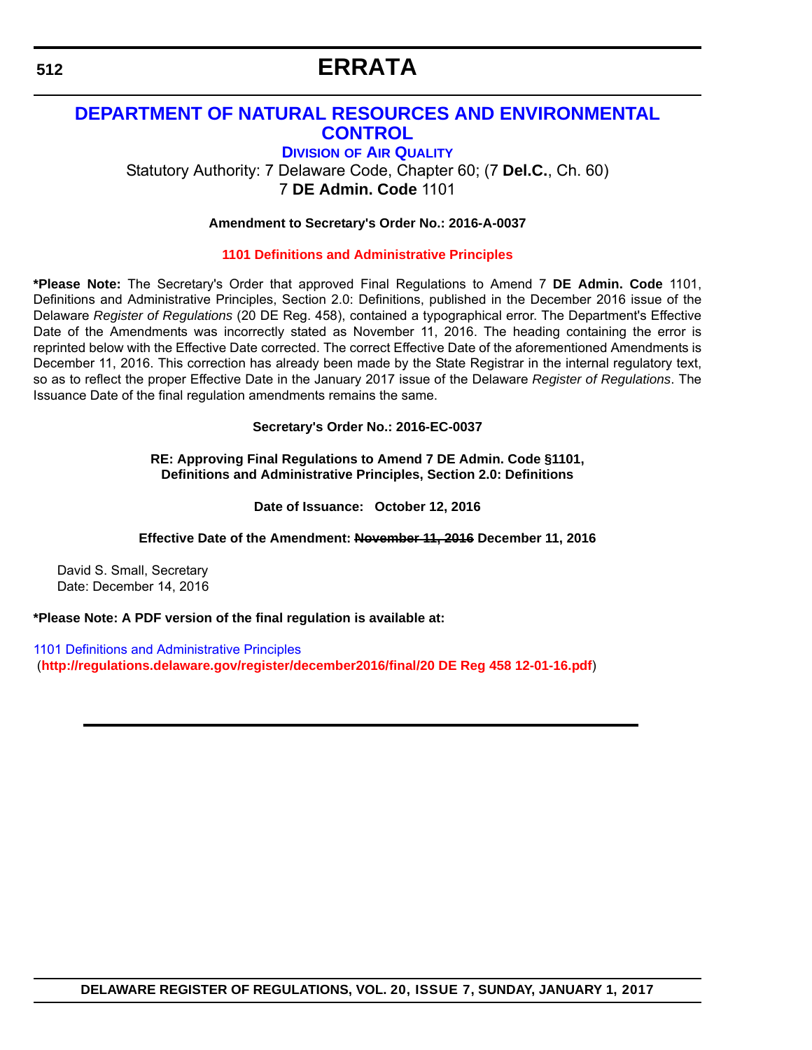# ERRATA

## DEPARTMENT OF NATURAL RESOURCES AND ENVIRONMENTAL CONTROL

### DIVISION OF AIR QUALITY

Statutory Authority: 7 Delaware Code, Chapter 60; (7 **Del.C.**, Ch. 60)
7 **DE Admin. Code** 1101

**Amendment to Secretary's Order No.: 2016-A-0037**

**1101 Definitions and Administrative Principles**

**\*Please Note:** The Secretary's Order that approved Final Regulations to Amend 7 **DE Admin. Code** 1101, Definitions and Administrative Principles, Section 2.0: Definitions, published in the December 2016 issue of the Delaware *Register of Regulations* (20 DE Reg. 458), contained a typographical error. The Department's Effective Date of the Amendments was incorrectly stated as November 11, 2016. The heading containing the error is reprinted below with the Effective Date corrected. The correct Effective Date of the aforementioned Amendments is December 11, 2016. This correction has already been made by the State Registrar in the internal regulatory text, so as to reflect the proper Effective Date in the January 2017 issue of the Delaware *Register of Regulations*. The Issuance Date of the final regulation amendments remains the same.

**Secretary's Order No.: 2016-EC-0037**

**RE: Approving Final Regulations to Amend 7 DE Admin. Code §1101, Definitions and Administrative Principles, Section 2.0: Definitions**

**Date of Issuance: October 12, 2016**

**Effective Date of the Amendment: ~~November 11, 2016~~ December 11, 2016**

David S. Small, Secretary
Date: December 14, 2016

**\*Please Note: A PDF version of the final regulation is available at:**

1101 Definitions and Administrative Principles
(**http://regulations.delaware.gov/register/december2016/final/20 DE Reg 458 12-01-16.pdf**)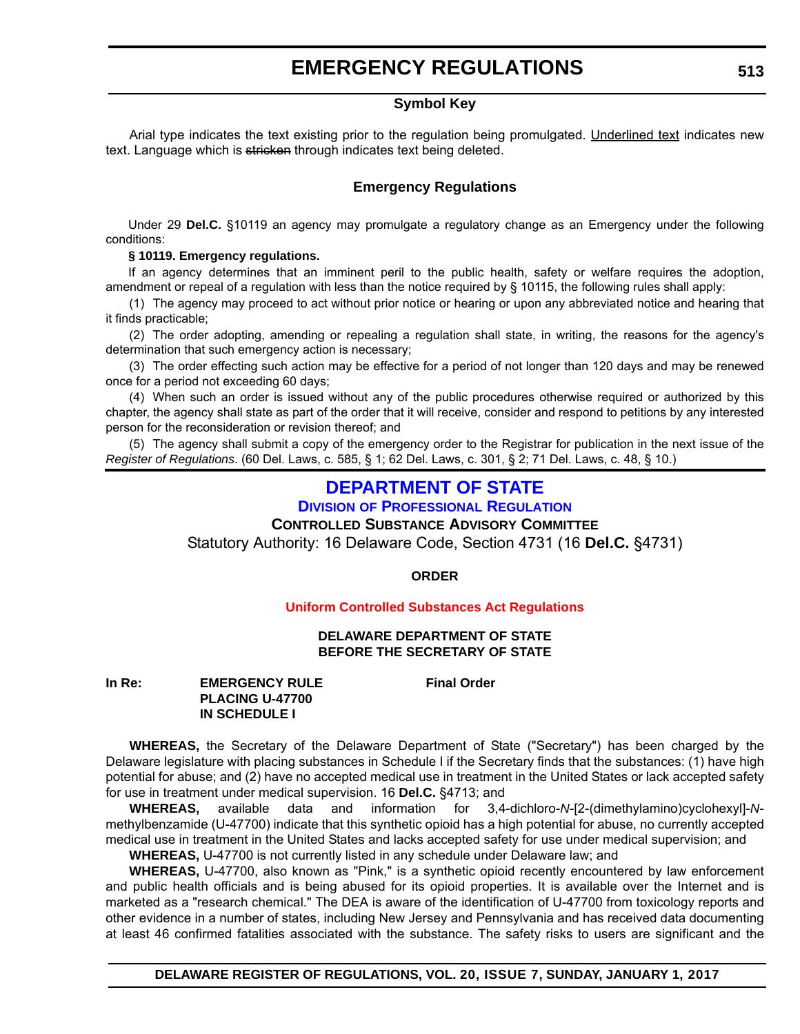# EMERGENCY REGULATIONS

### Symbol Key

Arial type indicates the text existing prior to the regulation being promulgated. <u>Underlined text</u> indicates new text. Language which is ~~stricken~~ through indicates text being deleted.

### Emergency Regulations

Under 29 **Del.C.** §10119 an agency may promulgate a regulatory change as an Emergency under the following conditions:

**§ 10119. Emergency regulations.**

If an agency determines that an imminent peril to the public health, safety or welfare requires the adoption, amendment or repeal of a regulation with less than the notice required by § 10115, the following rules shall apply:

(1) The agency may proceed to act without prior notice or hearing or upon any abbreviated notice and hearing that it finds practicable;

(2) The order adopting, amending or repealing a regulation shall state, in writing, the reasons for the agency's determination that such emergency action is necessary;

(3) The order effecting such action may be effective for a period of not longer than 120 days and may be renewed once for a period not exceeding 60 days;

(4) When such an order is issued without any of the public procedures otherwise required or authorized by this chapter, the agency shall state as part of the order that it will receive, consider and respond to petitions by any interested person for the reconsideration or revision thereof; and

(5) The agency shall submit a copy of the emergency order to the Registrar for publication in the next issue of the *Register of Regulations*. (60 Del. Laws, c. 585, § 1; 62 Del. Laws, c. 301, § 2; 71 Del. Laws, c. 48, § 10.)

## DEPARTMENT OF STATE

### Division of Professional Regulation

### Controlled Substance Advisory Committee

Statutory Authority: 16 Delaware Code, Section 4731 (16 **Del.C.** §4731)

**ORDER**

**Uniform Controlled Substances Act Regulations**

**DELAWARE DEPARTMENT OF STATE**
**BEFORE THE SECRETARY OF STATE**

| **In Re:** | **EMERGENCY RULE PLACING U-47700 IN SCHEDULE I** | **Final Order** |
|---|---|---|

**WHEREAS,** the Secretary of the Delaware Department of State ("Secretary") has been charged by the Delaware legislature with placing substances in Schedule I if the Secretary finds that the substances: (1) have high potential for abuse; and (2) have no accepted medical use in treatment in the United States or lack accepted safety for use in treatment under medical supervision. 16 **Del.C.** §4713; and

**WHEREAS,** available data and information for 3,4-dichloro-*N*-[2-(dimethylamino)cyclohexyl]-*N*-methylbenzamide (U-47700) indicate that this synthetic opioid has a high potential for abuse, no currently accepted medical use in treatment in the United States and lacks accepted safety for use under medical supervision; and

**WHEREAS,** U-47700 is not currently listed in any schedule under Delaware law; and

**WHEREAS,** U-47700, also known as "Pink," is a synthetic opioid recently encountered by law enforcement and public health officials and is being abused for its opioid properties. It is available over the Internet and is marketed as a "research chemical." The DEA is aware of the identification of U-47700 from toxicology reports and other evidence in a number of states, including New Jersey and Pennsylvania and has received data documenting at least 46 confirmed fatalities associated with the substance. The safety risks to users are significant and the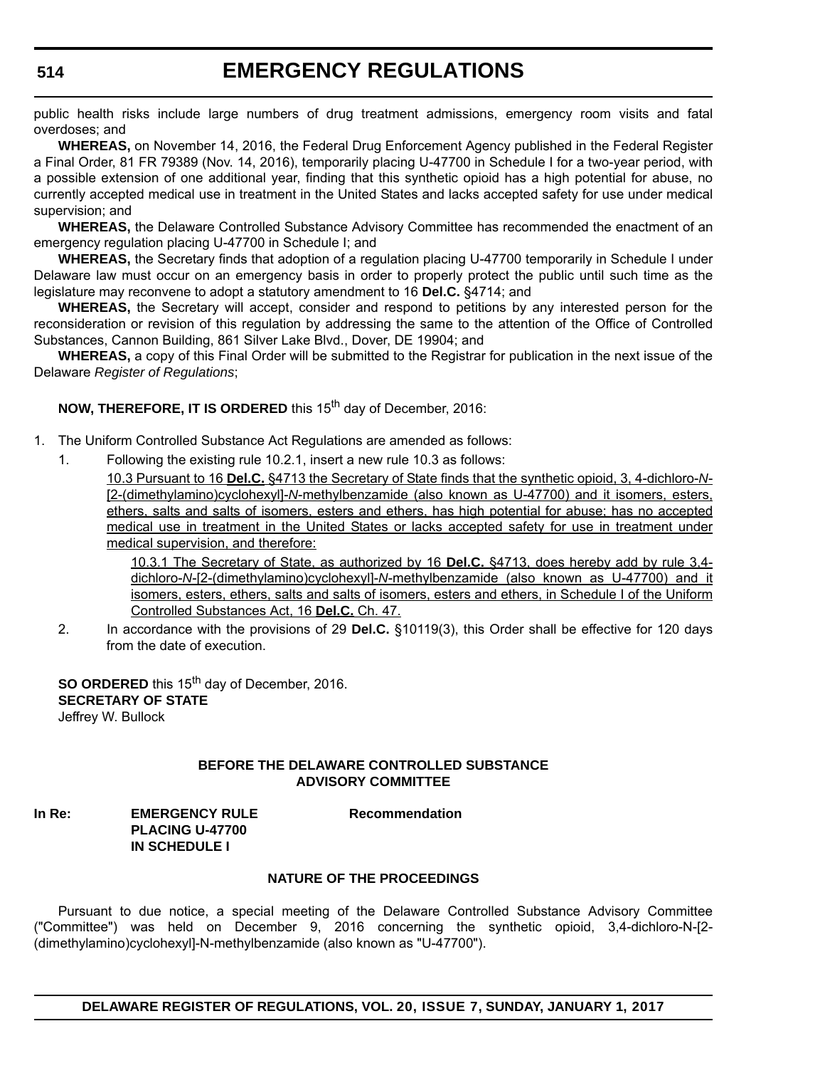public health risks include large numbers of drug treatment admissions, emergency room visits and fatal overdoses; and

**WHEREAS,** on November 14, 2016, the Federal Drug Enforcement Agency published in the Federal Register a Final Order, 81 FR 79389 (Nov. 14, 2016), temporarily placing U-47700 in Schedule I for a two-year period, with a possible extension of one additional year, finding that this synthetic opioid has a high potential for abuse, no currently accepted medical use in treatment in the United States and lacks accepted safety for use under medical supervision; and

**WHEREAS,** the Delaware Controlled Substance Advisory Committee has recommended the enactment of an emergency regulation placing U-47700 in Schedule I; and

**WHEREAS,** the Secretary finds that adoption of a regulation placing U-47700 temporarily in Schedule I under Delaware law must occur on an emergency basis in order to properly protect the public until such time as the legislature may reconvene to adopt a statutory amendment to 16 **Del.C.** §4714; and

**WHEREAS,** the Secretary will accept, consider and respond to petitions by any interested person for the reconsideration or revision of this regulation by addressing the same to the attention of the Office of Controlled Substances, Cannon Building, 861 Silver Lake Blvd., Dover, DE 19904; and

**WHEREAS,** a copy of this Final Order will be submitted to the Registrar for publication in the next issue of the Delaware *Register of Regulations*;

**NOW, THEREFORE, IT IS ORDERED** this 15th day of December, 2016:

1. The Uniform Controlled Substance Act Regulations are amended as follows:
   1. Following the existing rule 10.2.1, insert a new rule 10.3 as follows:

      10.3 Pursuant to 16 **Del.C.** §4713 the Secretary of State finds that the synthetic opioid, 3, 4-dichloro-*N*-[2-(dimethylamino)cyclohexyl]-*N*-methylbenzamide (also known as U-47700) and it isomers, esters, ethers, salts and salts of isomers, esters and ethers, has high potential for abuse; has no accepted medical use in treatment in the United States or lacks accepted safety for use in treatment under medical supervision, and therefore:

      10.3.1 The Secretary of State, as authorized by 16 **Del.C.** §4713, does hereby add by rule 3,4-dichloro-*N*-[2-(dimethylamino)cyclohexyl]-*N*-methylbenzamide (also known as U-47700) and it isomers, esters, ethers, salts and salts of isomers, esters and ethers, in Schedule I of the Uniform Controlled Substances Act, 16 **Del.C.** Ch. 47.
   2. In accordance with the provisions of 29 **Del.C.** §10119(3), this Order shall be effective for 120 days from the date of execution.

**SO ORDERED** this 15th day of December, 2016.
**SECRETARY OF STATE**
Jeffrey W. Bullock

**BEFORE THE DELAWARE CONTROLLED SUBSTANCE ADVISORY COMMITTEE**

**In Re: EMERGENCY RULE PLACING U-47700 IN SCHEDULE I** — **Recommendation**

**NATURE OF THE PROCEEDINGS**

Pursuant to due notice, a special meeting of the Delaware Controlled Substance Advisory Committee ("Committee") was held on December 9, 2016 concerning the synthetic opioid, 3,4-dichloro-N-[2-(dimethylamino)cyclohexyl]-N-methylbenzamide (also known as "U-47700").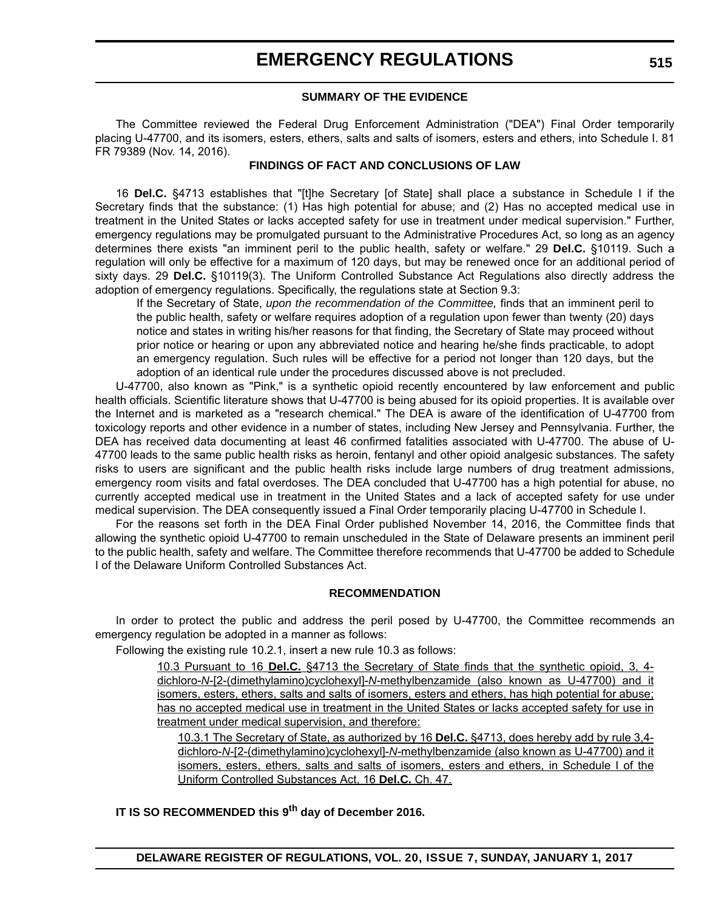### SUMMARY OF THE EVIDENCE

The Committee reviewed the Federal Drug Enforcement Administration ("DEA") Final Order temporarily placing U-47700, and its isomers, esters, ethers, salts and salts of isomers, esters and ethers, into Schedule I. 81 FR 79389 (Nov. 14, 2016).

### FINDINGS OF FACT AND CONCLUSIONS OF LAW

16 **Del.C.** §4713 establishes that "[t]he Secretary [of State] shall place a substance in Schedule I if the Secretary finds that the substance: (1) Has high potential for abuse; and (2) Has no accepted medical use in treatment in the United States or lacks accepted safety for use in treatment under medical supervision." Further, emergency regulations may be promulgated pursuant to the Administrative Procedures Act, so long as an agency determines there exists "an imminent peril to the public health, safety or welfare." 29 **Del.C.** §10119. Such a regulation will only be effective for a maximum of 120 days, but may be renewed once for an additional period of sixty days. 29 **Del.C.** §10119(3). The Uniform Controlled Substance Act Regulations also directly address the adoption of emergency regulations. Specifically, the regulations state at Section 9.3:

> If the Secretary of State, *upon the recommendation of the Committee,* finds that an imminent peril to the public health, safety or welfare requires adoption of a regulation upon fewer than twenty (20) days notice and states in writing his/her reasons for that finding, the Secretary of State may proceed without prior notice or hearing or upon any abbreviated notice and hearing he/she finds practicable, to adopt an emergency regulation. Such rules will be effective for a period not longer than 120 days, but the adoption of an identical rule under the procedures discussed above is not precluded.

U-47700, also known as "Pink," is a synthetic opioid recently encountered by law enforcement and public health officials. Scientific literature shows that U-47700 is being abused for its opioid properties. It is available over the Internet and is marketed as a "research chemical." The DEA is aware of the identification of U-47700 from toxicology reports and other evidence in a number of states, including New Jersey and Pennsylvania. Further, the DEA has received data documenting at least 46 confirmed fatalities associated with U-47700. The abuse of U-47700 leads to the same public health risks as heroin, fentanyl and other opioid analgesic substances. The safety risks to users are significant and the public health risks include large numbers of drug treatment admissions, emergency room visits and fatal overdoses. The DEA concluded that U-47700 has a high potential for abuse, no currently accepted medical use in treatment in the United States and a lack of accepted safety for use under medical supervision. The DEA consequently issued a Final Order temporarily placing U-47700 in Schedule I.

For the reasons set forth in the DEA Final Order published November 14, 2016, the Committee finds that allowing the synthetic opioid U-47700 to remain unscheduled in the State of Delaware presents an imminent peril to the public health, safety and welfare. The Committee therefore recommends that U-47700 be added to Schedule I of the Delaware Uniform Controlled Substances Act.

### RECOMMENDATION

In order to protect the public and address the peril posed by U-47700, the Committee recommends an emergency regulation be adopted in a manner as follows:

Following the existing rule 10.2.1, insert a new rule 10.3 as follows:

> 10.3 Pursuant to 16 **Del.C.** §4713 the Secretary of State finds that the synthetic opioid, 3, 4-dichloro-*N*-[2-(dimethylamino)cyclohexyl]-*N*-methylbenzamide (also known as U-47700) and it isomers, esters, ethers, salts and salts of isomers, esters and ethers, has high potential for abuse; has no accepted medical use in treatment in the United States or lacks accepted safety for use in treatment under medical supervision, and therefore:
>
> > 10.3.1 The Secretary of State, as authorized by 16 **Del.C.** §4713, does hereby add by rule 3,4-dichloro-*N*-[2-(dimethylamino)cyclohexyl]-*N*-methylbenzamide (also known as U-47700) and it isomers, esters, ethers, salts and salts of isomers, esters and ethers, in Schedule I of the Uniform Controlled Substances Act, 16 **Del.C.** Ch. 47.

**IT IS SO RECOMMENDED this 9th day of December 2016.**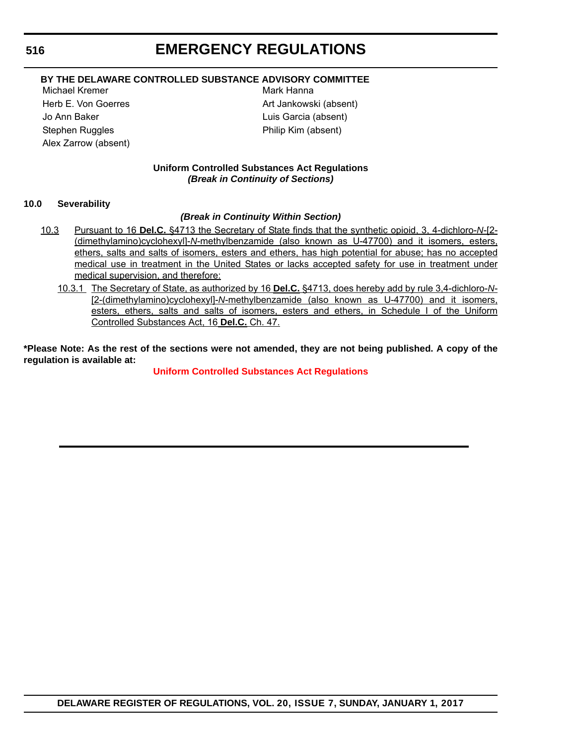**BY THE DELAWARE CONTROLLED SUBSTANCE ADVISORY COMMITTEE**

Michael Kremer
Herb E. Von Goerres
Jo Ann Baker
Stephen Ruggles
Alex Zarrow (absent)
Mark Hanna
Art Jankowski (absent)
Luis Garcia (absent)
Philip Kim (absent)

**Uniform Controlled Substances Act Regulations**
***(Break in Continuity of Sections)***

**10.0 Severability**

***(Break in Continuity Within Section)***

10.3 Pursuant to 16 **Del.C.** §4713 the Secretary of State finds that the synthetic opioid, 3, 4-dichloro-*N*-[2-(dimethylamino)cyclohexyl]-*N*-methylbenzamide (also known as U-47700) and it isomers, esters, ethers, salts and salts of isomers, esters and ethers, has high potential for abuse; has no accepted medical use in treatment in the United States or lacks accepted safety for use in treatment under medical supervision, and therefore:

10.3.1 The Secretary of State, as authorized by 16 **Del.C.** §4713, does hereby add by rule 3,4-dichloro-*N*-[2-(dimethylamino)cyclohexyl]-*N*-methylbenzamide (also known as U-47700) and it isomers, esters, ethers, salts and salts of isomers, esters and ethers, in Schedule I of the Uniform Controlled Substances Act, 16 **Del.C.** Ch. 47.

**\*Please Note: As the rest of the sections were not amended, they are not being published. A copy of the regulation is available at:**

**Uniform Controlled Substances Act Regulations**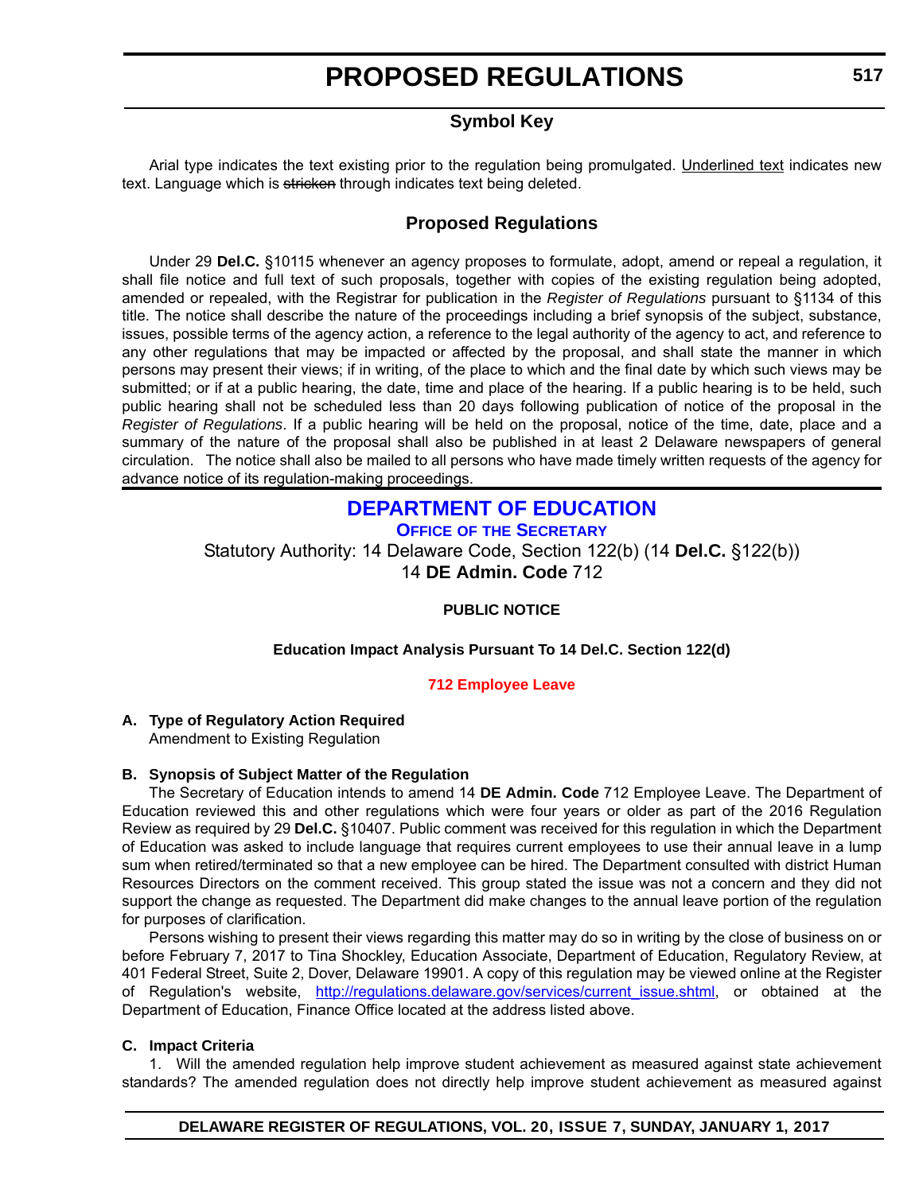# PROPOSED REGULATIONS

## Symbol Key

Arial type indicates the text existing prior to the regulation being promulgated. <u>Underlined text</u> indicates new text. Language which is ~~stricken~~ through indicates text being deleted.

## Proposed Regulations

Under 29 **Del.C.** §10115 whenever an agency proposes to formulate, adopt, amend or repeal a regulation, it shall file notice and full text of such proposals, together with copies of the existing regulation being adopted, amended or repealed, with the Registrar for publication in the *Register of Regulations* pursuant to §1134 of this title. The notice shall describe the nature of the proceedings including a brief synopsis of the subject, substance, issues, possible terms of the agency action, a reference to the legal authority of the agency to act, and reference to any other regulations that may be impacted or affected by the proposal, and shall state the manner in which persons may present their views; if in writing, of the place to which and the final date by which such views may be submitted; or if at a public hearing, the date, time and place of the hearing. If a public hearing is to be held, such public hearing shall not be scheduled less than 20 days following publication of notice of the proposal in the *Register of Regulations*. If a public hearing will be held on the proposal, notice of the time, date, place and a summary of the nature of the proposal shall also be published in at least 2 Delaware newspapers of general circulation. The notice shall also be mailed to all persons who have made timely written requests of the agency for advance notice of its regulation-making proceedings.

## DEPARTMENT OF EDUCATION

### OFFICE OF THE SECRETARY

Statutory Authority: 14 Delaware Code, Section 122(b) (14 **Del.C.** §122(b))
14 **DE Admin. Code** 712

**PUBLIC NOTICE**

**Education Impact Analysis Pursuant To 14 Del.C. Section 122(d)**

**712 Employee Leave**

**A. Type of Regulatory Action Required**

Amendment to Existing Regulation

**B. Synopsis of Subject Matter of the Regulation**

The Secretary of Education intends to amend 14 **DE Admin. Code** 712 Employee Leave. The Department of Education reviewed this and other regulations which were four years or older as part of the 2016 Regulation Review as required by 29 **Del.C.** §10407. Public comment was received for this regulation in which the Department of Education was asked to include language that requires current employees to use their annual leave in a lump sum when retired/terminated so that a new employee can be hired. The Department consulted with district Human Resources Directors on the comment received. This group stated the issue was not a concern and they did not support the change as requested. The Department did make changes to the annual leave portion of the regulation for purposes of clarification.

Persons wishing to present their views regarding this matter may do so in writing by the close of business on or before February 7, 2017 to Tina Shockley, Education Associate, Department of Education, Regulatory Review, at 401 Federal Street, Suite 2, Dover, Delaware 19901. A copy of this regulation may be viewed online at the Register of Regulation's website, http://regulations.delaware.gov/services/current_issue.shtml, or obtained at the Department of Education, Finance Office located at the address listed above.

**C. Impact Criteria**

1. Will the amended regulation help improve student achievement as measured against state achievement standards? The amended regulation does not directly help improve student achievement as measured against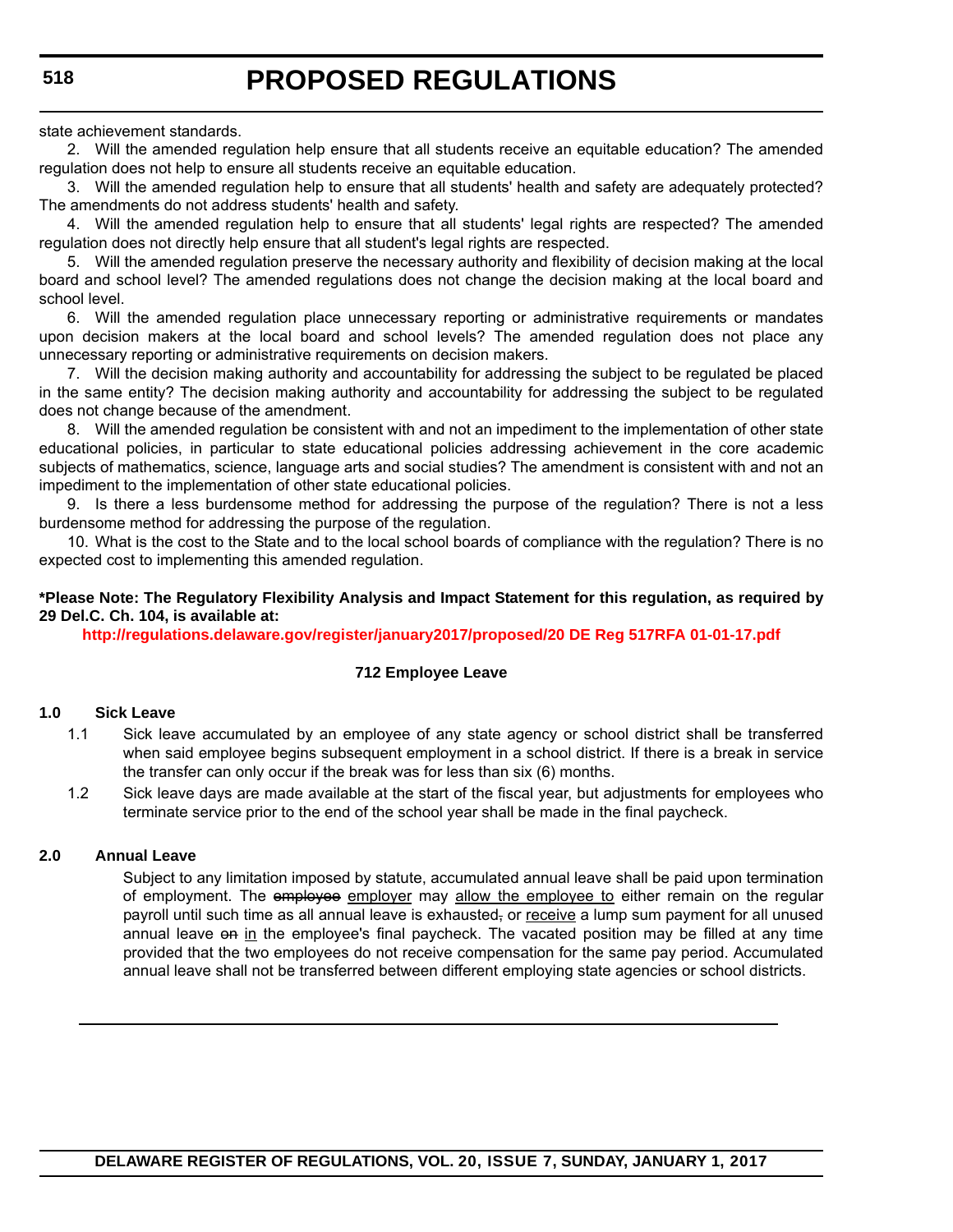state achievement standards.

2. Will the amended regulation help ensure that all students receive an equitable education? The amended regulation does not help to ensure all students receive an equitable education.

3. Will the amended regulation help to ensure that all students' health and safety are adequately protected? The amendments do not address students' health and safety.

4. Will the amended regulation help to ensure that all students' legal rights are respected? The amended regulation does not directly help ensure that all student's legal rights are respected.

5. Will the amended regulation preserve the necessary authority and flexibility of decision making at the local board and school level? The amended regulations does not change the decision making at the local board and school level.

6. Will the amended regulation place unnecessary reporting or administrative requirements or mandates upon decision makers at the local board and school levels? The amended regulation does not place any unnecessary reporting or administrative requirements on decision makers.

7. Will the decision making authority and accountability for addressing the subject to be regulated be placed in the same entity? The decision making authority and accountability for addressing the subject to be regulated does not change because of the amendment.

8. Will the amended regulation be consistent with and not an impediment to the implementation of other state educational policies, in particular to state educational policies addressing achievement in the core academic subjects of mathematics, science, language arts and social studies? The amendment is consistent with and not an impediment to the implementation of other state educational policies.

9. Is there a less burdensome method for addressing the purpose of the regulation? There is not a less burdensome method for addressing the purpose of the regulation.

10. What is the cost to the State and to the local school boards of compliance with the regulation? There is no expected cost to implementing this amended regulation.

**\*Please Note: The Regulatory Flexibility Analysis and Impact Statement for this regulation, as required by 29 Del.C. Ch. 104, is available at:**

**http://regulations.delaware.gov/register/january2017/proposed/20 DE Reg 517RFA 01-01-17.pdf**

**712 Employee Leave**

**1.0 Sick Leave**

1.1 Sick leave accumulated by an employee of any state agency or school district shall be transferred when said employee begins subsequent employment in a school district. If there is a break in service the transfer can only occur if the break was for less than six (6) months.

1.2 Sick leave days are made available at the start of the fiscal year, but adjustments for employees who terminate service prior to the end of the school year shall be made in the final paycheck.

**2.0 Annual Leave**

Subject to any limitation imposed by statute, accumulated annual leave shall be paid upon termination of employment. The ~~employee~~ <u>employer</u> may <u>allow the employee to</u> either remain on the regular payroll until such time as all annual leave is exhausted~~,~~ or <u>receive</u> a lump sum payment for all unused annual leave ~~on~~ <u>in</u> the employee's final paycheck. The vacated position may be filled at any time provided that the two employees do not receive compensation for the same pay period. Accumulated annual leave shall not be transferred between different employing state agencies or school districts.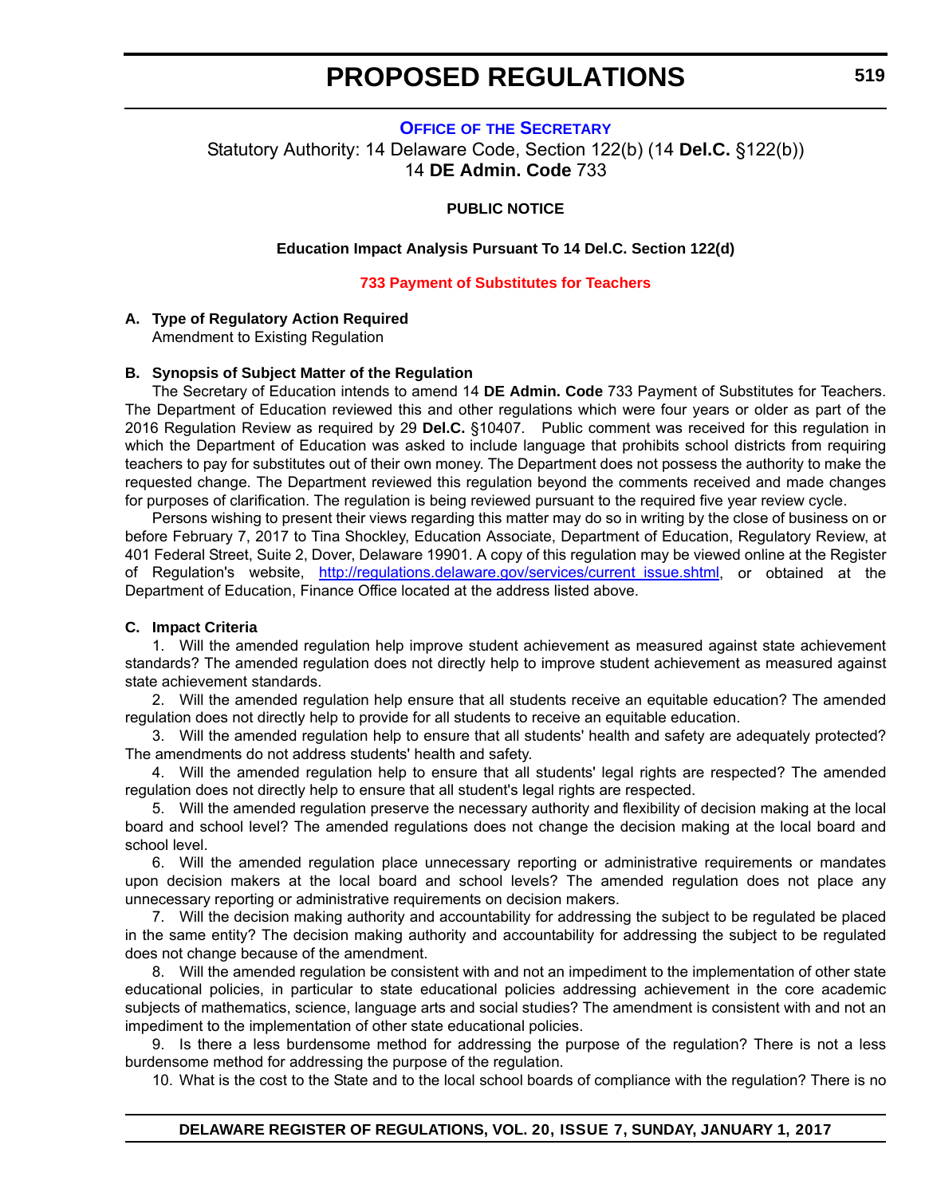## OFFICE OF THE SECRETARY

Statutory Authority: 14 Delaware Code, Section 122(b) (14 **Del.C.** §122(b))
14 **DE Admin. Code** 733

**PUBLIC NOTICE**

**Education Impact Analysis Pursuant To 14 Del.C. Section 122(d)**

**733 Payment of Substitutes for Teachers**

**A. Type of Regulatory Action Required**

Amendment to Existing Regulation

**B. Synopsis of Subject Matter of the Regulation**

The Secretary of Education intends to amend 14 **DE Admin. Code** 733 Payment of Substitutes for Teachers. The Department of Education reviewed this and other regulations which were four years or older as part of the 2016 Regulation Review as required by 29 **Del.C.** §10407. Public comment was received for this regulation in which the Department of Education was asked to include language that prohibits school districts from requiring teachers to pay for substitutes out of their own money. The Department does not possess the authority to make the requested change. The Department reviewed this regulation beyond the comments received and made changes for purposes of clarification. The regulation is being reviewed pursuant to the required five year review cycle.

Persons wishing to present their views regarding this matter may do so in writing by the close of business on or before February 7, 2017 to Tina Shockley, Education Associate, Department of Education, Regulatory Review, at 401 Federal Street, Suite 2, Dover, Delaware 19901. A copy of this regulation may be viewed online at the Register of Regulation's website, http://regulations.delaware.gov/services/current_issue.shtml, or obtained at the Department of Education, Finance Office located at the address listed above.

**C. Impact Criteria**

1. Will the amended regulation help improve student achievement as measured against state achievement standards? The amended regulation does not directly help to improve student achievement as measured against state achievement standards.

2. Will the amended regulation help ensure that all students receive an equitable education? The amended regulation does not directly help to provide for all students to receive an equitable education.

3. Will the amended regulation help to ensure that all students' health and safety are adequately protected? The amendments do not address students' health and safety.

4. Will the amended regulation help to ensure that all students' legal rights are respected? The amended regulation does not directly help to ensure that all student's legal rights are respected.

5. Will the amended regulation preserve the necessary authority and flexibility of decision making at the local board and school level? The amended regulations does not change the decision making at the local board and school level.

6. Will the amended regulation place unnecessary reporting or administrative requirements or mandates upon decision makers at the local board and school levels? The amended regulation does not place any unnecessary reporting or administrative requirements on decision makers.

7. Will the decision making authority and accountability for addressing the subject to be regulated be placed in the same entity? The decision making authority and accountability for addressing the subject to be regulated does not change because of the amendment.

8. Will the amended regulation be consistent with and not an impediment to the implementation of other state educational policies, in particular to state educational policies addressing achievement in the core academic subjects of mathematics, science, language arts and social studies? The amendment is consistent with and not an impediment to the implementation of other state educational policies.

9. Is there a less burdensome method for addressing the purpose of the regulation? There is not a less burdensome method for addressing the purpose of the regulation.

10. What is the cost to the State and to the local school boards of compliance with the regulation? There is no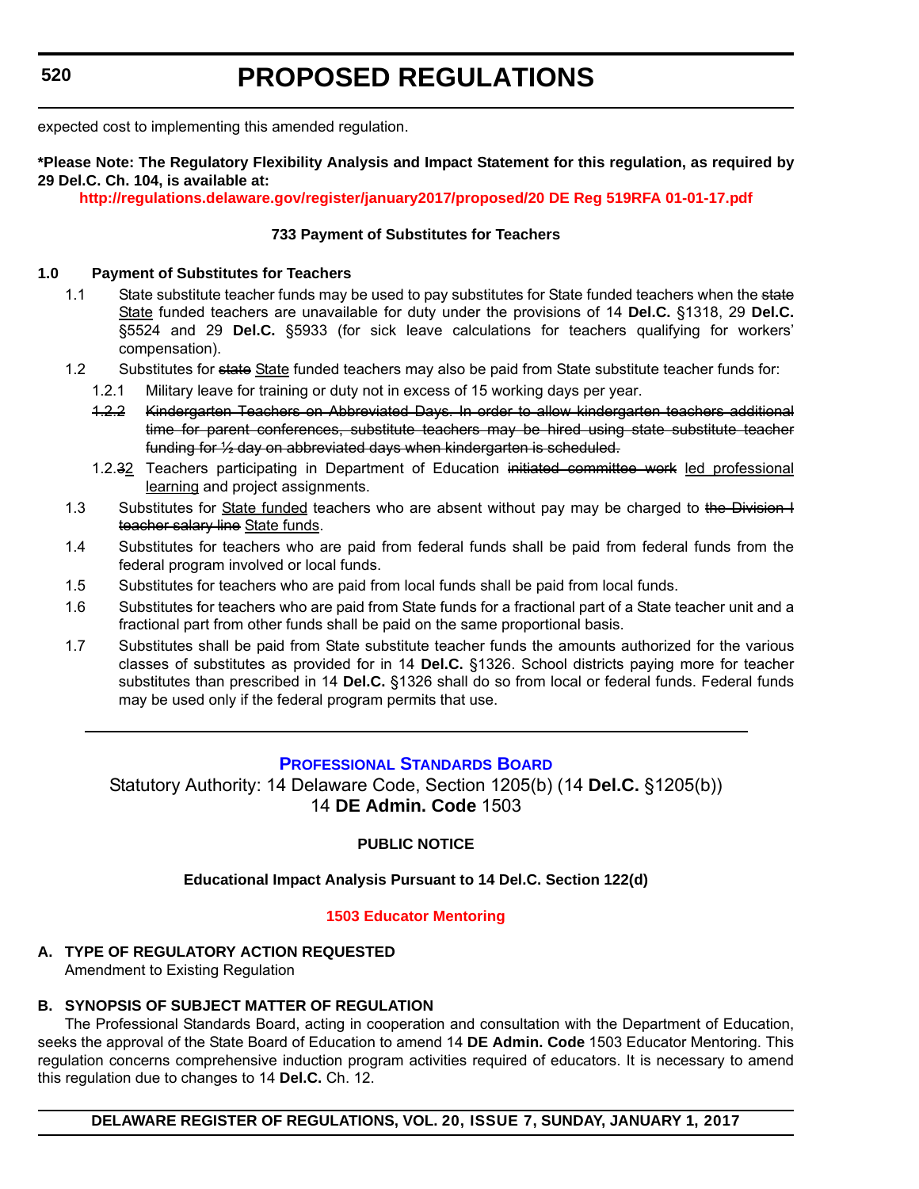expected cost to implementing this amended regulation.

**\*Please Note: The Regulatory Flexibility Analysis and Impact Statement for this regulation, as required by 29 Del.C. Ch. 104, is available at:**

**http://regulations.delaware.gov/register/january2017/proposed/20 DE Reg 519RFA 01-01-17.pdf**

**733 Payment of Substitutes for Teachers**

**1.0 Payment of Substitutes for Teachers**

1.1 State substitute teacher funds may be used to pay substitutes for State funded teachers when the ~~state~~ State funded teachers are unavailable for duty under the provisions of 14 **Del.C.** §1318, 29 **Del.C.** §5524 and 29 **Del.C.** §5933 (for sick leave calculations for teachers qualifying for workers' compensation).

1.2 Substitutes for ~~state~~ State funded teachers may also be paid from State substitute teacher funds for:

1.2.1 Military leave for training or duty not in excess of 15 working days per year.

~~1.2.2 Kindergarten Teachers on Abbreviated Days. In order to allow kindergarten teachers additional time for parent conferences, substitute teachers may be hired using state substitute teacher funding for ½ day on abbreviated days when kindergarten is scheduled.~~

1.2.~~3~~2 Teachers participating in Department of Education ~~initiated committee work~~ led professional learning and project assignments.

1.3 Substitutes for State funded teachers who are absent without pay may be charged to ~~the Division I teacher salary line~~ State funds.

1.4 Substitutes for teachers who are paid from federal funds shall be paid from federal funds from the federal program involved or local funds.

1.5 Substitutes for teachers who are paid from local funds shall be paid from local funds.

1.6 Substitutes for teachers who are paid from State funds for a fractional part of a State teacher unit and a fractional part from other funds shall be paid on the same proportional basis.

1.7 Substitutes shall be paid from State substitute teacher funds the amounts authorized for the various classes of substitutes as provided for in 14 **Del.C.** §1326. School districts paying more for teacher substitutes than prescribed in 14 **Del.C.** §1326 shall do so from local or federal funds. Federal funds may be used only if the federal program permits that use.

---

## PROFESSIONAL STANDARDS BOARD

Statutory Authority: 14 Delaware Code, Section 1205(b) (14 **Del.C.** §1205(b))
14 **DE Admin. Code** 1503

**PUBLIC NOTICE**

**Educational Impact Analysis Pursuant to 14 Del.C. Section 122(d)**

**1503 Educator Mentoring**

**A. TYPE OF REGULATORY ACTION REQUESTED**

Amendment to Existing Regulation

**B. SYNOPSIS OF SUBJECT MATTER OF REGULATION**

The Professional Standards Board, acting in cooperation and consultation with the Department of Education, seeks the approval of the State Board of Education to amend 14 **DE Admin. Code** 1503 Educator Mentoring. This regulation concerns comprehensive induction program activities required of educators. It is necessary to amend this regulation due to changes to 14 **Del.C.** Ch. 12.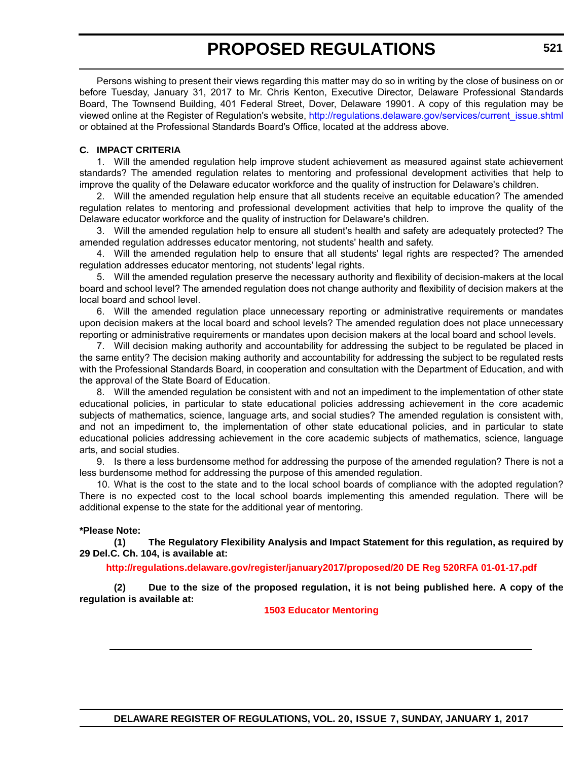Persons wishing to present their views regarding this matter may do so in writing by the close of business on or before Tuesday, January 31, 2017 to Mr. Chris Kenton, Executive Director, Delaware Professional Standards Board, The Townsend Building, 401 Federal Street, Dover, Delaware 19901. A copy of this regulation may be viewed online at the Register of Regulation's website, http://regulations.delaware.gov/services/current_issue.shtml or obtained at the Professional Standards Board's Office, located at the address above.

**C. IMPACT CRITERIA**

1. Will the amended regulation help improve student achievement as measured against state achievement standards? The amended regulation relates to mentoring and professional development activities that help to improve the quality of the Delaware educator workforce and the quality of instruction for Delaware's children.

2. Will the amended regulation help ensure that all students receive an equitable education? The amended regulation relates to mentoring and professional development activities that help to improve the quality of the Delaware educator workforce and the quality of instruction for Delaware's children.

3. Will the amended regulation help to ensure all student's health and safety are adequately protected? The amended regulation addresses educator mentoring, not students' health and safety.

4. Will the amended regulation help to ensure that all students' legal rights are respected? The amended regulation addresses educator mentoring, not students' legal rights.

5. Will the amended regulation preserve the necessary authority and flexibility of decision-makers at the local board and school level? The amended regulation does not change authority and flexibility of decision makers at the local board and school level.

6. Will the amended regulation place unnecessary reporting or administrative requirements or mandates upon decision makers at the local board and school levels? The amended regulation does not place unnecessary reporting or administrative requirements or mandates upon decision makers at the local board and school levels.

7. Will decision making authority and accountability for addressing the subject to be regulated be placed in the same entity? The decision making authority and accountability for addressing the subject to be regulated rests with the Professional Standards Board, in cooperation and consultation with the Department of Education, and with the approval of the State Board of Education.

8. Will the amended regulation be consistent with and not an impediment to the implementation of other state educational policies, in particular to state educational policies addressing achievement in the core academic subjects of mathematics, science, language arts, and social studies? The amended regulation is consistent with, and not an impediment to, the implementation of other state educational policies, and in particular to state educational policies addressing achievement in the core academic subjects of mathematics, science, language arts, and social studies.

9. Is there a less burdensome method for addressing the purpose of the amended regulation? There is not a less burdensome method for addressing the purpose of this amended regulation.

10. What is the cost to the state and to the local school boards of compliance with the adopted regulation? There is no expected cost to the local school boards implementing this amended regulation. There will be additional expense to the state for the additional year of mentoring.

**\*Please Note:**

**(1) The Regulatory Flexibility Analysis and Impact Statement for this regulation, as required by 29 Del.C. Ch. 104, is available at:**

**http://regulations.delaware.gov/register/january2017/proposed/20 DE Reg 520RFA 01-01-17.pdf**

**(2) Due to the size of the proposed regulation, it is not being published here. A copy of the regulation is available at:**

**1503 Educator Mentoring**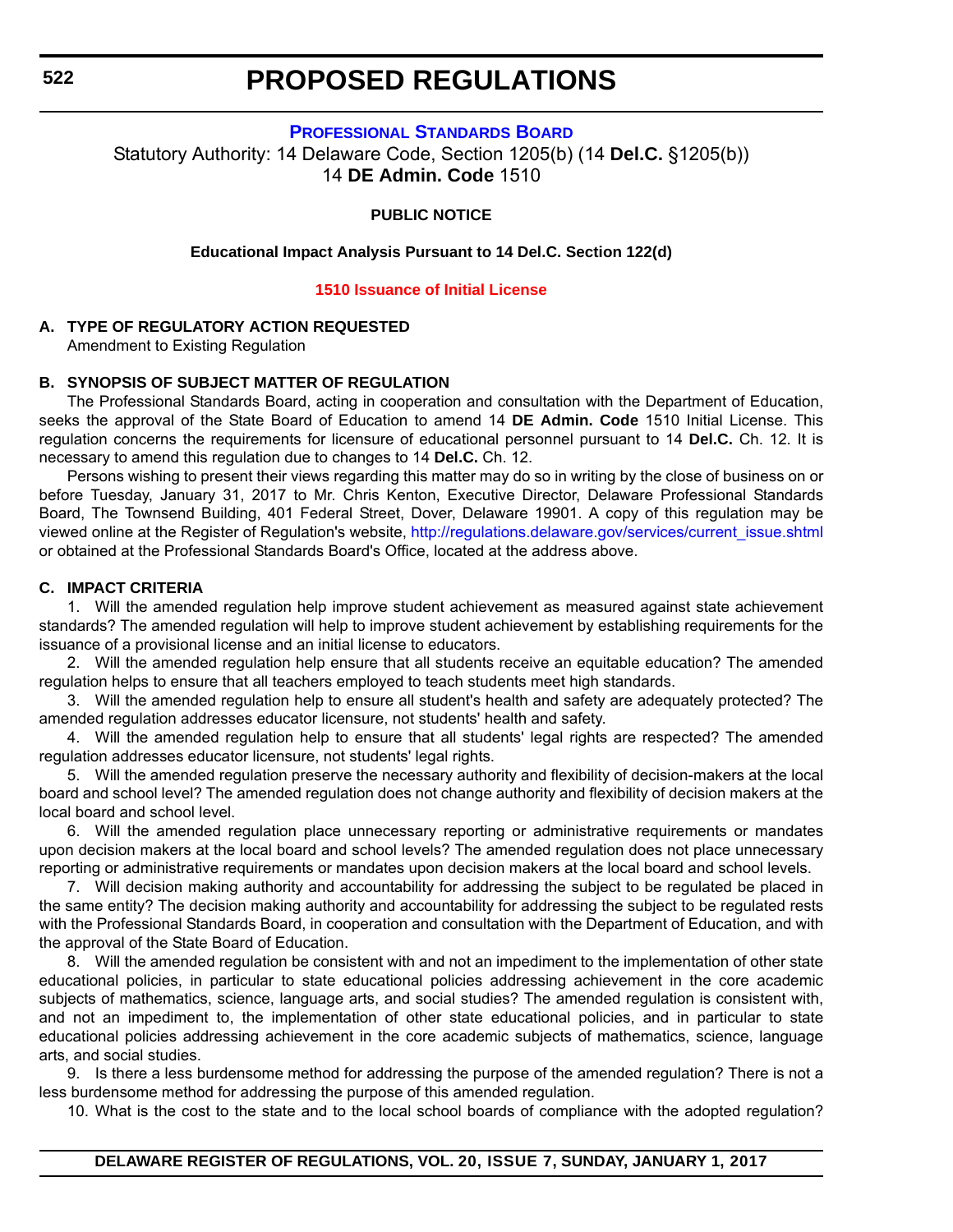# PROPOSED REGULATIONS

### PROFESSIONAL STANDARDS BOARD

Statutory Authority: 14 Delaware Code, Section 1205(b) (14 **Del.C.** §1205(b))
14 **DE Admin. Code** 1510

**PUBLIC NOTICE**

**Educational Impact Analysis Pursuant to 14 Del.C. Section 122(d)**

**1510 Issuance of Initial License**

**A. TYPE OF REGULATORY ACTION REQUESTED**

Amendment to Existing Regulation

**B. SYNOPSIS OF SUBJECT MATTER OF REGULATION**

The Professional Standards Board, acting in cooperation and consultation with the Department of Education, seeks the approval of the State Board of Education to amend 14 **DE Admin. Code** 1510 Initial License. This regulation concerns the requirements for licensure of educational personnel pursuant to 14 **Del.C.** Ch. 12. It is necessary to amend this regulation due to changes to 14 **Del.C.** Ch. 12.

Persons wishing to present their views regarding this matter may do so in writing by the close of business on or before Tuesday, January 31, 2017 to Mr. Chris Kenton, Executive Director, Delaware Professional Standards Board, The Townsend Building, 401 Federal Street, Dover, Delaware 19901. A copy of this regulation may be viewed online at the Register of Regulation's website, http://regulations.delaware.gov/services/current_issue.shtml or obtained at the Professional Standards Board's Office, located at the address above.

**C. IMPACT CRITERIA**

1. Will the amended regulation help improve student achievement as measured against state achievement standards? The amended regulation will help to improve student achievement by establishing requirements for the issuance of a provisional license and an initial license to educators.

2. Will the amended regulation help ensure that all students receive an equitable education? The amended regulation helps to ensure that all teachers employed to teach students meet high standards.

3. Will the amended regulation help to ensure all student's health and safety are adequately protected? The amended regulation addresses educator licensure, not students' health and safety.

4. Will the amended regulation help to ensure that all students' legal rights are respected? The amended regulation addresses educator licensure, not students' legal rights.

5. Will the amended regulation preserve the necessary authority and flexibility of decision-makers at the local board and school level? The amended regulation does not change authority and flexibility of decision makers at the local board and school level.

6. Will the amended regulation place unnecessary reporting or administrative requirements or mandates upon decision makers at the local board and school levels? The amended regulation does not place unnecessary reporting or administrative requirements or mandates upon decision makers at the local board and school levels.

7. Will decision making authority and accountability for addressing the subject to be regulated be placed in the same entity? The decision making authority and accountability for addressing the subject to be regulated rests with the Professional Standards Board, in cooperation and consultation with the Department of Education, and with the approval of the State Board of Education.

8. Will the amended regulation be consistent with and not an impediment to the implementation of other state educational policies, in particular to state educational policies addressing achievement in the core academic subjects of mathematics, science, language arts, and social studies? The amended regulation is consistent with, and not an impediment to, the implementation of other state educational policies, and in particular to state educational policies addressing achievement in the core academic subjects of mathematics, science, language arts, and social studies.

9. Is there a less burdensome method for addressing the purpose of the amended regulation? There is not a less burdensome method for addressing the purpose of this amended regulation.

10. What is the cost to the state and to the local school boards of compliance with the adopted regulation?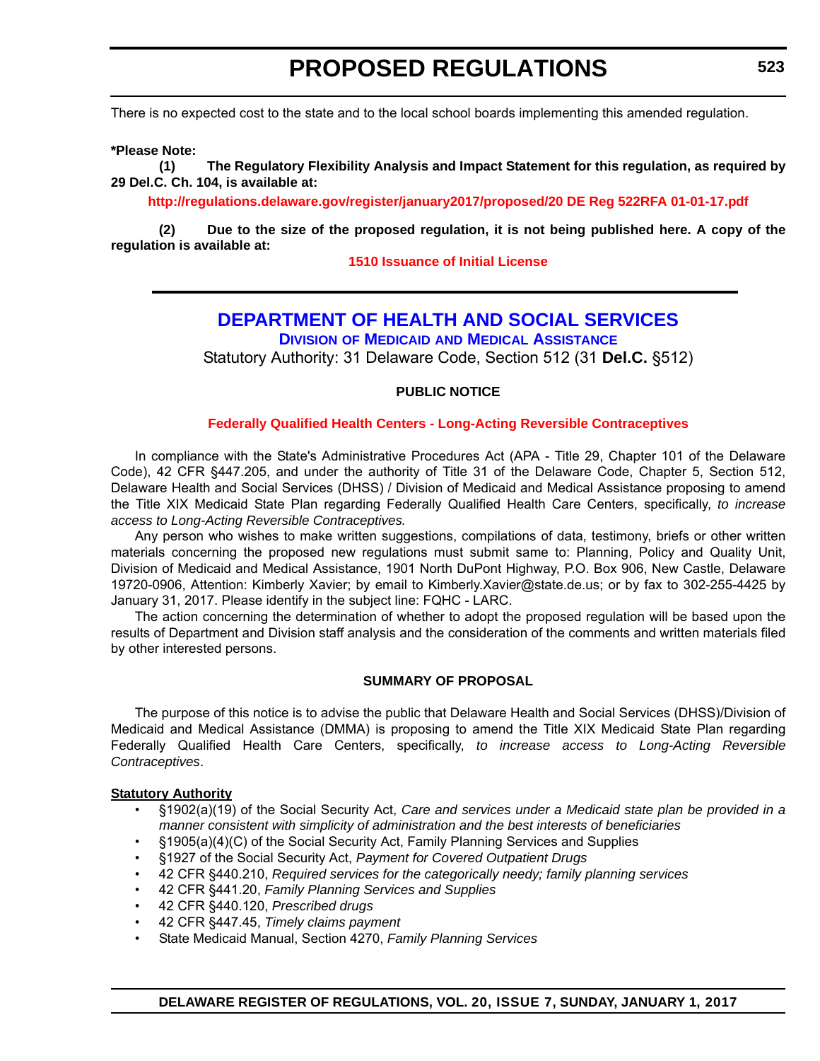There is no expected cost to the state and to the local school boards implementing this amended regulation.

**\*Please Note:**

**(1) The Regulatory Flexibility Analysis and Impact Statement for this regulation, as required by 29 Del.C. Ch. 104, is available at:**

**http://regulations.delaware.gov/register/january2017/proposed/20 DE Reg 522RFA 01-01-17.pdf**

**(2) Due to the size of the proposed regulation, it is not being published here. A copy of the regulation is available at:**

**1510 Issuance of Initial License**

---

## DEPARTMENT OF HEALTH AND SOCIAL SERVICES

### Division of Medicaid and Medical Assistance

Statutory Authority: 31 Delaware Code, Section 512 (31 **Del.C.** §512)

**PUBLIC NOTICE**

**Federally Qualified Health Centers - Long-Acting Reversible Contraceptives**

In compliance with the State's Administrative Procedures Act (APA - Title 29, Chapter 101 of the Delaware Code), 42 CFR §447.205, and under the authority of Title 31 of the Delaware Code, Chapter 5, Section 512, Delaware Health and Social Services (DHSS) / Division of Medicaid and Medical Assistance proposing to amend the Title XIX Medicaid State Plan regarding Federally Qualified Health Care Centers, specifically, *to increase access to Long-Acting Reversible Contraceptives.*

Any person who wishes to make written suggestions, compilations of data, testimony, briefs or other written materials concerning the proposed new regulations must submit same to: Planning, Policy and Quality Unit, Division of Medicaid and Medical Assistance, 1901 North DuPont Highway, P.O. Box 906, New Castle, Delaware 19720-0906, Attention: Kimberly Xavier; by email to Kimberly.Xavier@state.de.us; or by fax to 302-255-4425 by January 31, 2017. Please identify in the subject line: FQHC - LARC.

The action concerning the determination of whether to adopt the proposed regulation will be based upon the results of Department and Division staff analysis and the consideration of the comments and written materials filed by other interested persons.

**SUMMARY OF PROPOSAL**

The purpose of this notice is to advise the public that Delaware Health and Social Services (DHSS)/Division of Medicaid and Medical Assistance (DMMA) is proposing to amend the Title XIX Medicaid State Plan regarding Federally Qualified Health Care Centers, specifically, *to increase access to Long-Acting Reversible Contraceptives*.

**Statutory Authority**

- §1902(a)(19) of the Social Security Act, *Care and services under a Medicaid state plan be provided in a manner consistent with simplicity of administration and the best interests of beneficiaries*
- §1905(a)(4)(C) of the Social Security Act, Family Planning Services and Supplies
- §1927 of the Social Security Act, *Payment for Covered Outpatient Drugs*
- 42 CFR §440.210, *Required services for the categorically needy; family planning services*
- 42 CFR §441.20, *Family Planning Services and Supplies*
- 42 CFR §440.120, *Prescribed drugs*
- 42 CFR §447.45, *Timely claims payment*
- State Medicaid Manual, Section 4270, *Family Planning Services*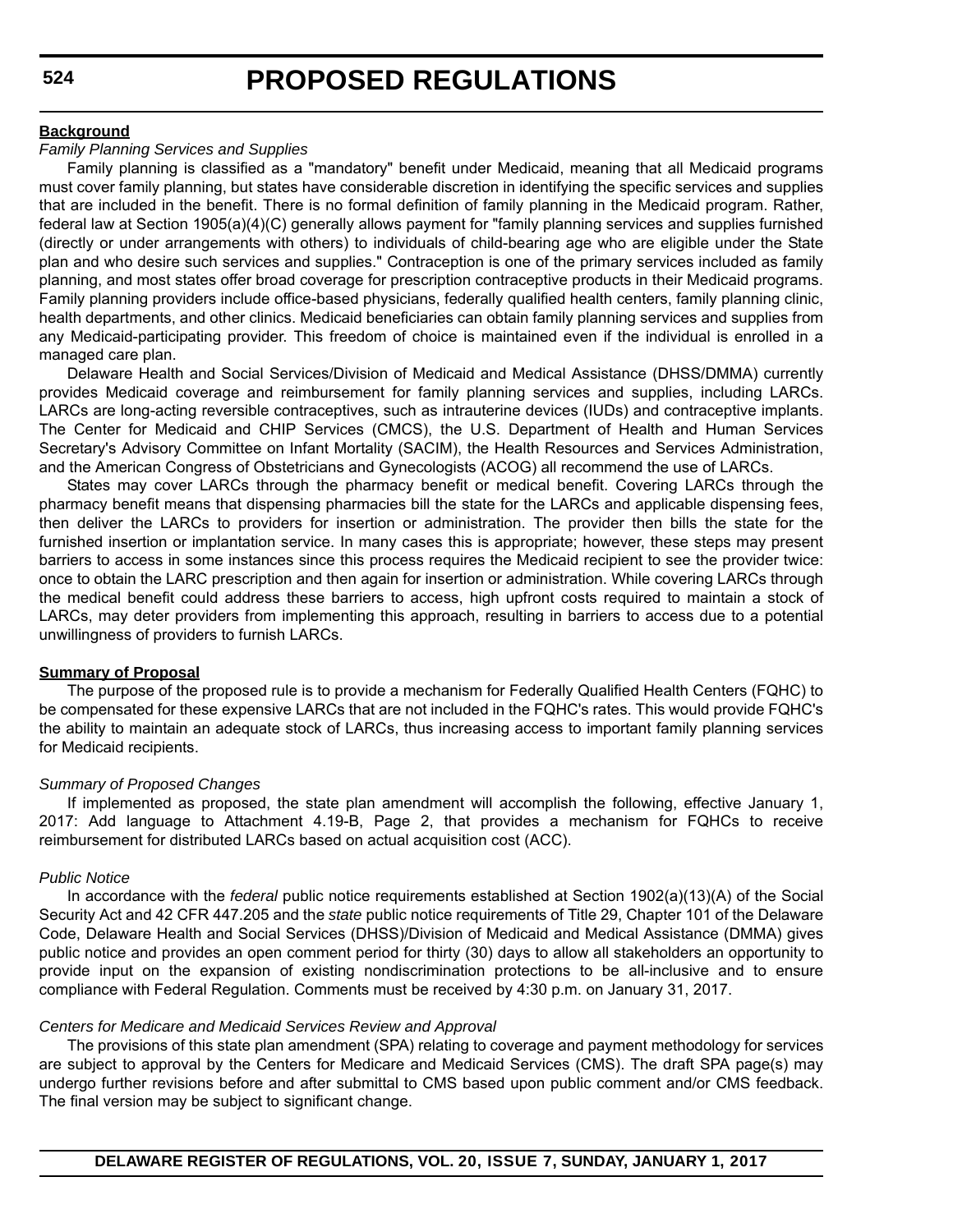**Background**

*Family Planning Services and Supplies*

Family planning is classified as a "mandatory" benefit under Medicaid, meaning that all Medicaid programs must cover family planning, but states have considerable discretion in identifying the specific services and supplies that are included in the benefit. There is no formal definition of family planning in the Medicaid program. Rather, federal law at Section 1905(a)(4)(C) generally allows payment for "family planning services and supplies furnished (directly or under arrangements with others) to individuals of child-bearing age who are eligible under the State plan and who desire such services and supplies." Contraception is one of the primary services included as family planning, and most states offer broad coverage for prescription contraceptive products in their Medicaid programs. Family planning providers include office-based physicians, federally qualified health centers, family planning clinic, health departments, and other clinics. Medicaid beneficiaries can obtain family planning services and supplies from any Medicaid-participating provider. This freedom of choice is maintained even if the individual is enrolled in a managed care plan.

Delaware Health and Social Services/Division of Medicaid and Medical Assistance (DHSS/DMMA) currently provides Medicaid coverage and reimbursement for family planning services and supplies, including LARCs. LARCs are long-acting reversible contraceptives, such as intrauterine devices (IUDs) and contraceptive implants. The Center for Medicaid and CHIP Services (CMCS), the U.S. Department of Health and Human Services Secretary's Advisory Committee on Infant Mortality (SACIM), the Health Resources and Services Administration, and the American Congress of Obstetricians and Gynecologists (ACOG) all recommend the use of LARCs.

States may cover LARCs through the pharmacy benefit or medical benefit. Covering LARCs through the pharmacy benefit means that dispensing pharmacies bill the state for the LARCs and applicable dispensing fees, then deliver the LARCs to providers for insertion or administration. The provider then bills the state for the furnished insertion or implantation service. In many cases this is appropriate; however, these steps may present barriers to access in some instances since this process requires the Medicaid recipient to see the provider twice: once to obtain the LARC prescription and then again for insertion or administration. While covering LARCs through the medical benefit could address these barriers to access, high upfront costs required to maintain a stock of LARCs, may deter providers from implementing this approach, resulting in barriers to access due to a potential unwillingness of providers to furnish LARCs.

**Summary of Proposal**

The purpose of the proposed rule is to provide a mechanism for Federally Qualified Health Centers (FQHC) to be compensated for these expensive LARCs that are not included in the FQHC's rates. This would provide FQHC's the ability to maintain an adequate stock of LARCs, thus increasing access to important family planning services for Medicaid recipients.

*Summary of Proposed Changes*

If implemented as proposed, the state plan amendment will accomplish the following, effective January 1, 2017: Add language to Attachment 4.19-B, Page 2, that provides a mechanism for FQHCs to receive reimbursement for distributed LARCs based on actual acquisition cost (ACC).

*Public Notice*

In accordance with the *federal* public notice requirements established at Section 1902(a)(13)(A) of the Social Security Act and 42 CFR 447.205 and the *state* public notice requirements of Title 29, Chapter 101 of the Delaware Code, Delaware Health and Social Services (DHSS)/Division of Medicaid and Medical Assistance (DMMA) gives public notice and provides an open comment period for thirty (30) days to allow all stakeholders an opportunity to provide input on the expansion of existing nondiscrimination protections to be all-inclusive and to ensure compliance with Federal Regulation. Comments must be received by 4:30 p.m. on January 31, 2017.

*Centers for Medicare and Medicaid Services Review and Approval*

The provisions of this state plan amendment (SPA) relating to coverage and payment methodology for services are subject to approval by the Centers for Medicare and Medicaid Services (CMS). The draft SPA page(s) may undergo further revisions before and after submittal to CMS based upon public comment and/or CMS feedback. The final version may be subject to significant change.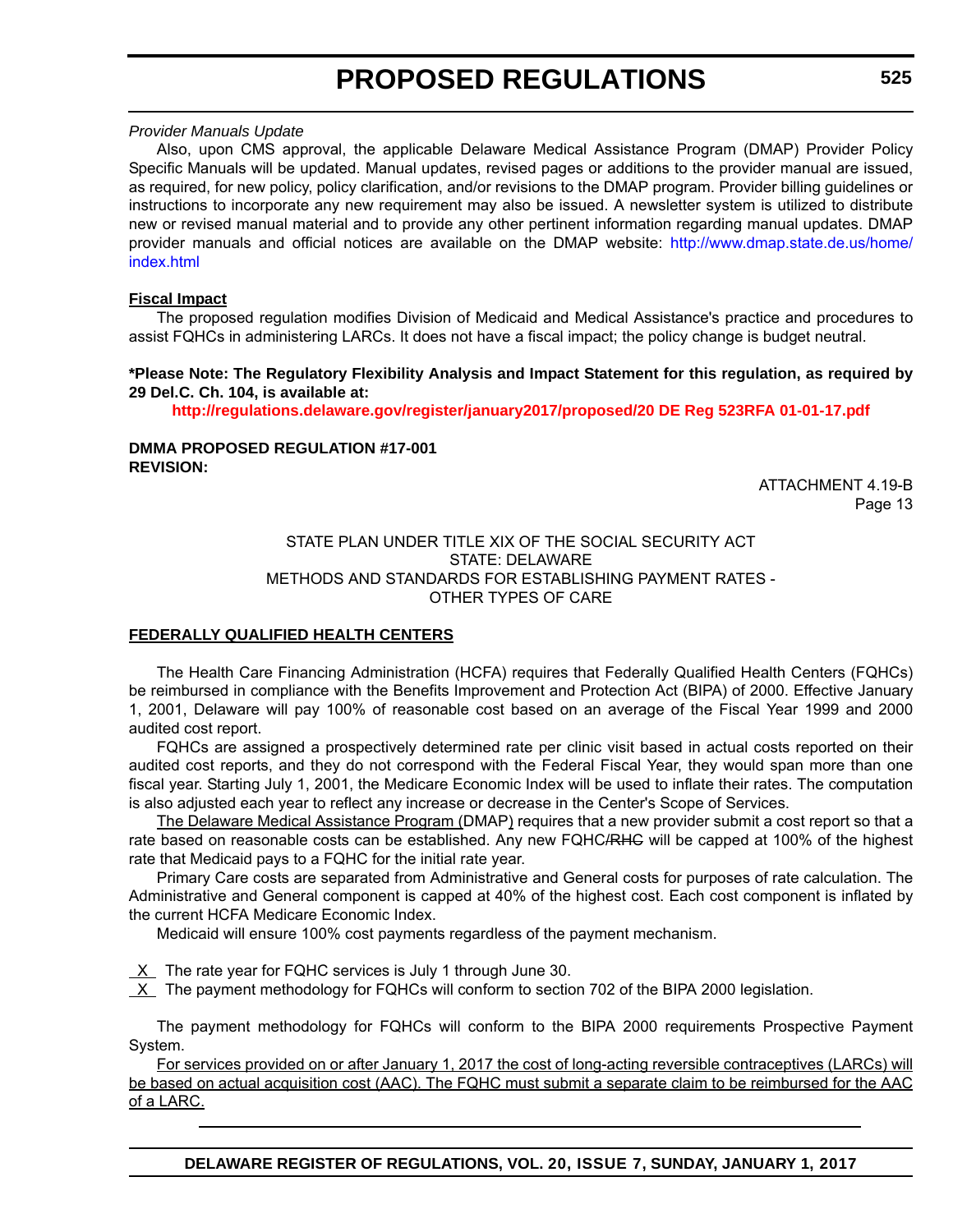*Provider Manuals Update*

Also, upon CMS approval, the applicable Delaware Medical Assistance Program (DMAP) Provider Policy Specific Manuals will be updated. Manual updates, revised pages or additions to the provider manual are issued, as required, for new policy, policy clarification, and/or revisions to the DMAP program. Provider billing guidelines or instructions to incorporate any new requirement may also be issued. A newsletter system is utilized to distribute new or revised manual material and to provide any other pertinent information regarding manual updates. DMAP provider manuals and official notices are available on the DMAP website: http://www.dmap.state.de.us/home/index.html

**Fiscal Impact**

The proposed regulation modifies Division of Medicaid and Medical Assistance's practice and procedures to assist FQHCs in administering LARCs. It does not have a fiscal impact; the policy change is budget neutral.

**\*Please Note: The Regulatory Flexibility Analysis and Impact Statement for this regulation, as required by 29 Del.C. Ch. 104, is available at:**

**http://regulations.delaware.gov/register/january2017/proposed/20 DE Reg 523RFA 01-01-17.pdf**

**DMMA PROPOSED REGULATION #17-001**
**REVISION:**

ATTACHMENT 4.19-B
Page 13

STATE PLAN UNDER TITLE XIX OF THE SOCIAL SECURITY ACT
STATE: DELAWARE
METHODS AND STANDARDS FOR ESTABLISHING PAYMENT RATES - OTHER TYPES OF CARE

**FEDERALLY QUALIFIED HEALTH CENTERS**

The Health Care Financing Administration (HCFA) requires that Federally Qualified Health Centers (FQHCs) be reimbursed in compliance with the Benefits Improvement and Protection Act (BIPA) of 2000. Effective January 1, 2001, Delaware will pay 100% of reasonable cost based on an average of the Fiscal Year 1999 and 2000 audited cost report.

FQHCs are assigned a prospectively determined rate per clinic visit based in actual costs reported on their audited cost reports, and they do not correspond with the Federal Fiscal Year, they would span more than one fiscal year. Starting July 1, 2001, the Medicare Economic Index will be used to inflate their rates. The computation is also adjusted each year to reflect any increase or decrease in the Center's Scope of Services.

The Delaware Medical Assistance Program (DMAP) requires that a new provider submit a cost report so that a rate based on reasonable costs can be established. Any new FQHC~~/RHC~~ will be capped at 100% of the highest rate that Medicaid pays to a FQHC for the initial rate year.

Primary Care costs are separated from Administrative and General costs for purposes of rate calculation. The Administrative and General component is capped at 40% of the highest cost. Each cost component is inflated by the current HCFA Medicare Economic Index.

Medicaid will ensure 100% cost payments regardless of the payment mechanism.

\_X\_ The rate year for FQHC services is July 1 through June 30.
\_X\_ The payment methodology for FQHCs will conform to section 702 of the BIPA 2000 legislation.

The payment methodology for FQHCs will conform to the BIPA 2000 requirements Prospective Payment System.

For services provided on or after January 1, 2017 the cost of long-acting reversible contraceptives (LARCs) will be based on actual acquisition cost (AAC). The FQHC must submit a separate claim to be reimbursed for the AAC of a LARC.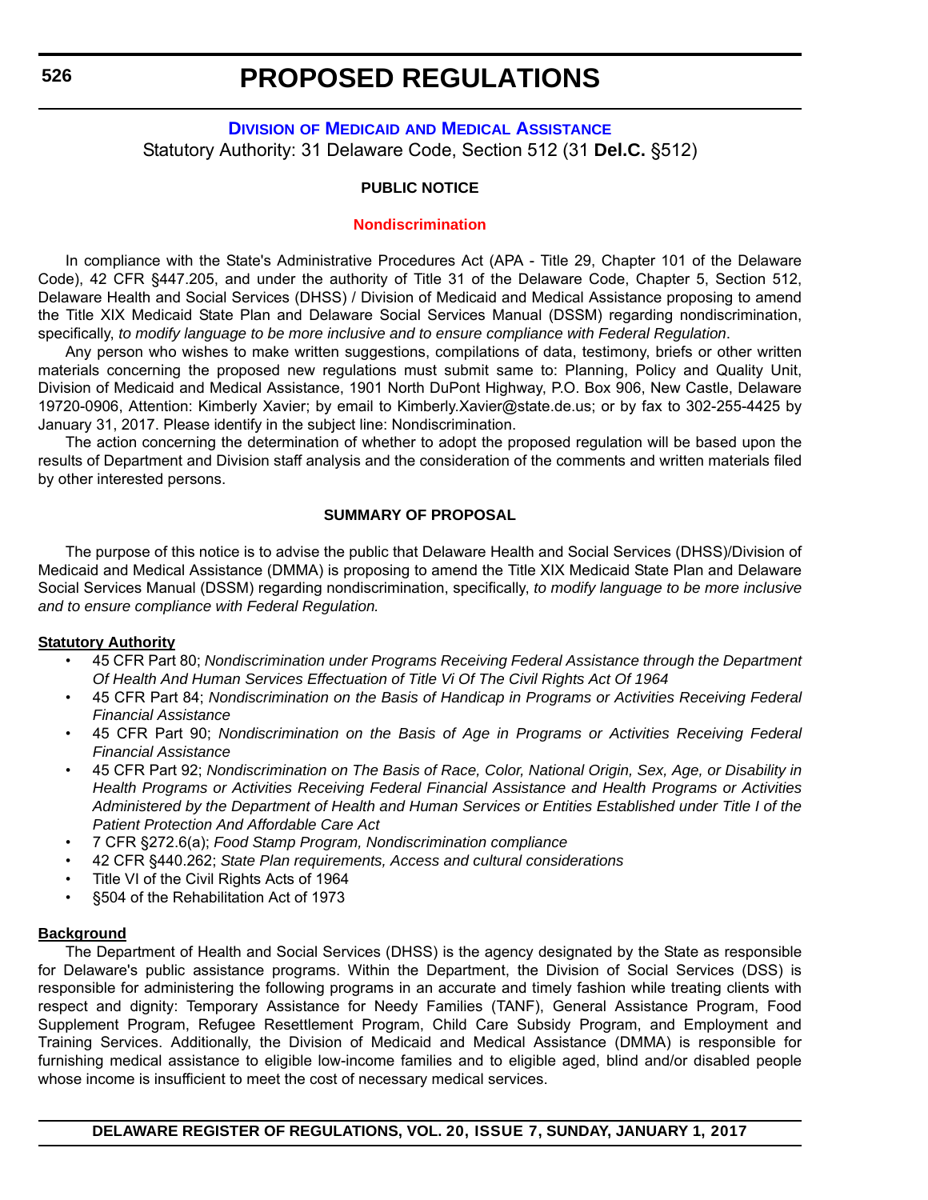# PROPOSED REGULATIONS

## DIVISION OF MEDICAID AND MEDICAL ASSISTANCE

Statutory Authority: 31 Delaware Code, Section 512 (31 **Del.C.** §512)

**PUBLIC NOTICE**

**Nondiscrimination**

In compliance with the State's Administrative Procedures Act (APA - Title 29, Chapter 101 of the Delaware Code), 42 CFR §447.205, and under the authority of Title 31 of the Delaware Code, Chapter 5, Section 512, Delaware Health and Social Services (DHSS) / Division of Medicaid and Medical Assistance proposing to amend the Title XIX Medicaid State Plan and Delaware Social Services Manual (DSSM) regarding nondiscrimination, specifically, *to modify language to be more inclusive and to ensure compliance with Federal Regulation*.

Any person who wishes to make written suggestions, compilations of data, testimony, briefs or other written materials concerning the proposed new regulations must submit same to: Planning, Policy and Quality Unit, Division of Medicaid and Medical Assistance, 1901 North DuPont Highway, P.O. Box 906, New Castle, Delaware 19720-0906, Attention: Kimberly Xavier; by email to Kimberly.Xavier@state.de.us; or by fax to 302-255-4425 by January 31, 2017. Please identify in the subject line: Nondiscrimination.

The action concerning the determination of whether to adopt the proposed regulation will be based upon the results of Department and Division staff analysis and the consideration of the comments and written materials filed by other interested persons.

**SUMMARY OF PROPOSAL**

The purpose of this notice is to advise the public that Delaware Health and Social Services (DHSS)/Division of Medicaid and Medical Assistance (DMMA) is proposing to amend the Title XIX Medicaid State Plan and Delaware Social Services Manual (DSSM) regarding nondiscrimination, specifically, *to modify language to be more inclusive and to ensure compliance with Federal Regulation.*

**Statutory Authority**

- 45 CFR Part 80; *Nondiscrimination under Programs Receiving Federal Assistance through the Department Of Health And Human Services Effectuation of Title Vi Of The Civil Rights Act Of 1964*
- 45 CFR Part 84; *Nondiscrimination on the Basis of Handicap in Programs or Activities Receiving Federal Financial Assistance*
- 45 CFR Part 90; *Nondiscrimination on the Basis of Age in Programs or Activities Receiving Federal Financial Assistance*
- 45 CFR Part 92; *Nondiscrimination on The Basis of Race, Color, National Origin, Sex, Age, or Disability in Health Programs or Activities Receiving Federal Financial Assistance and Health Programs or Activities Administered by the Department of Health and Human Services or Entities Established under Title I of the Patient Protection And Affordable Care Act*
- 7 CFR §272.6(a); *Food Stamp Program, Nondiscrimination compliance*
- 42 CFR §440.262; *State Plan requirements, Access and cultural considerations*
- Title VI of the Civil Rights Acts of 1964
- §504 of the Rehabilitation Act of 1973

**Background**

The Department of Health and Social Services (DHSS) is the agency designated by the State as responsible for Delaware's public assistance programs. Within the Department, the Division of Social Services (DSS) is responsible for administering the following programs in an accurate and timely fashion while treating clients with respect and dignity: Temporary Assistance for Needy Families (TANF), General Assistance Program, Food Supplement Program, Refugee Resettlement Program, Child Care Subsidy Program, and Employment and Training Services. Additionally, the Division of Medicaid and Medical Assistance (DMMA) is responsible for furnishing medical assistance to eligible low-income families and to eligible aged, blind and/or disabled people whose income is insufficient to meet the cost of necessary medical services.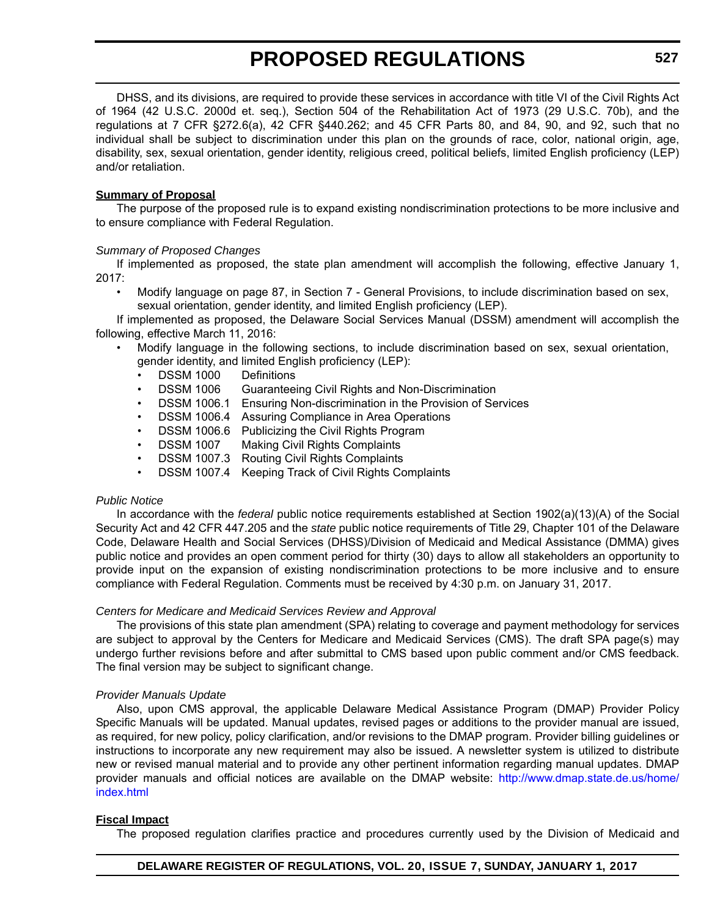DHSS, and its divisions, are required to provide these services in accordance with title VI of the Civil Rights Act of 1964 (42 U.S.C. 2000d et. seq.), Section 504 of the Rehabilitation Act of 1973 (29 U.S.C. 70b), and the regulations at 7 CFR §272.6(a), 42 CFR §440.262; and 45 CFR Parts 80, and 84, 90, and 92, such that no individual shall be subject to discrimination under this plan on the grounds of race, color, national origin, age, disability, sex, sexual orientation, gender identity, religious creed, political beliefs, limited English proficiency (LEP) and/or retaliation.

**Summary of Proposal**

The purpose of the proposed rule is to expand existing nondiscrimination protections to be more inclusive and to ensure compliance with Federal Regulation.

*Summary of Proposed Changes*

If implemented as proposed, the state plan amendment will accomplish the following, effective January 1, 2017:

- Modify language on page 87, in Section 7 - General Provisions, to include discrimination based on sex, sexual orientation, gender identity, and limited English proficiency (LEP).

If implemented as proposed, the Delaware Social Services Manual (DSSM) amendment will accomplish the following, effective March 11, 2016:

- Modify language in the following sections, to include discrimination based on sex, sexual orientation, gender identity, and limited English proficiency (LEP):
  - DSSM 1000 Definitions
  - DSSM 1006 Guaranteeing Civil Rights and Non-Discrimination
  - DSSM 1006.1 Ensuring Non-discrimination in the Provision of Services
  - DSSM 1006.4 Assuring Compliance in Area Operations
  - DSSM 1006.6 Publicizing the Civil Rights Program
  - DSSM 1007 Making Civil Rights Complaints
  - DSSM 1007.3 Routing Civil Rights Complaints
  - DSSM 1007.4 Keeping Track of Civil Rights Complaints

*Public Notice*

In accordance with the *federal* public notice requirements established at Section 1902(a)(13)(A) of the Social Security Act and 42 CFR 447.205 and the *state* public notice requirements of Title 29, Chapter 101 of the Delaware Code, Delaware Health and Social Services (DHSS)/Division of Medicaid and Medical Assistance (DMMA) gives public notice and provides an open comment period for thirty (30) days to allow all stakeholders an opportunity to provide input on the expansion of existing nondiscrimination protections to be more inclusive and to ensure compliance with Federal Regulation. Comments must be received by 4:30 p.m. on January 31, 2017.

*Centers for Medicare and Medicaid Services Review and Approval*

The provisions of this state plan amendment (SPA) relating to coverage and payment methodology for services are subject to approval by the Centers for Medicare and Medicaid Services (CMS). The draft SPA page(s) may undergo further revisions before and after submittal to CMS based upon public comment and/or CMS feedback. The final version may be subject to significant change.

*Provider Manuals Update*

Also, upon CMS approval, the applicable Delaware Medical Assistance Program (DMAP) Provider Policy Specific Manuals will be updated. Manual updates, revised pages or additions to the provider manual are issued, as required, for new policy, policy clarification, and/or revisions to the DMAP program. Provider billing guidelines or instructions to incorporate any new requirement may also be issued. A newsletter system is utilized to distribute new or revised manual material and to provide any other pertinent information regarding manual updates. DMAP provider manuals and official notices are available on the DMAP website: http://www.dmap.state.de.us/home/index.html

**Fiscal Impact**

The proposed regulation clarifies practice and procedures currently used by the Division of Medicaid and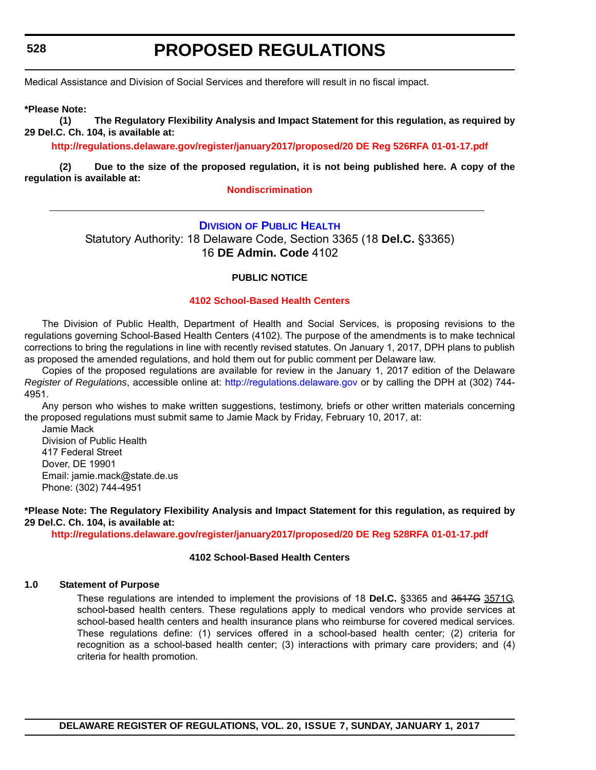Medical Assistance and Division of Social Services and therefore will result in no fiscal impact.

**\*Please Note:**

**(1) The Regulatory Flexibility Analysis and Impact Statement for this regulation, as required by 29 Del.C. Ch. 104, is available at:**

**http://regulations.delaware.gov/register/january2017/proposed/20 DE Reg 526RFA 01-01-17.pdf**

**(2) Due to the size of the proposed regulation, it is not being published here. A copy of the regulation is available at:**

**Nondiscrimination**

---

## DIVISION OF PUBLIC HEALTH

Statutory Authority: 18 Delaware Code, Section 3365 (18 **Del.C.** §3365)
16 **DE Admin. Code** 4102

**PUBLIC NOTICE**

**4102 School-Based Health Centers**

The Division of Public Health, Department of Health and Social Services, is proposing revisions to the regulations governing School-Based Health Centers (4102). The purpose of the amendments is to make technical corrections to bring the regulations in line with recently revised statutes. On January 1, 2017, DPH plans to publish as proposed the amended regulations, and hold them out for public comment per Delaware law.

Copies of the proposed regulations are available for review in the January 1, 2017 edition of the Delaware *Register of Regulations*, accessible online at: http://regulations.delaware.gov or by calling the DPH at (302) 744-4951.

Any person who wishes to make written suggestions, testimony, briefs or other written materials concerning the proposed regulations must submit same to Jamie Mack by Friday, February 10, 2017, at:

Jamie Mack
Division of Public Health
417 Federal Street
Dover, DE 19901
Email: jamie.mack@state.de.us
Phone: (302) 744-4951

**\*Please Note: The Regulatory Flexibility Analysis and Impact Statement for this regulation, as required by 29 Del.C. Ch. 104, is available at:**

**http://regulations.delaware.gov/register/january2017/proposed/20 DE Reg 528RFA 01-01-17.pdf**

**4102 School-Based Health Centers**

**1.0 Statement of Purpose**

These regulations are intended to implement the provisions of 18 **Del.C.** §3365 and ~~3517G~~ 3571G, school-based health centers. These regulations apply to medical vendors who provide services at school-based health centers and health insurance plans who reimburse for covered medical services. These regulations define: (1) services offered in a school-based health center; (2) criteria for recognition as a school-based health center; (3) interactions with primary care providers; and (4) criteria for health promotion.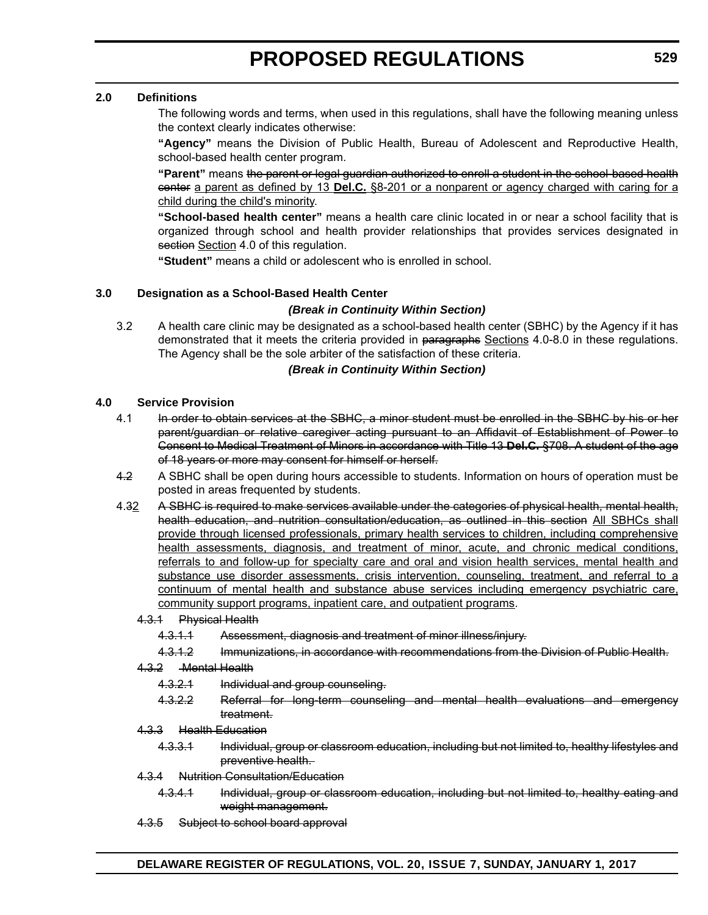## 2.0 Definitions

The following words and terms, when used in this regulations, shall have the following meaning unless the context clearly indicates otherwise:

**"Agency"** means the Division of Public Health, Bureau of Adolescent and Reproductive Health, school-based health center program.

**"Parent"** means ~~the parent or legal guardian authorized to enroll a student in the school-based health center~~ <u>a parent as defined by 13 **Del.C.** §8-201 or a nonparent or agency charged with caring for a child during the child's minority</u>.

**"School-based health center"** means a health care clinic located in or near a school facility that is organized through school and health provider relationships that provides services designated in ~~section~~ <u>Section</u> 4.0 of this regulation.

**"Student"** means a child or adolescent who is enrolled in school.

## 3.0 Designation as a School-Based Health Center

***(Break in Continuity Within Section)***

3.2 A health care clinic may be designated as a school-based health center (SBHC) by the Agency if it has demonstrated that it meets the criteria provided in ~~paragraphs~~ <u>Sections</u> 4.0-8.0 in these regulations. The Agency shall be the sole arbiter of the satisfaction of these criteria.

***(Break in Continuity Within Section)***

## 4.0 Service Provision

4.1 ~~In order to obtain services at the SBHC, a minor student must be enrolled in the SBHC by his or her parent/guardian or relative caregiver acting pursuant to an Affidavit of Establishment of Power to Consent to Medical Treatment of Minors in accordance with Title 13 **Del.C.** §708. A student of the age of 18 years or more may consent for himself or herself.~~

~~4.2~~ A SBHC shall be open during hours accessible to students. Information on hours of operation must be posted in areas frequented by students.

4.3<u>2</u> ~~A SBHC is required to make services available under the categories of physical health, mental health, health education, and nutrition consultation/education, as outlined in this section~~ <u>All SBHCs shall provide through licensed professionals, primary health services to children, including comprehensive health assessments, diagnosis, and treatment of minor, acute, and chronic medical conditions, referrals to and follow-up for specialty care and oral and vision health services, mental health and substance use disorder assessments, crisis intervention, counseling, treatment, and referral to a continuum of mental health and substance abuse services including emergency psychiatric care, community support programs, inpatient care, and outpatient programs</u>.

~~4.3.1 Physical Health~~

~~4.3.1.1 Assessment, diagnosis and treatment of minor illness/injury.~~

~~4.3.1.2 Immunizations, in accordance with recommendations from the Division of Public Health.~~

~~4.3.2 Mental Health~~

~~4.3.2.1 Individual and group counseling.~~

~~4.3.2.2 Referral for long-term counseling and mental health evaluations and emergency treatment.~~

~~4.3.3 Health Education~~

~~4.3.3.1 Individual, group or classroom education, including but not limited to, healthy lifestyles and preventive health.~~

~~4.3.4 Nutrition Consultation/Education~~

~~4.3.4.1 Individual, group or classroom education, including but not limited to, healthy eating and weight management.~~

~~4.3.5 Subject to school board approval~~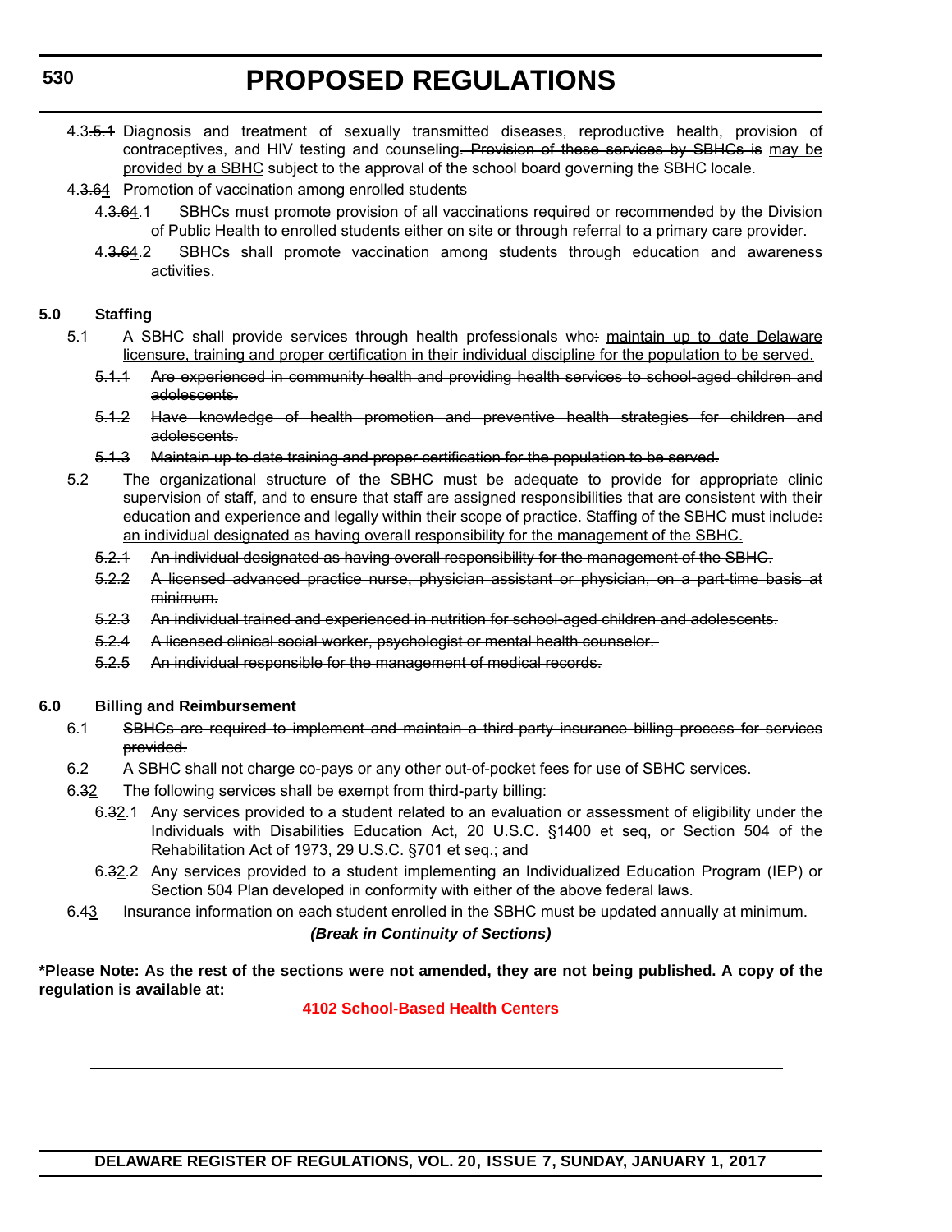4.3~~.5.1~~ Diagnosis and treatment of sexually transmitted diseases, reproductive health, provision of contraceptives, and HIV testing and counseling~~. Provision of these services by SBHCs is~~ <u>may be provided by a SBHC</u> subject to the approval of the school board governing the SBHC locale.

4.~~3.6~~<u>4</u> Promotion of vaccination among enrolled students

4.~~3.6~~<u>4</u>.1 SBHCs must promote provision of all vaccinations required or recommended by the Division of Public Health to enrolled students either on site or through referral to a primary care provider.

4.~~3.6~~<u>4</u>.2 SBHCs shall promote vaccination among students through education and awareness activities.

**5.0 Staffing**

5.1 A SBHC shall provide services through health professionals who~~:~~ <u>maintain up to date Delaware licensure, training and proper certification in their individual discipline for the population to be served.</u>

~~5.1.1 Are experienced in community health and providing health services to school-aged children and adolescents.~~

~~5.1.2 Have knowledge of health promotion and preventive health strategies for children and adolescents.~~

~~5.1.3 Maintain up to date training and proper certification for the population to be served.~~

5.2 The organizational structure of the SBHC must be adequate to provide for appropriate clinic supervision of staff, and to ensure that staff are assigned responsibilities that are consistent with their education and experience and legally within their scope of practice. Staffing of the SBHC must include~~:~~ <u>an individual designated as having overall responsibility for the management of the SBHC.</u>

~~5.2.1 An individual designated as having overall responsibility for the management of the SBHC.~~

~~5.2.2 A licensed advanced practice nurse, physician assistant or physician, on a part-time basis at minimum.~~

~~5.2.3 An individual trained and experienced in nutrition for school-aged children and adolescents.~~

~~5.2.4 A licensed clinical social worker, psychologist or mental health counselor.~~

~~5.2.5 An individual responsible for the management of medical records.~~

**6.0 Billing and Reimbursement**

6.1 ~~SBHCs are required to implement and maintain a third-party insurance billing process for services provided.~~

~~6.2~~ A SBHC shall not charge co-pays or any other out-of-pocket fees for use of SBHC services.

6.~~3~~<u>2</u> The following services shall be exempt from third-party billing:

6.~~3~~<u>2</u>.1 Any services provided to a student related to an evaluation or assessment of eligibility under the Individuals with Disabilities Education Act, 20 U.S.C. §1400 et seq, or Section 504 of the Rehabilitation Act of 1973, 29 U.S.C. §701 et seq.; and

6.~~3~~<u>2</u>.2 Any services provided to a student implementing an Individualized Education Program (IEP) or Section 504 Plan developed in conformity with either of the above federal laws.

6.~~4~~<u>3</u> Insurance information on each student enrolled in the SBHC must be updated annually at minimum.

***(Break in Continuity of Sections)***

**\*Please Note: As the rest of the sections were not amended, they are not being published. A copy of the regulation is available at:**

**4102 School-Based Health Centers**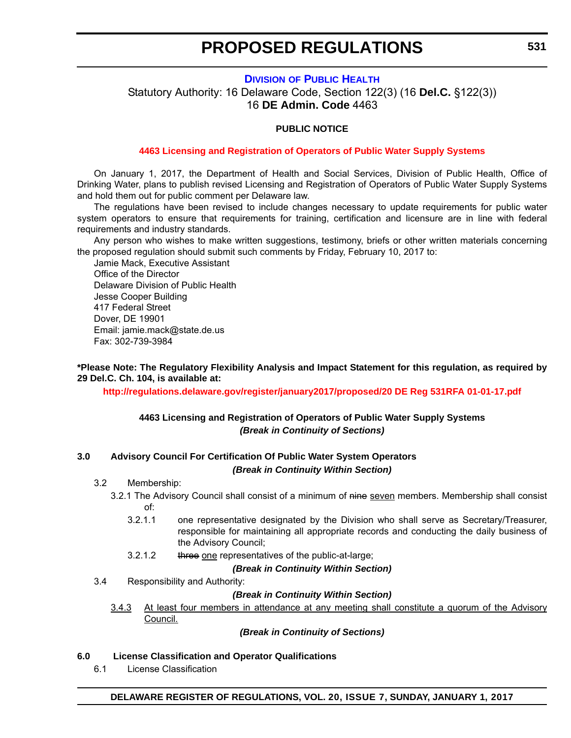# PROPOSED REGULATIONS

## DIVISION OF PUBLIC HEALTH

Statutory Authority: 16 Delaware Code, Section 122(3) (16 **Del.C.** §122(3))
16 **DE Admin. Code** 4463

**PUBLIC NOTICE**

**4463 Licensing and Registration of Operators of Public Water Supply Systems**

On January 1, 2017, the Department of Health and Social Services, Division of Public Health, Office of Drinking Water, plans to publish revised Licensing and Registration of Operators of Public Water Supply Systems and hold them out for public comment per Delaware law.

The regulations have been revised to include changes necessary to update requirements for public water system operators to ensure that requirements for training, certification and licensure are in line with federal requirements and industry standards.

Any person who wishes to make written suggestions, testimony, briefs or other written materials concerning the proposed regulation should submit such comments by Friday, February 10, 2017 to:

Jamie Mack, Executive Assistant
Office of the Director
Delaware Division of Public Health
Jesse Cooper Building
417 Federal Street
Dover, DE 19901
Email: jamie.mack@state.de.us
Fax: 302-739-3984

**\*Please Note: The Regulatory Flexibility Analysis and Impact Statement for this regulation, as required by 29 Del.C. Ch. 104, is available at:**

**http://regulations.delaware.gov/register/january2017/proposed/20 DE Reg 531RFA 01-01-17.pdf**

**4463 Licensing and Registration of Operators of Public Water Supply Systems**
***(Break in Continuity of Sections)***

**3.0 Advisory Council For Certification Of Public Water System Operators**

***(Break in Continuity Within Section)***

3.2 Membership:

3.2.1 The Advisory Council shall consist of a minimum of ~~nine~~ <u>seven</u> members. Membership shall consist of:

3.2.1.1 one representative designated by the Division who shall serve as Secretary/Treasurer, responsible for maintaining all appropriate records and conducting the daily business of the Advisory Council;

3.2.1.2 ~~three~~ <u>one</u> representatives of the public-at-large;

***(Break in Continuity Within Section)***

3.4 Responsibility and Authority:

***(Break in Continuity Within Section)***

<u>3.4.3 At least four members in attendance at any meeting shall constitute a quorum of the Advisory Council.</u>

***(Break in Continuity of Sections)***

**6.0 License Classification and Operator Qualifications**

6.1 License Classification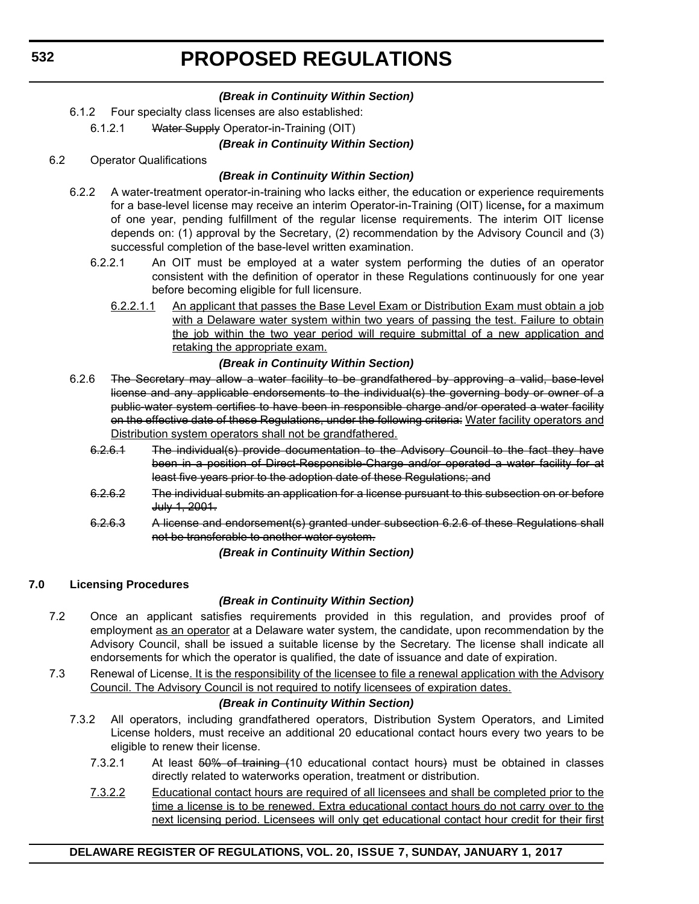*(Break in Continuity Within Section)*

6.1.2 Four specialty class licenses are also established:

6.1.2.1 ~~Water Supply~~ Operator-in-Training (OIT)

*(Break in Continuity Within Section)*

6.2 Operator Qualifications

*(Break in Continuity Within Section)*

6.2.2 A water-treatment operator-in-training who lacks either, the education or experience requirements for a base-level license may receive an interim Operator-in-Training (OIT) license**,** for a maximum of one year, pending fulfillment of the regular license requirements. The interim OIT license depends on: (1) approval by the Secretary, (2) recommendation by the Advisory Council and (3) successful completion of the base-level written examination.

6.2.2.1 An OIT must be employed at a water system performing the duties of an operator consistent with the definition of operator in these Regulations continuously for one year before becoming eligible for full licensure.

<u>6.2.2.1.1 An applicant that passes the Base Level Exam or Distribution Exam must obtain a job with a Delaware water system within two years of passing the test. Failure to obtain the job within the two year period will require submittal of a new application and retaking the appropriate exam.</u>

*(Break in Continuity Within Section)*

6.2.6 ~~The Secretary may allow a water facility to be grandfathered by approving a valid, base-level license and any applicable endorsements to the individual(s) the governing body or owner of a public water system certifies to have been in responsible charge and/or operated a water facility on the effective date of these Regulations, under the following criteria:~~ <u>Water facility operators and Distribution system operators shall not be grandfathered.</u>

~~6.2.6.1 The individual(s) provide documentation to the Advisory Council to the fact they have been in a position of Direct-Responsible-Charge and/or operated a water facility for at least five years prior to the adoption date of these Regulations; and~~

~~6.2.6.2 The individual submits an application for a license pursuant to this subsection on or before July 1, 2001.~~

~~6.2.6.3 A license and endorsement(s) granted under subsection 6.2.6 of these Regulations shall not be transferable to another water system.~~

*(Break in Continuity Within Section)*

**7.0 Licensing Procedures**

*(Break in Continuity Within Section)*

7.2 Once an applicant satisfies requirements provided in this regulation, and provides proof of employment <u>as an operator</u> at a Delaware water system, the candidate, upon recommendation by the Advisory Council, shall be issued a suitable license by the Secretary. The license shall indicate all endorsements for which the operator is qualified, the date of issuance and date of expiration.

7.3 Renewal of License<u>. It is the responsibility of the licensee to file a renewal application with the Advisory Council. The Advisory Council is not required to notify licensees of expiration dates.</u>

*(Break in Continuity Within Section)*

7.3.2 All operators, including grandfathered operators, Distribution System Operators, and Limited License holders, must receive an additional 20 educational contact hours every two years to be eligible to renew their license.

7.3.2.1 At least ~~50% of training (~~10 educational contact hours~~)~~ must be obtained in classes directly related to waterworks operation, treatment or distribution.

<u>7.3.2.2 Educational contact hours are required of all licensees and shall be completed prior to the time a license is to be renewed. Extra educational contact hours do not carry over to the next licensing period. Licensees will only get educational contact hour credit for their first</u>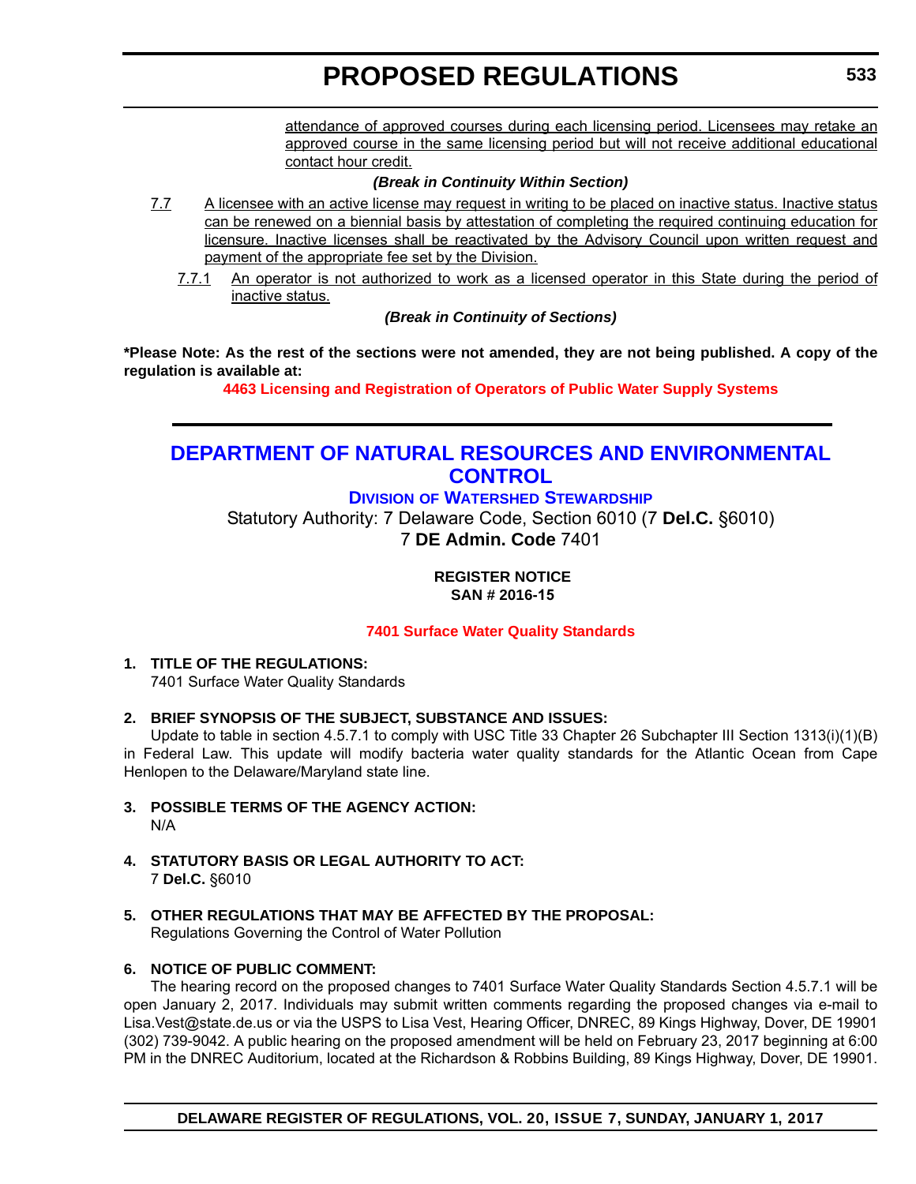attendance of approved courses during each licensing period. Licensees may retake an approved course in the same licensing period but will not receive additional educational contact hour credit.

***(Break in Continuity Within Section)***

7.7 A licensee with an active license may request in writing to be placed on inactive status. Inactive status can be renewed on a biennial basis by attestation of completing the required continuing education for licensure. Inactive licenses shall be reactivated by the Advisory Council upon written request and payment of the appropriate fee set by the Division.

7.7.1 An operator is not authorized to work as a licensed operator in this State during the period of inactive status.

***(Break in Continuity of Sections)***

**\*Please Note: As the rest of the sections were not amended, they are not being published. A copy of the regulation is available at:**

**4463 Licensing and Registration of Operators of Public Water Supply Systems**

---

## DEPARTMENT OF NATURAL RESOURCES AND ENVIRONMENTAL CONTROL

### DIVISION OF WATERSHED STEWARDSHIP

Statutory Authority: 7 Delaware Code, Section 6010 (7 **Del.C.** §6010)
7 **DE Admin. Code** 7401

**REGISTER NOTICE**
**SAN # 2016-15**

**7401 Surface Water Quality Standards**

**1. TITLE OF THE REGULATIONS:**

7401 Surface Water Quality Standards

**2. BRIEF SYNOPSIS OF THE SUBJECT, SUBSTANCE AND ISSUES:**

Update to table in section 4.5.7.1 to comply with USC Title 33 Chapter 26 Subchapter III Section 1313(i)(1)(B) in Federal Law. This update will modify bacteria water quality standards for the Atlantic Ocean from Cape Henlopen to the Delaware/Maryland state line.

**3. POSSIBLE TERMS OF THE AGENCY ACTION:**

N/A

**4. STATUTORY BASIS OR LEGAL AUTHORITY TO ACT:**

7 **Del.C.** §6010

**5. OTHER REGULATIONS THAT MAY BE AFFECTED BY THE PROPOSAL:**

Regulations Governing the Control of Water Pollution

**6. NOTICE OF PUBLIC COMMENT:**

The hearing record on the proposed changes to 7401 Surface Water Quality Standards Section 4.5.7.1 will be open January 2, 2017. Individuals may submit written comments regarding the proposed changes via e-mail to Lisa.Vest@state.de.us or via the USPS to Lisa Vest, Hearing Officer, DNREC, 89 Kings Highway, Dover, DE 19901 (302) 739-9042. A public hearing on the proposed amendment will be held on February 23, 2017 beginning at 6:00 PM in the DNREC Auditorium, located at the Richardson & Robbins Building, 89 Kings Highway, Dover, DE 19901.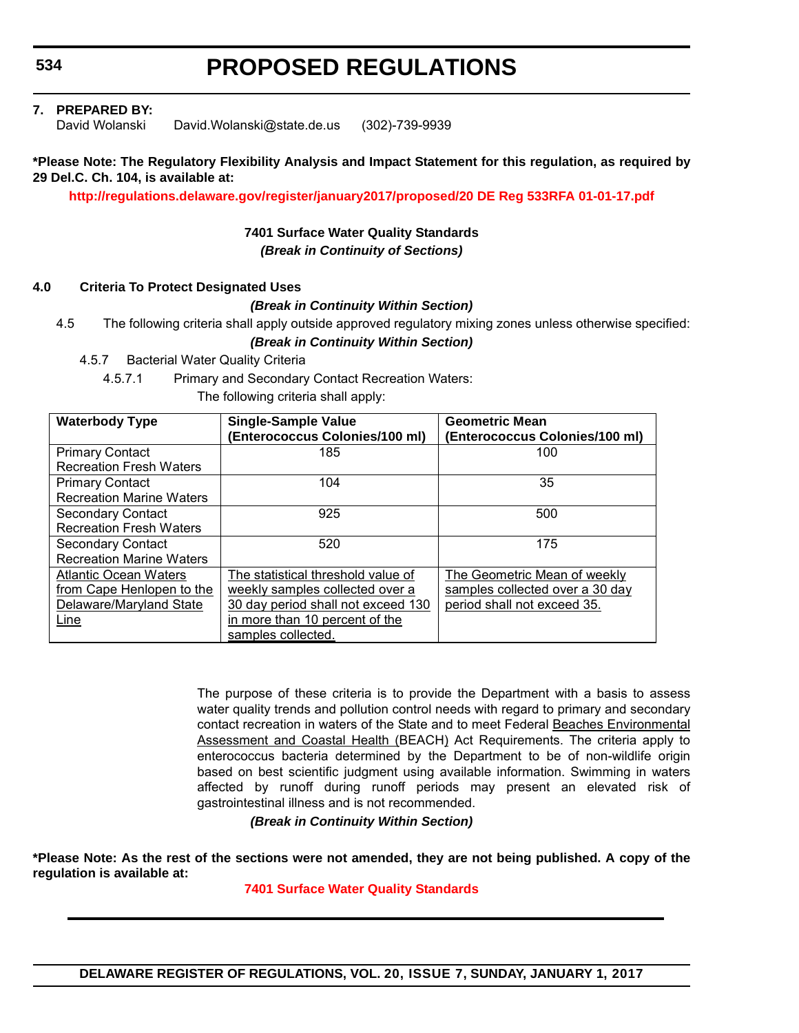**7. PREPARED BY:**

David Wolanski David.Wolanski@state.de.us (302)-739-9939

**\*Please Note: The Regulatory Flexibility Analysis and Impact Statement for this regulation, as required by 29 Del.C. Ch. 104, is available at:**

**http://regulations.delaware.gov/register/january2017/proposed/20 DE Reg 533RFA 01-01-17.pdf**

**7401 Surface Water Quality Standards**

***(Break in Continuity of Sections)***

**4.0 Criteria To Protect Designated Uses**

***(Break in Continuity Within Section)***

4.5 The following criteria shall apply outside approved regulatory mixing zones unless otherwise specified:

***(Break in Continuity Within Section)***

4.5.7 Bacterial Water Quality Criteria

4.5.7.1 Primary and Secondary Contact Recreation Waters:

The following criteria shall apply:

| **Waterbody Type** | **Single-Sample Value (Enterococcus Colonies/100 ml)** | **Geometric Mean (Enterococcus Colonies/100 ml)** |
|---|---|---|
| Primary Contact Recreation Fresh Waters | 185 | 100 |
| Primary Contact Recreation Marine Waters | 104 | 35 |
| Secondary Contact Recreation Fresh Waters | 925 | 500 |
| Secondary Contact Recreation Marine Waters | 520 | 175 |
| <u>Atlantic Ocean Waters from Cape Henlopen to the Delaware/Maryland State Line</u> | <u>The statistical threshold value of weekly samples collected over a 30 day period shall not exceed 130 in more than 10 percent of the samples collected.</u> | <u>The Geometric Mean of weekly samples collected over a 30 day period shall not exceed 35.</u> |

The purpose of these criteria is to provide the Department with a basis to assess water quality trends and pollution control needs with regard to primary and secondary contact recreation in waters of the State and to meet Federal <u>Beaches Environmental Assessment and Coastal Health (</u>BEACH<u>)</u> Act Requirements. The criteria apply to enterococcus bacteria determined by the Department to be of non-wildlife origin based on best scientific judgment using available information. Swimming in waters affected by runoff during runoff periods may present an elevated risk of gastrointestinal illness and is not recommended.

***(Break in Continuity Within Section)***

**\*Please Note: As the rest of the sections were not amended, they are not being published. A copy of the regulation is available at:**

**7401 Surface Water Quality Standards**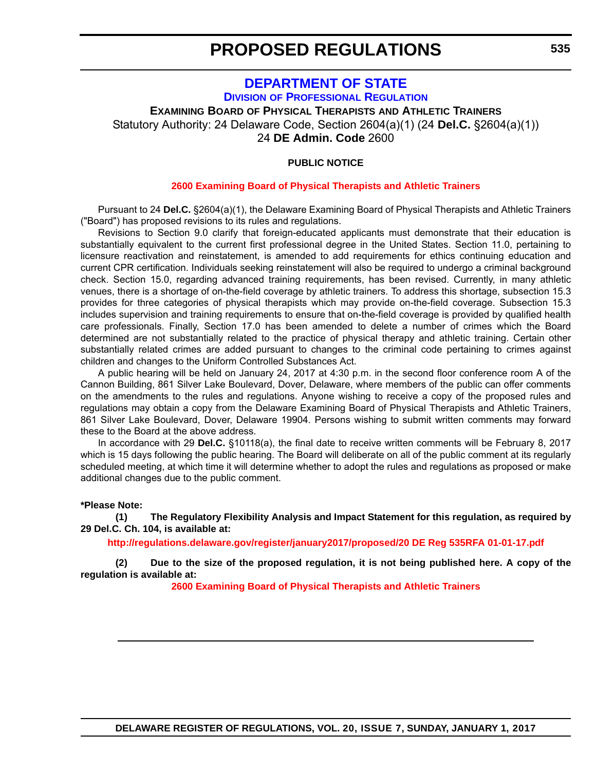# PROPOSED REGULATIONS

## DEPARTMENT OF STATE

### DIVISION OF PROFESSIONAL REGULATION

**EXAMINING BOARD OF PHYSICAL THERAPISTS AND ATHLETIC TRAINERS**

Statutory Authority: 24 Delaware Code, Section 2604(a)(1) (24 **Del.C.** §2604(a)(1))

24 **DE Admin. Code** 2600

**PUBLIC NOTICE**

**2600 Examining Board of Physical Therapists and Athletic Trainers**

Pursuant to 24 **Del.C.** §2604(a)(1), the Delaware Examining Board of Physical Therapists and Athletic Trainers ("Board") has proposed revisions to its rules and regulations.

Revisions to Section 9.0 clarify that foreign-educated applicants must demonstrate that their education is substantially equivalent to the current first professional degree in the United States. Section 11.0, pertaining to licensure reactivation and reinstatement, is amended to add requirements for ethics continuing education and current CPR certification. Individuals seeking reinstatement will also be required to undergo a criminal background check. Section 15.0, regarding advanced training requirements, has been revised. Currently, in many athletic venues, there is a shortage of on-the-field coverage by athletic trainers. To address this shortage, subsection 15.3 provides for three categories of physical therapists which may provide on-the-field coverage. Subsection 15.3 includes supervision and training requirements to ensure that on-the-field coverage is provided by qualified health care professionals. Finally, Section 17.0 has been amended to delete a number of crimes which the Board determined are not substantially related to the practice of physical therapy and athletic training. Certain other substantially related crimes are added pursuant to changes to the criminal code pertaining to crimes against children and changes to the Uniform Controlled Substances Act.

A public hearing will be held on January 24, 2017 at 4:30 p.m. in the second floor conference room A of the Cannon Building, 861 Silver Lake Boulevard, Dover, Delaware, where members of the public can offer comments on the amendments to the rules and regulations. Anyone wishing to receive a copy of the proposed rules and regulations may obtain a copy from the Delaware Examining Board of Physical Therapists and Athletic Trainers, 861 Silver Lake Boulevard, Dover, Delaware 19904. Persons wishing to submit written comments may forward these to the Board at the above address.

In accordance with 29 **Del.C.** §10118(a), the final date to receive written comments will be February 8, 2017 which is 15 days following the public hearing. The Board will deliberate on all of the public comment at its regularly scheduled meeting, at which time it will determine whether to adopt the rules and regulations as proposed or make additional changes due to the public comment.

**\*Please Note:**

**(1) The Regulatory Flexibility Analysis and Impact Statement for this regulation, as required by 29 Del.C. Ch. 104, is available at:**

**http://regulations.delaware.gov/register/january2017/proposed/20 DE Reg 535RFA 01-01-17.pdf**

**(2) Due to the size of the proposed regulation, it is not being published here. A copy of the regulation is available at:**

**2600 Examining Board of Physical Therapists and Athletic Trainers**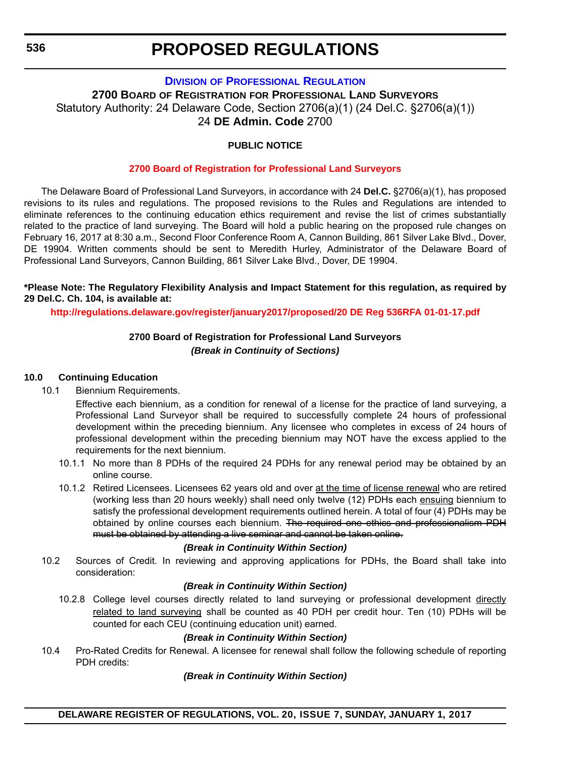# PROPOSED REGULATIONS

### DIVISION OF PROFESSIONAL REGULATION

**2700 BOARD OF REGISTRATION FOR PROFESSIONAL LAND SURVEYORS**

Statutory Authority: 24 Delaware Code, Section 2706(a)(1) (24 Del.C. §2706(a)(1))

24 **DE Admin. Code** 2700

**PUBLIC NOTICE**

**2700 Board of Registration for Professional Land Surveyors**

The Delaware Board of Professional Land Surveyors, in accordance with 24 **Del.C.** §2706(a)(1), has proposed revisions to its rules and regulations. The proposed revisions to the Rules and Regulations are intended to eliminate references to the continuing education ethics requirement and revise the list of crimes substantially related to the practice of land surveying. The Board will hold a public hearing on the proposed rule changes on February 16, 2017 at 8:30 a.m., Second Floor Conference Room A, Cannon Building, 861 Silver Lake Blvd., Dover, DE 19904. Written comments should be sent to Meredith Hurley, Administrator of the Delaware Board of Professional Land Surveyors, Cannon Building, 861 Silver Lake Blvd., Dover, DE 19904.

**\*Please Note: The Regulatory Flexibility Analysis and Impact Statement for this regulation, as required by 29 Del.C. Ch. 104, is available at:**

**http://regulations.delaware.gov/register/january2017/proposed/20 DE Reg 536RFA 01-01-17.pdf**

**2700 Board of Registration for Professional Land Surveyors**

***(Break in Continuity of Sections)***

**10.0 Continuing Education**

10.1 Biennium Requirements.

Effective each biennium, as a condition for renewal of a license for the practice of land surveying, a Professional Land Surveyor shall be required to successfully complete 24 hours of professional development within the preceding biennium. Any licensee who completes in excess of 24 hours of professional development within the preceding biennium may NOT have the excess applied to the requirements for the next biennium.

10.1.1 No more than 8 PDHs of the required 24 PDHs for any renewal period may be obtained by an online course.

10.1.2 Retired Licensees. Licensees 62 years old and over <u>at the time of license renewal</u> who are retired (working less than 20 hours weekly) shall need only twelve (12) PDHs each <u>ensuing</u> biennium to satisfy the professional development requirements outlined herein. A total of four (4) PDHs may be obtained by online courses each biennium. ~~The required one ethics and professionalism PDH must be obtained by attending a live seminar and cannot be taken online.~~

***(Break in Continuity Within Section)***

10.2 Sources of Credit. In reviewing and approving applications for PDHs, the Board shall take into consideration:

***(Break in Continuity Within Section)***

10.2.8 College level courses directly related to land surveying or professional development <u>directly related to land surveying</u> shall be counted as 40 PDH per credit hour. Ten (10) PDHs will be counted for each CEU (continuing education unit) earned.

***(Break in Continuity Within Section)***

10.4 Pro-Rated Credits for Renewal. A licensee for renewal shall follow the following schedule of reporting PDH credits:

***(Break in Continuity Within Section)***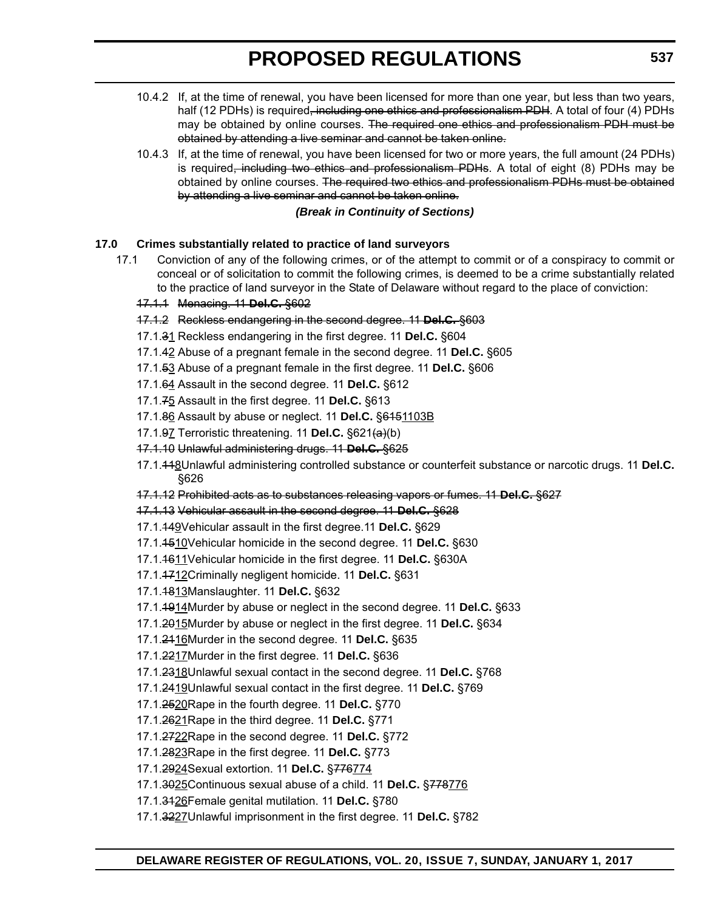10.4.2 If, at the time of renewal, you have been licensed for more than one year, but less than two years, half (12 PDHs) is required~~, including one ethics and professionalism PDH~~. A total of four (4) PDHs may be obtained by online courses. ~~The required one ethics and professionalism PDH must be obtained by attending a live seminar and cannot be taken online.~~

10.4.3 If, at the time of renewal, you have been licensed for two or more years, the full amount (24 PDHs) is required~~, including two ethics and professionalism PDHs~~. A total of eight (8) PDHs may be obtained by online courses. ~~The required two ethics and professionalism PDHs must be obtained by attending a live seminar and cannot be taken online.~~

***(Break in Continuity of Sections)***

**17.0 Crimes substantially related to practice of land surveyors**

17.1 Conviction of any of the following crimes, or of the attempt to commit or of a conspiracy to commit or conceal or of solicitation to commit the following crimes, is deemed to be a crime substantially related to the practice of land surveyor in the State of Delaware without regard to the place of conviction:

~~17.1.1 Menacing. 11 **Del.C.** §602~~

~~17.1.2 Reckless endangering in the second degree. 11 **Del.C.** §603~~

17.1.~~3~~<u>1</u> Reckless endangering in the first degree. 11 **Del.C.** §604

17.1.~~4~~<u>2</u> Abuse of a pregnant female in the second degree. 11 **Del.C.** §605

17.1.~~5~~<u>3</u> Abuse of a pregnant female in the first degree. 11 **Del.C.** §606

17.1.~~6~~<u>4</u> Assault in the second degree. 11 **Del.C.** §612

17.1.~~7~~<u>5</u> Assault in the first degree. 11 **Del.C.** §613

17.1.~~8~~<u>6</u> Assault by abuse or neglect. 11 **Del.C.** §~~615~~<u>1103B</u>

17.1.~~9~~<u>7</u> Terroristic threatening. 11 **Del.C.** §621~~(a)~~(b)

~~17.1.10 Unlawful administering drugs. 11 **Del.C.** §625~~

17.1.~~11~~<u>8</u>Unlawful administering controlled substance or counterfeit substance or narcotic drugs. 11 **Del.C.** §626

~~17.1.12 Prohibited acts as to substances releasing vapors or fumes. 11 **Del.C.** §627~~

~~17.1.13 Vehicular assault in the second degree. 11 **Del.C.** §628~~

17.1.~~14~~<u>9</u>Vehicular assault in the first degree.11 **Del.C.** §629

17.1.~~15~~<u>10</u>Vehicular homicide in the second degree. 11 **Del.C.** §630

17.1.~~16~~<u>11</u>Vehicular homicide in the first degree. 11 **Del.C.** §630A

17.1.~~17~~<u>12</u>Criminally negligent homicide. 11 **Del.C.** §631

17.1.~~18~~<u>13</u>Manslaughter. 11 **Del.C.** §632

17.1.~~19~~<u>14</u>Murder by abuse or neglect in the second degree. 11 **Del.C.** §633

17.1.~~20~~<u>15</u>Murder by abuse or neglect in the first degree. 11 **Del.C.** §634

17.1.~~21~~<u>16</u>Murder in the second degree. 11 **Del.C.** §635

17.1.~~22~~<u>17</u>Murder in the first degree. 11 **Del.C.** §636

17.1.~~23~~<u>18</u>Unlawful sexual contact in the second degree. 11 **Del.C.** §768

17.1.~~24~~<u>19</u>Unlawful sexual contact in the first degree. 11 **Del.C.** §769

17.1.~~25~~<u>20</u>Rape in the fourth degree. 11 **Del.C.** §770

17.1.~~26~~<u>21</u>Rape in the third degree. 11 **Del.C.** §771

17.1.~~27~~<u>22</u>Rape in the second degree. 11 **Del.C.** §772

17.1.~~28~~<u>23</u>Rape in the first degree. 11 **Del.C.** §773

17.1.~~29~~<u>24</u>Sexual extortion. 11 **Del.C.** §~~776~~<u>774</u>

17.1.~~30~~<u>25</u>Continuous sexual abuse of a child. 11 **Del.C.** §~~778~~<u>776</u>

17.1.~~31~~<u>26</u>Female genital mutilation. 11 **Del.C.** §780

17.1.~~32~~<u>27</u>Unlawful imprisonment in the first degree. 11 **Del.C.** §782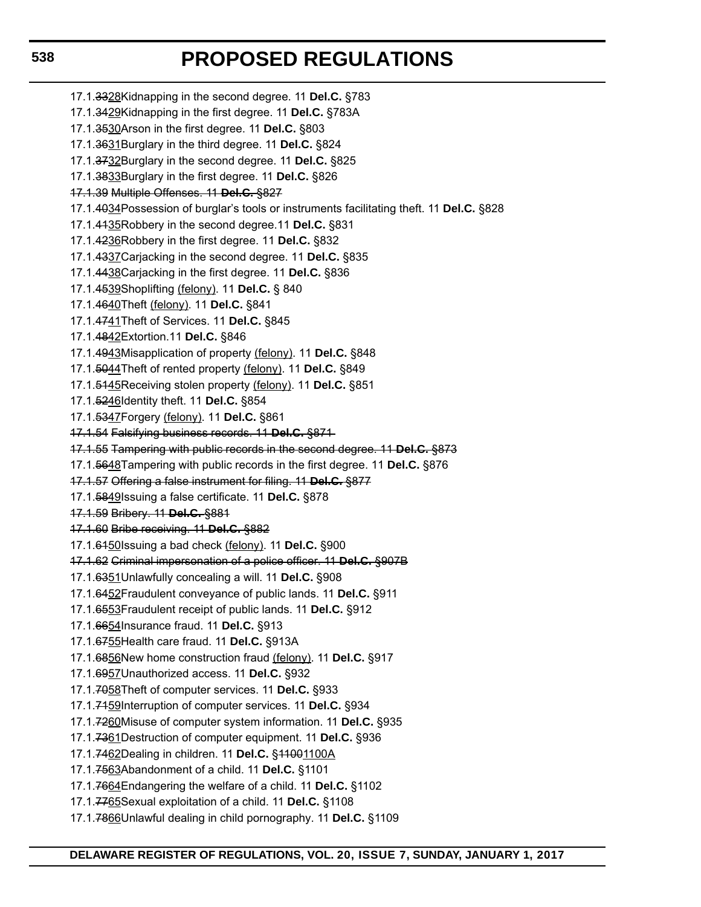17.1.~~33~~28Kidnapping in the second degree. 11 **Del.C.** §783

17.1.~~34~~29Kidnapping in the first degree. 11 **Del.C.** §783A

17.1.~~35~~30Arson in the first degree. 11 **Del.C.** §803

17.1.~~36~~31Burglary in the third degree. 11 **Del.C.** §824

17.1.~~37~~32Burglary in the second degree. 11 **Del.C.** §825

17.1.~~38~~33Burglary in the first degree. 11 **Del.C.** §826

~~17.1.39 Multiple Offenses. 11 **Del.C.** §827~~

17.1.~~40~~34Possession of burglar's tools or instruments facilitating theft. 11 **Del.C.** §828

17.1.~~41~~35Robbery in the second degree.11 **Del.C.** §831

17.1.~~42~~36Robbery in the first degree. 11 **Del.C.** §832

17.1.~~43~~37Carjacking in the second degree. 11 **Del.C.** §835

17.1.~~44~~38Carjacking in the first degree. 11 **Del.C.** §836

17.1.~~45~~39Shoplifting (felony). 11 **Del.C.** § 840

17.1.~~46~~40Theft (felony). 11 **Del.C.** §841

17.1.~~47~~41Theft of Services. 11 **Del.C.** §845

17.1.~~48~~42Extortion.11 **Del.C.** §846

17.1.~~49~~43Misapplication of property (felony). 11 **Del.C.** §848

17.1.~~50~~44Theft of rented property (felony). 11 **Del.C.** §849

17.1.~~51~~45Receiving stolen property (felony). 11 **Del.C.** §851

17.1.~~52~~46Identity theft. 11 **Del.C.** §854

17.1.~~53~~47Forgery (felony). 11 **Del.C.** §861

~~17.1.54 Falsifying business records. 11 **Del.C.** §871~~

~~17.1.55 Tampering with public records in the second degree. 11 **Del.C.** §873~~

17.1.~~56~~48Tampering with public records in the first degree. 11 **Del.C.** §876

~~17.1.57 Offering a false instrument for filing. 11 **Del.C.** §877~~

17.1.~~58~~49Issuing a false certificate. 11 **Del.C.** §878

~~17.1.59 Bribery. 11 **Del.C.** §881~~

~~17.1.60 Bribe receiving. 11 **Del.C.** §882~~

17.1.~~61~~50Issuing a bad check (felony). 11 **Del.C.** §900

~~17.1.62 Criminal impersonation of a police officer. 11 **Del.C.** §907B~~

17.1.~~63~~51Unlawfully concealing a will. 11 **Del.C.** §908

17.1.~~64~~52Fraudulent conveyance of public lands. 11 **Del.C.** §911

17.1.~~65~~53Fraudulent receipt of public lands. 11 **Del.C.** §912

17.1.~~66~~54Insurance fraud. 11 **Del.C.** §913

17.1.~~67~~55Health care fraud. 11 **Del.C.** §913A

17.1.~~68~~56New home construction fraud (felony). 11 **Del.C.** §917

17.1.~~69~~57Unauthorized access. 11 **Del.C.** §932

17.1.~~70~~58Theft of computer services. 11 **Del.C.** §933

17.1.~~71~~59Interruption of computer services. 11 **Del.C.** §934

17.1.~~72~~60Misuse of computer system information. 11 **Del.C.** §935

17.1.~~73~~61Destruction of computer equipment. 11 **Del.C.** §936

17.1.~~74~~62Dealing in children. 11 **Del.C.** §~~1100~~1100A

17.1.~~75~~63Abandonment of a child. 11 **Del.C.** §1101

17.1.~~76~~64Endangering the welfare of a child. 11 **Del.C.** §1102

17.1.~~77~~65Sexual exploitation of a child. 11 **Del.C.** §1108

17.1.~~78~~66Unlawful dealing in child pornography. 11 **Del.C.** §1109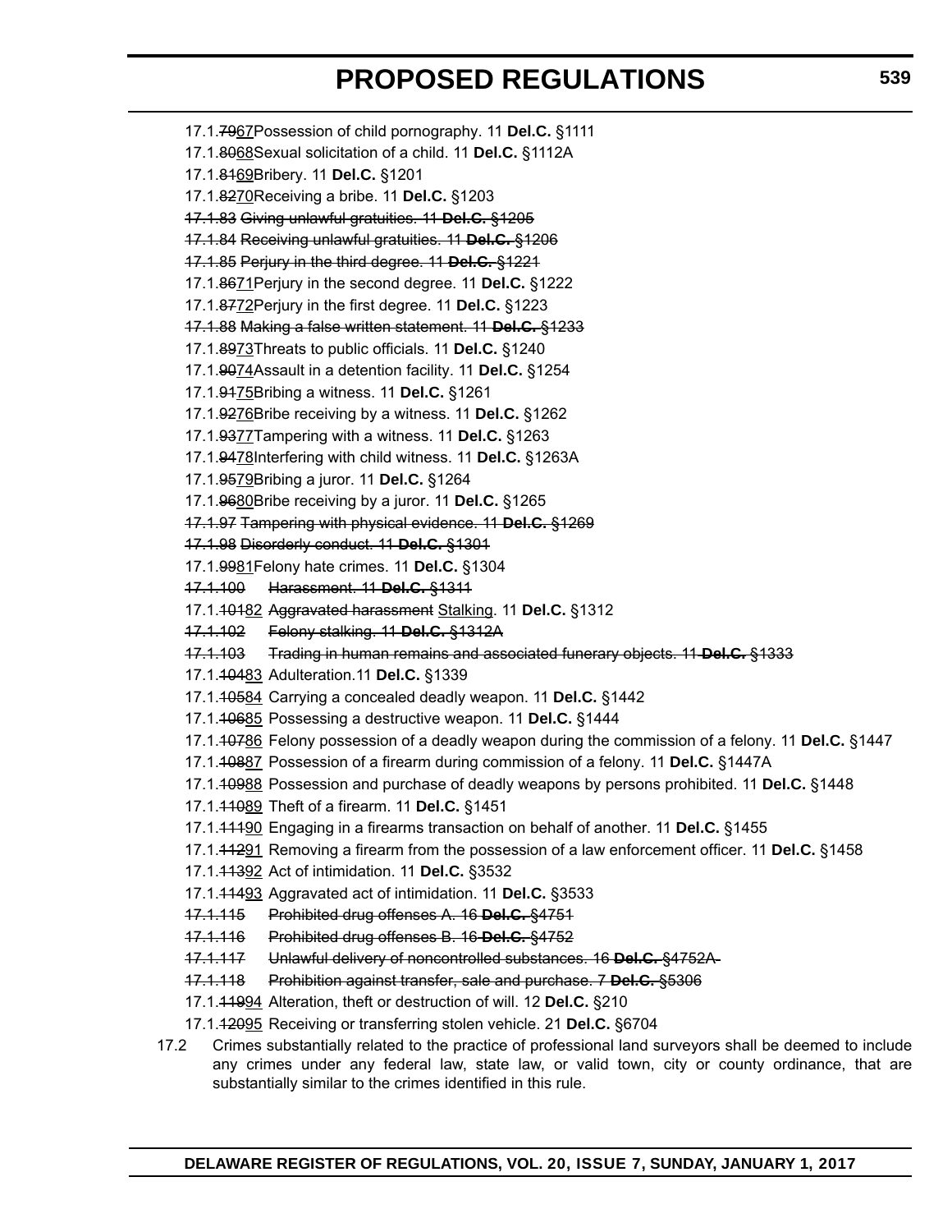17.1.~~79~~67Possession of child pornography. 11 **Del.C.** §1111

17.1.~~80~~68Sexual solicitation of a child. 11 **Del.C.** §1112A

17.1.~~81~~69Bribery. 11 **Del.C.** §1201

17.1.~~82~~70Receiving a bribe. 11 **Del.C.** §1203

~~17.1.83 Giving unlawful gratuities. 11 **Del.C.** §1205~~

~~17.1.84 Receiving unlawful gratuities. 11 **Del.C.** §1206~~

~~17.1.85 Perjury in the third degree. 11 **Del.C.** §1221~~

17.1.~~86~~71Perjury in the second degree. 11 **Del.C.** §1222

17.1.~~87~~72Perjury in the first degree. 11 **Del.C.** §1223

~~17.1.88 Making a false written statement. 11 **Del.C.** §1233~~

17.1.~~89~~73Threats to public officials. 11 **Del.C.** §1240

17.1.~~90~~74Assault in a detention facility. 11 **Del.C.** §1254

17.1.~~91~~75Bribing a witness. 11 **Del.C.** §1261

17.1.~~92~~76Bribe receiving by a witness. 11 **Del.C.** §1262

17.1.~~93~~77Tampering with a witness. 11 **Del.C.** §1263

17.1.~~94~~78Interfering with child witness. 11 **Del.C.** §1263A

17.1.~~95~~79Bribing a juror. 11 **Del.C.** §1264

17.1.~~96~~80Bribe receiving by a juror. 11 **Del.C.** §1265

~~17.1.97 Tampering with physical evidence. 11 **Del.C.** §1269~~

~~17.1.98 Disorderly conduct. 11 **Del.C.** §1301~~

17.1.~~99~~81Felony hate crimes. 11 **Del.C.** §1304

~~17.1.100 Harassment. 11 **Del.C.** §1311~~

17.1.~~101~~82 ~~Aggravated harassment~~ Stalking. 11 **Del.C.** §1312

~~17.1.102 Felony stalking. 11 **Del.C.** §1312A~~

~~17.1.103 Trading in human remains and associated funerary objects. 11 **Del.C.** §1333~~

17.1.~~104~~83 Adulteration.11 **Del.C.** §1339

17.1.~~105~~84 Carrying a concealed deadly weapon. 11 **Del.C.** §1442

17.1.~~106~~85 Possessing a destructive weapon. 11 **Del.C.** §1444

17.1.~~107~~86 Felony possession of a deadly weapon during the commission of a felony. 11 **Del.C.** §1447

17.1.~~108~~87 Possession of a firearm during commission of a felony. 11 **Del.C.** §1447A

17.1.~~109~~88 Possession and purchase of deadly weapons by persons prohibited. 11 **Del.C.** §1448

17.1.~~110~~89 Theft of a firearm. 11 **Del.C.** §1451

17.1.~~111~~90 Engaging in a firearms transaction on behalf of another. 11 **Del.C.** §1455

17.1.~~112~~91 Removing a firearm from the possession of a law enforcement officer. 11 **Del.C.** §1458

17.1.~~113~~92 Act of intimidation. 11 **Del.C.** §3532

17.1.~~114~~93 Aggravated act of intimidation. 11 **Del.C.** §3533

~~17.1.115 Prohibited drug offenses A. 16 **Del.C.** §4751~~

~~17.1.116 Prohibited drug offenses B. 16 **Del.C.** §4752~~

~~17.1.117 Unlawful delivery of noncontrolled substances. 16 **Del.C.** §4752A~~

~~17.1.118 Prohibition against transfer, sale and purchase. 7 **Del.C.** §5306~~

17.1.~~119~~94 Alteration, theft or destruction of will. 12 **Del.C.** §210

17.1.~~120~~95 Receiving or transferring stolen vehicle. 21 **Del.C.** §6704

17.2 Crimes substantially related to the practice of professional land surveyors shall be deemed to include any crimes under any federal law, state law, or valid town, city or county ordinance, that are substantially similar to the crimes identified in this rule.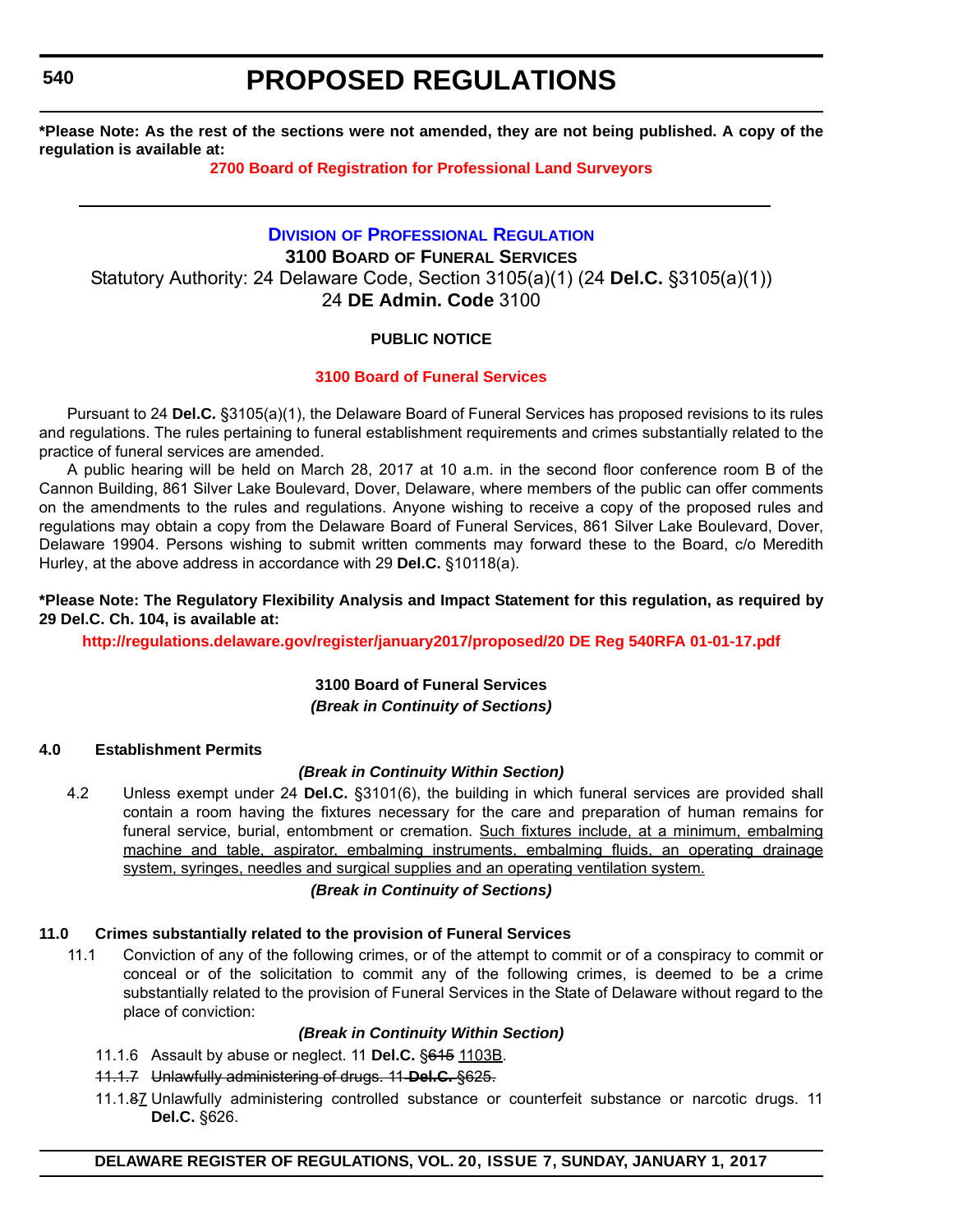**\*Please Note: As the rest of the sections were not amended, they are not being published. A copy of the regulation is available at:**

**2700 Board of Registration for Professional Land Surveyors**

---

## DIVISION OF PROFESSIONAL REGULATION

### 3100 BOARD OF FUNERAL SERVICES

Statutory Authority: 24 Delaware Code, Section 3105(a)(1) (24 **Del.C.** §3105(a)(1))
24 **DE Admin. Code** 3100

**PUBLIC NOTICE**

**3100 Board of Funeral Services**

Pursuant to 24 **Del.C.** §3105(a)(1), the Delaware Board of Funeral Services has proposed revisions to its rules and regulations. The rules pertaining to funeral establishment requirements and crimes substantially related to the practice of funeral services are amended.

A public hearing will be held on March 28, 2017 at 10 a.m. in the second floor conference room B of the Cannon Building, 861 Silver Lake Boulevard, Dover, Delaware, where members of the public can offer comments on the amendments to the rules and regulations. Anyone wishing to receive a copy of the proposed rules and regulations may obtain a copy from the Delaware Board of Funeral Services, 861 Silver Lake Boulevard, Dover, Delaware 19904. Persons wishing to submit written comments may forward these to the Board, c/o Meredith Hurley, at the above address in accordance with 29 **Del.C.** §10118(a).

**\*Please Note: The Regulatory Flexibility Analysis and Impact Statement for this regulation, as required by 29 Del.C. Ch. 104, is available at:**

**http://regulations.delaware.gov/register/january2017/proposed/20 DE Reg 540RFA 01-01-17.pdf**

**3100 Board of Funeral Services**
***(Break in Continuity of Sections)***

**4.0 Establishment Permits**

***(Break in Continuity Within Section)***

4.2 Unless exempt under 24 **Del.C.** §3101(6), the building in which funeral services are provided shall contain a room having the fixtures necessary for the care and preparation of human remains for funeral service, burial, entombment or cremation. <u>Such fixtures include, at a minimum, embalming machine and table, aspirator, embalming instruments, embalming fluids, an operating drainage system, syringes, needles and surgical supplies and an operating ventilation system.</u>

***(Break in Continuity of Sections)***

**11.0 Crimes substantially related to the provision of Funeral Services**

11.1 Conviction of any of the following crimes, or of the attempt to commit or of a conspiracy to commit or conceal or of the solicitation to commit any of the following crimes, is deemed to be a crime substantially related to the provision of Funeral Services in the State of Delaware without regard to the place of conviction:

***(Break in Continuity Within Section)***

11.1.6 Assault by abuse or neglect. 11 **Del.C.** §~~615~~ <u>1103B</u>.

~~11.1.7 Unlawfully administering of drugs. 11 **Del.C.** §625.~~

11.1.~~8~~<u>7</u> Unlawfully administering controlled substance or counterfeit substance or narcotic drugs. 11 **Del.C.** §626.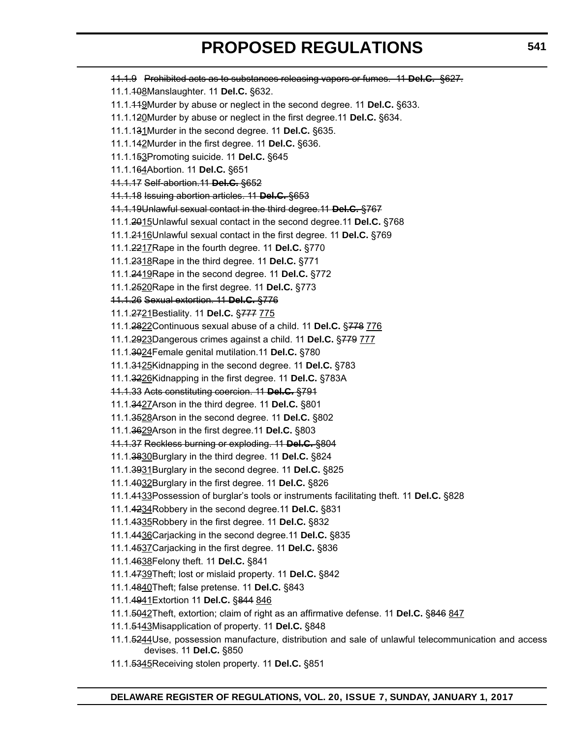~~11.1.9 Prohibited acts as to substances releasing vapors or fumes. 11 **Del.C.** §627.~~

11.1.~~10~~8Manslaughter. 11 **Del.C.** §632.

11.1.~~11~~9Murder by abuse or neglect in the second degree. 11 **Del.C.** §633.

11.1.1~~2~~0Murder by abuse or neglect in the first degree.11 **Del.C.** §634.

11.1.1~~3~~1Murder in the second degree. 11 **Del.C.** §635.

11.1.1~~4~~2Murder in the first degree. 11 **Del.C.** §636.

11.1.1~~5~~3Promoting suicide. 11 **Del.C.** §645

11.1.1~~6~~4Abortion. 11 **Del.C.** §651

~~11.1.17 Self-abortion.11 **Del.C.** §652~~

~~11.1.18 Issuing abortion articles. 11 **Del.C.** §653~~

~~11.1.19Unlawful sexual contact in the third degree.11 **Del.C.** §767~~

11.1.~~20~~15Unlawful sexual contact in the second degree.11 **Del.C.** §768

11.1.~~21~~16Unlawful sexual contact in the first degree. 11 **Del.C.** §769

11.1.~~22~~17Rape in the fourth degree. 11 **Del.C.** §770

11.1.~~23~~18Rape in the third degree. 11 **Del.C.** §771

11.1.~~24~~19Rape in the second degree. 11 **Del.C.** §772

11.1.~~25~~20Rape in the first degree. 11 **Del.C.** §773

~~11.1.26 Sexual extortion. 11 **Del.C.** §776~~

11.1.~~27~~21Bestiality. 11 **Del.C.** §~~777~~ 775

11.1.~~28~~22Continuous sexual abuse of a child. 11 **Del.C.** §~~778~~ 776

11.1.~~29~~23Dangerous crimes against a child. 11 **Del.C.** §~~779~~ 777

11.1.~~30~~24Female genital mutilation.11 **Del.C.** §780

11.1.~~31~~25Kidnapping in the second degree. 11 **Del.C.** §783

11.1.~~32~~26Kidnapping in the first degree. 11 **Del.C.** §783A

~~11.1.33 Acts constituting coercion. 11 **Del.C.** §791~~

11.1.~~34~~27Arson in the third degree. 11 **Del.C.** §801

11.1.~~35~~28Arson in the second degree. 11 **Del.C.** §802

11.1.~~36~~29Arson in the first degree.11 **Del.C.** §803

~~11.1.37 Reckless burning or exploding. 11 **Del.C.** §804~~

11.1.~~38~~30Burglary in the third degree. 11 **Del.C.** §824

11.1.~~39~~31Burglary in the second degree. 11 **Del.C.** §825

11.1.~~40~~32Burglary in the first degree. 11 **Del.C.** §826

11.1.~~41~~33Possession of burglar's tools or instruments facilitating theft. 11 **Del.C.** §828

11.1.~~42~~34Robbery in the second degree.11 **Del.C.** §831

11.1.~~43~~35Robbery in the first degree. 11 **Del.C.** §832

11.1.~~44~~36Carjacking in the second degree.11 **Del.C.** §835

11.1.~~45~~37Carjacking in the first degree. 11 **Del.C.** §836

11.1.~~46~~38Felony theft. 11 **Del.C.** §841

11.1.~~47~~39Theft; lost or mislaid property. 11 **Del.C.** §842

11.1.~~48~~40Theft; false pretense. 11 **Del.C.** §843

11.1.~~49~~41Extortion 11 **Del.C.** §~~844~~ 846

11.1.~~50~~42Theft, extortion; claim of right as an affirmative defense. 11 **Del.C.** §~~846~~ 847

11.1.~~51~~43Misapplication of property. 11 **Del.C.** §848

11.1.~~52~~44Use, possession manufacture, distribution and sale of unlawful telecommunication and access devises. 11 **Del.C.** §850

11.1.~~53~~45Receiving stolen property. 11 **Del.C.** §851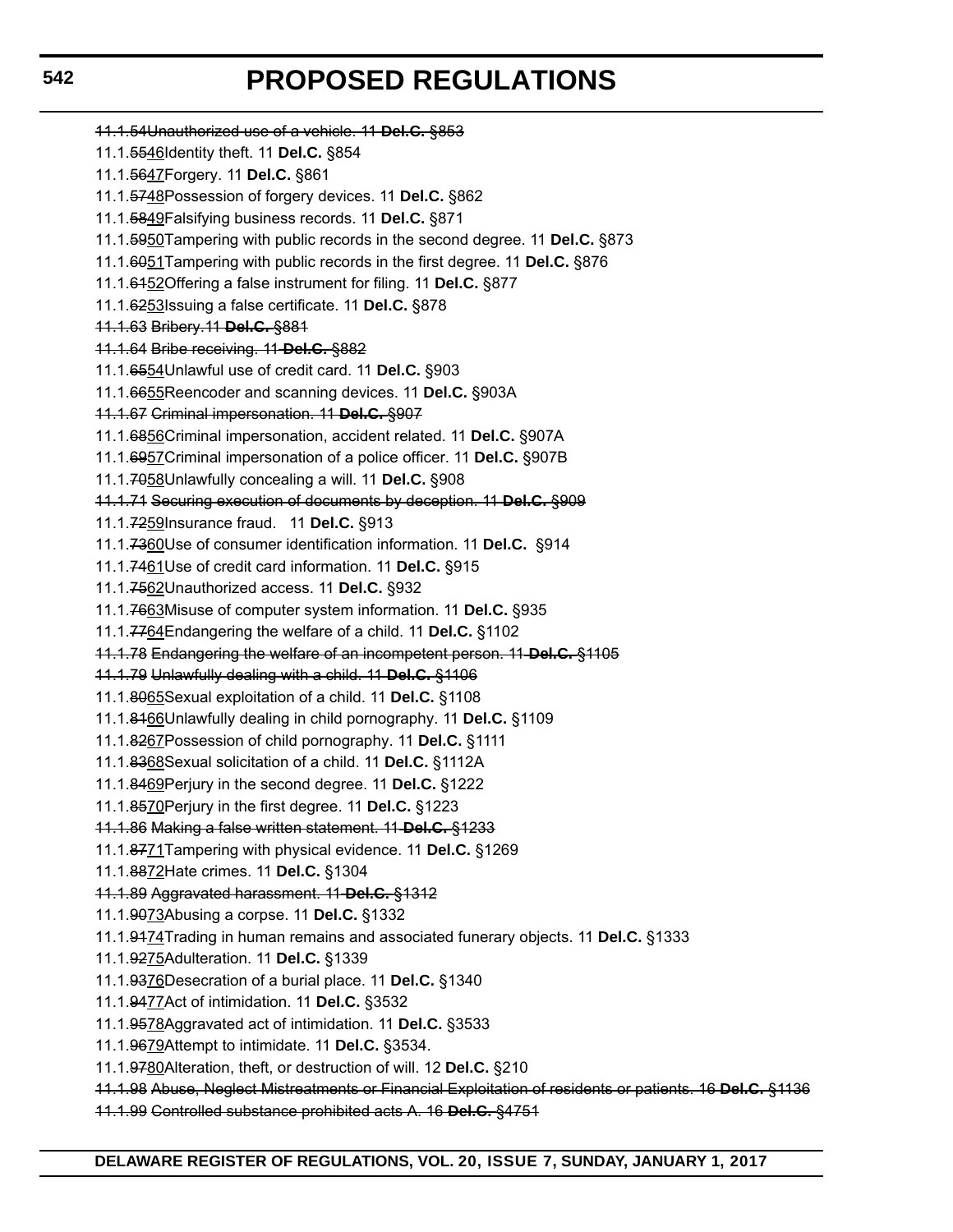~~11.1.54Unauthorized use of a vehicle. 11 **Del.C.** §853~~

11.1.~~55~~46Identity theft. 11 **Del.C.** §854

11.1.~~56~~47Forgery. 11 **Del.C.** §861

11.1.~~57~~48Possession of forgery devices. 11 **Del.C.** §862

11.1.~~58~~49Falsifying business records. 11 **Del.C.** §871

11.1.~~59~~50Tampering with public records in the second degree. 11 **Del.C.** §873

11.1.~~60~~51Tampering with public records in the first degree. 11 **Del.C.** §876

11.1.~~61~~52Offering a false instrument for filing. 11 **Del.C.** §877

11.1.~~62~~53Issuing a false certificate. 11 **Del.C.** §878

~~11.1.63 Bribery.11 **Del.C.** §881~~

~~11.1.64 Bribe receiving. 11 **Del.C.** §882~~

11.1.~~65~~54Unlawful use of credit card. 11 **Del.C.** §903

11.1.~~66~~55Reencoder and scanning devices. 11 **Del.C.** §903A

~~11.1.67 Criminal impersonation. 11 **Del.C.** §907~~

11.1.~~68~~56Criminal impersonation, accident related. 11 **Del.C.** §907A

11.1.~~69~~57Criminal impersonation of a police officer. 11 **Del.C.** §907B

11.1.~~70~~58Unlawfully concealing a will. 11 **Del.C.** §908

~~11.1.71 Securing execution of documents by deception. 11 **Del.C.** §909~~

11.1.~~72~~59Insurance fraud. 11 **Del.C.** §913

11.1.~~73~~60Use of consumer identification information. 11 **Del.C.** §914

11.1.~~74~~61Use of credit card information. 11 **Del.C.** §915

11.1.~~75~~62Unauthorized access. 11 **Del.C.** §932

11.1.~~76~~63Misuse of computer system information. 11 **Del.C.** §935

11.1.~~77~~64Endangering the welfare of a child. 11 **Del.C.** §1102

~~11.1.78 Endangering the welfare of an incompetent person. 11 **Del.C.** §1105~~

~~11.1.79 Unlawfully dealing with a child. 11 **Del.C.** §1106~~

11.1.~~80~~65Sexual exploitation of a child. 11 **Del.C.** §1108

11.1.~~81~~66Unlawfully dealing in child pornography. 11 **Del.C.** §1109

11.1.~~82~~67Possession of child pornography. 11 **Del.C.** §1111

11.1.~~83~~68Sexual solicitation of a child. 11 **Del.C.** §1112A

11.1.~~84~~69Perjury in the second degree. 11 **Del.C.** §1222

11.1.~~85~~70Perjury in the first degree. 11 **Del.C.** §1223

~~11.1.86 Making a false written statement. 11 **Del.C.** §1233~~

11.1.~~87~~71Tampering with physical evidence. 11 **Del.C.** §1269

11.1.~~88~~72Hate crimes. 11 **Del.C.** §1304

~~11.1.89 Aggravated harassment. 11 **Del.C.** §1312~~

11.1.~~90~~73Abusing a corpse. 11 **Del.C.** §1332

11.1.~~91~~74Trading in human remains and associated funerary objects. 11 **Del.C.** §1333

11.1.~~92~~75Adulteration. 11 **Del.C.** §1339

11.1.~~93~~76Desecration of a burial place. 11 **Del.C.** §1340

11.1.~~94~~77Act of intimidation. 11 **Del.C.** §3532

11.1.~~95~~78Aggravated act of intimidation. 11 **Del.C.** §3533

11.1.~~96~~79Attempt to intimidate. 11 **Del.C.** §3534.

11.1.~~97~~80Alteration, theft, or destruction of will. 12 **Del.C.** §210

~~11.1.98 Abuse, Neglect Mistreatments or Financial Exploitation of residents or patients. 16 **Del.C.** §1136~~

~~11.1.99 Controlled substance prohibited acts A. 16 **Del.C.** §4751~~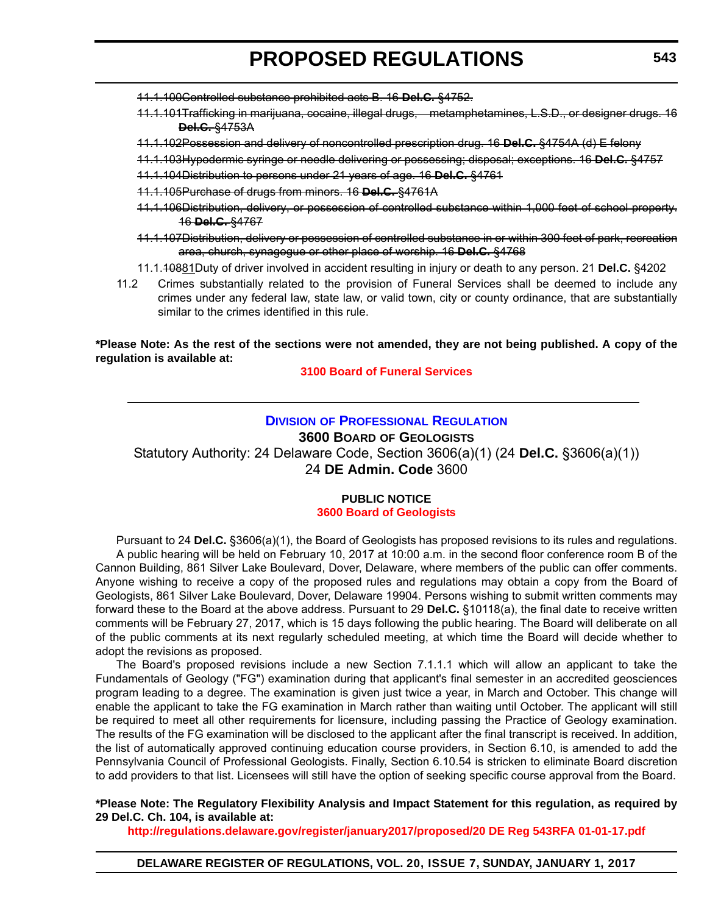~~11.1.100Controlled substance prohibited acts B. 16 **Del.C.** §4752.~~

~~11.1.101Trafficking in marijuana, cocaine, illegal drugs, metamphetamines, L.S.D., or designer drugs. 16 **Del.C.** §4753A~~

~~11.1.102Possession and delivery of noncontrolled prescription drug. 16 **Del.C.** §4754A (d) E felony~~

~~11.1.103Hypodermic syringe or needle delivering or possessing; disposal; exceptions. 16 **Del.C.** §4757~~

~~11.1.104Distribution to persons under 21 years of age. 16 **Del.C.** §4761~~

~~11.1.105Purchase of drugs from minors. 16 **Del.C.** §4761A~~

~~11.1.106Distribution, delivery, or possession of controlled substance within 1,000 feet of school property. 16 **Del.C.** §4767~~

~~11.1.107Distribution, delivery or possession of controlled substance in or within 300 feet of park, recreation area, church, synagogue or other place of worship. 16 **Del.C.** §4768~~

11.1.~~108~~81Duty of driver involved in accident resulting in injury or death to any person. 21 **Del.C.** §4202

11.2 Crimes substantially related to the provision of Funeral Services shall be deemed to include any crimes under any federal law, state law, or valid town, city or county ordinance, that are substantially similar to the crimes identified in this rule.

**\*Please Note: As the rest of the sections were not amended, they are not being published. A copy of the regulation is available at:**

**3100 Board of Funeral Services**

---

## Division of Professional Regulation

### 3600 Board of Geologists

Statutory Authority: 24 Delaware Code, Section 3606(a)(1) (24 **Del.C.** §3606(a)(1))
24 **DE Admin. Code** 3600

#### PUBLIC NOTICE

**3600 Board of Geologists**

Pursuant to 24 **Del.C.** §3606(a)(1), the Board of Geologists has proposed revisions to its rules and regulations.

A public hearing will be held on February 10, 2017 at 10:00 a.m. in the second floor conference room B of the Cannon Building, 861 Silver Lake Boulevard, Dover, Delaware, where members of the public can offer comments. Anyone wishing to receive a copy of the proposed rules and regulations may obtain a copy from the Board of Geologists, 861 Silver Lake Boulevard, Dover, Delaware 19904. Persons wishing to submit written comments may forward these to the Board at the above address. Pursuant to 29 **Del.C.** §10118(a), the final date to receive written comments will be February 27, 2017, which is 15 days following the public hearing. The Board will deliberate on all of the public comments at its next regularly scheduled meeting, at which time the Board will decide whether to adopt the revisions as proposed.

The Board's proposed revisions include a new Section 7.1.1.1 which will allow an applicant to take the Fundamentals of Geology ("FG") examination during that applicant's final semester in an accredited geosciences program leading to a degree. The examination is given just twice a year, in March and October. This change will enable the applicant to take the FG examination in March rather than waiting until October. The applicant will still be required to meet all other requirements for licensure, including passing the Practice of Geology examination. The results of the FG examination will be disclosed to the applicant after the final transcript is received. In addition, the list of automatically approved continuing education course providers, in Section 6.10, is amended to add the Pennsylvania Council of Professional Geologists. Finally, Section 6.10.54 is stricken to eliminate Board discretion to add providers to that list. Licensees will still have the option of seeking specific course approval from the Board.

**\*Please Note: The Regulatory Flexibility Analysis and Impact Statement for this regulation, as required by 29 Del.C. Ch. 104, is available at:**

**http://regulations.delaware.gov/register/january2017/proposed/20 DE Reg 543RFA 01-01-17.pdf**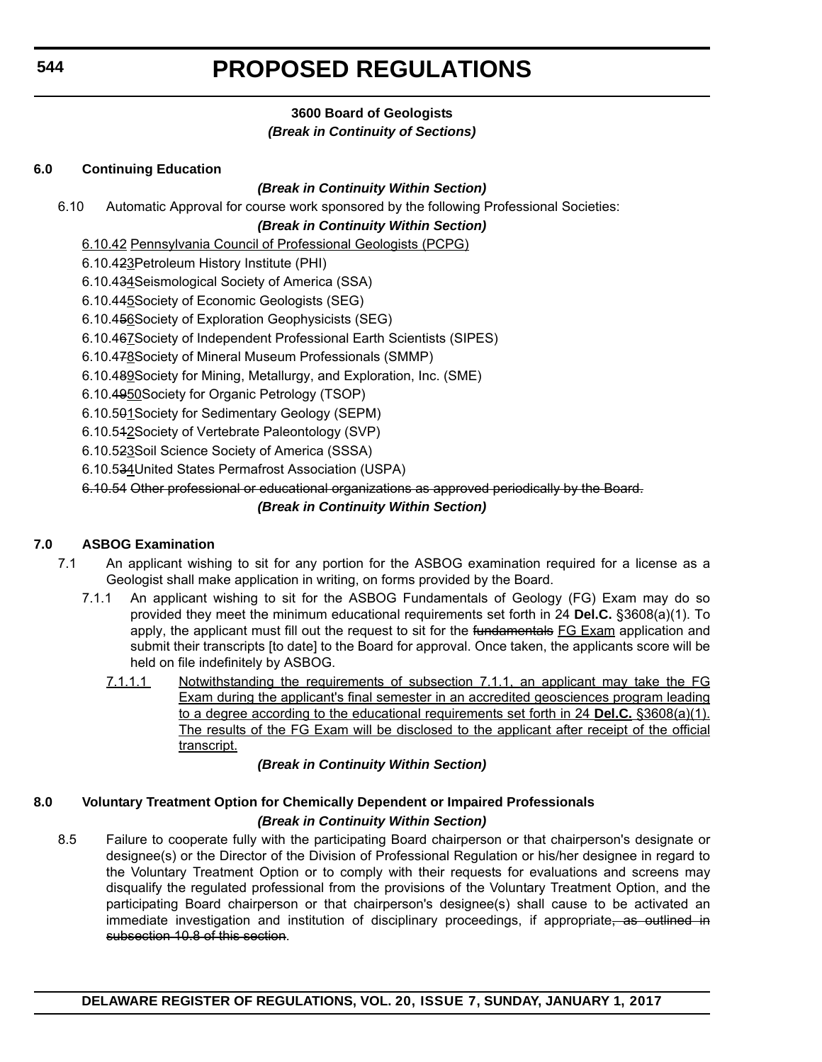**3600 Board of Geologists**

***(Break in Continuity of Sections)***

## 6.0 Continuing Education

***(Break in Continuity Within Section)***

6.10 Automatic Approval for course work sponsored by the following Professional Societies:

***(Break in Continuity Within Section)***

<u>6.10.42 Pennsylvania Council of Professional Geologists (PCPG)</u>

6.10.4~~2~~<u>3</u>Petroleum History Institute (PHI)

6.10.4~~3~~<u>4</u>Seismological Society of America (SSA)

6.10.4~~4~~<u>5</u>Society of Economic Geologists (SEG)

6.10.4~~5~~<u>6</u>Society of Exploration Geophysicists (SEG)

6.10.4~~6~~<u>7</u>Society of Independent Professional Earth Scientists (SIPES)

6.10.4~~7~~<u>8</u>Society of Mineral Museum Professionals (SMMP)

6.10.4~~8~~<u>9</u>Society for Mining, Metallurgy, and Exploration, Inc. (SME)

6.10.~~49~~<u>50</u>Society for Organic Petrology (TSOP)

6.10.5~~0~~<u>1</u>Society for Sedimentary Geology (SEPM)

6.10.5~~1~~<u>2</u>Society of Vertebrate Paleontology (SVP)

6.10.5~~2~~<u>3</u>Soil Science Society of America (SSSA)

6.10.5~~3~~<u>4</u>United States Permafrost Association (USPA)

~~6.10.54 Other professional or educational organizations as approved periodically by the Board.~~

***(Break in Continuity Within Section)***

## 7.0 ASBOG Examination

7.1 An applicant wishing to sit for any portion for the ASBOG examination required for a license as a Geologist shall make application in writing, on forms provided by the Board.

7.1.1 An applicant wishing to sit for the ASBOG Fundamentals of Geology (FG) Exam may do so provided they meet the minimum educational requirements set forth in 24 **Del.C.** §3608(a)(1). To apply, the applicant must fill out the request to sit for the ~~fundamentals~~ <u>FG Exam</u> application and submit their transcripts [to date] to the Board for approval. Once taken, the applicants score will be held on file indefinitely by ASBOG.

<u>7.1.1.1 Notwithstanding the requirements of subsection 7.1.1, an applicant may take the FG Exam during the applicant's final semester in an accredited geosciences program leading to a degree according to the educational requirements set forth in 24 **Del.C.** §3608(a)(1). The results of the FG Exam will be disclosed to the applicant after receipt of the official transcript.</u>

***(Break in Continuity Within Section)***

## 8.0 Voluntary Treatment Option for Chemically Dependent or Impaired Professionals

***(Break in Continuity Within Section)***

8.5 Failure to cooperate fully with the participating Board chairperson or that chairperson's designate or designee(s) or the Director of the Division of Professional Regulation or his/her designee in regard to the Voluntary Treatment Option or to comply with their requests for evaluations and screens may disqualify the regulated professional from the provisions of the Voluntary Treatment Option, and the participating Board chairperson or that chairperson's designee(s) shall cause to be activated an immediate investigation and institution of disciplinary proceedings, if appropriate~~, as outlined in subsection 10.8 of this section~~.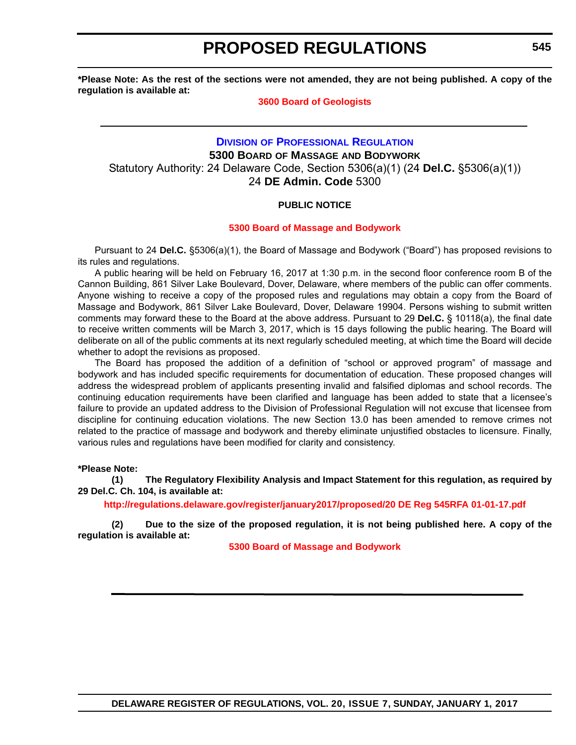**\*Please Note: As the rest of the sections were not amended, they are not being published. A copy of the regulation is available at:**

**3600 Board of Geologists**

---

## DIVISION OF PROFESSIONAL REGULATION

### 5300 BOARD OF MASSAGE AND BODYWORK

Statutory Authority: 24 Delaware Code, Section 5306(a)(1) (24 **Del.C.** §5306(a)(1))

24 **DE Admin. Code** 5300

**PUBLIC NOTICE**

**5300 Board of Massage and Bodywork**

Pursuant to 24 **Del.C.** §5306(a)(1), the Board of Massage and Bodywork ("Board") has proposed revisions to its rules and regulations.

A public hearing will be held on February 16, 2017 at 1:30 p.m. in the second floor conference room B of the Cannon Building, 861 Silver Lake Boulevard, Dover, Delaware, where members of the public can offer comments. Anyone wishing to receive a copy of the proposed rules and regulations may obtain a copy from the Board of Massage and Bodywork, 861 Silver Lake Boulevard, Dover, Delaware 19904. Persons wishing to submit written comments may forward these to the Board at the above address. Pursuant to 29 **Del.C.** § 10118(a), the final date to receive written comments will be March 3, 2017, which is 15 days following the public hearing. The Board will deliberate on all of the public comments at its next regularly scheduled meeting, at which time the Board will decide whether to adopt the revisions as proposed.

The Board has proposed the addition of a definition of "school or approved program" of massage and bodywork and has included specific requirements for documentation of education. These proposed changes will address the widespread problem of applicants presenting invalid and falsified diplomas and school records. The continuing education requirements have been clarified and language has been added to state that a licensee's failure to provide an updated address to the Division of Professional Regulation will not excuse that licensee from discipline for continuing education violations. The new Section 13.0 has been amended to remove crimes not related to the practice of massage and bodywork and thereby eliminate unjustified obstacles to licensure. Finally, various rules and regulations have been modified for clarity and consistency.

**\*Please Note:**

**(1) The Regulatory Flexibility Analysis and Impact Statement for this regulation, as required by 29 Del.C. Ch. 104, is available at:**

**http://regulations.delaware.gov/register/january2017/proposed/20 DE Reg 545RFA 01-01-17.pdf**

**(2) Due to the size of the proposed regulation, it is not being published here. A copy of the regulation is available at:**

**5300 Board of Massage and Bodywork**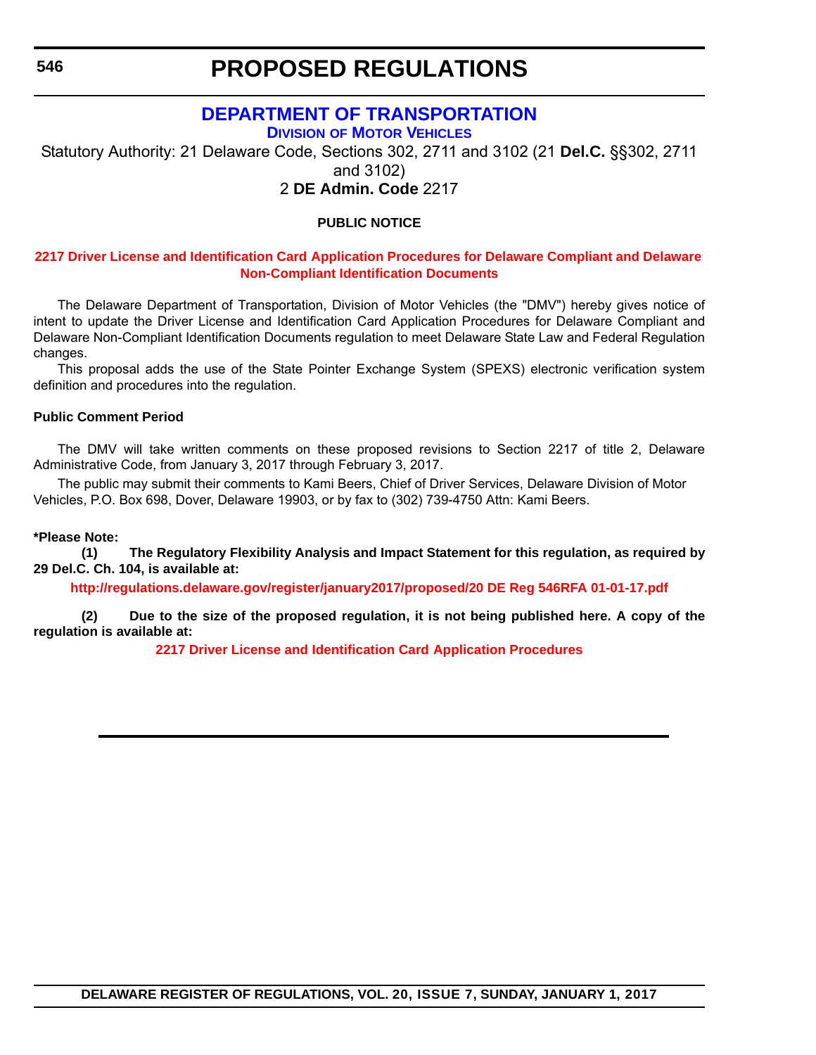# PROPOSED REGULATIONS

## DEPARTMENT OF TRANSPORTATION

### Division of Motor Vehicles

Statutory Authority: 21 Delaware Code, Sections 302, 2711 and 3102 (21 **Del.C.** §§302, 2711 and 3102)
2 **DE Admin. Code** 2217

**PUBLIC NOTICE**

**2217 Driver License and Identification Card Application Procedures for Delaware Compliant and Delaware Non-Compliant Identification Documents**

The Delaware Department of Transportation, Division of Motor Vehicles (the "DMV") hereby gives notice of intent to update the Driver License and Identification Card Application Procedures for Delaware Compliant and Delaware Non-Compliant Identification Documents regulation to meet Delaware State Law and Federal Regulation changes.

This proposal adds the use of the State Pointer Exchange System (SPEXS) electronic verification system definition and procedures into the regulation.

**Public Comment Period**

The DMV will take written comments on these proposed revisions to Section 2217 of title 2, Delaware Administrative Code, from January 3, 2017 through February 3, 2017.

The public may submit their comments to Kami Beers, Chief of Driver Services, Delaware Division of Motor Vehicles, P.O. Box 698, Dover, Delaware 19903, or by fax to (302) 739-4750 Attn: Kami Beers.

**\*Please Note:**

**(1) The Regulatory Flexibility Analysis and Impact Statement for this regulation, as required by 29 Del.C. Ch. 104, is available at:**

**http://regulations.delaware.gov/register/january2017/proposed/20 DE Reg 546RFA 01-01-17.pdf**

**(2) Due to the size of the proposed regulation, it is not being published here. A copy of the regulation is available at:**

**2217 Driver License and Identification Card Application Procedures**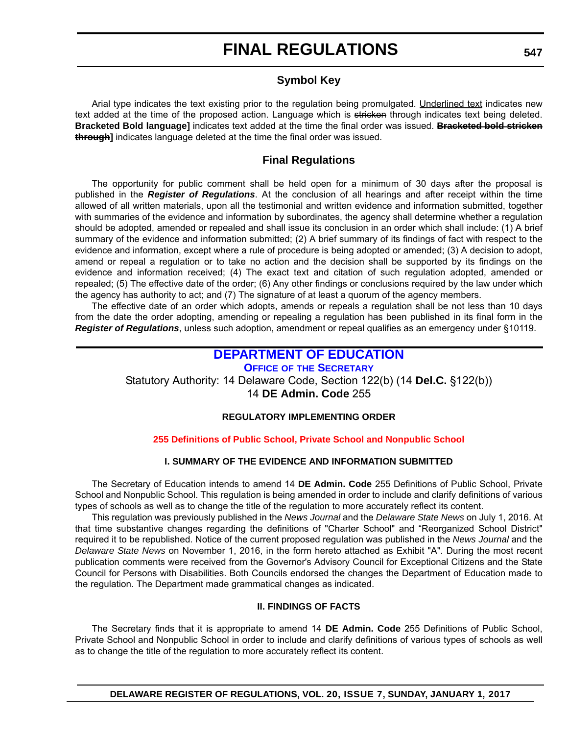# FINAL REGULATIONS

## Symbol Key

Arial type indicates the text existing prior to the regulation being promulgated. Underlined text indicates new text added at the time of the proposed action. Language which is ~~stricken~~ through indicates text being deleted. **Bracketed Bold language]** indicates text added at the time the final order was issued. **~~Bracketed bold stricken through~~]** indicates language deleted at the time the final order was issued.

## Final Regulations

The opportunity for public comment shall be held open for a minimum of 30 days after the proposal is published in the ***Register of Regulations***. At the conclusion of all hearings and after receipt within the time allowed of all written materials, upon all the testimonial and written evidence and information submitted, together with summaries of the evidence and information by subordinates, the agency shall determine whether a regulation should be adopted, amended or repealed and shall issue its conclusion in an order which shall include: (1) A brief summary of the evidence and information submitted; (2) A brief summary of its findings of fact with respect to the evidence and information, except where a rule of procedure is being adopted or amended; (3) A decision to adopt, amend or repeal a regulation or to take no action and the decision shall be supported by its findings on the evidence and information received; (4) The exact text and citation of such regulation adopted, amended or repealed; (5) The effective date of the order; (6) Any other findings or conclusions required by the law under which the agency has authority to act; and (7) The signature of at least a quorum of the agency members.

The effective date of an order which adopts, amends or repeals a regulation shall be not less than 10 days from the date the order adopting, amending or repealing a regulation has been published in its final form in the ***Register of Regulations***, unless such adoption, amendment or repeal qualifies as an emergency under §10119.

## DEPARTMENT OF EDUCATION

### OFFICE OF THE SECRETARY

Statutory Authority: 14 Delaware Code, Section 122(b) (14 **Del.C.** §122(b))
14 **DE Admin. Code** 255

**REGULATORY IMPLEMENTING ORDER**

**255 Definitions of Public School, Private School and Nonpublic School**

**I. SUMMARY OF THE EVIDENCE AND INFORMATION SUBMITTED**

The Secretary of Education intends to amend 14 **DE Admin. Code** 255 Definitions of Public School, Private School and Nonpublic School. This regulation is being amended in order to include and clarify definitions of various types of schools as well as to change the title of the regulation to more accurately reflect its content.

This regulation was previously published in the *News Journal* and the *Delaware State News* on July 1, 2016. At that time substantive changes regarding the definitions of "Charter School" and "Reorganized School District" required it to be republished. Notice of the current proposed regulation was published in the *News Journal* and the *Delaware State News* on November 1, 2016, in the form hereto attached as Exhibit "A". During the most recent publication comments were received from the Governor's Advisory Council for Exceptional Citizens and the State Council for Persons with Disabilities. Both Councils endorsed the changes the Department of Education made to the regulation. The Department made grammatical changes as indicated.

**II. FINDINGS OF FACTS**

The Secretary finds that it is appropriate to amend 14 **DE Admin. Code** 255 Definitions of Public School, Private School and Nonpublic School in order to include and clarify definitions of various types of schools as well as to change the title of the regulation to more accurately reflect its content.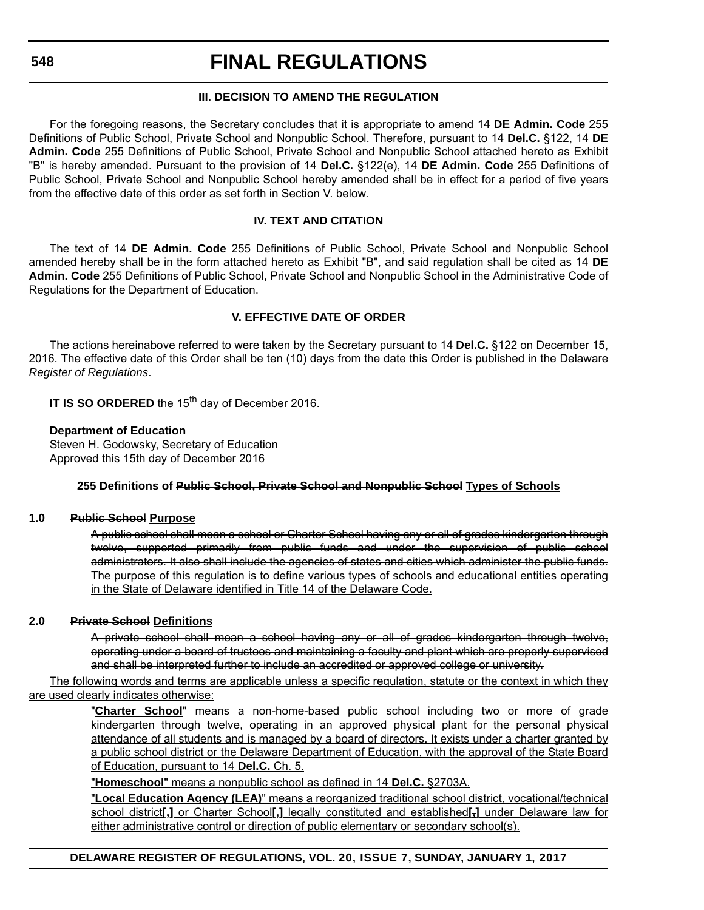### III. DECISION TO AMEND THE REGULATION

For the foregoing reasons, the Secretary concludes that it is appropriate to amend 14 **DE Admin. Code** 255 Definitions of Public School, Private School and Nonpublic School. Therefore, pursuant to 14 **Del.C.** §122, 14 **DE Admin. Code** 255 Definitions of Public School, Private School and Nonpublic School attached hereto as Exhibit "B" is hereby amended. Pursuant to the provision of 14 **Del.C.** §122(e), 14 **DE Admin. Code** 255 Definitions of Public School, Private School and Nonpublic School hereby amended shall be in effect for a period of five years from the effective date of this order as set forth in Section V. below.

### IV. TEXT AND CITATION

The text of 14 **DE Admin. Code** 255 Definitions of Public School, Private School and Nonpublic School amended hereby shall be in the form attached hereto as Exhibit "B", and said regulation shall be cited as 14 **DE Admin. Code** 255 Definitions of Public School, Private School and Nonpublic School in the Administrative Code of Regulations for the Department of Education.

### V. EFFECTIVE DATE OF ORDER

The actions hereinabove referred to were taken by the Secretary pursuant to 14 **Del.C.** §122 on December 15, 2016. The effective date of this Order shall be ten (10) days from the date this Order is published in the Delaware *Register of Regulations*.

**IT IS SO ORDERED** the 15th day of December 2016.

**Department of Education**
Steven H. Godowsky, Secretary of Education
Approved this 15th day of December 2016

### 255 Definitions of ~~Public School, Private School and Nonpublic School~~ Types of Schools

**1.0 ~~Public School~~ Purpose**

~~A public school shall mean a school or Charter School having any or all of grades kindergarten through twelve, supported primarily from public funds and under the supervision of public school administrators. It also shall include the agencies of states and cities which administer the public funds.~~ The purpose of this regulation is to define various types of schools and educational entities operating in the State of Delaware identified in Title 14 of the Delaware Code.

**2.0 ~~Private School~~ Definitions**

~~A private school shall mean a school having any or all of grades kindergarten through twelve, operating under a board of trustees and maintaining a faculty and plant which are properly supervised and shall be interpreted further to include an accredited or approved college or university.~~

The following words and terms are applicable unless a specific regulation, statute or the context in which they are used clearly indicates otherwise:

"**Charter School**" means a non-home-based public school including two or more of grade kindergarten through twelve, operating in an approved physical plant for the personal physical attendance of all students and is managed by a board of directors. It exists under a charter granted by a public school district or the Delaware Department of Education, with the approval of the State Board of Education, pursuant to 14 **Del.C.** Ch. 5.

"**Homeschool**" means a nonpublic school as defined in 14 **Del.C.** §2703A.

"**Local Education Agency (LEA)**" means a reorganized traditional school district, vocational/technical school district**[,]** or Charter School**[,]** legally constituted and established**[;]** under Delaware law for either administrative control or direction of public elementary or secondary school(s).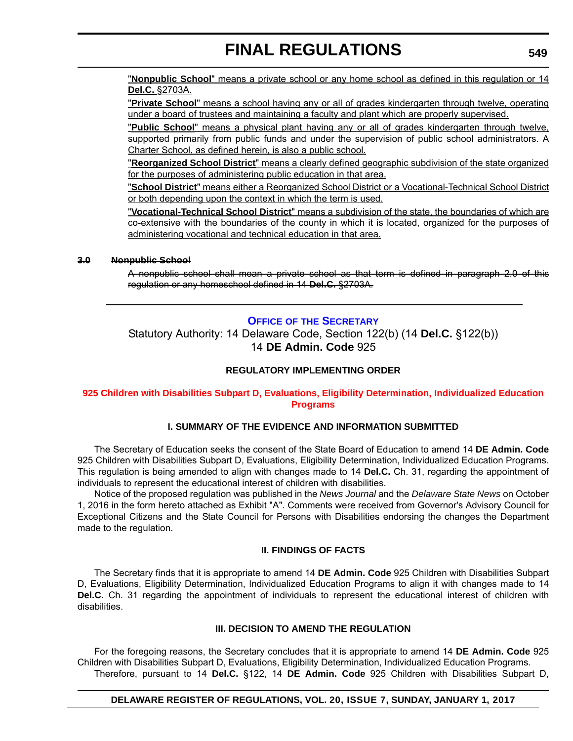"**Nonpublic School**" means a private school or any home school as defined in this regulation or 14 **Del.C.** §2703A.

"**Private School**" means a school having any or all of grades kindergarten through twelve, operating under a board of trustees and maintaining a faculty and plant which are properly supervised.

"**Public School**" means a physical plant having any or all of grades kindergarten through twelve, supported primarily from public funds and under the supervision of public school administrators. A Charter School, as defined herein, is also a public school.

"**Reorganized School District**" means a clearly defined geographic subdivision of the state organized for the purposes of administering public education in that area.

"**School District**" means either a Reorganized School District or a Vocational-Technical School District or both depending upon the context in which the term is used.

"**Vocational-Technical School District**" means a subdivision of the state, the boundaries of which are co-extensive with the boundaries of the county in which it is located, organized for the purposes of administering vocational and technical education in that area.

~~**3.0 Nonpublic School**~~

~~A nonpublic school shall mean a private school as that term is defined in paragraph 2.0 of this regulation or any homeschool defined in 14 **Del.C.** §2703A.~~

---

### OFFICE OF THE SECRETARY

Statutory Authority: 14 Delaware Code, Section 122(b) (14 **Del.C.** §122(b))
14 **DE Admin. Code** 925

**REGULATORY IMPLEMENTING ORDER**

**925 Children with Disabilities Subpart D, Evaluations, Eligibility Determination, Individualized Education Programs**

**I. SUMMARY OF THE EVIDENCE AND INFORMATION SUBMITTED**

The Secretary of Education seeks the consent of the State Board of Education to amend 14 **DE Admin. Code** 925 Children with Disabilities Subpart D, Evaluations, Eligibility Determination, Individualized Education Programs. This regulation is being amended to align with changes made to 14 **Del.C.** Ch. 31, regarding the appointment of individuals to represent the educational interest of children with disabilities.

Notice of the proposed regulation was published in the *News Journal* and the *Delaware State News* on October 1, 2016 in the form hereto attached as Exhibit "A". Comments were received from Governor's Advisory Council for Exceptional Citizens and the State Council for Persons with Disabilities endorsing the changes the Department made to the regulation.

**II. FINDINGS OF FACTS**

The Secretary finds that it is appropriate to amend 14 **DE Admin. Code** 925 Children with Disabilities Subpart D, Evaluations, Eligibility Determination, Individualized Education Programs to align it with changes made to 14 **Del.C.** Ch. 31 regarding the appointment of individuals to represent the educational interest of children with disabilities.

**III. DECISION TO AMEND THE REGULATION**

For the foregoing reasons, the Secretary concludes that it is appropriate to amend 14 **DE Admin. Code** 925 Children with Disabilities Subpart D, Evaluations, Eligibility Determination, Individualized Education Programs.

Therefore, pursuant to 14 **Del.C.** §122, 14 **DE Admin. Code** 925 Children with Disabilities Subpart D,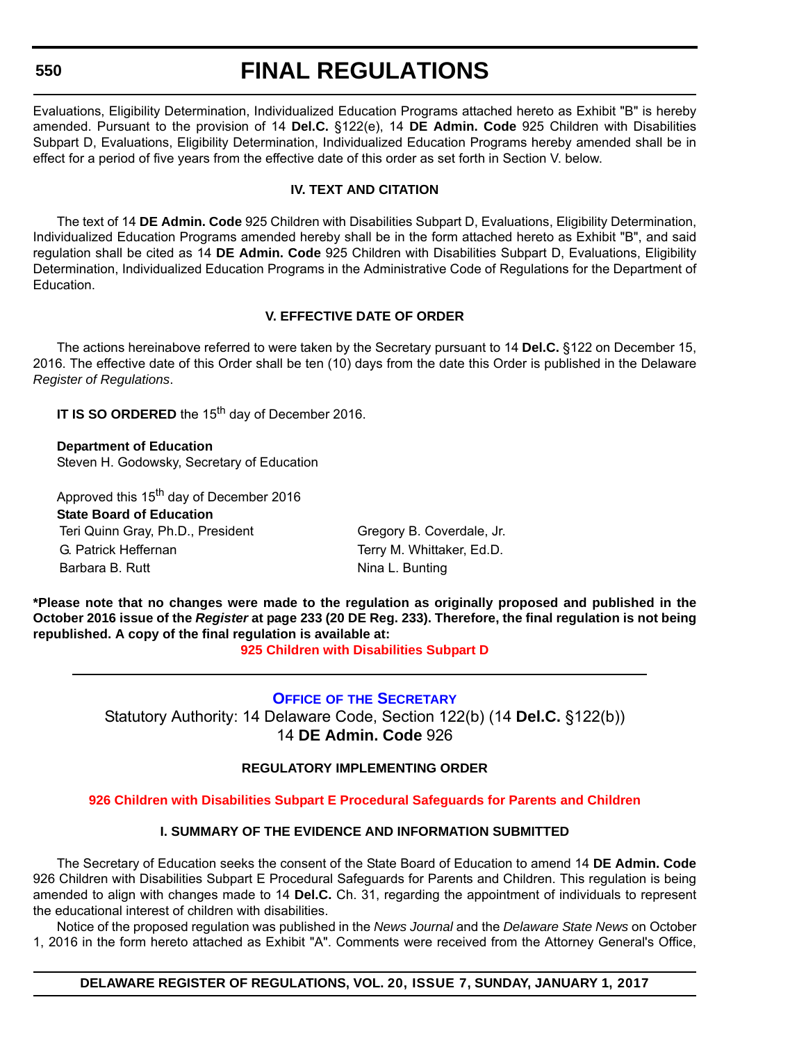Evaluations, Eligibility Determination, Individualized Education Programs attached hereto as Exhibit "B" is hereby amended. Pursuant to the provision of 14 **Del.C.** §122(e), 14 **DE Admin. Code** 925 Children with Disabilities Subpart D, Evaluations, Eligibility Determination, Individualized Education Programs hereby amended shall be in effect for a period of five years from the effective date of this order as set forth in Section V. below.

**IV. TEXT AND CITATION**

The text of 14 **DE Admin. Code** 925 Children with Disabilities Subpart D, Evaluations, Eligibility Determination, Individualized Education Programs amended hereby shall be in the form attached hereto as Exhibit "B", and said regulation shall be cited as 14 **DE Admin. Code** 925 Children with Disabilities Subpart D, Evaluations, Eligibility Determination, Individualized Education Programs in the Administrative Code of Regulations for the Department of Education.

**V. EFFECTIVE DATE OF ORDER**

The actions hereinabove referred to were taken by the Secretary pursuant to 14 **Del.C.** §122 on December 15, 2016. The effective date of this Order shall be ten (10) days from the date this Order is published in the Delaware *Register of Regulations*.

**IT IS SO ORDERED** the 15th day of December 2016.

**Department of Education**
Steven H. Godowsky, Secretary of Education

Approved this 15th day of December 2016
**State Board of Education**

Teri Quinn Gray, Ph.D., President
G. Patrick Heffernan
Barbara B. Rutt
Gregory B. Coverdale, Jr.
Terry M. Whittaker, Ed.D.
Nina L. Bunting

**\*Please note that no changes were made to the regulation as originally proposed and published in the October 2016 issue of the *Register* at page 233 (20 DE Reg. 233). Therefore, the final regulation is not being republished. A copy of the final regulation is available at:**

**925 Children with Disabilities Subpart D**

---

## Office of the Secretary

Statutory Authority: 14 Delaware Code, Section 122(b) (14 **Del.C.** §122(b))
14 **DE Admin. Code** 926

**REGULATORY IMPLEMENTING ORDER**

**926 Children with Disabilities Subpart E Procedural Safeguards for Parents and Children**

**I. SUMMARY OF THE EVIDENCE AND INFORMATION SUBMITTED**

The Secretary of Education seeks the consent of the State Board of Education to amend 14 **DE Admin. Code** 926 Children with Disabilities Subpart E Procedural Safeguards for Parents and Children. This regulation is being amended to align with changes made to 14 **Del.C.** Ch. 31, regarding the appointment of individuals to represent the educational interest of children with disabilities.

Notice of the proposed regulation was published in the *News Journal* and the *Delaware State News* on October 1, 2016 in the form hereto attached as Exhibit "A". Comments were received from the Attorney General's Office,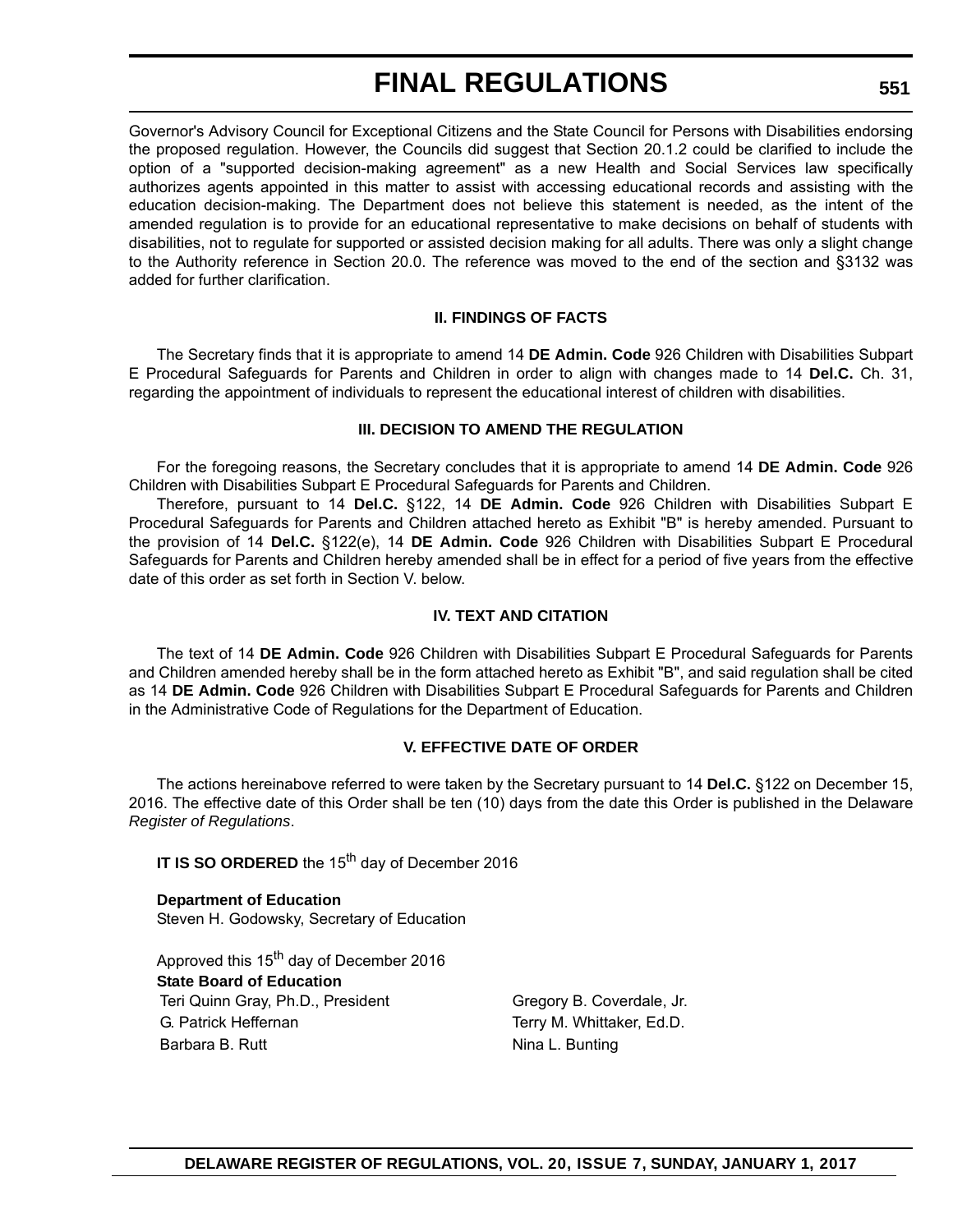Governor's Advisory Council for Exceptional Citizens and the State Council for Persons with Disabilities endorsing the proposed regulation. However, the Councils did suggest that Section 20.1.2 could be clarified to include the option of a "supported decision-making agreement" as a new Health and Social Services law specifically authorizes agents appointed in this matter to assist with accessing educational records and assisting with the education decision-making. The Department does not believe this statement is needed, as the intent of the amended regulation is to provide for an educational representative to make decisions on behalf of students with disabilities, not to regulate for supported or assisted decision making for all adults. There was only a slight change to the Authority reference in Section 20.0. The reference was moved to the end of the section and §3132 was added for further clarification.

### II. FINDINGS OF FACTS

The Secretary finds that it is appropriate to amend 14 **DE Admin. Code** 926 Children with Disabilities Subpart E Procedural Safeguards for Parents and Children in order to align with changes made to 14 **Del.C.** Ch. 31, regarding the appointment of individuals to represent the educational interest of children with disabilities.

### III. DECISION TO AMEND THE REGULATION

For the foregoing reasons, the Secretary concludes that it is appropriate to amend 14 **DE Admin. Code** 926 Children with Disabilities Subpart E Procedural Safeguards for Parents and Children.

Therefore, pursuant to 14 **Del.C.** §122, 14 **DE Admin. Code** 926 Children with Disabilities Subpart E Procedural Safeguards for Parents and Children attached hereto as Exhibit "B" is hereby amended. Pursuant to the provision of 14 **Del.C.** §122(e), 14 **DE Admin. Code** 926 Children with Disabilities Subpart E Procedural Safeguards for Parents and Children hereby amended shall be in effect for a period of five years from the effective date of this order as set forth in Section V. below.

### IV. TEXT AND CITATION

The text of 14 **DE Admin. Code** 926 Children with Disabilities Subpart E Procedural Safeguards for Parents and Children amended hereby shall be in the form attached hereto as Exhibit "B", and said regulation shall be cited as 14 **DE Admin. Code** 926 Children with Disabilities Subpart E Procedural Safeguards for Parents and Children in the Administrative Code of Regulations for the Department of Education.

### V. EFFECTIVE DATE OF ORDER

The actions hereinabove referred to were taken by the Secretary pursuant to 14 **Del.C.** §122 on December 15, 2016. The effective date of this Order shall be ten (10) days from the date this Order is published in the Delaware *Register of Regulations*.

**IT IS SO ORDERED** the 15th day of December 2016

**Department of Education**
Steven H. Godowsky, Secretary of Education

Approved this 15th day of December 2016
**State Board of Education**

Teri Quinn Gray, Ph.D., President
G. Patrick Heffernan
Barbara B. Rutt
Gregory B. Coverdale, Jr.
Terry M. Whittaker, Ed.D.
Nina L. Bunting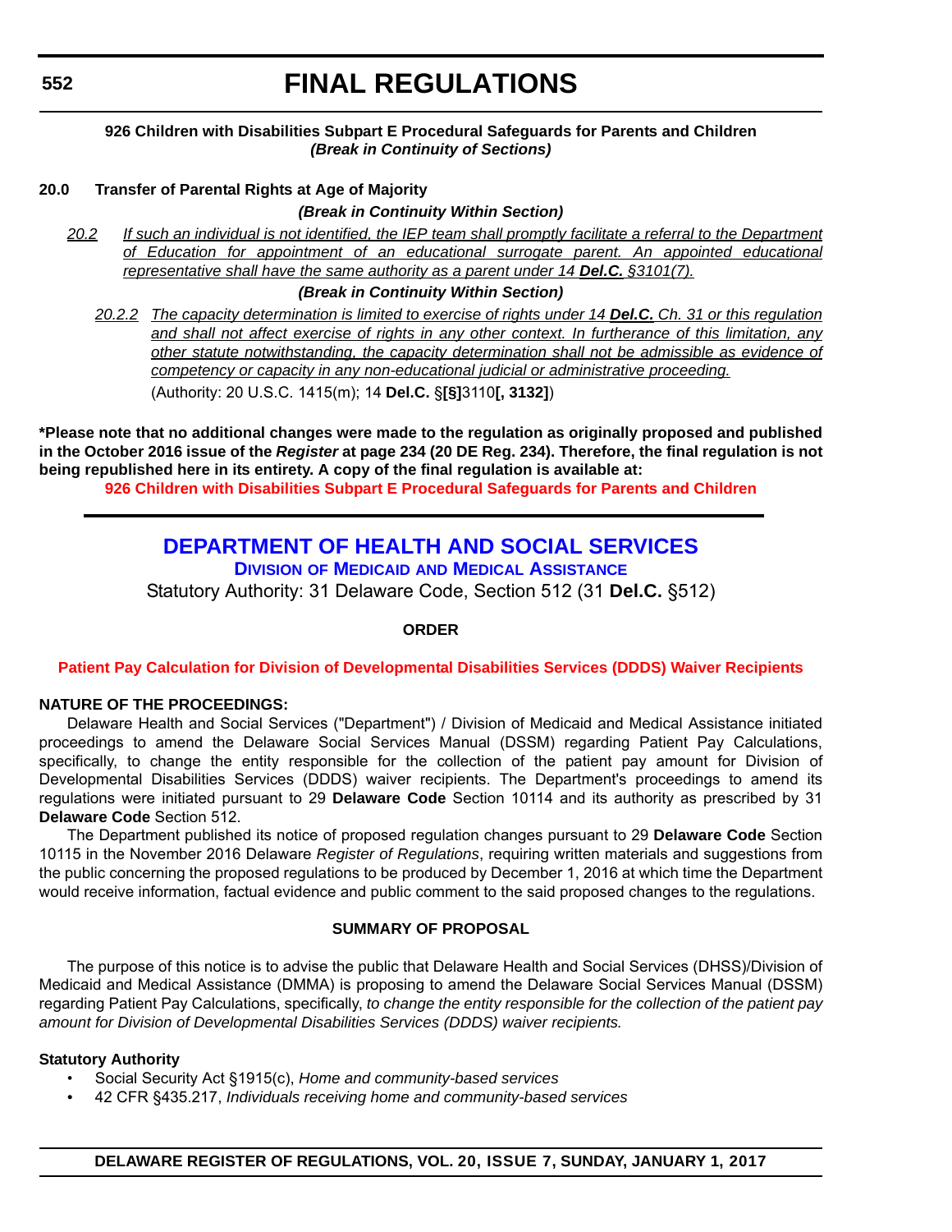**926 Children with Disabilities Subpart E Procedural Safeguards for Parents and Children**
***(Break in Continuity of Sections)***

**20.0 Transfer of Parental Rights at Age of Majority**

***(Break in Continuity Within Section)***

*20.2 If such an individual is not identified, the IEP team shall promptly facilitate a referral to the Department of Education for appointment of an educational surrogate parent. An appointed educational representative shall have the same authority as a parent under 14* ***Del.C.*** *§3101(7).*

***(Break in Continuity Within Section)***

*20.2.2 The capacity determination is limited to exercise of rights under 14* ***Del.C.*** *Ch. 31 or this regulation and shall not affect exercise of rights in any other context. In furtherance of this limitation, any other statute notwithstanding, the capacity determination shall not be admissible as evidence of competency or capacity in any non-educational judicial or administrative proceeding.*

(Authority: 20 U.S.C. 1415(m); 14 **Del.C.** §**[§]**3110**[, 3132]**)

**\*Please note that no additional changes were made to the regulation as originally proposed and published in the October 2016 issue of the *Register* at page 234 (20 DE Reg. 234). Therefore, the final regulation is not being republished here in its entirety. A copy of the final regulation is available at:**

**926 Children with Disabilities Subpart E Procedural Safeguards for Parents and Children**

---

# DEPARTMENT OF HEALTH AND SOCIAL SERVICES

## Division of Medicaid and Medical Assistance

Statutory Authority: 31 Delaware Code, Section 512 (31 **Del.C.** §512)

**ORDER**

**Patient Pay Calculation for Division of Developmental Disabilities Services (DDDS) Waiver Recipients**

**NATURE OF THE PROCEEDINGS:**

Delaware Health and Social Services ("Department") / Division of Medicaid and Medical Assistance initiated proceedings to amend the Delaware Social Services Manual (DSSM) regarding Patient Pay Calculations, specifically, to change the entity responsible for the collection of the patient pay amount for Division of Developmental Disabilities Services (DDDS) waiver recipients. The Department's proceedings to amend its regulations were initiated pursuant to 29 **Delaware Code** Section 10114 and its authority as prescribed by 31 **Delaware Code** Section 512.

The Department published its notice of proposed regulation changes pursuant to 29 **Delaware Code** Section 10115 in the November 2016 Delaware *Register of Regulations*, requiring written materials and suggestions from the public concerning the proposed regulations to be produced by December 1, 2016 at which time the Department would receive information, factual evidence and public comment to the said proposed changes to the regulations.

**SUMMARY OF PROPOSAL**

The purpose of this notice is to advise the public that Delaware Health and Social Services (DHSS)/Division of Medicaid and Medical Assistance (DMMA) is proposing to amend the Delaware Social Services Manual (DSSM) regarding Patient Pay Calculations, specifically, *to change the entity responsible for the collection of the patient pay amount for Division of Developmental Disabilities Services (DDDS) waiver recipients.*

**Statutory Authority**

- Social Security Act §1915(c), *Home and community-based services*
- 42 CFR §435.217, *Individuals receiving home and community-based services*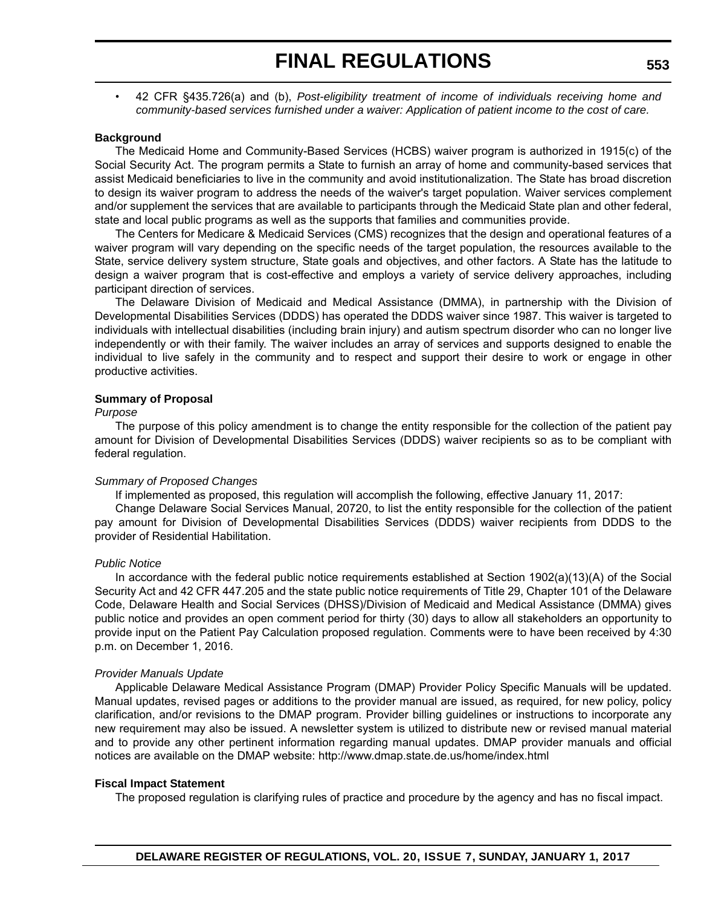- 42 CFR §435.726(a) and (b), *Post-eligibility treatment of income of individuals receiving home and community-based services furnished under a waiver: Application of patient income to the cost of care.*

**Background**

The Medicaid Home and Community-Based Services (HCBS) waiver program is authorized in 1915(c) of the Social Security Act. The program permits a State to furnish an array of home and community-based services that assist Medicaid beneficiaries to live in the community and avoid institutionalization. The State has broad discretion to design its waiver program to address the needs of the waiver's target population. Waiver services complement and/or supplement the services that are available to participants through the Medicaid State plan and other federal, state and local public programs as well as the supports that families and communities provide.

The Centers for Medicare & Medicaid Services (CMS) recognizes that the design and operational features of a waiver program will vary depending on the specific needs of the target population, the resources available to the State, service delivery system structure, State goals and objectives, and other factors. A State has the latitude to design a waiver program that is cost-effective and employs a variety of service delivery approaches, including participant direction of services.

The Delaware Division of Medicaid and Medical Assistance (DMMA), in partnership with the Division of Developmental Disabilities Services (DDDS) has operated the DDDS waiver since 1987. This waiver is targeted to individuals with intellectual disabilities (including brain injury) and autism spectrum disorder who can no longer live independently or with their family. The waiver includes an array of services and supports designed to enable the individual to live safely in the community and to respect and support their desire to work or engage in other productive activities.

**Summary of Proposal**

*Purpose*

The purpose of this policy amendment is to change the entity responsible for the collection of the patient pay amount for Division of Developmental Disabilities Services (DDDS) waiver recipients so as to be compliant with federal regulation.

*Summary of Proposed Changes*

If implemented as proposed, this regulation will accomplish the following, effective January 11, 2017:

Change Delaware Social Services Manual, 20720, to list the entity responsible for the collection of the patient pay amount for Division of Developmental Disabilities Services (DDDS) waiver recipients from DDDS to the provider of Residential Habilitation.

*Public Notice*

In accordance with the federal public notice requirements established at Section 1902(a)(13)(A) of the Social Security Act and 42 CFR 447.205 and the state public notice requirements of Title 29, Chapter 101 of the Delaware Code, Delaware Health and Social Services (DHSS)/Division of Medicaid and Medical Assistance (DMMA) gives public notice and provides an open comment period for thirty (30) days to allow all stakeholders an opportunity to provide input on the Patient Pay Calculation proposed regulation. Comments were to have been received by 4:30 p.m. on December 1, 2016.

*Provider Manuals Update*

Applicable Delaware Medical Assistance Program (DMAP) Provider Policy Specific Manuals will be updated. Manual updates, revised pages or additions to the provider manual are issued, as required, for new policy, policy clarification, and/or revisions to the DMAP program. Provider billing guidelines or instructions to incorporate any new requirement may also be issued. A newsletter system is utilized to distribute new or revised manual material and to provide any other pertinent information regarding manual updates. DMAP provider manuals and official notices are available on the DMAP website: http://www.dmap.state.de.us/home/index.html

**Fiscal Impact Statement**

The proposed regulation is clarifying rules of practice and procedure by the agency and has no fiscal impact.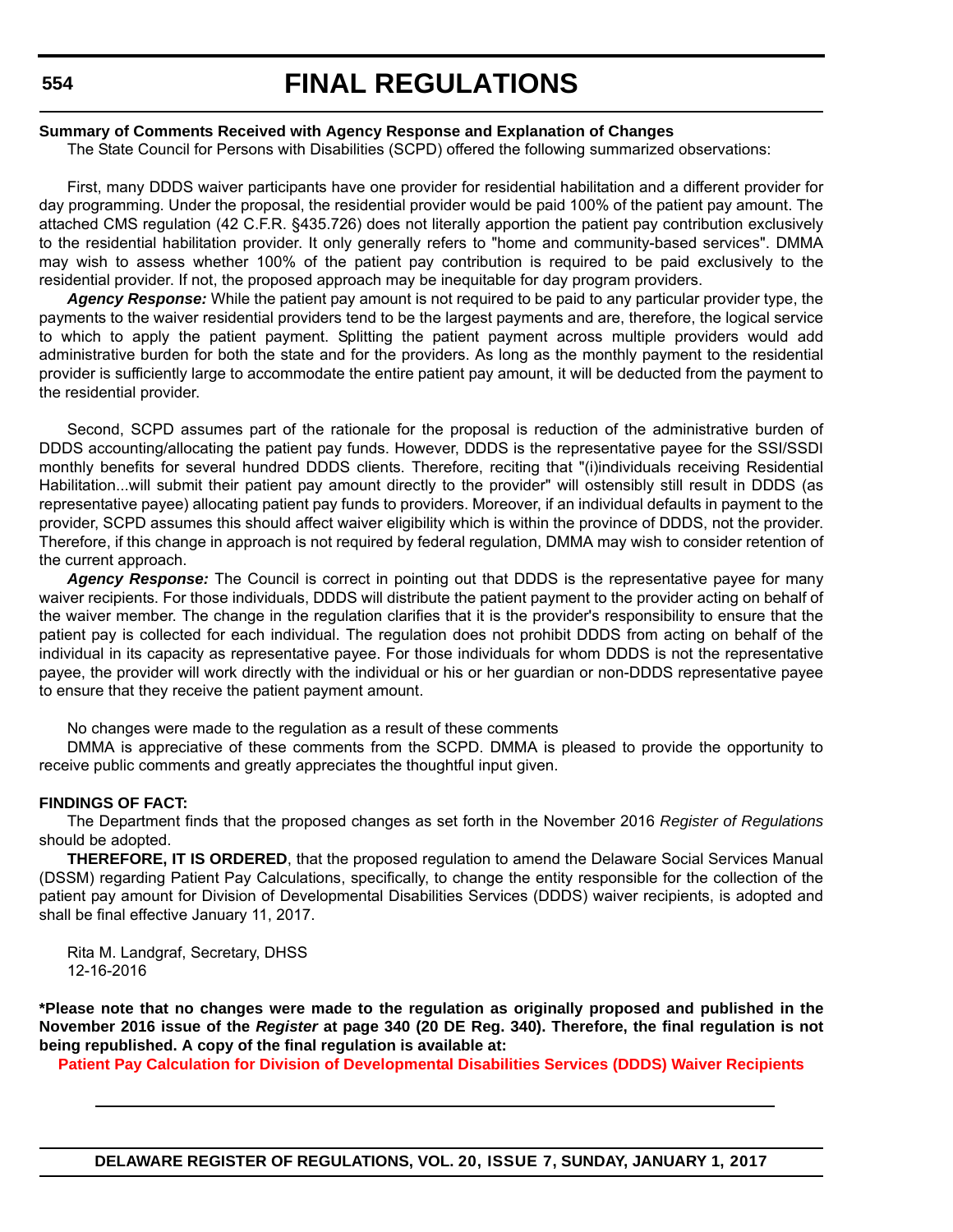**Summary of Comments Received with Agency Response and Explanation of Changes**

The State Council for Persons with Disabilities (SCPD) offered the following summarized observations:

First, many DDDS waiver participants have one provider for residential habilitation and a different provider for day programming. Under the proposal, the residential provider would be paid 100% of the patient pay amount. The attached CMS regulation (42 C.F.R. §435.726) does not literally apportion the patient pay contribution exclusively to the residential habilitation provider. It only generally refers to "home and community-based services". DMMA may wish to assess whether 100% of the patient pay contribution is required to be paid exclusively to the residential provider. If not, the proposed approach may be inequitable for day program providers.

***Agency Response:*** While the patient pay amount is not required to be paid to any particular provider type, the payments to the waiver residential providers tend to be the largest payments and are, therefore, the logical service to which to apply the patient payment. Splitting the patient payment across multiple providers would add administrative burden for both the state and for the providers. As long as the monthly payment to the residential provider is sufficiently large to accommodate the entire patient pay amount, it will be deducted from the payment to the residential provider.

Second, SCPD assumes part of the rationale for the proposal is reduction of the administrative burden of DDDS accounting/allocating the patient pay funds. However, DDDS is the representative payee for the SSI/SSDI monthly benefits for several hundred DDDS clients. Therefore, reciting that "(i)individuals receiving Residential Habilitation...will submit their patient pay amount directly to the provider" will ostensibly still result in DDDS (as representative payee) allocating patient pay funds to providers. Moreover, if an individual defaults in payment to the provider, SCPD assumes this should affect waiver eligibility which is within the province of DDDS, not the provider. Therefore, if this change in approach is not required by federal regulation, DMMA may wish to consider retention of the current approach.

***Agency Response:*** The Council is correct in pointing out that DDDS is the representative payee for many waiver recipients. For those individuals, DDDS will distribute the patient payment to the provider acting on behalf of the waiver member. The change in the regulation clarifies that it is the provider's responsibility to ensure that the patient pay is collected for each individual. The regulation does not prohibit DDDS from acting on behalf of the individual in its capacity as representative payee. For those individuals for whom DDDS is not the representative payee, the provider will work directly with the individual or his or her guardian or non-DDDS representative payee to ensure that they receive the patient payment amount.

No changes were made to the regulation as a result of these comments

DMMA is appreciative of these comments from the SCPD. DMMA is pleased to provide the opportunity to receive public comments and greatly appreciates the thoughtful input given.

**FINDINGS OF FACT:**

The Department finds that the proposed changes as set forth in the November 2016 *Register of Regulations* should be adopted.

**THEREFORE, IT IS ORDERED**, that the proposed regulation to amend the Delaware Social Services Manual (DSSM) regarding Patient Pay Calculations, specifically, to change the entity responsible for the collection of the patient pay amount for Division of Developmental Disabilities Services (DDDS) waiver recipients, is adopted and shall be final effective January 11, 2017.

Rita M. Landgraf, Secretary, DHSS
12-16-2016

**\*Please note that no changes were made to the regulation as originally proposed and published in the November 2016 issue of the *Register* at page 340 (20 DE Reg. 340). Therefore, the final regulation is not being republished. A copy of the final regulation is available at:**

**Patient Pay Calculation for Division of Developmental Disabilities Services (DDDS) Waiver Recipients**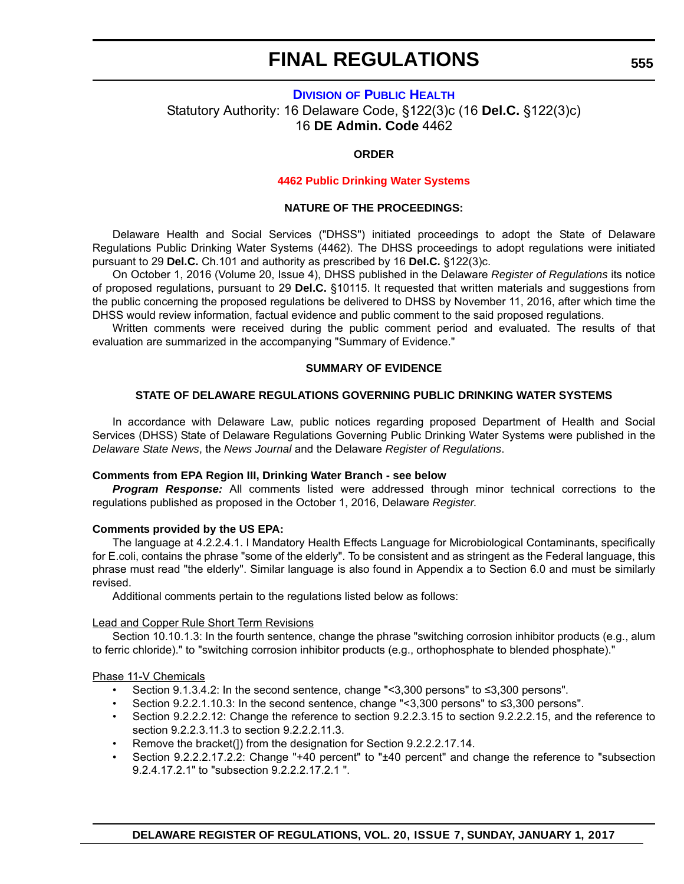# FINAL REGULATIONS

## DIVISION OF PUBLIC HEALTH

Statutory Authority: 16 Delaware Code, §122(3)c (16 **Del.C.** §122(3)c)
16 **DE Admin. Code** 4462

**ORDER**

**4462 Public Drinking Water Systems**

**NATURE OF THE PROCEEDINGS:**

Delaware Health and Social Services ("DHSS") initiated proceedings to adopt the State of Delaware Regulations Public Drinking Water Systems (4462). The DHSS proceedings to adopt regulations were initiated pursuant to 29 **Del.C.** Ch.101 and authority as prescribed by 16 **Del.C.** §122(3)c.

On October 1, 2016 (Volume 20, Issue 4), DHSS published in the Delaware *Register of Regulations* its notice of proposed regulations, pursuant to 29 **Del.C.** §10115. It requested that written materials and suggestions from the public concerning the proposed regulations be delivered to DHSS by November 11, 2016, after which time the DHSS would review information, factual evidence and public comment to the said proposed regulations.

Written comments were received during the public comment period and evaluated. The results of that evaluation are summarized in the accompanying "Summary of Evidence."

**SUMMARY OF EVIDENCE**

**STATE OF DELAWARE REGULATIONS GOVERNING PUBLIC DRINKING WATER SYSTEMS**

In accordance with Delaware Law, public notices regarding proposed Department of Health and Social Services (DHSS) State of Delaware Regulations Governing Public Drinking Water Systems were published in the *Delaware State News*, the *News Journal* and the Delaware *Register of Regulations*.

**Comments from EPA Region III, Drinking Water Branch - see below**

***Program Response:*** All comments listed were addressed through minor technical corrections to the regulations published as proposed in the October 1, 2016, Delaware *Register*.

**Comments provided by the US EPA:**

The language at 4.2.2.4.1. I Mandatory Health Effects Language for Microbiological Contaminants, specifically for E.coli, contains the phrase "some of the elderly". To be consistent and as stringent as the Federal language, this phrase must read "the elderly". Similar language is also found in Appendix a to Section 6.0 and must be similarly revised.

Additional comments pertain to the regulations listed below as follows:

<u>Lead and Copper Rule Short Term Revisions</u>

Section 10.10.1.3: In the fourth sentence, change the phrase "switching corrosion inhibitor products (e.g., alum to ferric chloride)." to "switching corrosion inhibitor products (e.g., orthophosphate to blended phosphate)."

<u>Phase 11-V Chemicals</u>

- Section 9.1.3.4.2: In the second sentence, change "<3,300 persons" to ≤3,300 persons".
- Section 9.2.2.1.10.3: In the second sentence, change "<3,300 persons" to ≤3,300 persons".
- Section 9.2.2.2.12: Change the reference to section 9.2.2.3.15 to section 9.2.2.2.15, and the reference to section 9.2.2.3.11.3 to section 9.2.2.2.11.3.
- Remove the bracket(]) from the designation for Section 9.2.2.2.17.14.
- Section 9.2.2.2.17.2.2: Change "+40 percent" to "±40 percent" and change the reference to "subsection 9.2.4.17.2.1" to "subsection 9.2.2.2.17.2.1 ".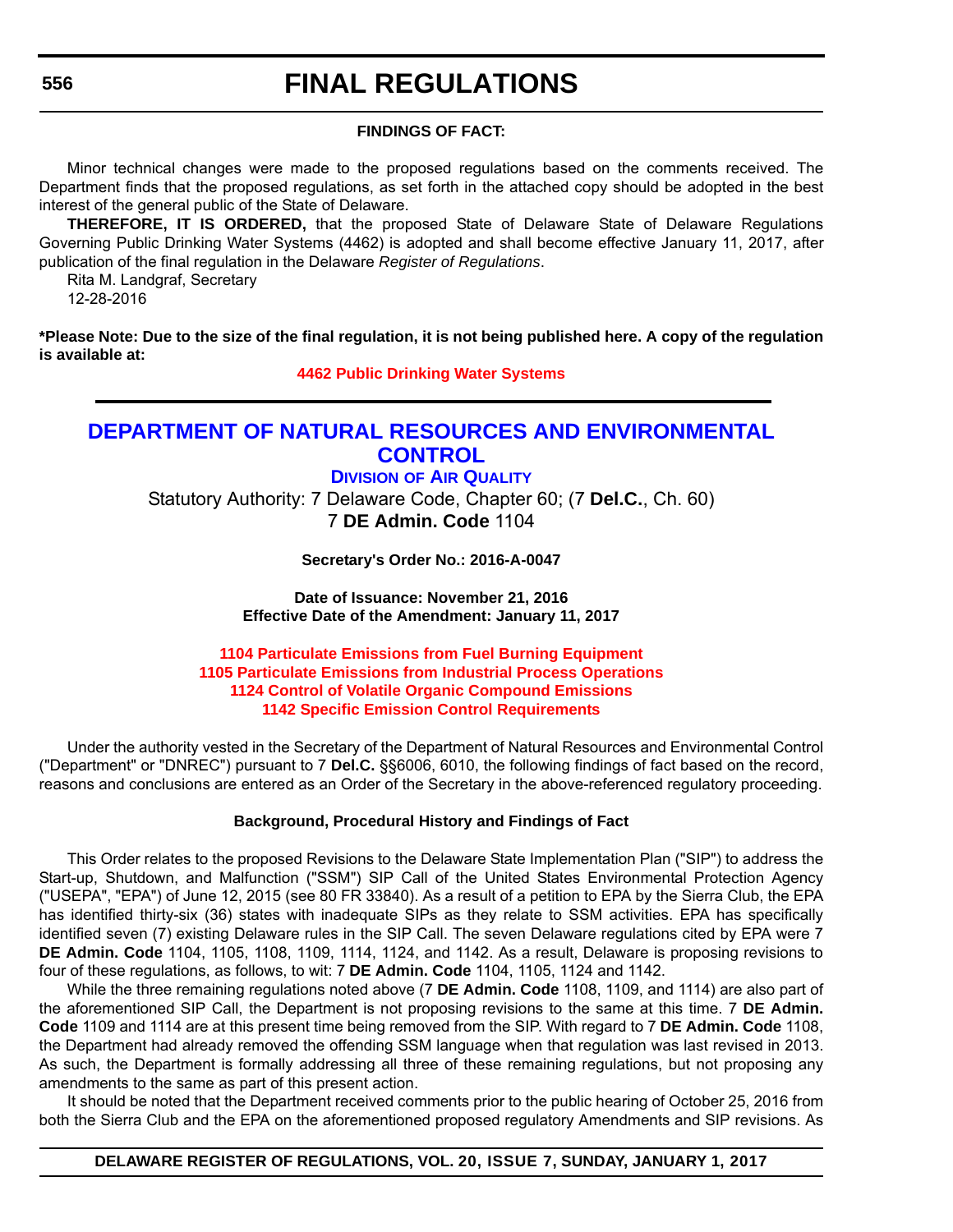**FINDINGS OF FACT:**

Minor technical changes were made to the proposed regulations based on the comments received. The Department finds that the proposed regulations, as set forth in the attached copy should be adopted in the best interest of the general public of the State of Delaware.

**THEREFORE, IT IS ORDERED,** that the proposed State of Delaware State of Delaware Regulations Governing Public Drinking Water Systems (4462) is adopted and shall become effective January 11, 2017, after publication of the final regulation in the Delaware *Register of Regulations*.

Rita M. Landgraf, Secretary
12-28-2016

**\*Please Note: Due to the size of the final regulation, it is not being published here. A copy of the regulation is available at:**

**4462 Public Drinking Water Systems**

---

# DEPARTMENT OF NATURAL RESOURCES AND ENVIRONMENTAL CONTROL

## DIVISION OF AIR QUALITY

Statutory Authority: 7 Delaware Code, Chapter 60; (7 **Del.C.**, Ch. 60)
7 **DE Admin. Code** 1104

**Secretary's Order No.: 2016-A-0047**

**Date of Issuance: November 21, 2016**
**Effective Date of the Amendment: January 11, 2017**

**1104 Particulate Emissions from Fuel Burning Equipment**
**1105 Particulate Emissions from Industrial Process Operations**
**1124 Control of Volatile Organic Compound Emissions**
**1142 Specific Emission Control Requirements**

Under the authority vested in the Secretary of the Department of Natural Resources and Environmental Control ("Department" or "DNREC") pursuant to 7 **Del.C.** §§6006, 6010, the following findings of fact based on the record, reasons and conclusions are entered as an Order of the Secretary in the above-referenced regulatory proceeding.

**Background, Procedural History and Findings of Fact**

This Order relates to the proposed Revisions to the Delaware State Implementation Plan ("SIP") to address the Start-up, Shutdown, and Malfunction ("SSM") SIP Call of the United States Environmental Protection Agency ("USEPA", "EPA") of June 12, 2015 (see 80 FR 33840). As a result of a petition to EPA by the Sierra Club, the EPA has identified thirty-six (36) states with inadequate SIPs as they relate to SSM activities. EPA has specifically identified seven (7) existing Delaware rules in the SIP Call. The seven Delaware regulations cited by EPA were 7 **DE Admin. Code** 1104, 1105, 1108, 1109, 1114, 1124, and 1142. As a result, Delaware is proposing revisions to four of these regulations, as follows, to wit: 7 **DE Admin. Code** 1104, 1105, 1124 and 1142.

While the three remaining regulations noted above (7 **DE Admin. Code** 1108, 1109, and 1114) are also part of the aforementioned SIP Call, the Department is not proposing revisions to the same at this time. 7 **DE Admin. Code** 1109 and 1114 are at this present time being removed from the SIP. With regard to 7 **DE Admin. Code** 1108, the Department had already removed the offending SSM language when that regulation was last revised in 2013. As such, the Department is formally addressing all three of these remaining regulations, but not proposing any amendments to the same as part of this present action.

It should be noted that the Department received comments prior to the public hearing of October 25, 2016 from both the Sierra Club and the EPA on the aforementioned proposed regulatory Amendments and SIP revisions. As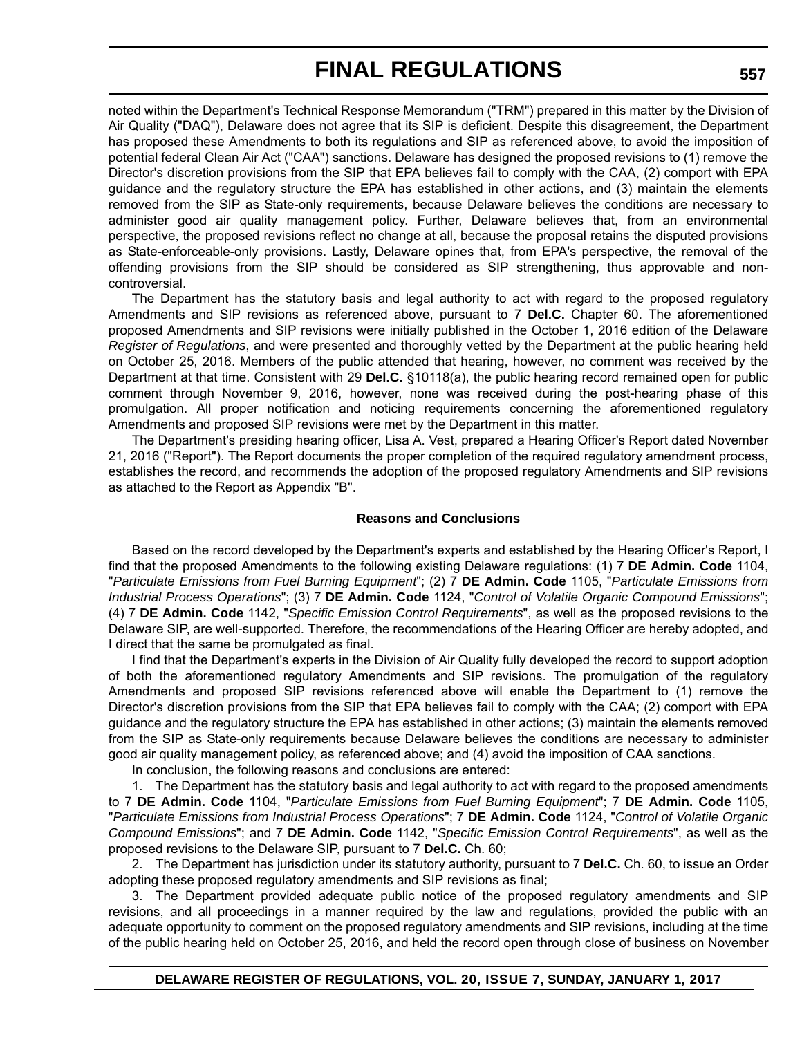noted within the Department's Technical Response Memorandum ("TRM") prepared in this matter by the Division of Air Quality ("DAQ"), Delaware does not agree that its SIP is deficient. Despite this disagreement, the Department has proposed these Amendments to both its regulations and SIP as referenced above, to avoid the imposition of potential federal Clean Air Act ("CAA") sanctions. Delaware has designed the proposed revisions to (1) remove the Director's discretion provisions from the SIP that EPA believes fail to comply with the CAA, (2) comport with EPA guidance and the regulatory structure the EPA has established in other actions, and (3) maintain the elements removed from the SIP as State-only requirements, because Delaware believes the conditions are necessary to administer good air quality management policy. Further, Delaware believes that, from an environmental perspective, the proposed revisions reflect no change at all, because the proposal retains the disputed provisions as State-enforceable-only provisions. Lastly, Delaware opines that, from EPA's perspective, the removal of the offending provisions from the SIP should be considered as SIP strengthening, thus approvable and non-controversial.

The Department has the statutory basis and legal authority to act with regard to the proposed regulatory Amendments and SIP revisions as referenced above, pursuant to 7 **Del.C.** Chapter 60. The aforementioned proposed Amendments and SIP revisions were initially published in the October 1, 2016 edition of the Delaware *Register of Regulations*, and were presented and thoroughly vetted by the Department at the public hearing held on October 25, 2016. Members of the public attended that hearing, however, no comment was received by the Department at that time. Consistent with 29 **Del.C.** §10118(a), the public hearing record remained open for public comment through November 9, 2016, however, none was received during the post-hearing phase of this promulgation. All proper notification and noticing requirements concerning the aforementioned regulatory Amendments and proposed SIP revisions were met by the Department in this matter.

The Department's presiding hearing officer, Lisa A. Vest, prepared a Hearing Officer's Report dated November 21, 2016 ("Report"). The Report documents the proper completion of the required regulatory amendment process, establishes the record, and recommends the adoption of the proposed regulatory Amendments and SIP revisions as attached to the Report as Appendix "B".

**Reasons and Conclusions**

Based on the record developed by the Department's experts and established by the Hearing Officer's Report, I find that the proposed Amendments to the following existing Delaware regulations: (1) 7 **DE Admin. Code** 1104, "*Particulate Emissions from Fuel Burning Equipment*"; (2) 7 **DE Admin. Code** 1105, "*Particulate Emissions from Industrial Process Operations*"; (3) 7 **DE Admin. Code** 1124, "*Control of Volatile Organic Compound Emissions*"; (4) 7 **DE Admin. Code** 1142, "*Specific Emission Control Requirements*", as well as the proposed revisions to the Delaware SIP, are well-supported. Therefore, the recommendations of the Hearing Officer are hereby adopted, and I direct that the same be promulgated as final.

I find that the Department's experts in the Division of Air Quality fully developed the record to support adoption of both the aforementioned regulatory Amendments and SIP revisions. The promulgation of the regulatory Amendments and proposed SIP revisions referenced above will enable the Department to (1) remove the Director's discretion provisions from the SIP that EPA believes fail to comply with the CAA; (2) comport with EPA guidance and the regulatory structure the EPA has established in other actions; (3) maintain the elements removed from the SIP as State-only requirements because Delaware believes the conditions are necessary to administer good air quality management policy, as referenced above; and (4) avoid the imposition of CAA sanctions.

In conclusion, the following reasons and conclusions are entered:

1. The Department has the statutory basis and legal authority to act with regard to the proposed amendments to 7 **DE Admin. Code** 1104, "*Particulate Emissions from Fuel Burning Equipment*"; 7 **DE Admin. Code** 1105, "*Particulate Emissions from Industrial Process Operations*"; 7 **DE Admin. Code** 1124, "*Control of Volatile Organic Compound Emissions*"; and 7 **DE Admin. Code** 1142, "*Specific Emission Control Requirements*", as well as the proposed revisions to the Delaware SIP, pursuant to 7 **Del.C.** Ch. 60;

2. The Department has jurisdiction under its statutory authority, pursuant to 7 **Del.C.** Ch. 60, to issue an Order adopting these proposed regulatory amendments and SIP revisions as final;

3. The Department provided adequate public notice of the proposed regulatory amendments and SIP revisions, and all proceedings in a manner required by the law and regulations, provided the public with an adequate opportunity to comment on the proposed regulatory amendments and SIP revisions, including at the time of the public hearing held on October 25, 2016, and held the record open through close of business on November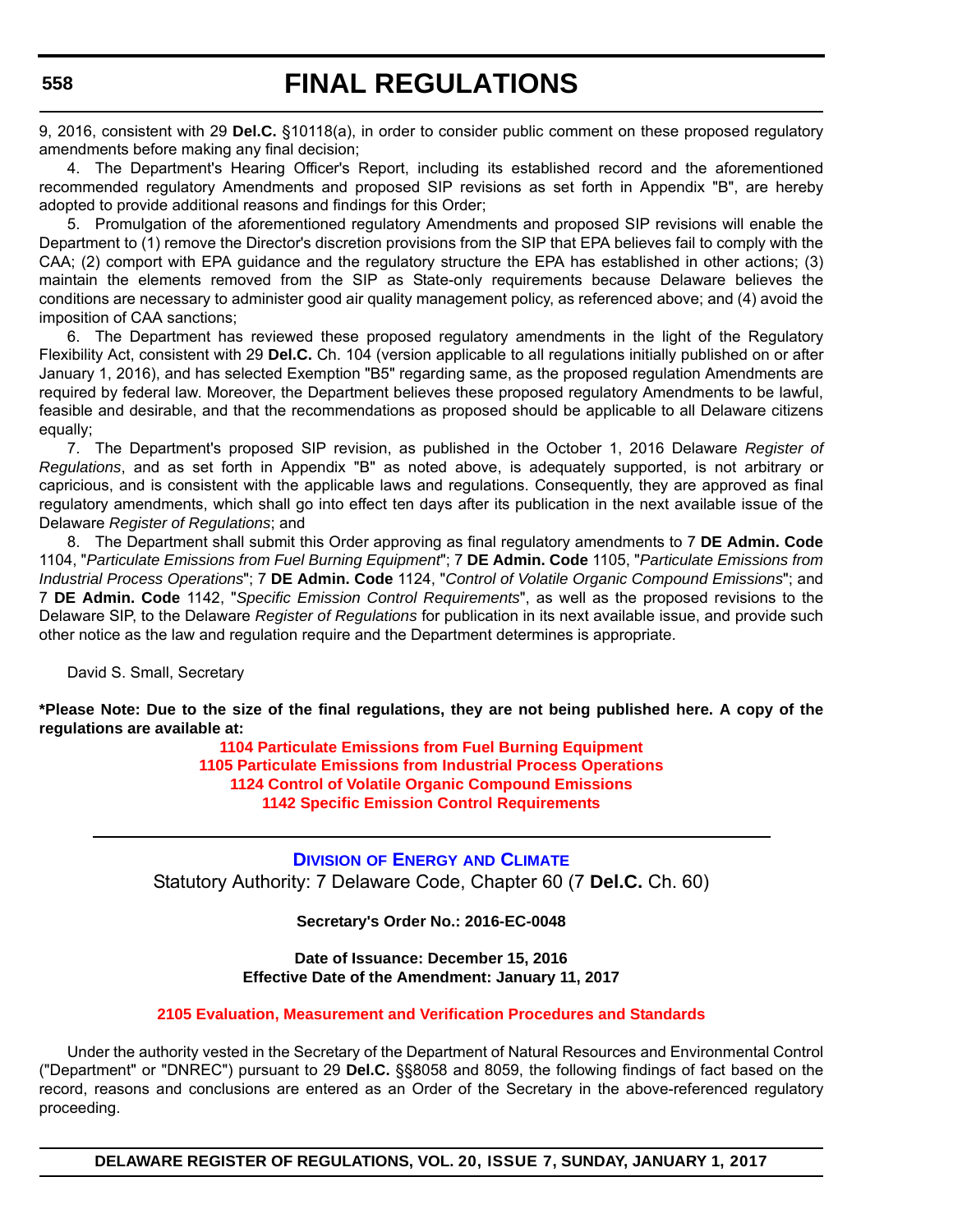9, 2016, consistent with 29 **Del.C.** §10118(a), in order to consider public comment on these proposed regulatory amendments before making any final decision;

4. The Department's Hearing Officer's Report, including its established record and the aforementioned recommended regulatory Amendments and proposed SIP revisions as set forth in Appendix "B", are hereby adopted to provide additional reasons and findings for this Order;

5. Promulgation of the aforementioned regulatory Amendments and proposed SIP revisions will enable the Department to (1) remove the Director's discretion provisions from the SIP that EPA believes fail to comply with the CAA; (2) comport with EPA guidance and the regulatory structure the EPA has established in other actions; (3) maintain the elements removed from the SIP as State-only requirements because Delaware believes the conditions are necessary to administer good air quality management policy, as referenced above; and (4) avoid the imposition of CAA sanctions;

6. The Department has reviewed these proposed regulatory amendments in the light of the Regulatory Flexibility Act, consistent with 29 **Del.C.** Ch. 104 (version applicable to all regulations initially published on or after January 1, 2016), and has selected Exemption "B5" regarding same, as the proposed regulation Amendments are required by federal law. Moreover, the Department believes these proposed regulatory Amendments to be lawful, feasible and desirable, and that the recommendations as proposed should be applicable to all Delaware citizens equally;

7. The Department's proposed SIP revision, as published in the October 1, 2016 Delaware *Register of Regulations*, and as set forth in Appendix "B" as noted above, is adequately supported, is not arbitrary or capricious, and is consistent with the applicable laws and regulations. Consequently, they are approved as final regulatory amendments, which shall go into effect ten days after its publication in the next available issue of the Delaware *Register of Regulations*; and

8. The Department shall submit this Order approving as final regulatory amendments to 7 **DE Admin. Code** 1104, "*Particulate Emissions from Fuel Burning Equipment*"; 7 **DE Admin. Code** 1105, "*Particulate Emissions from Industrial Process Operations*"; 7 **DE Admin. Code** 1124, "*Control of Volatile Organic Compound Emissions*"; and 7 **DE Admin. Code** 1142, "*Specific Emission Control Requirements*", as well as the proposed revisions to the Delaware SIP, to the Delaware *Register of Regulations* for publication in its next available issue, and provide such other notice as the law and regulation require and the Department determines is appropriate.

David S. Small, Secretary

**\*Please Note: Due to the size of the final regulations, they are not being published here. A copy of the regulations are available at:**

**1104 Particulate Emissions from Fuel Burning Equipment**
**1105 Particulate Emissions from Industrial Process Operations**
**1124 Control of Volatile Organic Compound Emissions**
**1142 Specific Emission Control Requirements**

---

## Division of Energy and Climate

Statutory Authority: 7 Delaware Code, Chapter 60 (7 **Del.C.** Ch. 60)

**Secretary's Order No.: 2016-EC-0048**

**Date of Issuance: December 15, 2016**
**Effective Date of the Amendment: January 11, 2017**

### 2105 Evaluation, Measurement and Verification Procedures and Standards

Under the authority vested in the Secretary of the Department of Natural Resources and Environmental Control ("Department" or "DNREC") pursuant to 29 **Del.C.** §§8058 and 8059, the following findings of fact based on the record, reasons and conclusions are entered as an Order of the Secretary in the above-referenced regulatory proceeding.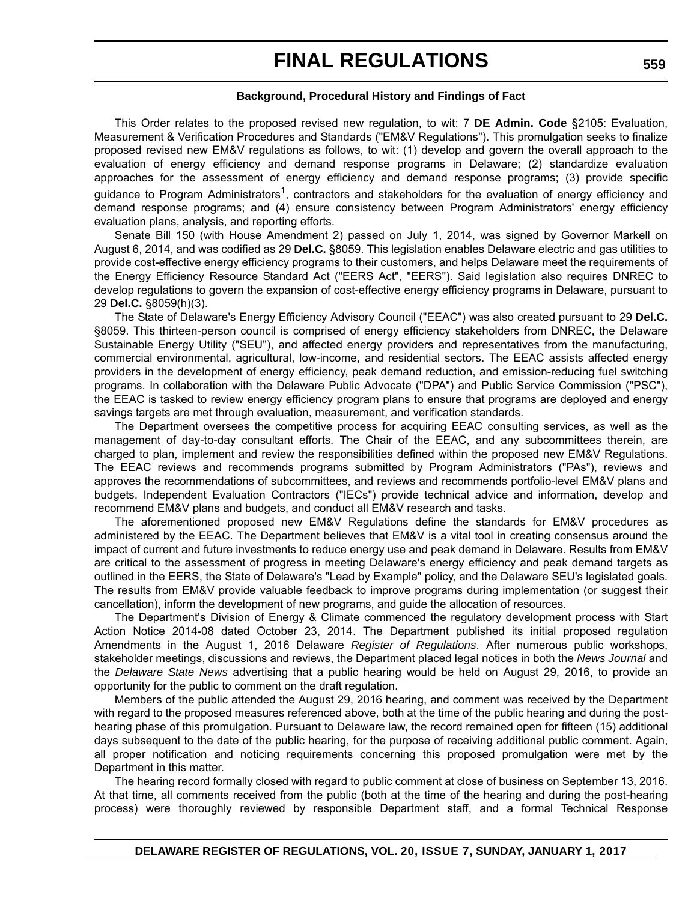### Background, Procedural History and Findings of Fact

This Order relates to the proposed revised new regulation, to wit: 7 **DE Admin. Code** §2105: Evaluation, Measurement & Verification Procedures and Standards ("EM&V Regulations"). This promulgation seeks to finalize proposed revised new EM&V regulations as follows, to wit: (1) develop and govern the overall approach to the evaluation of energy efficiency and demand response programs in Delaware; (2) standardize evaluation approaches for the assessment of energy efficiency and demand response programs; (3) provide specific guidance to Program Administrators[1], contractors and stakeholders for the evaluation of energy efficiency and demand response programs; and (4) ensure consistency between Program Administrators' energy efficiency evaluation plans, analysis, and reporting efforts.

Senate Bill 150 (with House Amendment 2) passed on July 1, 2014, was signed by Governor Markell on August 6, 2014, and was codified as 29 **Del.C.** §8059. This legislation enables Delaware electric and gas utilities to provide cost-effective energy efficiency programs to their customers, and helps Delaware meet the requirements of the Energy Efficiency Resource Standard Act ("EERS Act", "EERS"). Said legislation also requires DNREC to develop regulations to govern the expansion of cost-effective energy efficiency programs in Delaware, pursuant to 29 **Del.C.** §8059(h)(3).

The State of Delaware's Energy Efficiency Advisory Council ("EEAC") was also created pursuant to 29 **Del.C.** §8059. This thirteen-person council is comprised of energy efficiency stakeholders from DNREC, the Delaware Sustainable Energy Utility ("SEU"), and affected energy providers and representatives from the manufacturing, commercial environmental, agricultural, low-income, and residential sectors. The EEAC assists affected energy providers in the development of energy efficiency, peak demand reduction, and emission-reducing fuel switching programs. In collaboration with the Delaware Public Advocate ("DPA") and Public Service Commission ("PSC"), the EEAC is tasked to review energy efficiency program plans to ensure that programs are deployed and energy savings targets are met through evaluation, measurement, and verification standards.

The Department oversees the competitive process for acquiring EEAC consulting services, as well as the management of day-to-day consultant efforts. The Chair of the EEAC, and any subcommittees therein, are charged to plan, implement and review the responsibilities defined within the proposed new EM&V Regulations. The EEAC reviews and recommends programs submitted by Program Administrators ("PAs"), reviews and approves the recommendations of subcommittees, and reviews and recommends portfolio-level EM&V plans and budgets. Independent Evaluation Contractors ("IECs") provide technical advice and information, develop and recommend EM&V plans and budgets, and conduct all EM&V research and tasks.

The aforementioned proposed new EM&V Regulations define the standards for EM&V procedures as administered by the EEAC. The Department believes that EM&V is a vital tool in creating consensus around the impact of current and future investments to reduce energy use and peak demand in Delaware. Results from EM&V are critical to the assessment of progress in meeting Delaware's energy efficiency and peak demand targets as outlined in the EERS, the State of Delaware's "Lead by Example" policy, and the Delaware SEU's legislated goals. The results from EM&V provide valuable feedback to improve programs during implementation (or suggest their cancellation), inform the development of new programs, and guide the allocation of resources.

The Department's Division of Energy & Climate commenced the regulatory development process with Start Action Notice 2014-08 dated October 23, 2014. The Department published its initial proposed regulation Amendments in the August 1, 2016 Delaware *Register of Regulations*. After numerous public workshops, stakeholder meetings, discussions and reviews, the Department placed legal notices in both the *News Journal* and the *Delaware State News* advertising that a public hearing would be held on August 29, 2016, to provide an opportunity for the public to comment on the draft regulation.

Members of the public attended the August 29, 2016 hearing, and comment was received by the Department with regard to the proposed measures referenced above, both at the time of the public hearing and during the post-hearing phase of this promulgation. Pursuant to Delaware law, the record remained open for fifteen (15) additional days subsequent to the date of the public hearing, for the purpose of receiving additional public comment. Again, all proper notification and noticing requirements concerning this proposed promulgation were met by the Department in this matter.

The hearing record formally closed with regard to public comment at close of business on September 13, 2016. At that time, all comments received from the public (both at the time of the hearing and during the post-hearing process) were thoroughly reviewed by responsible Department staff, and a formal Technical Response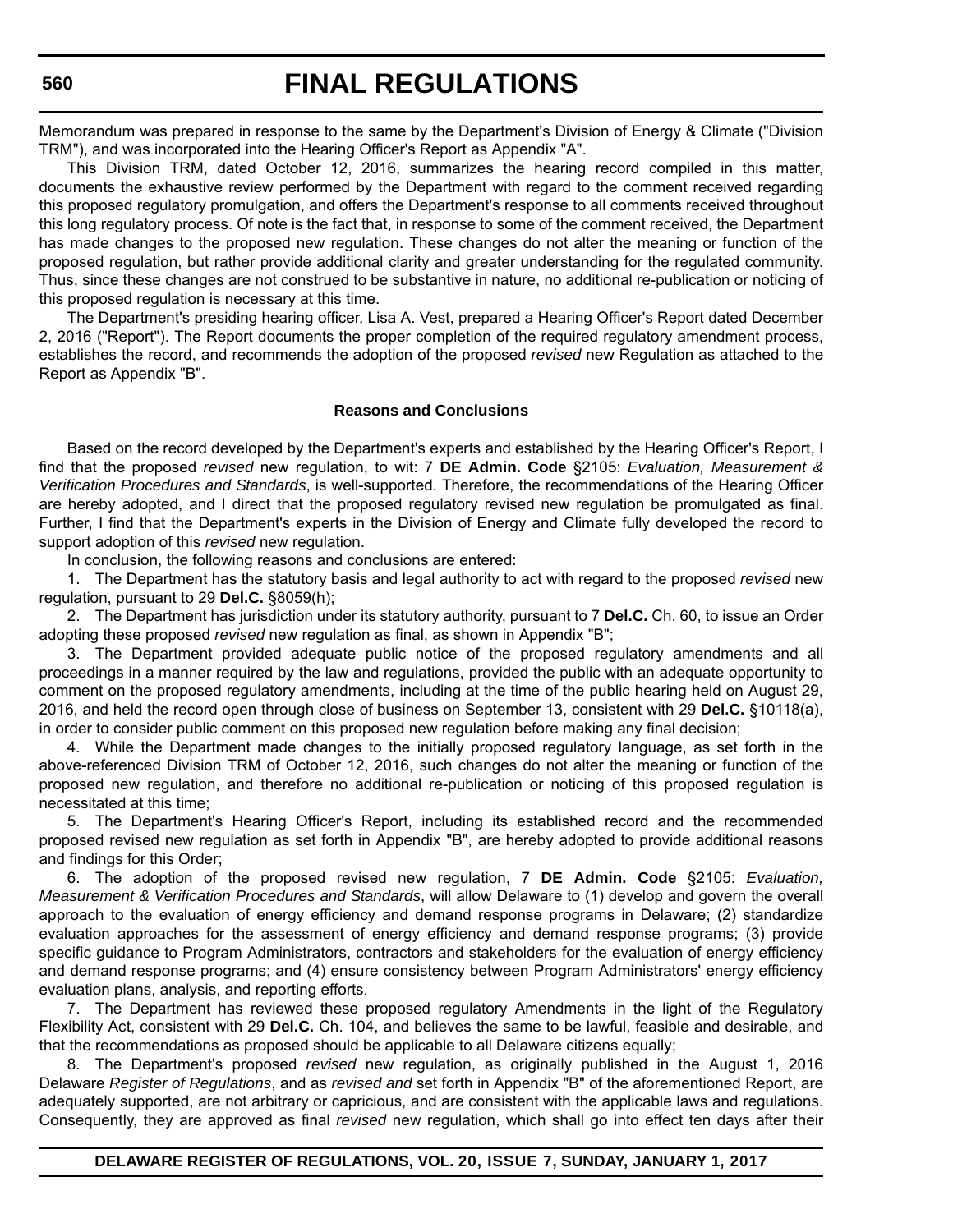Memorandum was prepared in response to the same by the Department's Division of Energy & Climate ("Division TRM"), and was incorporated into the Hearing Officer's Report as Appendix "A".

This Division TRM, dated October 12, 2016, summarizes the hearing record compiled in this matter, documents the exhaustive review performed by the Department with regard to the comment received regarding this proposed regulatory promulgation, and offers the Department's response to all comments received throughout this long regulatory process. Of note is the fact that, in response to some of the comment received, the Department has made changes to the proposed new regulation. These changes do not alter the meaning or function of the proposed regulation, but rather provide additional clarity and greater understanding for the regulated community. Thus, since these changes are not construed to be substantive in nature, no additional re-publication or noticing of this proposed regulation is necessary at this time.

The Department's presiding hearing officer, Lisa A. Vest, prepared a Hearing Officer's Report dated December 2, 2016 ("Report"). The Report documents the proper completion of the required regulatory amendment process, establishes the record, and recommends the adoption of the proposed *revised* new Regulation as attached to the Report as Appendix "B".

**Reasons and Conclusions**

Based on the record developed by the Department's experts and established by the Hearing Officer's Report, I find that the proposed *revised* new regulation, to wit: 7 **DE Admin. Code** §2105: *Evaluation, Measurement & Verification Procedures and Standards*, is well-supported. Therefore, the recommendations of the Hearing Officer are hereby adopted, and I direct that the proposed regulatory revised new regulation be promulgated as final. Further, I find that the Department's experts in the Division of Energy and Climate fully developed the record to support adoption of this *revised* new regulation.

In conclusion, the following reasons and conclusions are entered:

1. The Department has the statutory basis and legal authority to act with regard to the proposed *revised* new regulation, pursuant to 29 **Del.C.** §8059(h);

2. The Department has jurisdiction under its statutory authority, pursuant to 7 **Del.C.** Ch. 60, to issue an Order adopting these proposed *revised* new regulation as final, as shown in Appendix "B";

3. The Department provided adequate public notice of the proposed regulatory amendments and all proceedings in a manner required by the law and regulations, provided the public with an adequate opportunity to comment on the proposed regulatory amendments, including at the time of the public hearing held on August 29, 2016, and held the record open through close of business on September 13, consistent with 29 **Del.C.** §10118(a), in order to consider public comment on this proposed new regulation before making any final decision;

4. While the Department made changes to the initially proposed regulatory language, as set forth in the above-referenced Division TRM of October 12, 2016, such changes do not alter the meaning or function of the proposed new regulation, and therefore no additional re-publication or noticing of this proposed regulation is necessitated at this time;

5. The Department's Hearing Officer's Report, including its established record and the recommended proposed revised new regulation as set forth in Appendix "B", are hereby adopted to provide additional reasons and findings for this Order;

6. The adoption of the proposed revised new regulation, 7 **DE Admin. Code** §2105: *Evaluation, Measurement & Verification Procedures and Standards*, will allow Delaware to (1) develop and govern the overall approach to the evaluation of energy efficiency and demand response programs in Delaware; (2) standardize evaluation approaches for the assessment of energy efficiency and demand response programs; (3) provide specific guidance to Program Administrators, contractors and stakeholders for the evaluation of energy efficiency and demand response programs; and (4) ensure consistency between Program Administrators' energy efficiency evaluation plans, analysis, and reporting efforts.

7. The Department has reviewed these proposed regulatory Amendments in the light of the Regulatory Flexibility Act, consistent with 29 **Del.C.** Ch. 104, and believes the same to be lawful, feasible and desirable, and that the recommendations as proposed should be applicable to all Delaware citizens equally;

8. The Department's proposed *revised* new regulation, as originally published in the August 1, 2016 Delaware *Register of Regulations*, and as *revised and* set forth in Appendix "B" of the aforementioned Report, are adequately supported, are not arbitrary or capricious, and are consistent with the applicable laws and regulations. Consequently, they are approved as final *revised* new regulation, which shall go into effect ten days after their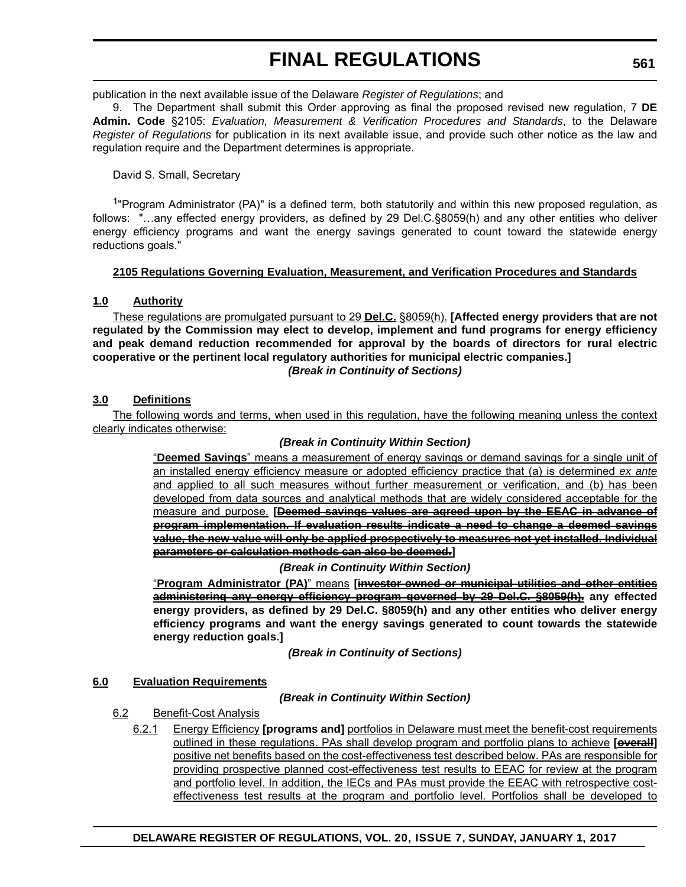publication in the next available issue of the Delaware *Register of Regulations*; and

9. The Department shall submit this Order approving as final the proposed revised new regulation, 7 **DE Admin. Code** §2105: *Evaluation, Measurement & Verification Procedures and Standards*, to the Delaware *Register of Regulations* for publication in its next available issue, and provide such other notice as the law and regulation require and the Department determines is appropriate.

David S. Small, Secretary

[1]"Program Administrator (PA)" is a defined term, both statutorily and within this new proposed regulation, as follows: "…any effected energy providers, as defined by 29 Del.C.§8059(h) and any other entities who deliver energy efficiency programs and want the energy savings generated to count toward the statewide energy reductions goals."

**2105 Regulations Governing Evaluation, Measurement, and Verification Procedures and Standards**

**1.0 Authority**

These regulations are promulgated pursuant to 29 **Del.C.** §8059(h). **[Affected energy providers that are not regulated by the Commission may elect to develop, implement and fund programs for energy efficiency and peak demand reduction recommended for approval by the boards of directors for rural electric cooperative or the pertinent local regulatory authorities for municipal electric companies.]**

***(Break in Continuity of Sections)***

**3.0 Definitions**

The following words and terms, when used in this regulation, have the following meaning unless the context clearly indicates otherwise:

***(Break in Continuity Within Section)***

"**Deemed Savings**" means a measurement of energy savings or demand savings for a single unit of an installed energy efficiency measure or adopted efficiency practice that (a) is determined *ex ante* and applied to all such measures without further measurement or verification, and (b) has been developed from data sources and analytical methods that are widely considered acceptable for the measure and purpose. **[~~Deemed savings values are agreed upon by the EEAC in advance of program implementation. If evaluation results indicate a need to change a deemed savings value, the new value will only be applied prospectively to measures not yet installed. Individual parameters or calculation methods can also be deemed.~~]**

***(Break in Continuity Within Section)***

"**Program Administrator (PA)**" means **[~~investor owned or municipal utilities and other entities administering any energy efficiency program governed by 29 Del.C. §8059(h).~~ any effected energy providers, as defined by 29 Del.C. §8059(h) and any other entities who deliver energy efficiency programs and want the energy savings generated to count towards the statewide energy reduction goals.]**

***(Break in Continuity of Sections)***

**6.0 Evaluation Requirements**

***(Break in Continuity Within Section)***

6.2 Benefit-Cost Analysis

6.2.1 Energy Efficiency **[programs and]** portfolios in Delaware must meet the benefit-cost requirements outlined in these regulations. PAs shall develop program and portfolio plans to achieve **[~~overall~~]** positive net benefits based on the cost-effectiveness test described below. PAs are responsible for providing prospective planned cost-effectiveness test results to EEAC for review at the program and portfolio level. In addition, the IECs and PAs must provide the EEAC with retrospective cost-effectiveness test results at the program and portfolio level. Portfolios shall be developed to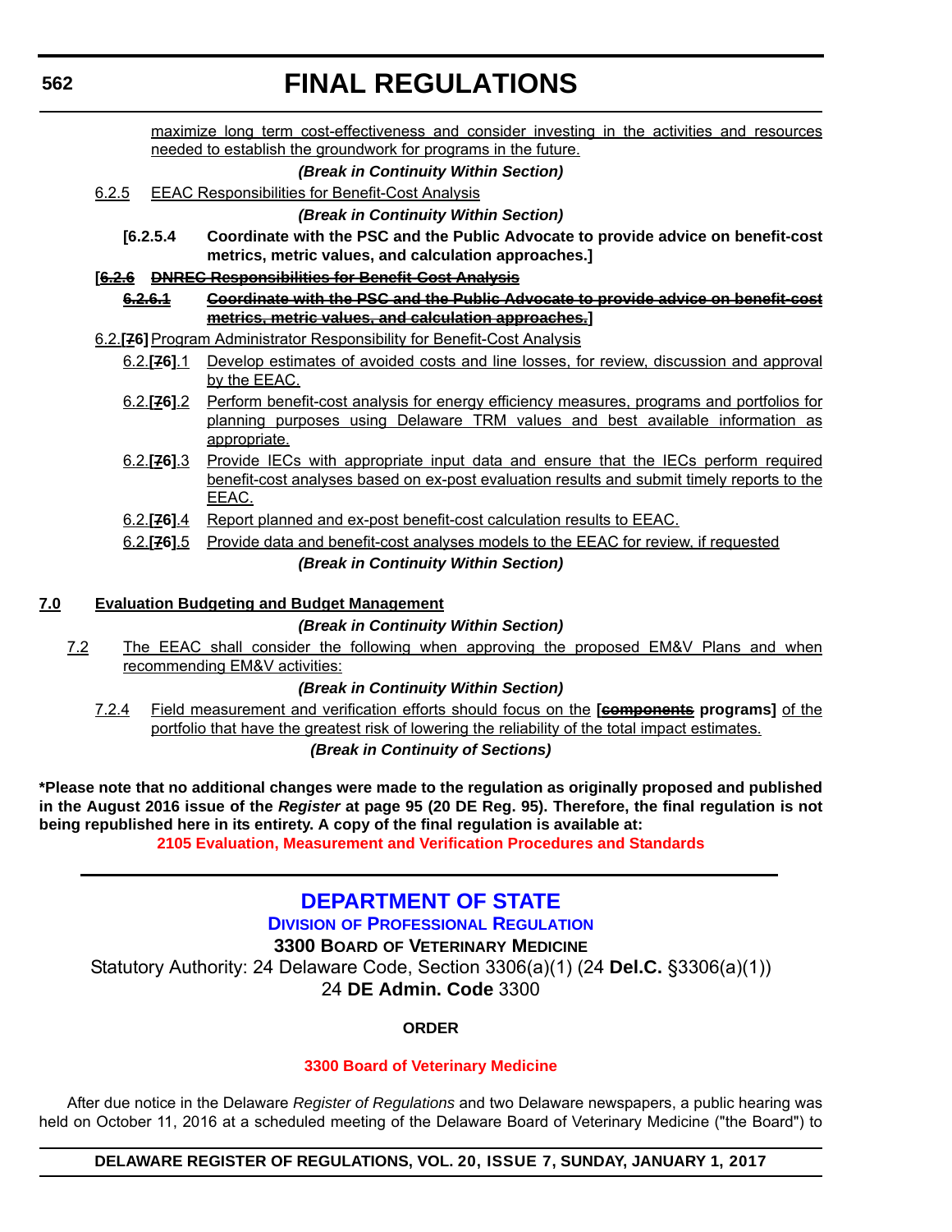maximize long term cost-effectiveness and consider investing in the activities and resources needed to establish the groundwork for programs in the future.

***(Break in Continuity Within Section)***

6.2.5 EEAC Responsibilities for Benefit-Cost Analysis

***(Break in Continuity Within Section)***

**[6.2.5.4 Coordinate with the PSC and the Public Advocate to provide advice on benefit-cost metrics, metric values, and calculation approaches.]**

**[~~6.2.6 DNREC Responsibilities for Benefit Cost Analysis~~**

**~~6.2.6.1 Coordinate with the PSC and the Public Advocate to provide advice on benefit-cost metrics, metric values, and calculation approaches.~~]**

6.2.**[~~7~~6]** Program Administrator Responsibility for Benefit-Cost Analysis

6.2.**[~~7~~6]**.1 Develop estimates of avoided costs and line losses, for review, discussion and approval by the EEAC.

6.2.**[~~7~~6]**.2 Perform benefit-cost analysis for energy efficiency measures, programs and portfolios for planning purposes using Delaware TRM values and best available information as appropriate.

6.2.**[~~7~~6]**.3 Provide IECs with appropriate input data and ensure that the IECs perform required benefit-cost analyses based on ex-post evaluation results and submit timely reports to the EEAC.

6.2.**[~~7~~6]**.4 Report planned and ex-post benefit-cost calculation results to EEAC.

6.2.**[~~7~~6]**.5 Provide data and benefit-cost analyses models to the EEAC for review, if requested

***(Break in Continuity Within Section)***

**7.0 Evaluation Budgeting and Budget Management**

***(Break in Continuity Within Section)***

7.2 The EEAC shall consider the following when approving the proposed EM&V Plans and when recommending EM&V activities:

***(Break in Continuity Within Section)***

7.2.4 Field measurement and verification efforts should focus on the **[~~components~~ programs]** of the portfolio that have the greatest risk of lowering the reliability of the total impact estimates.

***(Break in Continuity of Sections)***

**\*Please note that no additional changes were made to the regulation as originally proposed and published in the August 2016 issue of the *Register* at page 95 (20 DE Reg. 95). Therefore, the final regulation is not being republished here in its entirety. A copy of the final regulation is available at:**

**2105 Evaluation, Measurement and Verification Procedures and Standards**

---

# DEPARTMENT OF STATE

## Division of Professional Regulation

### 3300 Board of Veterinary Medicine

Statutory Authority: 24 Delaware Code, Section 3306(a)(1) (24 **Del.C.** §3306(a)(1))
24 **DE Admin. Code** 3300

**ORDER**

**3300 Board of Veterinary Medicine**

After due notice in the Delaware *Register of Regulations* and two Delaware newspapers, a public hearing was held on October 11, 2016 at a scheduled meeting of the Delaware Board of Veterinary Medicine ("the Board") to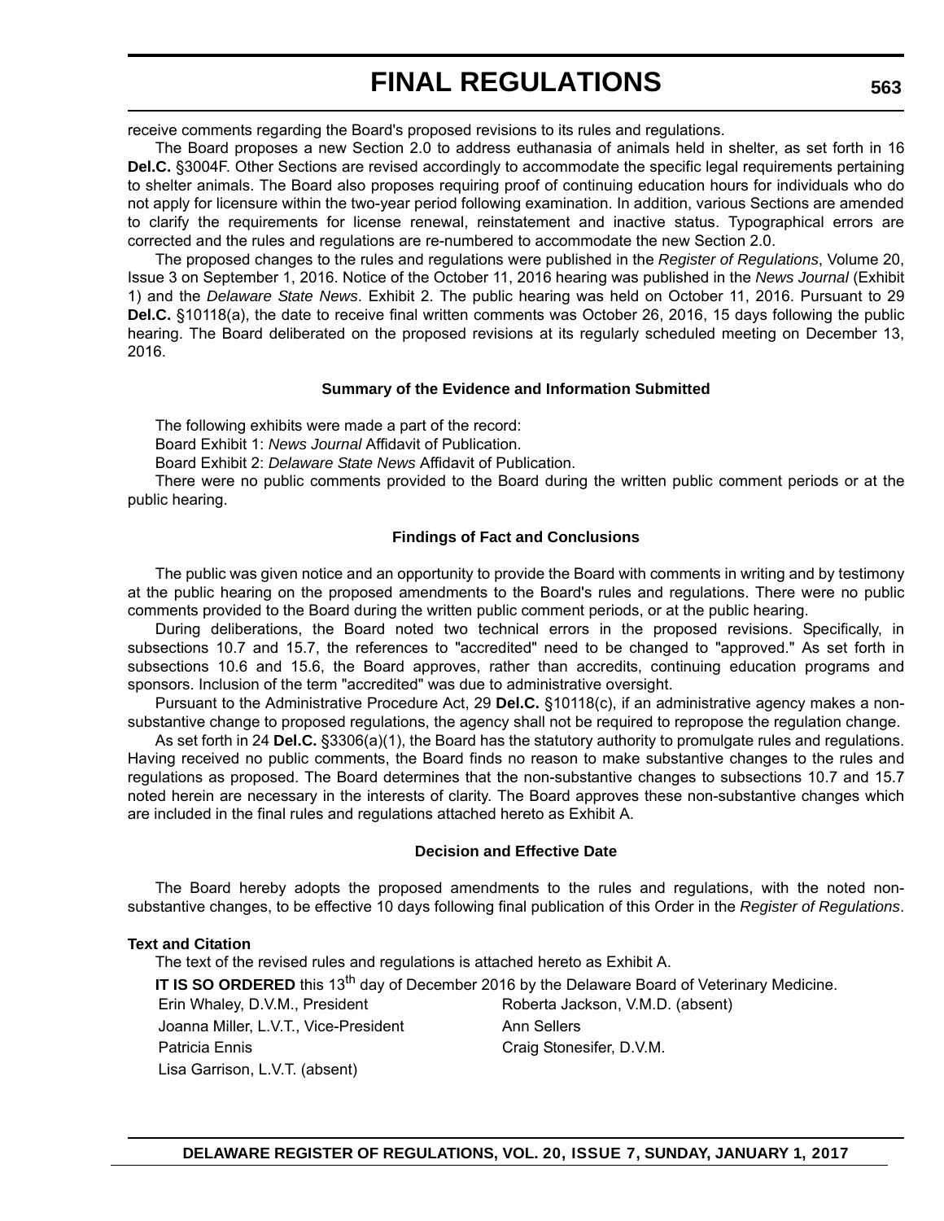receive comments regarding the Board's proposed revisions to its rules and regulations.

The Board proposes a new Section 2.0 to address euthanasia of animals held in shelter, as set forth in 16 **Del.C.** §3004F. Other Sections are revised accordingly to accommodate the specific legal requirements pertaining to shelter animals. The Board also proposes requiring proof of continuing education hours for individuals who do not apply for licensure within the two-year period following examination. In addition, various Sections are amended to clarify the requirements for license renewal, reinstatement and inactive status. Typographical errors are corrected and the rules and regulations are re-numbered to accommodate the new Section 2.0.

The proposed changes to the rules and regulations were published in the *Register of Regulations*, Volume 20, Issue 3 on September 1, 2016. Notice of the October 11, 2016 hearing was published in the *News Journal* (Exhibit 1) and the *Delaware State News*. Exhibit 2. The public hearing was held on October 11, 2016. Pursuant to 29 **Del.C.** §10118(a), the date to receive final written comments was October 26, 2016, 15 days following the public hearing. The Board deliberated on the proposed revisions at its regularly scheduled meeting on December 13, 2016.

### Summary of the Evidence and Information Submitted

The following exhibits were made a part of the record:

Board Exhibit 1: *News Journal* Affidavit of Publication.

Board Exhibit 2: *Delaware State News* Affidavit of Publication.

There were no public comments provided to the Board during the written public comment periods or at the public hearing.

### Findings of Fact and Conclusions

The public was given notice and an opportunity to provide the Board with comments in writing and by testimony at the public hearing on the proposed amendments to the Board's rules and regulations. There were no public comments provided to the Board during the written public comment periods, or at the public hearing.

During deliberations, the Board noted two technical errors in the proposed revisions. Specifically, in subsections 10.7 and 15.7, the references to "accredited" need to be changed to "approved." As set forth in subsections 10.6 and 15.6, the Board approves, rather than accredits, continuing education programs and sponsors. Inclusion of the term "accredited" was due to administrative oversight.

Pursuant to the Administrative Procedure Act, 29 **Del.C.** §10118(c), if an administrative agency makes a non-substantive change to proposed regulations, the agency shall not be required to repropose the regulation change.

As set forth in 24 **Del.C.** §3306(a)(1), the Board has the statutory authority to promulgate rules and regulations. Having received no public comments, the Board finds no reason to make substantive changes to the rules and regulations as proposed. The Board determines that the non-substantive changes to subsections 10.7 and 15.7 noted herein are necessary in the interests of clarity. The Board approves these non-substantive changes which are included in the final rules and regulations attached hereto as Exhibit A.

### Decision and Effective Date

The Board hereby adopts the proposed amendments to the rules and regulations, with the noted non-substantive changes, to be effective 10 days following final publication of this Order in the *Register of Regulations*.

**Text and Citation**

The text of the revised rules and regulations is attached hereto as Exhibit A.

**IT IS SO ORDERED** this 13th day of December 2016 by the Delaware Board of Veterinary Medicine.

Erin Whaley, D.V.M., President
Joanna Miller, L.V.T., Vice-President
Patricia Ennis
Lisa Garrison, L.V.T. (absent)
Roberta Jackson, V.M.D. (absent)
Ann Sellers
Craig Stonesifer, D.V.M.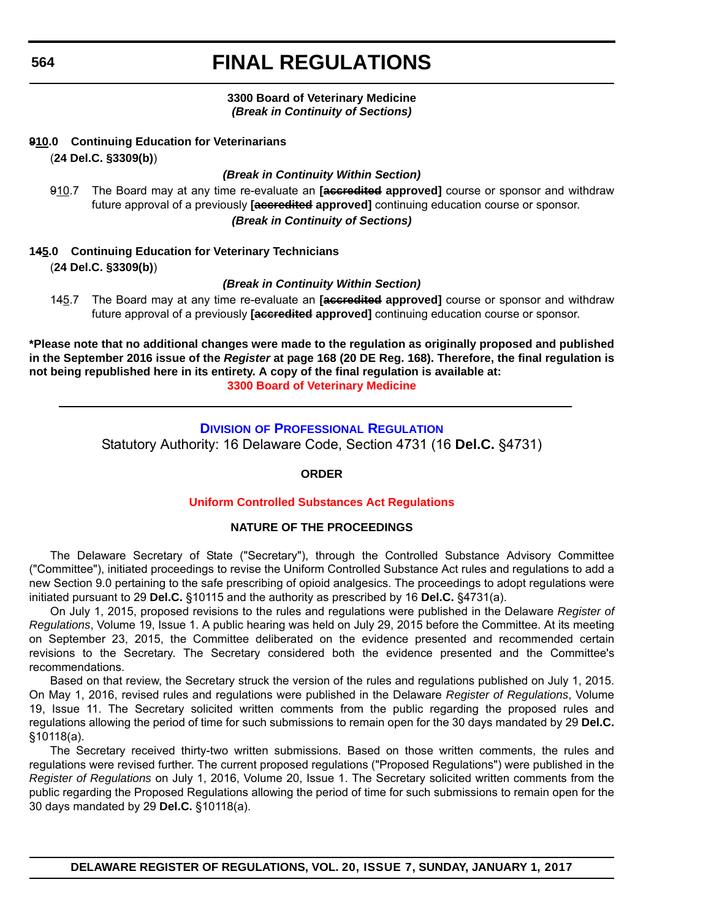# FINAL REGULATIONS

**3300 Board of Veterinary Medicine**
***(Break in Continuity of Sections)***

**~~9~~10.0 Continuing Education for Veterinarians**

(**24 Del.C. §3309(b)**)

***(Break in Continuity Within Section)***

~~9~~10.7 The Board may at any time re-evaluate an **[~~accredited~~ approved]** course or sponsor and withdraw future approval of a previously **[~~accredited~~ approved]** continuing education course or sponsor.

***(Break in Continuity of Sections)***

**14~~4~~5.0 Continuing Education for Veterinary Technicians**

(**24 Del.C. §3309(b)**)

***(Break in Continuity Within Section)***

14~~4~~5.7 The Board may at any time re-evaluate an **[~~accredited~~ approved]** course or sponsor and withdraw future approval of a previously **[~~accredited~~ approved]** continuing education course or sponsor.

**\*Please note that no additional changes were made to the regulation as originally proposed and published in the September 2016 issue of the *Register* at page 168 (20 DE Reg. 168). Therefore, the final regulation is not being republished here in its entirety. A copy of the final regulation is available at:**

**3300 Board of Veterinary Medicine**

---

## Division of Professional Regulation

Statutory Authority: 16 Delaware Code, Section 4731 (16 **Del.C.** §4731)

**ORDER**

**Uniform Controlled Substances Act Regulations**

**NATURE OF THE PROCEEDINGS**

The Delaware Secretary of State ("Secretary"), through the Controlled Substance Advisory Committee ("Committee"), initiated proceedings to revise the Uniform Controlled Substance Act rules and regulations to add a new Section 9.0 pertaining to the safe prescribing of opioid analgesics. The proceedings to adopt regulations were initiated pursuant to 29 **Del.C.** §10115 and the authority as prescribed by 16 **Del.C.** §4731(a).

On July 1, 2015, proposed revisions to the rules and regulations were published in the Delaware *Register of Regulations*, Volume 19, Issue 1. A public hearing was held on July 29, 2015 before the Committee. At its meeting on September 23, 2015, the Committee deliberated on the evidence presented and recommended certain revisions to the Secretary. The Secretary considered both the evidence presented and the Committee's recommendations.

Based on that review, the Secretary struck the version of the rules and regulations published on July 1, 2015. On May 1, 2016, revised rules and regulations were published in the Delaware *Register of Regulations*, Volume 19, Issue 11. The Secretary solicited written comments from the public regarding the proposed rules and regulations allowing the period of time for such submissions to remain open for the 30 days mandated by 29 **Del.C.** §10118(a).

The Secretary received thirty-two written submissions. Based on those written comments, the rules and regulations were revised further. The current proposed regulations ("Proposed Regulations") were published in the *Register of Regulations* on July 1, 2016, Volume 20, Issue 1. The Secretary solicited written comments from the public regarding the Proposed Regulations allowing the period of time for such submissions to remain open for the 30 days mandated by 29 **Del.C.** §10118(a).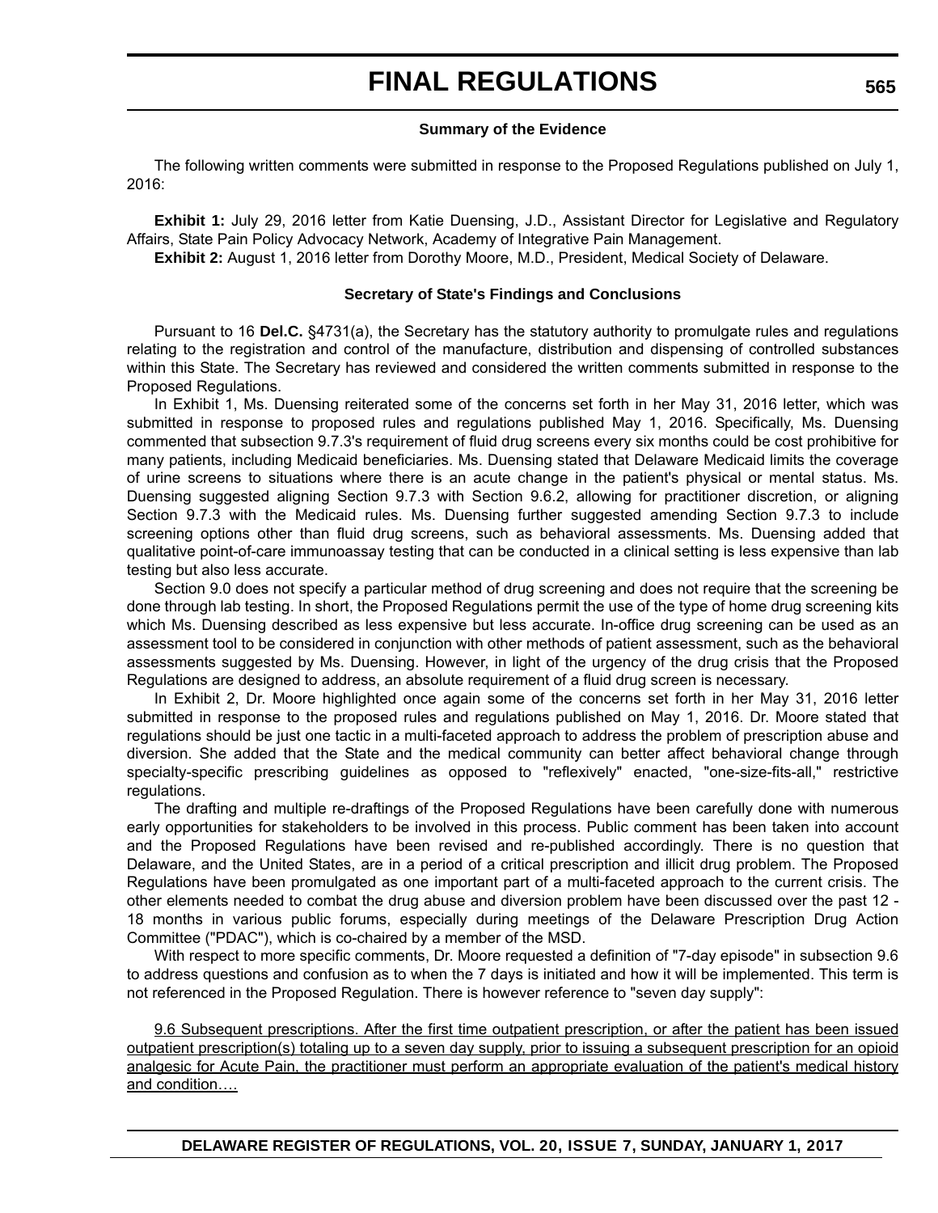### Summary of the Evidence

The following written comments were submitted in response to the Proposed Regulations published on July 1, 2016:

**Exhibit 1:** July 29, 2016 letter from Katie Duensing, J.D., Assistant Director for Legislative and Regulatory Affairs, State Pain Policy Advocacy Network, Academy of Integrative Pain Management.

**Exhibit 2:** August 1, 2016 letter from Dorothy Moore, M.D., President, Medical Society of Delaware.

### Secretary of State's Findings and Conclusions

Pursuant to 16 **Del.C.** §4731(a), the Secretary has the statutory authority to promulgate rules and regulations relating to the registration and control of the manufacture, distribution and dispensing of controlled substances within this State. The Secretary has reviewed and considered the written comments submitted in response to the Proposed Regulations.

In Exhibit 1, Ms. Duensing reiterated some of the concerns set forth in her May 31, 2016 letter, which was submitted in response to proposed rules and regulations published May 1, 2016. Specifically, Ms. Duensing commented that subsection 9.7.3's requirement of fluid drug screens every six months could be cost prohibitive for many patients, including Medicaid beneficiaries. Ms. Duensing stated that Delaware Medicaid limits the coverage of urine screens to situations where there is an acute change in the patient's physical or mental status. Ms. Duensing suggested aligning Section 9.7.3 with Section 9.6.2, allowing for practitioner discretion, or aligning Section 9.7.3 with the Medicaid rules. Ms. Duensing further suggested amending Section 9.7.3 to include screening options other than fluid drug screens, such as behavioral assessments. Ms. Duensing added that qualitative point-of-care immunoassay testing that can be conducted in a clinical setting is less expensive than lab testing but also less accurate.

Section 9.0 does not specify a particular method of drug screening and does not require that the screening be done through lab testing. In short, the Proposed Regulations permit the use of the type of home drug screening kits which Ms. Duensing described as less expensive but less accurate. In-office drug screening can be used as an assessment tool to be considered in conjunction with other methods of patient assessment, such as the behavioral assessments suggested by Ms. Duensing. However, in light of the urgency of the drug crisis that the Proposed Regulations are designed to address, an absolute requirement of a fluid drug screen is necessary.

In Exhibit 2, Dr. Moore highlighted once again some of the concerns set forth in her May 31, 2016 letter submitted in response to the proposed rules and regulations published on May 1, 2016. Dr. Moore stated that regulations should be just one tactic in a multi-faceted approach to address the problem of prescription abuse and diversion. She added that the State and the medical community can better affect behavioral change through specialty-specific prescribing guidelines as opposed to "reflexively" enacted, "one-size-fits-all," restrictive regulations.

The drafting and multiple re-draftings of the Proposed Regulations have been carefully done with numerous early opportunities for stakeholders to be involved in this process. Public comment has been taken into account and the Proposed Regulations have been revised and re-published accordingly. There is no question that Delaware, and the United States, are in a period of a critical prescription and illicit drug problem. The Proposed Regulations have been promulgated as one important part of a multi-faceted approach to the current crisis. The other elements needed to combat the drug abuse and diversion problem have been discussed over the past 12 - 18 months in various public forums, especially during meetings of the Delaware Prescription Drug Action Committee ("PDAC"), which is co-chaired by a member of the MSD.

With respect to more specific comments, Dr. Moore requested a definition of "7-day episode" in subsection 9.6 to address questions and confusion as to when the 7 days is initiated and how it will be implemented. This term is not referenced in the Proposed Regulation. There is however reference to "seven day supply":

9.6 Subsequent prescriptions. After the first time outpatient prescription, or after the patient has been issued outpatient prescription(s) totaling up to a seven day supply, prior to issuing a subsequent prescription for an opioid analgesic for Acute Pain, the practitioner must perform an appropriate evaluation of the patient's medical history and condition….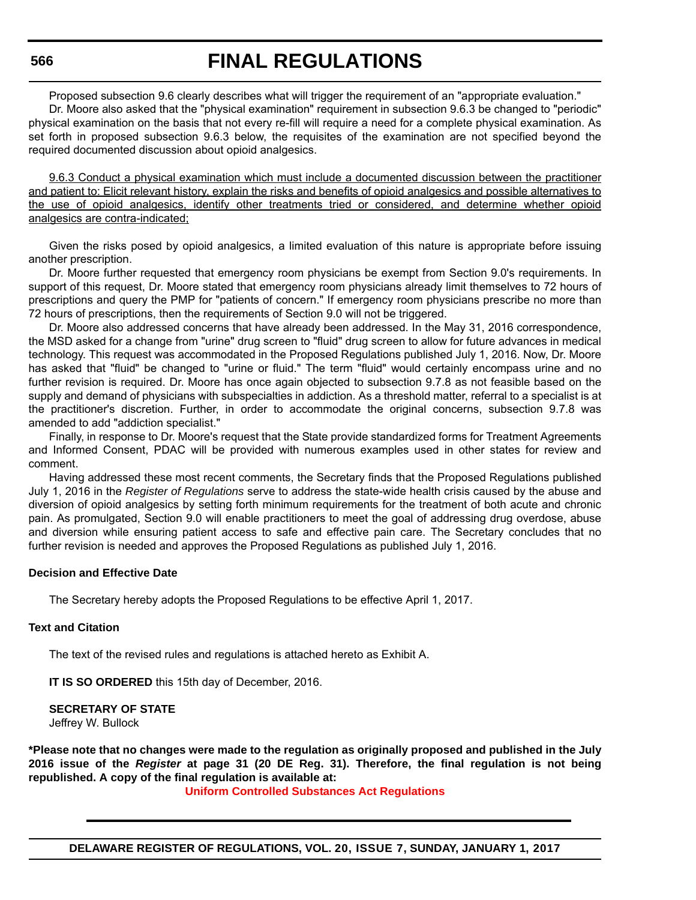Proposed subsection 9.6 clearly describes what will trigger the requirement of an "appropriate evaluation."

Dr. Moore also asked that the "physical examination" requirement in subsection 9.6.3 be changed to "periodic" physical examination on the basis that not every re-fill will require a need for a complete physical examination. As set forth in proposed subsection 9.6.3 below, the requisites of the examination are not specified beyond the required documented discussion about opioid analgesics.

<u>9.6.3 Conduct a physical examination which must include a documented discussion between the practitioner and patient to: Elicit relevant history, explain the risks and benefits of opioid analgesics and possible alternatives to the use of opioid analgesics, identify other treatments tried or considered, and determine whether opioid analgesics are contra-indicated;</u>

Given the risks posed by opioid analgesics, a limited evaluation of this nature is appropriate before issuing another prescription.

Dr. Moore further requested that emergency room physicians be exempt from Section 9.0's requirements. In support of this request, Dr. Moore stated that emergency room physicians already limit themselves to 72 hours of prescriptions and query the PMP for "patients of concern." If emergency room physicians prescribe no more than 72 hours of prescriptions, then the requirements of Section 9.0 will not be triggered.

Dr. Moore also addressed concerns that have already been addressed. In the May 31, 2016 correspondence, the MSD asked for a change from "urine" drug screen to "fluid" drug screen to allow for future advances in medical technology. This request was accommodated in the Proposed Regulations published July 1, 2016. Now, Dr. Moore has asked that "fluid" be changed to "urine or fluid." The term "fluid" would certainly encompass urine and no further revision is required. Dr. Moore has once again objected to subsection 9.7.8 as not feasible based on the supply and demand of physicians with subspecialties in addiction. As a threshold matter, referral to a specialist is at the practitioner's discretion. Further, in order to accommodate the original concerns, subsection 9.7.8 was amended to add "addiction specialist."

Finally, in response to Dr. Moore's request that the State provide standardized forms for Treatment Agreements and Informed Consent, PDAC will be provided with numerous examples used in other states for review and comment.

Having addressed these most recent comments, the Secretary finds that the Proposed Regulations published July 1, 2016 in the *Register of Regulations* serve to address the state-wide health crisis caused by the abuse and diversion of opioid analgesics by setting forth minimum requirements for the treatment of both acute and chronic pain. As promulgated, Section 9.0 will enable practitioners to meet the goal of addressing drug overdose, abuse and diversion while ensuring patient access to safe and effective pain care. The Secretary concludes that no further revision is needed and approves the Proposed Regulations as published July 1, 2016.

**Decision and Effective Date**

The Secretary hereby adopts the Proposed Regulations to be effective April 1, 2017.

**Text and Citation**

The text of the revised rules and regulations is attached hereto as Exhibit A.

**IT IS SO ORDERED** this 15th day of December, 2016.

**SECRETARY OF STATE**
Jeffrey W. Bullock

***Please note that no changes were made to the regulation as originally proposed and published in the July 2016 issue of the *Register* at page 31 (20 DE Reg. 31). Therefore, the final regulation is not being republished. A copy of the final regulation is available at:**

**Uniform Controlled Substances Act Regulations**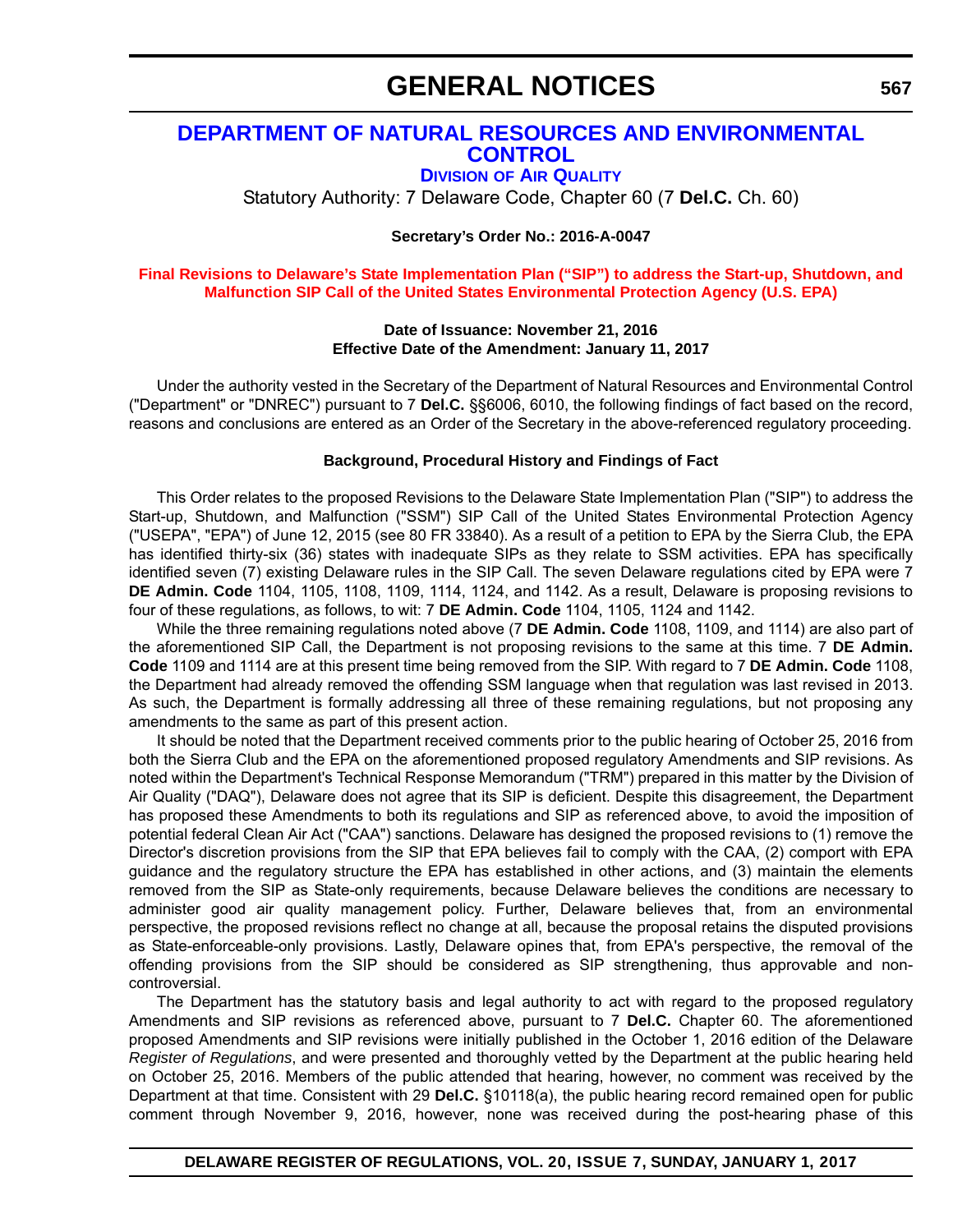# GENERAL NOTICES

## DEPARTMENT OF NATURAL RESOURCES AND ENVIRONMENTAL CONTROL

### DIVISION OF AIR QUALITY

Statutory Authority: 7 Delaware Code, Chapter 60 (7 **Del.C.** Ch. 60)

**Secretary's Order No.: 2016-A-0047**

**Final Revisions to Delaware's State Implementation Plan ("SIP") to address the Start-up, Shutdown, and Malfunction SIP Call of the United States Environmental Protection Agency (U.S. EPA)**

**Date of Issuance: November 21, 2016**
**Effective Date of the Amendment: January 11, 2017**

Under the authority vested in the Secretary of the Department of Natural Resources and Environmental Control ("Department" or "DNREC") pursuant to 7 **Del.C.** §§6006, 6010, the following findings of fact based on the record, reasons and conclusions are entered as an Order of the Secretary in the above-referenced regulatory proceeding.

**Background, Procedural History and Findings of Fact**

This Order relates to the proposed Revisions to the Delaware State Implementation Plan ("SIP") to address the Start-up, Shutdown, and Malfunction ("SSM") SIP Call of the United States Environmental Protection Agency ("USEPA", "EPA") of June 12, 2015 (see 80 FR 33840). As a result of a petition to EPA by the Sierra Club, the EPA has identified thirty-six (36) states with inadequate SIPs as they relate to SSM activities. EPA has specifically identified seven (7) existing Delaware rules in the SIP Call. The seven Delaware regulations cited by EPA were 7 **DE Admin. Code** 1104, 1105, 1108, 1109, 1114, 1124, and 1142. As a result, Delaware is proposing revisions to four of these regulations, as follows, to wit: 7 **DE Admin. Code** 1104, 1105, 1124 and 1142.

While the three remaining regulations noted above (7 **DE Admin. Code** 1108, 1109, and 1114) are also part of the aforementioned SIP Call, the Department is not proposing revisions to the same at this time. 7 **DE Admin. Code** 1109 and 1114 are at this present time being removed from the SIP. With regard to 7 **DE Admin. Code** 1108, the Department had already removed the offending SSM language when that regulation was last revised in 2013. As such, the Department is formally addressing all three of these remaining regulations, but not proposing any amendments to the same as part of this present action.

It should be noted that the Department received comments prior to the public hearing of October 25, 2016 from both the Sierra Club and the EPA on the aforementioned proposed regulatory Amendments and SIP revisions. As noted within the Department's Technical Response Memorandum ("TRM") prepared in this matter by the Division of Air Quality ("DAQ"), Delaware does not agree that its SIP is deficient. Despite this disagreement, the Department has proposed these Amendments to both its regulations and SIP as referenced above, to avoid the imposition of potential federal Clean Air Act ("CAA") sanctions. Delaware has designed the proposed revisions to (1) remove the Director's discretion provisions from the SIP that EPA believes fail to comply with the CAA, (2) comport with EPA guidance and the regulatory structure the EPA has established in other actions, and (3) maintain the elements removed from the SIP as State-only requirements, because Delaware believes the conditions are necessary to administer good air quality management policy. Further, Delaware believes that, from an environmental perspective, the proposed revisions reflect no change at all, because the proposal retains the disputed provisions as State-enforceable-only provisions. Lastly, Delaware opines that, from EPA's perspective, the removal of the offending provisions from the SIP should be considered as SIP strengthening, thus approvable and non-controversial.

The Department has the statutory basis and legal authority to act with regard to the proposed regulatory Amendments and SIP revisions as referenced above, pursuant to 7 **Del.C.** Chapter 60. The aforementioned proposed Amendments and SIP revisions were initially published in the October 1, 2016 edition of the Delaware *Register of Regulations*, and were presented and thoroughly vetted by the Department at the public hearing held on October 25, 2016. Members of the public attended that hearing, however, no comment was received by the Department at that time. Consistent with 29 **Del.C.** §10118(a), the public hearing record remained open for public comment through November 9, 2016, however, none was received during the post-hearing phase of this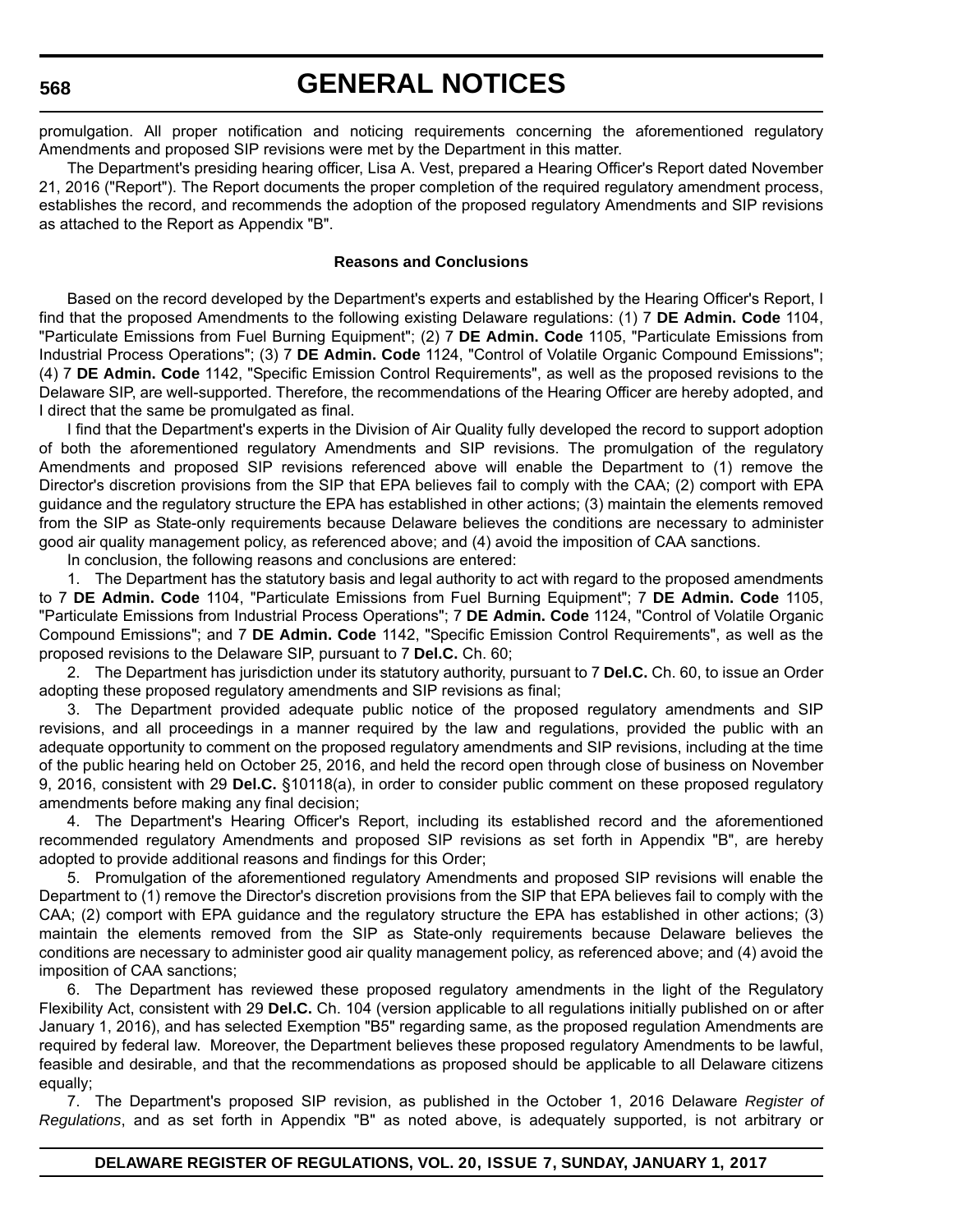promulgation. All proper notification and noticing requirements concerning the aforementioned regulatory Amendments and proposed SIP revisions were met by the Department in this matter.

The Department's presiding hearing officer, Lisa A. Vest, prepared a Hearing Officer's Report dated November 21, 2016 ("Report"). The Report documents the proper completion of the required regulatory amendment process, establishes the record, and recommends the adoption of the proposed regulatory Amendments and SIP revisions as attached to the Report as Appendix "B".

**Reasons and Conclusions**

Based on the record developed by the Department's experts and established by the Hearing Officer's Report, I find that the proposed Amendments to the following existing Delaware regulations: (1) 7 **DE Admin. Code** 1104, "Particulate Emissions from Fuel Burning Equipment"; (2) 7 **DE Admin. Code** 1105, "Particulate Emissions from Industrial Process Operations"; (3) 7 **DE Admin. Code** 1124, "Control of Volatile Organic Compound Emissions"; (4) 7 **DE Admin. Code** 1142, "Specific Emission Control Requirements", as well as the proposed revisions to the Delaware SIP, are well-supported. Therefore, the recommendations of the Hearing Officer are hereby adopted, and I direct that the same be promulgated as final.

I find that the Department's experts in the Division of Air Quality fully developed the record to support adoption of both the aforementioned regulatory Amendments and SIP revisions. The promulgation of the regulatory Amendments and proposed SIP revisions referenced above will enable the Department to (1) remove the Director's discretion provisions from the SIP that EPA believes fail to comply with the CAA; (2) comport with EPA guidance and the regulatory structure the EPA has established in other actions; (3) maintain the elements removed from the SIP as State-only requirements because Delaware believes the conditions are necessary to administer good air quality management policy, as referenced above; and (4) avoid the imposition of CAA sanctions.

In conclusion, the following reasons and conclusions are entered:

1. The Department has the statutory basis and legal authority to act with regard to the proposed amendments to 7 **DE Admin. Code** 1104, "Particulate Emissions from Fuel Burning Equipment"; 7 **DE Admin. Code** 1105, "Particulate Emissions from Industrial Process Operations"; 7 **DE Admin. Code** 1124, "Control of Volatile Organic Compound Emissions"; and 7 **DE Admin. Code** 1142, "Specific Emission Control Requirements", as well as the proposed revisions to the Delaware SIP, pursuant to 7 **Del.C.** Ch. 60;

2. The Department has jurisdiction under its statutory authority, pursuant to 7 **Del.C.** Ch. 60, to issue an Order adopting these proposed regulatory amendments and SIP revisions as final;

3. The Department provided adequate public notice of the proposed regulatory amendments and SIP revisions, and all proceedings in a manner required by the law and regulations, provided the public with an adequate opportunity to comment on the proposed regulatory amendments and SIP revisions, including at the time of the public hearing held on October 25, 2016, and held the record open through close of business on November 9, 2016, consistent with 29 **Del.C.** §10118(a), in order to consider public comment on these proposed regulatory amendments before making any final decision;

4. The Department's Hearing Officer's Report, including its established record and the aforementioned recommended regulatory Amendments and proposed SIP revisions as set forth in Appendix "B", are hereby adopted to provide additional reasons and findings for this Order;

5. Promulgation of the aforementioned regulatory Amendments and proposed SIP revisions will enable the Department to (1) remove the Director's discretion provisions from the SIP that EPA believes fail to comply with the CAA; (2) comport with EPA guidance and the regulatory structure the EPA has established in other actions; (3) maintain the elements removed from the SIP as State-only requirements because Delaware believes the conditions are necessary to administer good air quality management policy, as referenced above; and (4) avoid the imposition of CAA sanctions;

6. The Department has reviewed these proposed regulatory amendments in the light of the Regulatory Flexibility Act, consistent with 29 **Del.C.** Ch. 104 (version applicable to all regulations initially published on or after January 1, 2016), and has selected Exemption "B5" regarding same, as the proposed regulation Amendments are required by federal law. Moreover, the Department believes these proposed regulatory Amendments to be lawful, feasible and desirable, and that the recommendations as proposed should be applicable to all Delaware citizens equally;

7. The Department's proposed SIP revision, as published in the October 1, 2016 Delaware *Register of Regulations*, and as set forth in Appendix "B" as noted above, is adequately supported, is not arbitrary or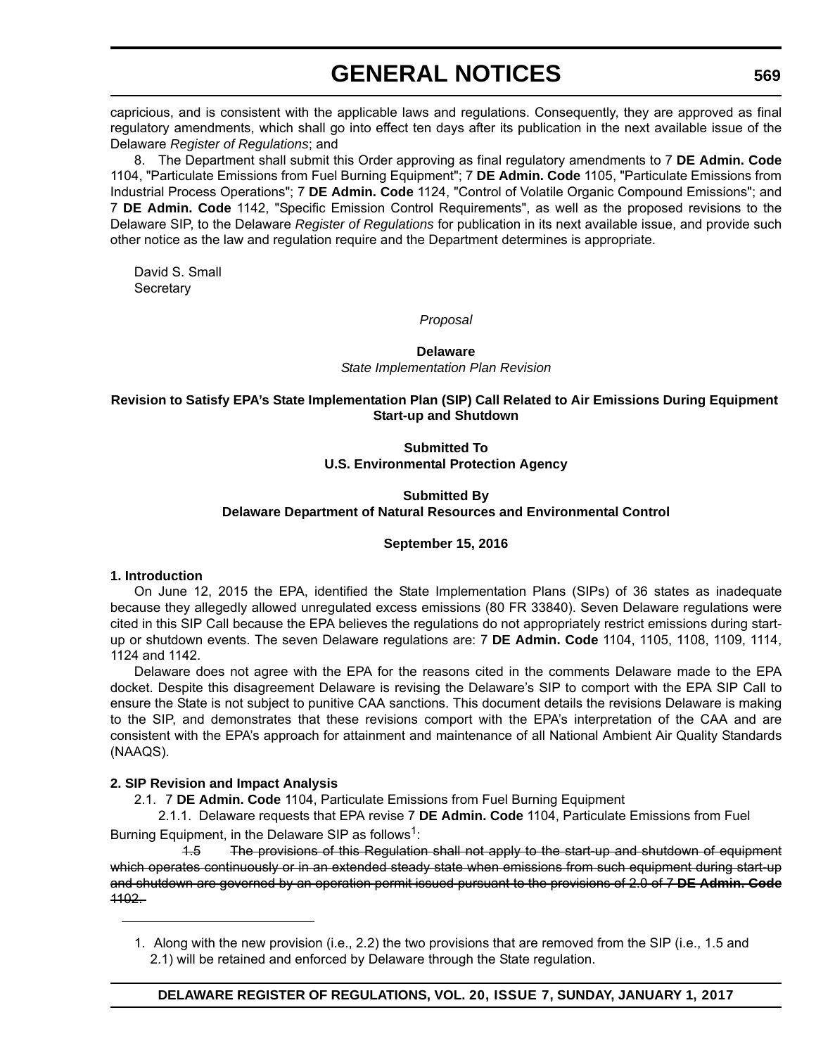capricious, and is consistent with the applicable laws and regulations. Consequently, they are approved as final regulatory amendments, which shall go into effect ten days after its publication in the next available issue of the Delaware *Register of Regulations*; and

8. The Department shall submit this Order approving as final regulatory amendments to 7 **DE Admin. Code** 1104, "Particulate Emissions from Fuel Burning Equipment"; 7 **DE Admin. Code** 1105, "Particulate Emissions from Industrial Process Operations"; 7 **DE Admin. Code** 1124, "Control of Volatile Organic Compound Emissions"; and 7 **DE Admin. Code** 1142, "Specific Emission Control Requirements", as well as the proposed revisions to the Delaware SIP, to the Delaware *Register of Regulations* for publication in its next available issue, and provide such other notice as the law and regulation require and the Department determines is appropriate.

David S. Small
Secretary

*Proposal*

**Delaware**
*State Implementation Plan Revision*

**Revision to Satisfy EPA's State Implementation Plan (SIP) Call Related to Air Emissions During Equipment Start-up and Shutdown**

**Submitted To**
**U.S. Environmental Protection Agency**

**Submitted By**
**Delaware Department of Natural Resources and Environmental Control**

**September 15, 2016**

**1. Introduction**

On June 12, 2015 the EPA, identified the State Implementation Plans (SIPs) of 36 states as inadequate because they allegedly allowed unregulated excess emissions (80 FR 33840). Seven Delaware regulations were cited in this SIP Call because the EPA believes the regulations do not appropriately restrict emissions during start-up or shutdown events. The seven Delaware regulations are: 7 **DE Admin. Code** 1104, 1105, 1108, 1109, 1114, 1124 and 1142.

Delaware does not agree with the EPA for the reasons cited in the comments Delaware made to the EPA docket. Despite this disagreement Delaware is revising the Delaware's SIP to comport with the EPA SIP Call to ensure the State is not subject to punitive CAA sanctions. This document details the revisions Delaware is making to the SIP, and demonstrates that these revisions comport with the EPA's interpretation of the CAA and are consistent with the EPA's approach for attainment and maintenance of all National Ambient Air Quality Standards (NAAQS).

**2. SIP Revision and Impact Analysis**

2.1. 7 **DE Admin. Code** 1104, Particulate Emissions from Fuel Burning Equipment

2.1.1. Delaware requests that EPA revise 7 **DE Admin. Code** 1104, Particulate Emissions from Fuel Burning Equipment, in the Delaware SIP as follows[1]:

~~1.5 The provisions of this Regulation shall not apply to the start-up and shutdown of equipment which operates continuously or in an extended steady state when emissions from such equipment during start-up and shutdown are governed by an operation permit issued pursuant to the provisions of 2.0 of 7 **DE Admin. Code** 1102.~~

1. Along with the new provision (i.e., 2.2) the two provisions that are removed from the SIP (i.e., 1.5 and 2.1) will be retained and enforced by Delaware through the State regulation.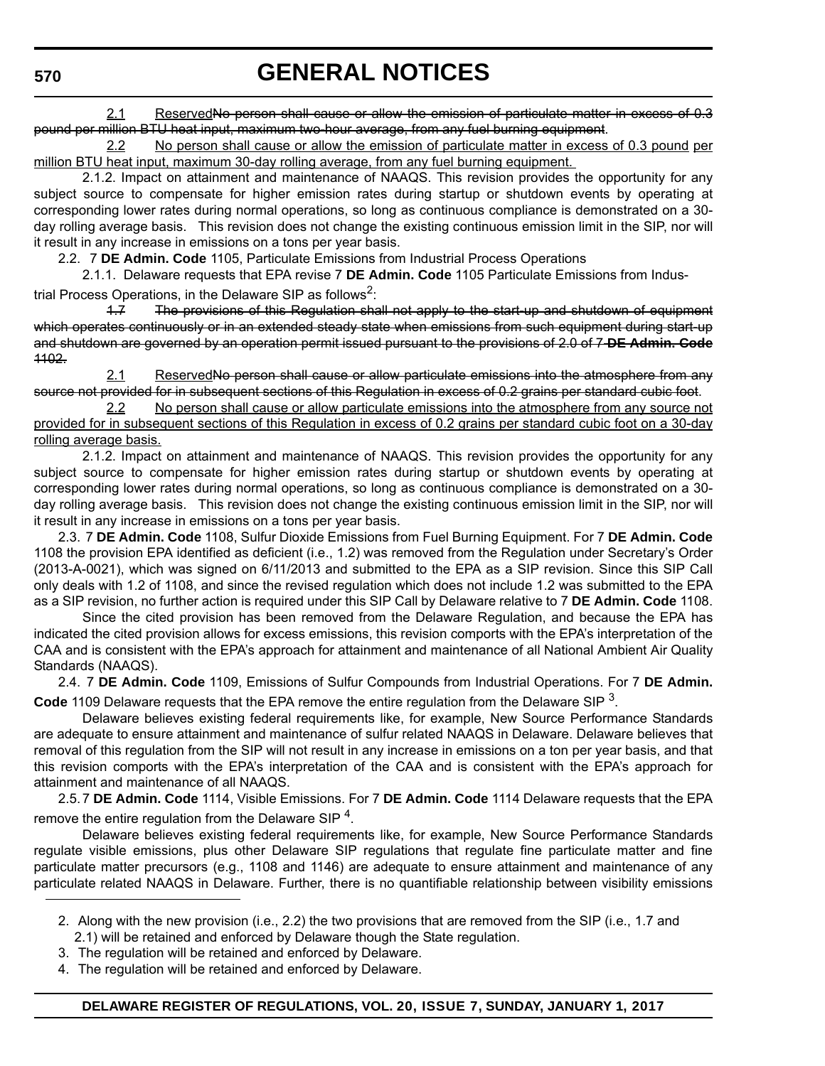2.1 ~~Reserved~~No person shall cause or allow the emission of particulate matter in excess of 0.3 pound per million BTU heat input, maximum two-hour average, from any fuel burning equipment.

2.2 No person shall cause or allow the emission of particulate matter in excess of 0.3 pound per million BTU heat input, maximum 30-day rolling average, from any fuel burning equipment.

2.1.2. Impact on attainment and maintenance of NAAQS. This revision provides the opportunity for any subject source to compensate for higher emission rates during startup or shutdown events by operating at corresponding lower rates during normal operations, so long as continuous compliance is demonstrated on a 30-day rolling average basis. This revision does not change the existing continuous emission limit in the SIP, nor will it result in any increase in emissions on a tons per year basis.

2.2. 7 **DE Admin. Code** 1105, Particulate Emissions from Industrial Process Operations

2.1.1. Delaware requests that EPA revise 7 **DE Admin. Code** 1105 Particulate Emissions from Industrial Process Operations, in the Delaware SIP as follows[2]:

~~1.7 The provisions of this Regulation shall not apply to the start-up and shutdown of equipment which operates continuously or in an extended steady state when emissions from such equipment during start-up and shutdown are governed by an operation permit issued pursuant to the provisions of 2.0 of 7 **DE Admin. Code** 1102.~~

2.1 Reserved~~No person shall cause or allow particulate emissions into the atmosphere from any source not provided for in subsequent sections of this Regulation in excess of 0.2 grains per standard cubic foot.~~

2.2 No person shall cause or allow particulate emissions into the atmosphere from any source not provided for in subsequent sections of this Regulation in excess of 0.2 grains per standard cubic foot on a 30-day rolling average basis.

2.1.2. Impact on attainment and maintenance of NAAQS. This revision provides the opportunity for any subject source to compensate for higher emission rates during startup or shutdown events by operating at corresponding lower rates during normal operations, so long as continuous compliance is demonstrated on a 30-day rolling average basis. This revision does not change the existing continuous emission limit in the SIP, nor will it result in any increase in emissions on a tons per year basis.

2.3. 7 **DE Admin. Code** 1108, Sulfur Dioxide Emissions from Fuel Burning Equipment. For 7 **DE Admin. Code** 1108 the provision EPA identified as deficient (i.e., 1.2) was removed from the Regulation under Secretary's Order (2013-A-0021), which was signed on 6/11/2013 and submitted to the EPA as a SIP revision. Since this SIP Call only deals with 1.2 of 1108, and since the revised regulation which does not include 1.2 was submitted to the EPA as a SIP revision, no further action is required under this SIP Call by Delaware relative to 7 **DE Admin. Code** 1108.

Since the cited provision has been removed from the Delaware Regulation, and because the EPA has indicated the cited provision allows for excess emissions, this revision comports with the EPA's interpretation of the CAA and is consistent with the EPA's approach for attainment and maintenance of all National Ambient Air Quality Standards (NAAQS).

2.4. 7 **DE Admin. Code** 1109, Emissions of Sulfur Compounds from Industrial Operations. For 7 **DE Admin. Code** 1109 Delaware requests that the EPA remove the entire regulation from the Delaware SIP [3].

Delaware believes existing federal requirements like, for example, New Source Performance Standards are adequate to ensure attainment and maintenance of sulfur related NAAQS in Delaware. Delaware believes that removal of this regulation from the SIP will not result in any increase in emissions on a ton per year basis, and that this revision comports with the EPA's interpretation of the CAA and is consistent with the EPA's approach for attainment and maintenance of all NAAQS.

2.5. 7 **DE Admin. Code** 1114, Visible Emissions. For 7 **DE Admin. Code** 1114 Delaware requests that the EPA remove the entire regulation from the Delaware SIP [4].

Delaware believes existing federal requirements like, for example, New Source Performance Standards regulate visible emissions, plus other Delaware SIP regulations that regulate fine particulate matter and fine particulate matter precursors (e.g., 1108 and 1146) are adequate to ensure attainment and maintenance of any particulate related NAAQS in Delaware. Further, there is no quantifiable relationship between visibility emissions

---

2. Along with the new provision (i.e., 2.2) the two provisions that are removed from the SIP (i.e., 1.7 and 2.1) will be retained and enforced by Delaware though the State regulation.
3. The regulation will be retained and enforced by Delaware.
4. The regulation will be retained and enforced by Delaware.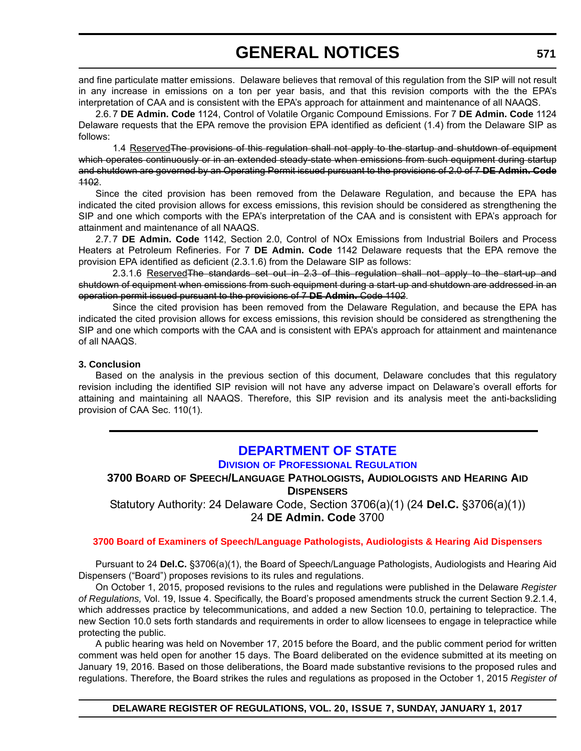and fine particulate matter emissions. Delaware believes that removal of this regulation from the SIP will not result in any increase in emissions on a ton per year basis, and that this revision comports with the the EPA's interpretation of CAA and is consistent with the EPA's approach for attainment and maintenance of all NAAQS.

2.6.7 **DE Admin. Code** 1124, Control of Volatile Organic Compound Emissions. For 7 **DE Admin. Code** 1124 Delaware requests that the EPA remove the provision EPA identified as deficient (1.4) from the Delaware SIP as follows:

1.4 <u>Reserved</u>~~The provisions of this regulation shall not apply to the startup and shutdown of equipment which operates continuously or in an extended steady-state when emissions from such equipment during startup and shutdown are governed by an Operating Permit issued pursuant to the provisions of 2.0 of 7 **DE Admin. Code** 1102~~.

Since the cited provision has been removed from the Delaware Regulation, and because the EPA has indicated the cited provision allows for excess emissions, this revision should be considered as strengthening the SIP and one which comports with the EPA's interpretation of the CAA and is consistent with EPA's approach for attainment and maintenance of all NAAQS.

2.7.7 **DE Admin. Code** 1142, Section 2.0, Control of NOx Emissions from Industrial Boilers and Process Heaters at Petroleum Refineries. For 7 **DE Admin. Code** 1142 Delaware requests that the EPA remove the provision EPA identified as deficient (2.3.1.6) from the Delaware SIP as follows:

2.3.1.6 <u>Reserved</u>~~The standards set out in 2.3 of this regulation shall not apply to the start-up and shutdown of equipment when emissions from such equipment during a start-up and shutdown are addressed in an operation permit issued pursuant to the provisions of 7 **DE Admin.** Code 1102~~.

Since the cited provision has been removed from the Delaware Regulation, and because the EPA has indicated the cited provision allows for excess emissions, this revision should be considered as strengthening the SIP and one which comports with the CAA and is consistent with EPA's approach for attainment and maintenance of all NAAQS.

**3. Conclusion**

Based on the analysis in the previous section of this document, Delaware concludes that this regulatory revision including the identified SIP revision will not have any adverse impact on Delaware's overall efforts for attaining and maintaining all NAAQS. Therefore, this SIP revision and its analysis meet the anti-backsliding provision of CAA Sec. 110(1).

---

## DEPARTMENT OF STATE

### DIVISION OF PROFESSIONAL REGULATION

### 3700 BOARD OF SPEECH/LANGUAGE PATHOLOGISTS, AUDIOLOGISTS AND HEARING AID DISPENSERS

Statutory Authority: 24 Delaware Code, Section 3706(a)(1) (24 **Del.C.** §3706(a)(1))
24 **DE Admin. Code** 3700

**3700 Board of Examiners of Speech/Language Pathologists, Audiologists & Hearing Aid Dispensers**

Pursuant to 24 **Del.C.** §3706(a)(1), the Board of Speech/Language Pathologists, Audiologists and Hearing Aid Dispensers ("Board") proposes revisions to its rules and regulations.

On October 1, 2015, proposed revisions to the rules and regulations were published in the Delaware *Register of Regulations,* Vol. 19, Issue 4. Specifically, the Board's proposed amendments struck the current Section 9.2.1.4, which addresses practice by telecommunications, and added a new Section 10.0, pertaining to telepractice. The new Section 10.0 sets forth standards and requirements in order to allow licensees to engage in telepractice while protecting the public.

A public hearing was held on November 17, 2015 before the Board, and the public comment period for written comment was held open for another 15 days. The Board deliberated on the evidence submitted at its meeting on January 19, 2016. Based on those deliberations, the Board made substantive revisions to the proposed rules and regulations. Therefore, the Board strikes the rules and regulations as proposed in the October 1, 2015 *Register of*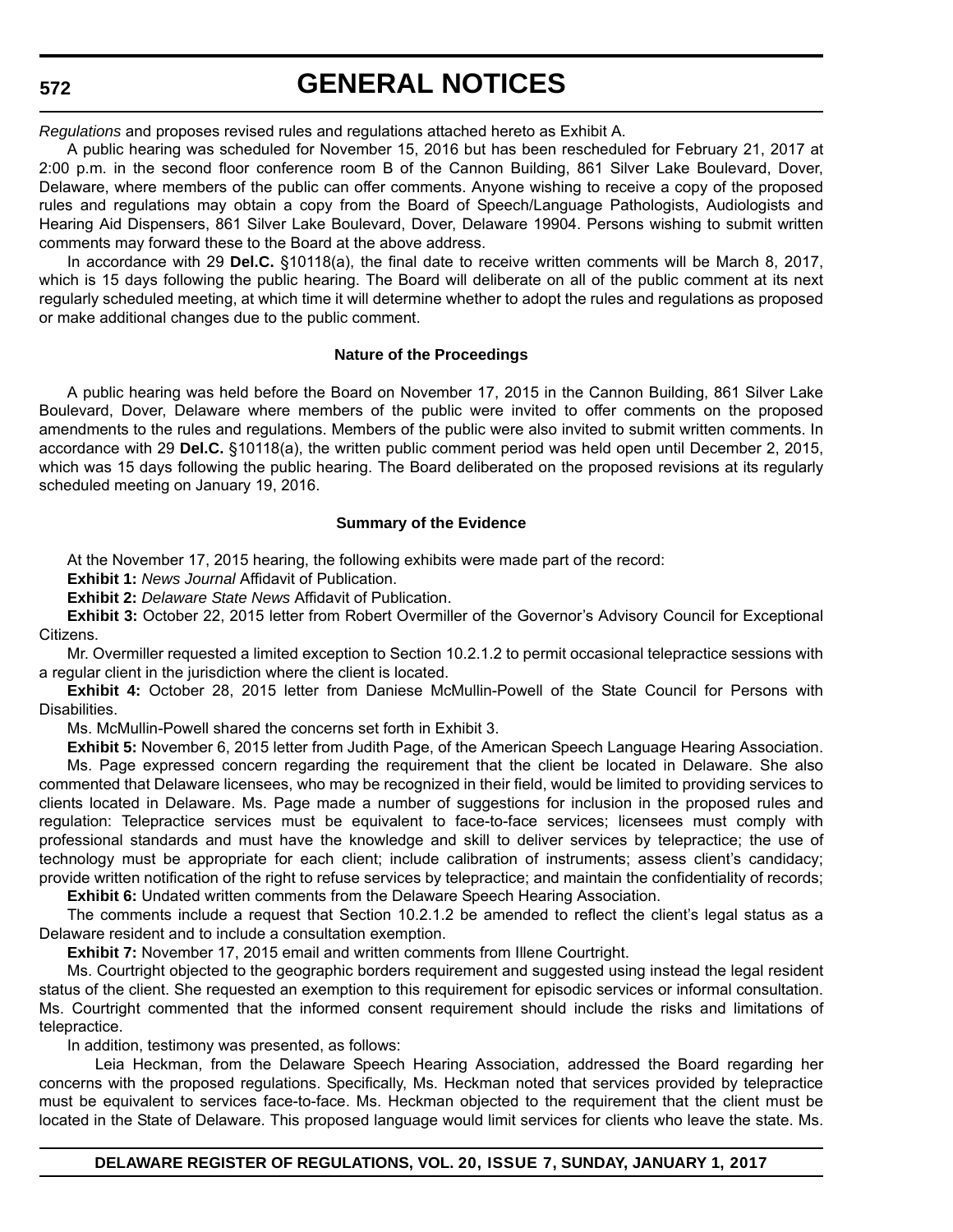*Regulations* and proposes revised rules and regulations attached hereto as Exhibit A.

A public hearing was scheduled for November 15, 2016 but has been rescheduled for February 21, 2017 at 2:00 p.m. in the second floor conference room B of the Cannon Building, 861 Silver Lake Boulevard, Dover, Delaware, where members of the public can offer comments. Anyone wishing to receive a copy of the proposed rules and regulations may obtain a copy from the Board of Speech/Language Pathologists, Audiologists and Hearing Aid Dispensers, 861 Silver Lake Boulevard, Dover, Delaware 19904. Persons wishing to submit written comments may forward these to the Board at the above address.

In accordance with 29 **Del.C.** §10118(a), the final date to receive written comments will be March 8, 2017, which is 15 days following the public hearing. The Board will deliberate on all of the public comment at its next regularly scheduled meeting, at which time it will determine whether to adopt the rules and regulations as proposed or make additional changes due to the public comment.

**Nature of the Proceedings**

A public hearing was held before the Board on November 17, 2015 in the Cannon Building, 861 Silver Lake Boulevard, Dover, Delaware where members of the public were invited to offer comments on the proposed amendments to the rules and regulations. Members of the public were also invited to submit written comments. In accordance with 29 **Del.C.** §10118(a), the written public comment period was held open until December 2, 2015, which was 15 days following the public hearing. The Board deliberated on the proposed revisions at its regularly scheduled meeting on January 19, 2016.

**Summary of the Evidence**

At the November 17, 2015 hearing, the following exhibits were made part of the record:

**Exhibit 1:** *News Journal* Affidavit of Publication.

**Exhibit 2:** *Delaware State News* Affidavit of Publication.

**Exhibit 3:** October 22, 2015 letter from Robert Overmiller of the Governor's Advisory Council for Exceptional Citizens.

Mr. Overmiller requested a limited exception to Section 10.2.1.2 to permit occasional telepractice sessions with a regular client in the jurisdiction where the client is located.

**Exhibit 4:** October 28, 2015 letter from Daniese McMullin-Powell of the State Council for Persons with Disabilities.

Ms. McMullin-Powell shared the concerns set forth in Exhibit 3.

**Exhibit 5:** November 6, 2015 letter from Judith Page, of the American Speech Language Hearing Association.

Ms. Page expressed concern regarding the requirement that the client be located in Delaware. She also commented that Delaware licensees, who may be recognized in their field, would be limited to providing services to clients located in Delaware. Ms. Page made a number of suggestions for inclusion in the proposed rules and regulation: Telepractice services must be equivalent to face-to-face services; licensees must comply with professional standards and must have the knowledge and skill to deliver services by telepractice; the use of technology must be appropriate for each client; include calibration of instruments; assess client's candidacy; provide written notification of the right to refuse services by telepractice; and maintain the confidentiality of records;

**Exhibit 6:** Undated written comments from the Delaware Speech Hearing Association.

The comments include a request that Section 10.2.1.2 be amended to reflect the client's legal status as a Delaware resident and to include a consultation exemption.

**Exhibit 7:** November 17, 2015 email and written comments from Illene Courtright.

Ms. Courtright objected to the geographic borders requirement and suggested using instead the legal resident status of the client. She requested an exemption to this requirement for episodic services or informal consultation. Ms. Courtright commented that the informed consent requirement should include the risks and limitations of telepractice.

In addition, testimony was presented, as follows:

Leia Heckman, from the Delaware Speech Hearing Association, addressed the Board regarding her concerns with the proposed regulations. Specifically, Ms. Heckman noted that services provided by telepractice must be equivalent to services face-to-face. Ms. Heckman objected to the requirement that the client must be located in the State of Delaware. This proposed language would limit services for clients who leave the state. Ms.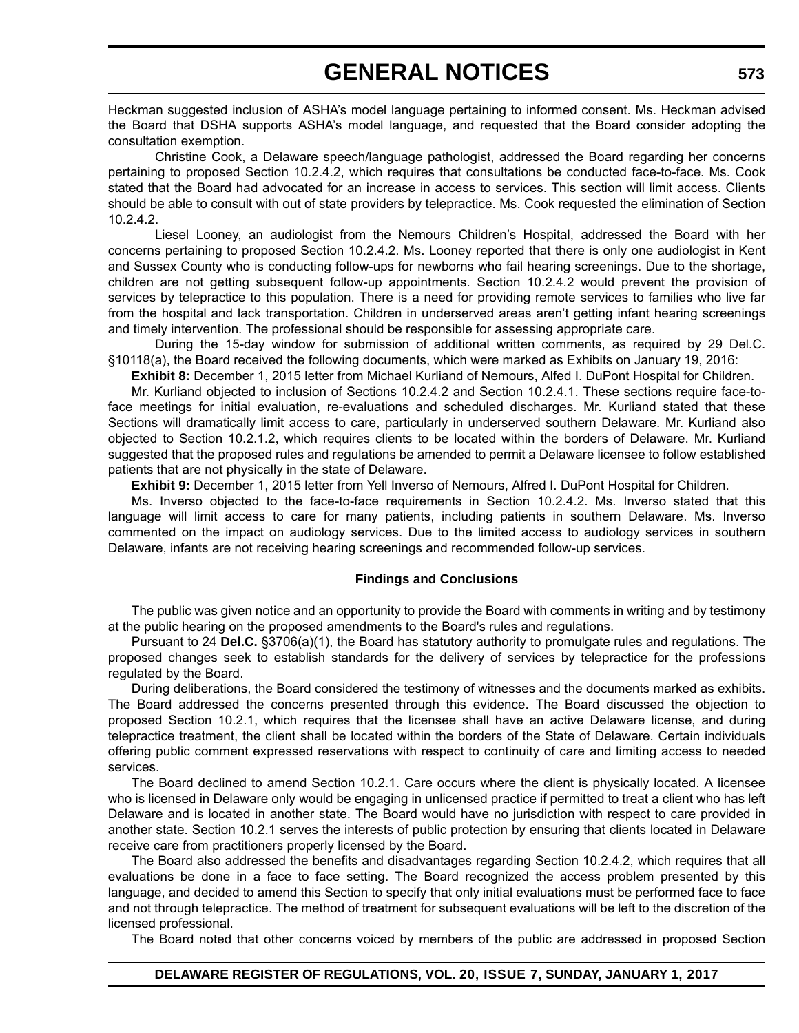Heckman suggested inclusion of ASHA's model language pertaining to informed consent. Ms. Heckman advised the Board that DSHA supports ASHA's model language, and requested that the Board consider adopting the consultation exemption.

Christine Cook, a Delaware speech/language pathologist, addressed the Board regarding her concerns pertaining to proposed Section 10.2.4.2, which requires that consultations be conducted face-to-face. Ms. Cook stated that the Board had advocated for an increase in access to services. This section will limit access. Clients should be able to consult with out of state providers by telepractice. Ms. Cook requested the elimination of Section 10.2.4.2.

Liesel Looney, an audiologist from the Nemours Children's Hospital, addressed the Board with her concerns pertaining to proposed Section 10.2.4.2. Ms. Looney reported that there is only one audiologist in Kent and Sussex County who is conducting follow-ups for newborns who fail hearing screenings. Due to the shortage, children are not getting subsequent follow-up appointments. Section 10.2.4.2 would prevent the provision of services by telepractice to this population. There is a need for providing remote services to families who live far from the hospital and lack transportation. Children in underserved areas aren't getting infant hearing screenings and timely intervention. The professional should be responsible for assessing appropriate care.

During the 15-day window for submission of additional written comments, as required by 29 Del.C. §10118(a), the Board received the following documents, which were marked as Exhibits on January 19, 2016:

**Exhibit 8:** December 1, 2015 letter from Michael Kurliand of Nemours, Alfed I. DuPont Hospital for Children.

Mr. Kurliand objected to inclusion of Sections 10.2.4.2 and Section 10.2.4.1. These sections require face-to-face meetings for initial evaluation, re-evaluations and scheduled discharges. Mr. Kurliand stated that these Sections will dramatically limit access to care, particularly in underserved southern Delaware. Mr. Kurliand also objected to Section 10.2.1.2, which requires clients to be located within the borders of Delaware. Mr. Kurliand suggested that the proposed rules and regulations be amended to permit a Delaware licensee to follow established patients that are not physically in the state of Delaware.

**Exhibit 9:** December 1, 2015 letter from Yell Inverso of Nemours, Alfred I. DuPont Hospital for Children.

Ms. Inverso objected to the face-to-face requirements in Section 10.2.4.2. Ms. Inverso stated that this language will limit access to care for many patients, including patients in southern Delaware. Ms. Inverso commented on the impact on audiology services. Due to the limited access to audiology services in southern Delaware, infants are not receiving hearing screenings and recommended follow-up services.

**Findings and Conclusions**

The public was given notice and an opportunity to provide the Board with comments in writing and by testimony at the public hearing on the proposed amendments to the Board's rules and regulations.

Pursuant to 24 **Del.C.** §3706(a)(1), the Board has statutory authority to promulgate rules and regulations. The proposed changes seek to establish standards for the delivery of services by telepractice for the professions regulated by the Board.

During deliberations, the Board considered the testimony of witnesses and the documents marked as exhibits. The Board addressed the concerns presented through this evidence. The Board discussed the objection to proposed Section 10.2.1, which requires that the licensee shall have an active Delaware license, and during telepractice treatment, the client shall be located within the borders of the State of Delaware. Certain individuals offering public comment expressed reservations with respect to continuity of care and limiting access to needed services.

The Board declined to amend Section 10.2.1. Care occurs where the client is physically located. A licensee who is licensed in Delaware only would be engaging in unlicensed practice if permitted to treat a client who has left Delaware and is located in another state. The Board would have no jurisdiction with respect to care provided in another state. Section 10.2.1 serves the interests of public protection by ensuring that clients located in Delaware receive care from practitioners properly licensed by the Board.

The Board also addressed the benefits and disadvantages regarding Section 10.2.4.2, which requires that all evaluations be done in a face to face setting. The Board recognized the access problem presented by this language, and decided to amend this Section to specify that only initial evaluations must be performed face to face and not through telepractice. The method of treatment for subsequent evaluations will be left to the discretion of the licensed professional.

The Board noted that other concerns voiced by members of the public are addressed in proposed Section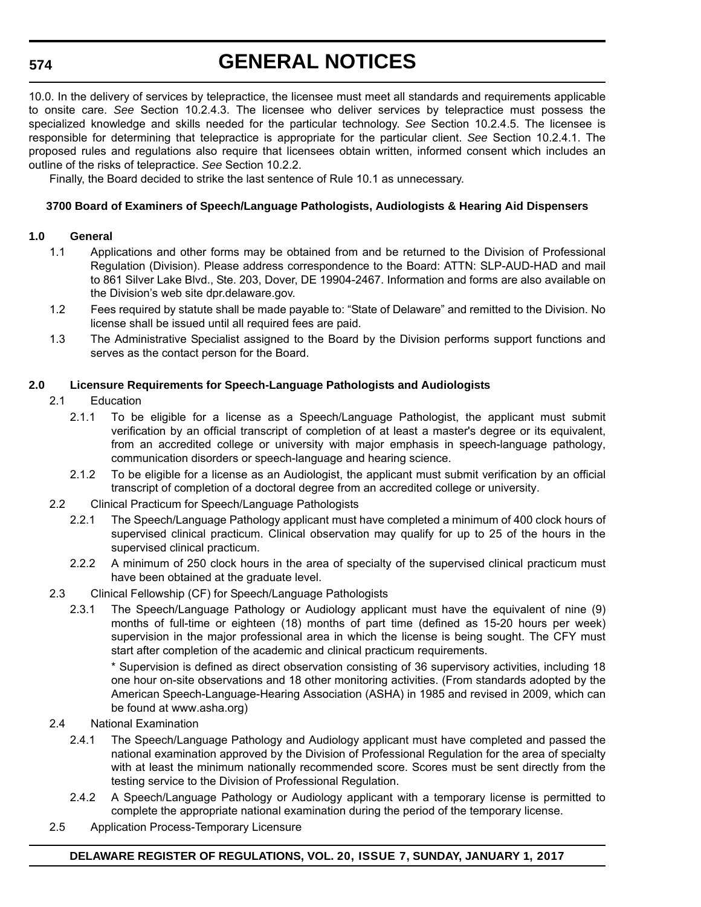10.0. In the delivery of services by telepractice, the licensee must meet all standards and requirements applicable to onsite care. *See* Section 10.2.4.3. The licensee who deliver services by telepractice must possess the specialized knowledge and skills needed for the particular technology. *See* Section 10.2.4.5. The licensee is responsible for determining that telepractice is appropriate for the particular client. *See* Section 10.2.4.1. The proposed rules and regulations also require that licensees obtain written, informed consent which includes an outline of the risks of telepractice. *See* Section 10.2.2.

Finally, the Board decided to strike the last sentence of Rule 10.1 as unnecessary.

**3700 Board of Examiners of Speech/Language Pathologists, Audiologists & Hearing Aid Dispensers**

**1.0 General**

1.1 Applications and other forms may be obtained from and be returned to the Division of Professional Regulation (Division). Please address correspondence to the Board: ATTN: SLP-AUD-HAD and mail to 861 Silver Lake Blvd., Ste. 203, Dover, DE 19904-2467. Information and forms are also available on the Division's web site dpr.delaware.gov.

1.2 Fees required by statute shall be made payable to: "State of Delaware" and remitted to the Division. No license shall be issued until all required fees are paid.

1.3 The Administrative Specialist assigned to the Board by the Division performs support functions and serves as the contact person for the Board.

**2.0 Licensure Requirements for Speech-Language Pathologists and Audiologists**

2.1 Education

2.1.1 To be eligible for a license as a Speech/Language Pathologist, the applicant must submit verification by an official transcript of completion of at least a master's degree or its equivalent, from an accredited college or university with major emphasis in speech-language pathology, communication disorders or speech-language and hearing science.

2.1.2 To be eligible for a license as an Audiologist, the applicant must submit verification by an official transcript of completion of a doctoral degree from an accredited college or university.

2.2 Clinical Practicum for Speech/Language Pathologists

2.2.1 The Speech/Language Pathology applicant must have completed a minimum of 400 clock hours of supervised clinical practicum. Clinical observation may qualify for up to 25 of the hours in the supervised clinical practicum.

2.2.2 A minimum of 250 clock hours in the area of specialty of the supervised clinical practicum must have been obtained at the graduate level.

2.3 Clinical Fellowship (CF) for Speech/Language Pathologists

2.3.1 The Speech/Language Pathology or Audiology applicant must have the equivalent of nine (9) months of full-time or eighteen (18) months of part time (defined as 15-20 hours per week) supervision in the major professional area in which the license is being sought. The CFY must start after completion of the academic and clinical practicum requirements.

\* Supervision is defined as direct observation consisting of 36 supervisory activities, including 18 one hour on-site observations and 18 other monitoring activities. (From standards adopted by the American Speech-Language-Hearing Association (ASHA) in 1985 and revised in 2009, which can be found at www.asha.org)

2.4 National Examination

2.4.1 The Speech/Language Pathology and Audiology applicant must have completed and passed the national examination approved by the Division of Professional Regulation for the area of specialty with at least the minimum nationally recommended score. Scores must be sent directly from the testing service to the Division of Professional Regulation.

2.4.2 A Speech/Language Pathology or Audiology applicant with a temporary license is permitted to complete the appropriate national examination during the period of the temporary license.

2.5 Application Process-Temporary Licensure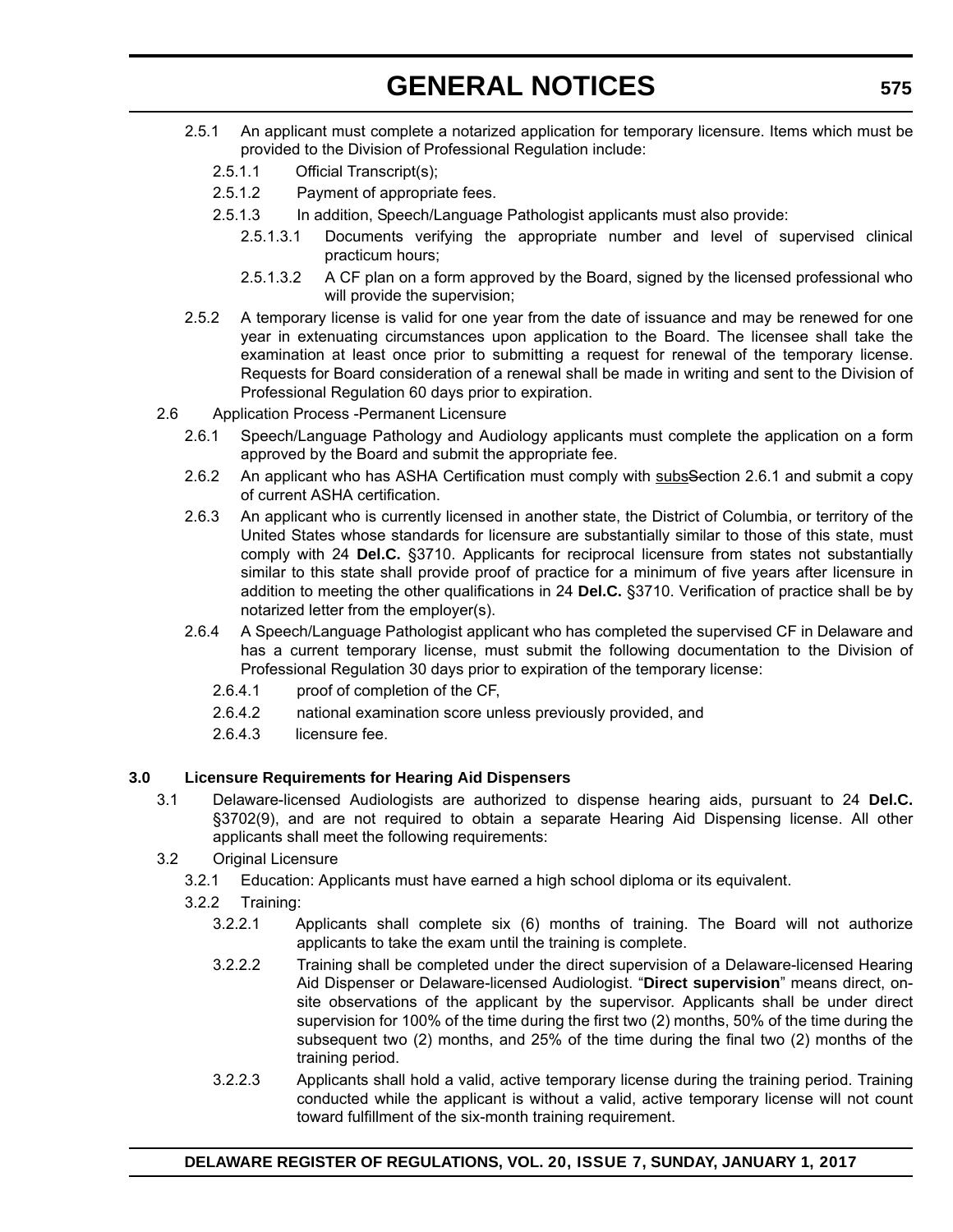2.5.1 An applicant must complete a notarized application for temporary licensure. Items which must be provided to the Division of Professional Regulation include:

2.5.1.1 Official Transcript(s);

2.5.1.2 Payment of appropriate fees.

2.5.1.3 In addition, Speech/Language Pathologist applicants must also provide:

2.5.1.3.1 Documents verifying the appropriate number and level of supervised clinical practicum hours;

2.5.1.3.2 A CF plan on a form approved by the Board, signed by the licensed professional who will provide the supervision;

2.5.2 A temporary license is valid for one year from the date of issuance and may be renewed for one year in extenuating circumstances upon application to the Board. The licensee shall take the examination at least once prior to submitting a request for renewal of the temporary license. Requests for Board consideration of a renewal shall be made in writing and sent to the Division of Professional Regulation 60 days prior to expiration.

2.6 Application Process -Permanent Licensure

2.6.1 Speech/Language Pathology and Audiology applicants must complete the application on a form approved by the Board and submit the appropriate fee.

2.6.2 An applicant who has ASHA Certification must comply with subsSection 2.6.1 and submit a copy of current ASHA certification.

2.6.3 An applicant who is currently licensed in another state, the District of Columbia, or territory of the United States whose standards for licensure are substantially similar to those of this state, must comply with 24 **Del.C.** §3710. Applicants for reciprocal licensure from states not substantially similar to this state shall provide proof of practice for a minimum of five years after licensure in addition to meeting the other qualifications in 24 **Del.C.** §3710. Verification of practice shall be by notarized letter from the employer(s).

2.6.4 A Speech/Language Pathologist applicant who has completed the supervised CF in Delaware and has a current temporary license, must submit the following documentation to the Division of Professional Regulation 30 days prior to expiration of the temporary license:

2.6.4.1 proof of completion of the CF,

2.6.4.2 national examination score unless previously provided, and

2.6.4.3 licensure fee.

**3.0 Licensure Requirements for Hearing Aid Dispensers**

3.1 Delaware-licensed Audiologists are authorized to dispense hearing aids, pursuant to 24 **Del.C.** §3702(9), and are not required to obtain a separate Hearing Aid Dispensing license. All other applicants shall meet the following requirements:

3.2 Original Licensure

3.2.1 Education: Applicants must have earned a high school diploma or its equivalent.

3.2.2 Training:

3.2.2.1 Applicants shall complete six (6) months of training. The Board will not authorize applicants to take the exam until the training is complete.

3.2.2.2 Training shall be completed under the direct supervision of a Delaware-licensed Hearing Aid Dispenser or Delaware-licensed Audiologist. "**Direct supervision**" means direct, on-site observations of the applicant by the supervisor. Applicants shall be under direct supervision for 100% of the time during the first two (2) months, 50% of the time during the subsequent two (2) months, and 25% of the time during the final two (2) months of the training period.

3.2.2.3 Applicants shall hold a valid, active temporary license during the training period. Training conducted while the applicant is without a valid, active temporary license will not count toward fulfillment of the six-month training requirement.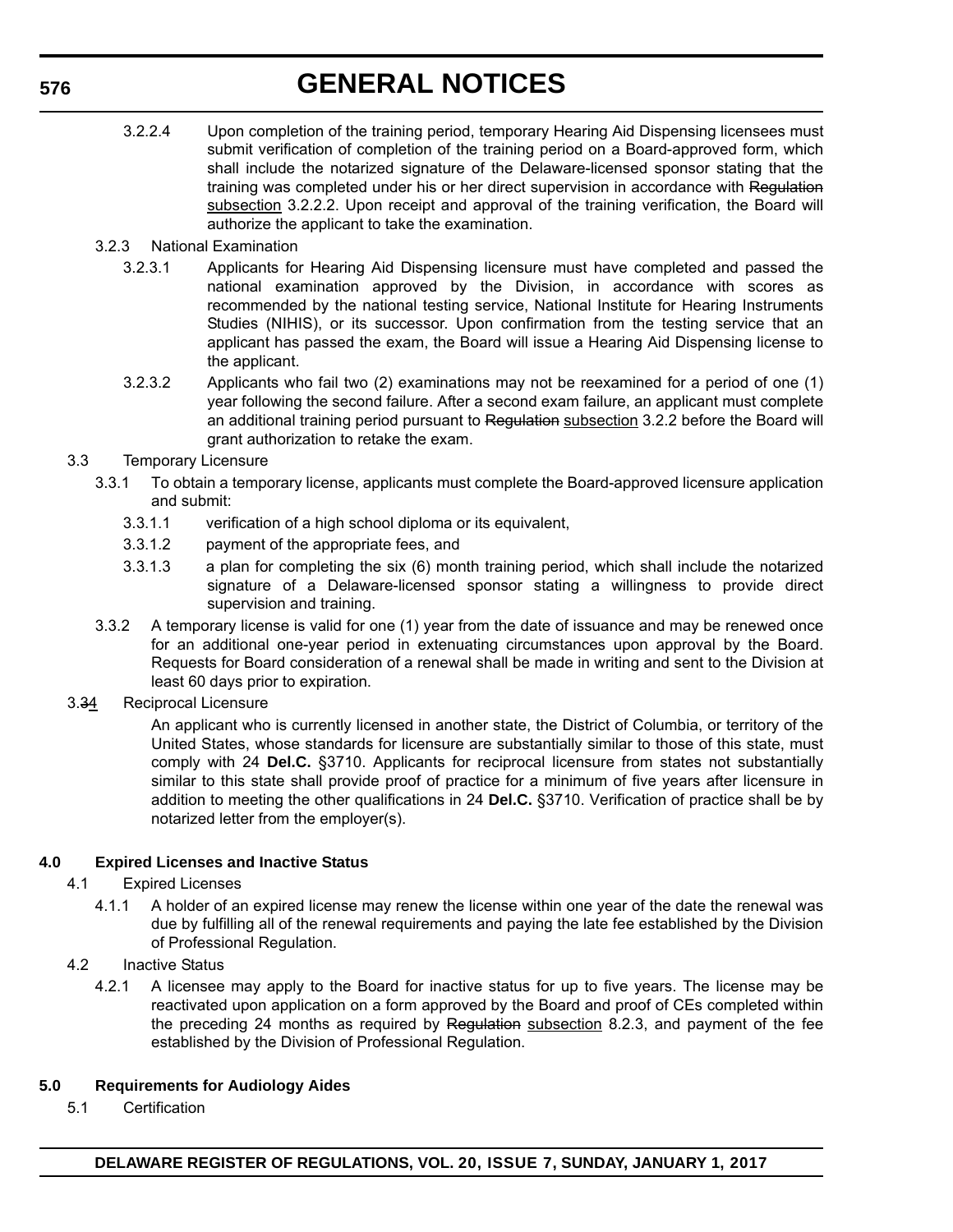3.2.2.4 Upon completion of the training period, temporary Hearing Aid Dispensing licensees must submit verification of completion of the training period on a Board-approved form, which shall include the notarized signature of the Delaware-licensed sponsor stating that the training was completed under his or her direct supervision in accordance with ~~Regulation~~ subsection 3.2.2.2. Upon receipt and approval of the training verification, the Board will authorize the applicant to take the examination.

3.2.3 National Examination

3.2.3.1 Applicants for Hearing Aid Dispensing licensure must have completed and passed the national examination approved by the Division, in accordance with scores as recommended by the national testing service, National Institute for Hearing Instruments Studies (NIHIS), or its successor. Upon confirmation from the testing service that an applicant has passed the exam, the Board will issue a Hearing Aid Dispensing license to the applicant.

3.2.3.2 Applicants who fail two (2) examinations may not be reexamined for a period of one (1) year following the second failure. After a second exam failure, an applicant must complete an additional training period pursuant to ~~Regulation~~ subsection 3.2.2 before the Board will grant authorization to retake the exam.

3.3 Temporary Licensure

3.3.1 To obtain a temporary license, applicants must complete the Board-approved licensure application and submit:

3.3.1.1 verification of a high school diploma or its equivalent,

3.3.1.2 payment of the appropriate fees, and

3.3.1.3 a plan for completing the six (6) month training period, which shall include the notarized signature of a Delaware-licensed sponsor stating a willingness to provide direct supervision and training.

3.3.2 A temporary license is valid for one (1) year from the date of issuance and may be renewed once for an additional one-year period in extenuating circumstances upon approval by the Board. Requests for Board consideration of a renewal shall be made in writing and sent to the Division at least 60 days prior to expiration.

3.~~3~~4 Reciprocal Licensure

An applicant who is currently licensed in another state, the District of Columbia, or territory of the United States, whose standards for licensure are substantially similar to those of this state, must comply with 24 **Del.C.** §3710. Applicants for reciprocal licensure from states not substantially similar to this state shall provide proof of practice for a minimum of five years after licensure in addition to meeting the other qualifications in 24 **Del.C.** §3710. Verification of practice shall be by notarized letter from the employer(s).

**4.0 Expired Licenses and Inactive Status**

4.1 Expired Licenses

4.1.1 A holder of an expired license may renew the license within one year of the date the renewal was due by fulfilling all of the renewal requirements and paying the late fee established by the Division of Professional Regulation.

4.2 Inactive Status

4.2.1 A licensee may apply to the Board for inactive status for up to five years. The license may be reactivated upon application on a form approved by the Board and proof of CEs completed within the preceding 24 months as required by ~~Regulation~~ subsection 8.2.3, and payment of the fee established by the Division of Professional Regulation.

**5.0 Requirements for Audiology Aides**

5.1 Certification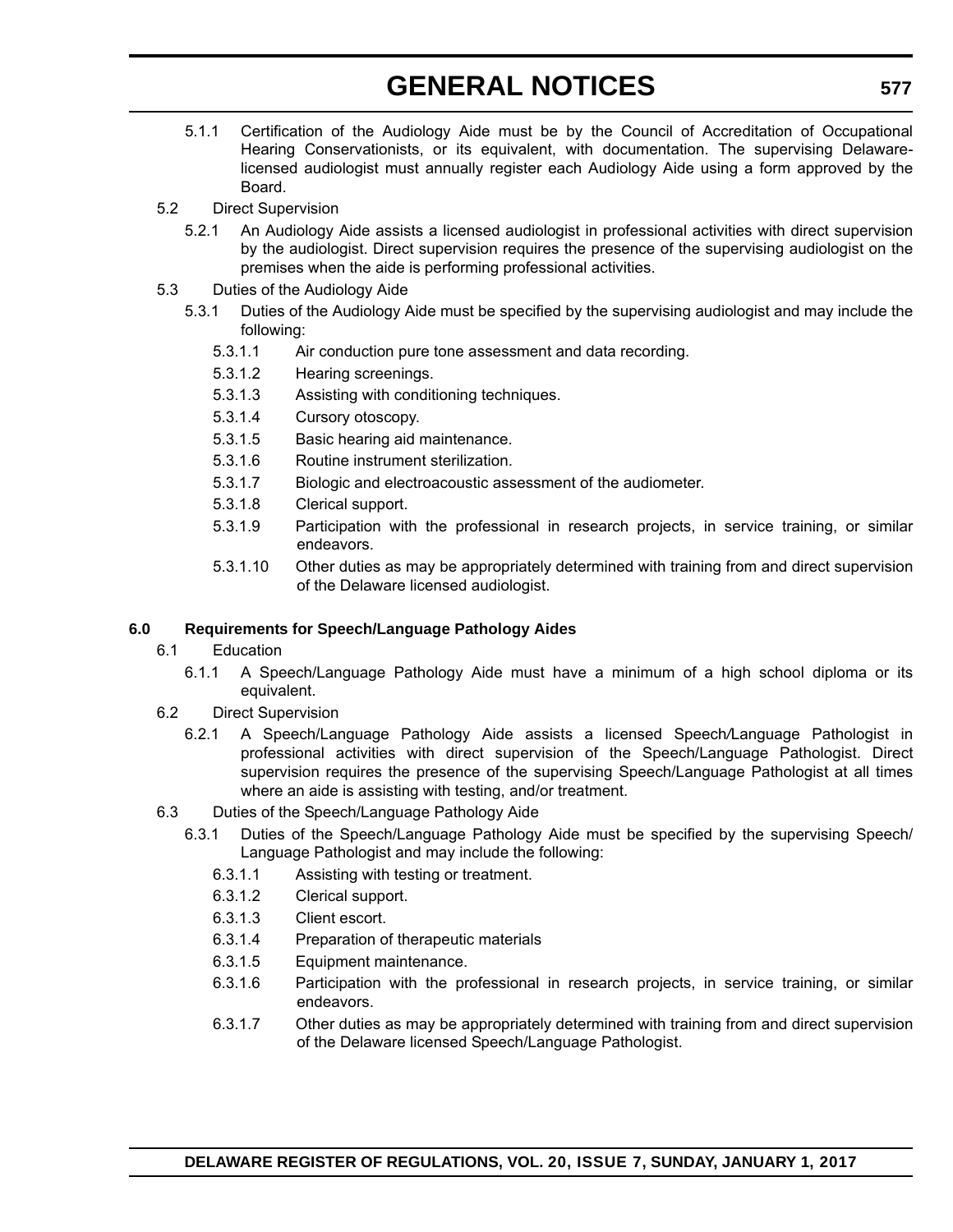5.1.1 Certification of the Audiology Aide must be by the Council of Accreditation of Occupational Hearing Conservationists, or its equivalent, with documentation. The supervising Delaware-licensed audiologist must annually register each Audiology Aide using a form approved by the Board.

5.2 Direct Supervision

5.2.1 An Audiology Aide assists a licensed audiologist in professional activities with direct supervision by the audiologist. Direct supervision requires the presence of the supervising audiologist on the premises when the aide is performing professional activities.

5.3 Duties of the Audiology Aide

5.3.1 Duties of the Audiology Aide must be specified by the supervising audiologist and may include the following:

5.3.1.1 Air conduction pure tone assessment and data recording.

5.3.1.2 Hearing screenings.

5.3.1.3 Assisting with conditioning techniques.

5.3.1.4 Cursory otoscopy.

5.3.1.5 Basic hearing aid maintenance.

5.3.1.6 Routine instrument sterilization.

5.3.1.7 Biologic and electroacoustic assessment of the audiometer.

5.3.1.8 Clerical support.

5.3.1.9 Participation with the professional in research projects, in service training, or similar endeavors.

5.3.1.10 Other duties as may be appropriately determined with training from and direct supervision of the Delaware licensed audiologist.

**6.0 Requirements for Speech/Language Pathology Aides**

6.1 Education

6.1.1 A Speech/Language Pathology Aide must have a minimum of a high school diploma or its equivalent.

6.2 Direct Supervision

6.2.1 A Speech/Language Pathology Aide assists a licensed Speech/Language Pathologist in professional activities with direct supervision of the Speech/Language Pathologist. Direct supervision requires the presence of the supervising Speech/Language Pathologist at all times where an aide is assisting with testing, and/or treatment.

6.3 Duties of the Speech/Language Pathology Aide

6.3.1 Duties of the Speech/Language Pathology Aide must be specified by the supervising Speech/Language Pathologist and may include the following:

6.3.1.1 Assisting with testing or treatment.

6.3.1.2 Clerical support.

6.3.1.3 Client escort.

6.3.1.4 Preparation of therapeutic materials

6.3.1.5 Equipment maintenance.

6.3.1.6 Participation with the professional in research projects, in service training, or similar endeavors.

6.3.1.7 Other duties as may be appropriately determined with training from and direct supervision of the Delaware licensed Speech/Language Pathologist.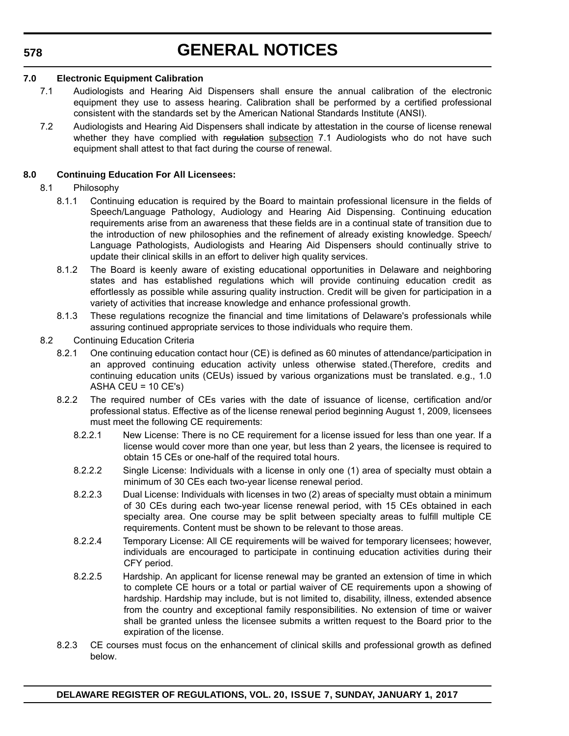**7.0 Electronic Equipment Calibration**

7.1 Audiologists and Hearing Aid Dispensers shall ensure the annual calibration of the electronic equipment they use to assess hearing. Calibration shall be performed by a certified professional consistent with the standards set by the American National Standards Institute (ANSI).

7.2 Audiologists and Hearing Aid Dispensers shall indicate by attestation in the course of license renewal whether they have complied with ~~regulation~~ subsection 7.1 Audiologists who do not have such equipment shall attest to that fact during the course of renewal.

**8.0 Continuing Education For All Licensees:**

8.1 Philosophy

8.1.1 Continuing education is required by the Board to maintain professional licensure in the fields of Speech/Language Pathology, Audiology and Hearing Aid Dispensing. Continuing education requirements arise from an awareness that these fields are in a continual state of transition due to the introduction of new philosophies and the refinement of already existing knowledge. Speech/ Language Pathologists, Audiologists and Hearing Aid Dispensers should continually strive to update their clinical skills in an effort to deliver high quality services.

8.1.2 The Board is keenly aware of existing educational opportunities in Delaware and neighboring states and has established regulations which will provide continuing education credit as effortlessly as possible while assuring quality instruction. Credit will be given for participation in a variety of activities that increase knowledge and enhance professional growth.

8.1.3 These regulations recognize the financial and time limitations of Delaware's professionals while assuring continued appropriate services to those individuals who require them.

8.2 Continuing Education Criteria

8.2.1 One continuing education contact hour (CE) is defined as 60 minutes of attendance/participation in an approved continuing education activity unless otherwise stated.(Therefore, credits and continuing education units (CEUs) issued by various organizations must be translated. e.g., 1.0 ASHA CEU = 10 CE's)

8.2.2 The required number of CEs varies with the date of issuance of license, certification and/or professional status. Effective as of the license renewal period beginning August 1, 2009, licensees must meet the following CE requirements:

8.2.2.1 New License: There is no CE requirement for a license issued for less than one year. If a license would cover more than one year, but less than 2 years, the licensee is required to obtain 15 CEs or one-half of the required total hours.

8.2.2.2 Single License: Individuals with a license in only one (1) area of specialty must obtain a minimum of 30 CEs each two-year license renewal period.

8.2.2.3 Dual License: Individuals with licenses in two (2) areas of specialty must obtain a minimum of 30 CEs during each two-year license renewal period, with 15 CEs obtained in each specialty area. One course may be split between specialty areas to fulfill multiple CE requirements. Content must be shown to be relevant to those areas.

8.2.2.4 Temporary License: All CE requirements will be waived for temporary licensees; however, individuals are encouraged to participate in continuing education activities during their CFY period.

8.2.2.5 Hardship. An applicant for license renewal may be granted an extension of time in which to complete CE hours or a total or partial waiver of CE requirements upon a showing of hardship. Hardship may include, but is not limited to, disability, illness, extended absence from the country and exceptional family responsibilities. No extension of time or waiver shall be granted unless the licensee submits a written request to the Board prior to the expiration of the license.

8.2.3 CE courses must focus on the enhancement of clinical skills and professional growth as defined below.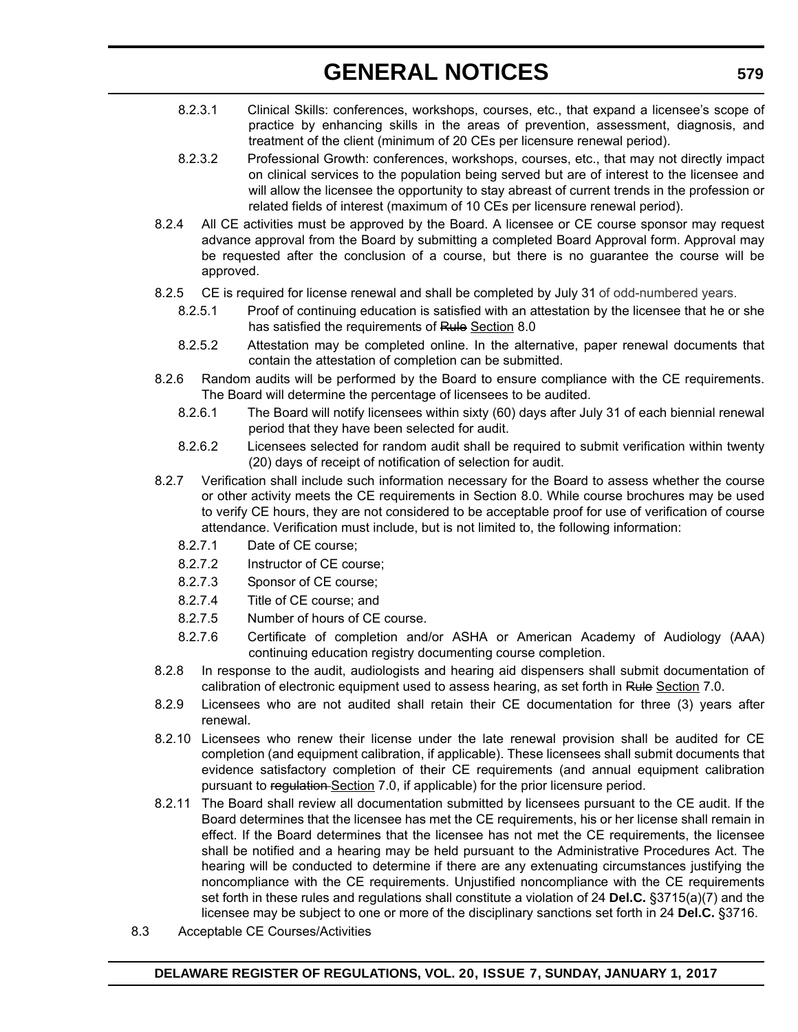8.2.3.1 Clinical Skills: conferences, workshops, courses, etc., that expand a licensee's scope of practice by enhancing skills in the areas of prevention, assessment, diagnosis, and treatment of the client (minimum of 20 CEs per licensure renewal period).

8.2.3.2 Professional Growth: conferences, workshops, courses, etc., that may not directly impact on clinical services to the population being served but are of interest to the licensee and will allow the licensee the opportunity to stay abreast of current trends in the profession or related fields of interest (maximum of 10 CEs per licensure renewal period).

8.2.4 All CE activities must be approved by the Board. A licensee or CE course sponsor may request advance approval from the Board by submitting a completed Board Approval form. Approval may be requested after the conclusion of a course, but there is no guarantee the course will be approved.

8.2.5 CE is required for license renewal and shall be completed by July 31 of odd-numbered years.

8.2.5.1 Proof of continuing education is satisfied with an attestation by the licensee that he or she has satisfied the requirements of ~~Rule~~ Section 8.0

8.2.5.2 Attestation may be completed online. In the alternative, paper renewal documents that contain the attestation of completion can be submitted.

8.2.6 Random audits will be performed by the Board to ensure compliance with the CE requirements. The Board will determine the percentage of licensees to be audited.

8.2.6.1 The Board will notify licensees within sixty (60) days after July 31 of each biennial renewal period that they have been selected for audit.

8.2.6.2 Licensees selected for random audit shall be required to submit verification within twenty (20) days of receipt of notification of selection for audit.

8.2.7 Verification shall include such information necessary for the Board to assess whether the course or other activity meets the CE requirements in Section 8.0. While course brochures may be used to verify CE hours, they are not considered to be acceptable proof for use of verification of course attendance. Verification must include, but is not limited to, the following information:

8.2.7.1 Date of CE course;

8.2.7.2 Instructor of CE course;

8.2.7.3 Sponsor of CE course;

8.2.7.4 Title of CE course; and

8.2.7.5 Number of hours of CE course.

8.2.7.6 Certificate of completion and/or ASHA or American Academy of Audiology (AAA) continuing education registry documenting course completion.

8.2.8 In response to the audit, audiologists and hearing aid dispensers shall submit documentation of calibration of electronic equipment used to assess hearing, as set forth in ~~Rule~~ Section 7.0.

8.2.9 Licensees who are not audited shall retain their CE documentation for three (3) years after renewal.

8.2.10 Licensees who renew their license under the late renewal provision shall be audited for CE completion (and equipment calibration, if applicable). These licensees shall submit documents that evidence satisfactory completion of their CE requirements (and annual equipment calibration pursuant to ~~regulation~~ Section 7.0, if applicable) for the prior licensure period.

8.2.11 The Board shall review all documentation submitted by licensees pursuant to the CE audit. If the Board determines that the licensee has met the CE requirements, his or her license shall remain in effect. If the Board determines that the licensee has not met the CE requirements, the licensee shall be notified and a hearing may be held pursuant to the Administrative Procedures Act. The hearing will be conducted to determine if there are any extenuating circumstances justifying the noncompliance with the CE requirements. Unjustified noncompliance with the CE requirements set forth in these rules and regulations shall constitute a violation of 24 **Del.C.** §3715(a)(7) and the licensee may be subject to one or more of the disciplinary sanctions set forth in 24 **Del.C.** §3716.

8.3 Acceptable CE Courses/Activities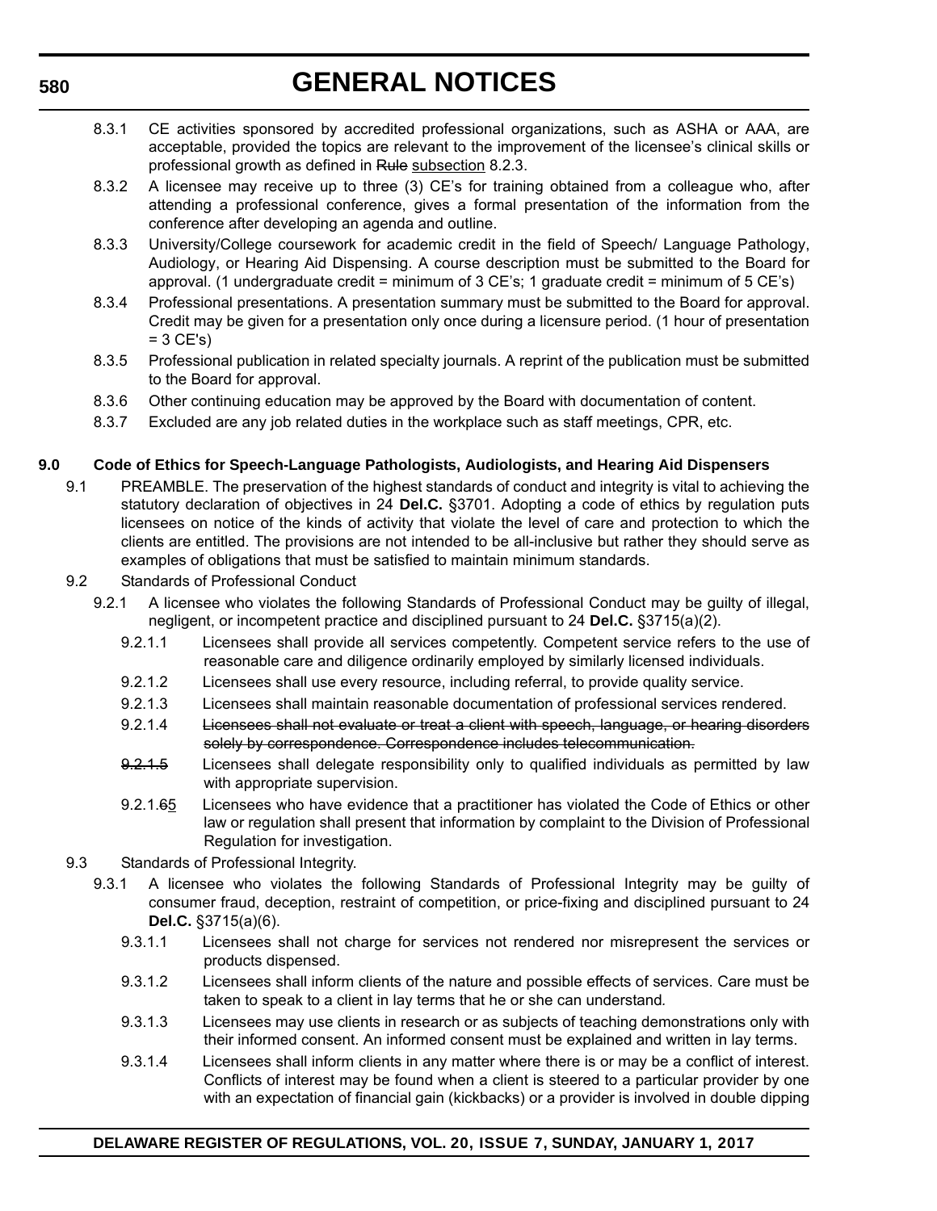8.3.1 CE activities sponsored by accredited professional organizations, such as ASHA or AAA, are acceptable, provided the topics are relevant to the improvement of the licensee's clinical skills or professional growth as defined in ~~Rule~~ <u>subsection</u> 8.2.3.

8.3.2 A licensee may receive up to three (3) CE's for training obtained from a colleague who, after attending a professional conference, gives a formal presentation of the information from the conference after developing an agenda and outline.

8.3.3 University/College coursework for academic credit in the field of Speech/ Language Pathology, Audiology, or Hearing Aid Dispensing. A course description must be submitted to the Board for approval. (1 undergraduate credit = minimum of 3 CE's; 1 graduate credit = minimum of 5 CE's)

8.3.4 Professional presentations. A presentation summary must be submitted to the Board for approval. Credit may be given for a presentation only once during a licensure period. (1 hour of presentation = 3 CE's)

8.3.5 Professional publication in related specialty journals. A reprint of the publication must be submitted to the Board for approval.

8.3.6 Other continuing education may be approved by the Board with documentation of content.

8.3.7 Excluded are any job related duties in the workplace such as staff meetings, CPR, etc.

**9.0 Code of Ethics for Speech-Language Pathologists, Audiologists, and Hearing Aid Dispensers**

9.1 PREAMBLE. The preservation of the highest standards of conduct and integrity is vital to achieving the statutory declaration of objectives in 24 **Del.C.** §3701. Adopting a code of ethics by regulation puts licensees on notice of the kinds of activity that violate the level of care and protection to which the clients are entitled. The provisions are not intended to be all-inclusive but rather they should serve as examples of obligations that must be satisfied to maintain minimum standards.

9.2 Standards of Professional Conduct

9.2.1 A licensee who violates the following Standards of Professional Conduct may be guilty of illegal, negligent, or incompetent practice and disciplined pursuant to 24 **Del.C.** §3715(a)(2).

9.2.1.1 Licensees shall provide all services competently. Competent service refers to the use of reasonable care and diligence ordinarily employed by similarly licensed individuals.

9.2.1.2 Licensees shall use every resource, including referral, to provide quality service.

9.2.1.3 Licensees shall maintain reasonable documentation of professional services rendered.

9.2.1.4 ~~Licensees shall not evaluate or treat a client with speech, language, or hearing disorders solely by correspondence. Correspondence includes telecommunication.~~

~~9.2.1.5~~ Licensees shall delegate responsibility only to qualified individuals as permitted by law with appropriate supervision.

9.2.1.~~6~~<u>5</u> Licensees who have evidence that a practitioner has violated the Code of Ethics or other law or regulation shall present that information by complaint to the Division of Professional Regulation for investigation.

9.3 Standards of Professional Integrity.

9.3.1 A licensee who violates the following Standards of Professional Integrity may be guilty of consumer fraud, deception, restraint of competition, or price-fixing and disciplined pursuant to 24 **Del.C.** §3715(a)(6).

9.3.1.1 Licensees shall not charge for services not rendered nor misrepresent the services or products dispensed.

9.3.1.2 Licensees shall inform clients of the nature and possible effects of services. Care must be taken to speak to a client in lay terms that he or she can understand.

9.3.1.3 Licensees may use clients in research or as subjects of teaching demonstrations only with their informed consent. An informed consent must be explained and written in lay terms.

9.3.1.4 Licensees shall inform clients in any matter where there is or may be a conflict of interest. Conflicts of interest may be found when a client is steered to a particular provider by one with an expectation of financial gain (kickbacks) or a provider is involved in double dipping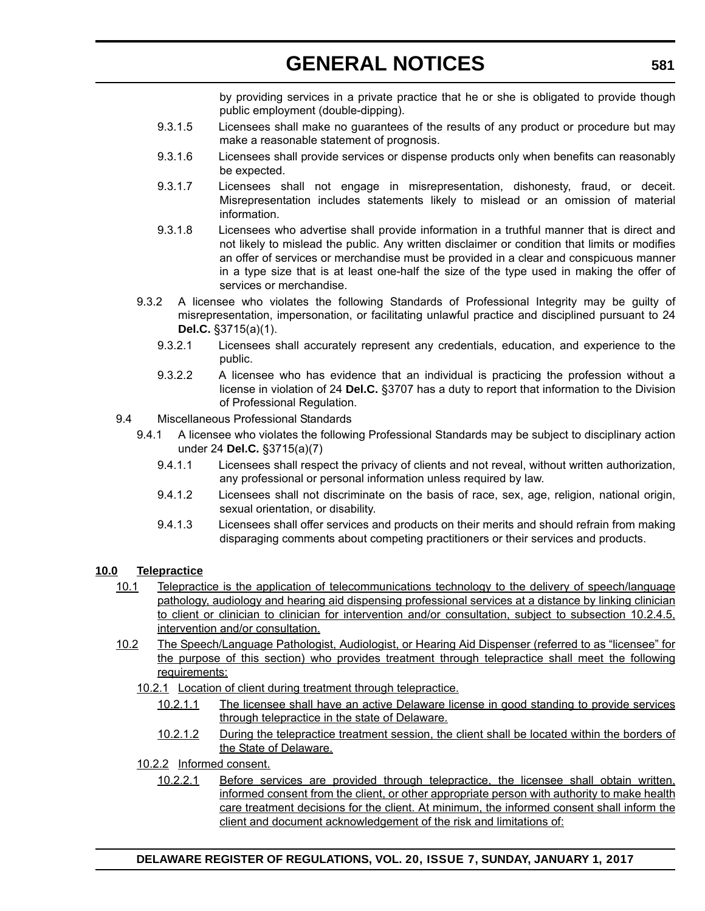by providing services in a private practice that he or she is obligated to provide though public employment (double-dipping).

9.3.1.5 Licensees shall make no guarantees of the results of any product or procedure but may make a reasonable statement of prognosis.

9.3.1.6 Licensees shall provide services or dispense products only when benefits can reasonably be expected.

9.3.1.7 Licensees shall not engage in misrepresentation, dishonesty, fraud, or deceit. Misrepresentation includes statements likely to mislead or an omission of material information.

9.3.1.8 Licensees who advertise shall provide information in a truthful manner that is direct and not likely to mislead the public. Any written disclaimer or condition that limits or modifies an offer of services or merchandise must be provided in a clear and conspicuous manner in a type size that is at least one-half the size of the type used in making the offer of services or merchandise.

9.3.2 A licensee who violates the following Standards of Professional Integrity may be guilty of misrepresentation, impersonation, or facilitating unlawful practice and disciplined pursuant to 24 **Del.C.** §3715(a)(1).

9.3.2.1 Licensees shall accurately represent any credentials, education, and experience to the public.

9.3.2.2 A licensee who has evidence that an individual is practicing the profession without a license in violation of 24 **Del.C.** §3707 has a duty to report that information to the Division of Professional Regulation.

9.4 Miscellaneous Professional Standards

9.4.1 A licensee who violates the following Professional Standards may be subject to disciplinary action under 24 **Del.C.** §3715(a)(7)

9.4.1.1 Licensees shall respect the privacy of clients and not reveal, without written authorization, any professional or personal information unless required by law.

9.4.1.2 Licensees shall not discriminate on the basis of race, sex, age, religion, national origin, sexual orientation, or disability.

9.4.1.3 Licensees shall offer services and products on their merits and should refrain from making disparaging comments about competing practitioners or their services and products.

**10.0 Telepractice**

10.1 Telepractice is the application of telecommunications technology to the delivery of speech/language pathology, audiology and hearing aid dispensing professional services at a distance by linking clinician to client or clinician to clinician for intervention and/or consultation, subject to subsection 10.2.4.5, intervention and/or consultation.

10.2 The Speech/Language Pathologist, Audiologist, or Hearing Aid Dispenser (referred to as "licensee" for the purpose of this section) who provides treatment through telepractice shall meet the following requirements:

10.2.1 Location of client during treatment through telepractice.

10.2.1.1 The licensee shall have an active Delaware license in good standing to provide services through telepractice in the state of Delaware.

10.2.1.2 During the telepractice treatment session, the client shall be located within the borders of the State of Delaware.

10.2.2 Informed consent.

10.2.2.1 Before services are provided through telepractice, the licensee shall obtain written, informed consent from the client, or other appropriate person with authority to make health care treatment decisions for the client. At minimum, the informed consent shall inform the client and document acknowledgement of the risk and limitations of: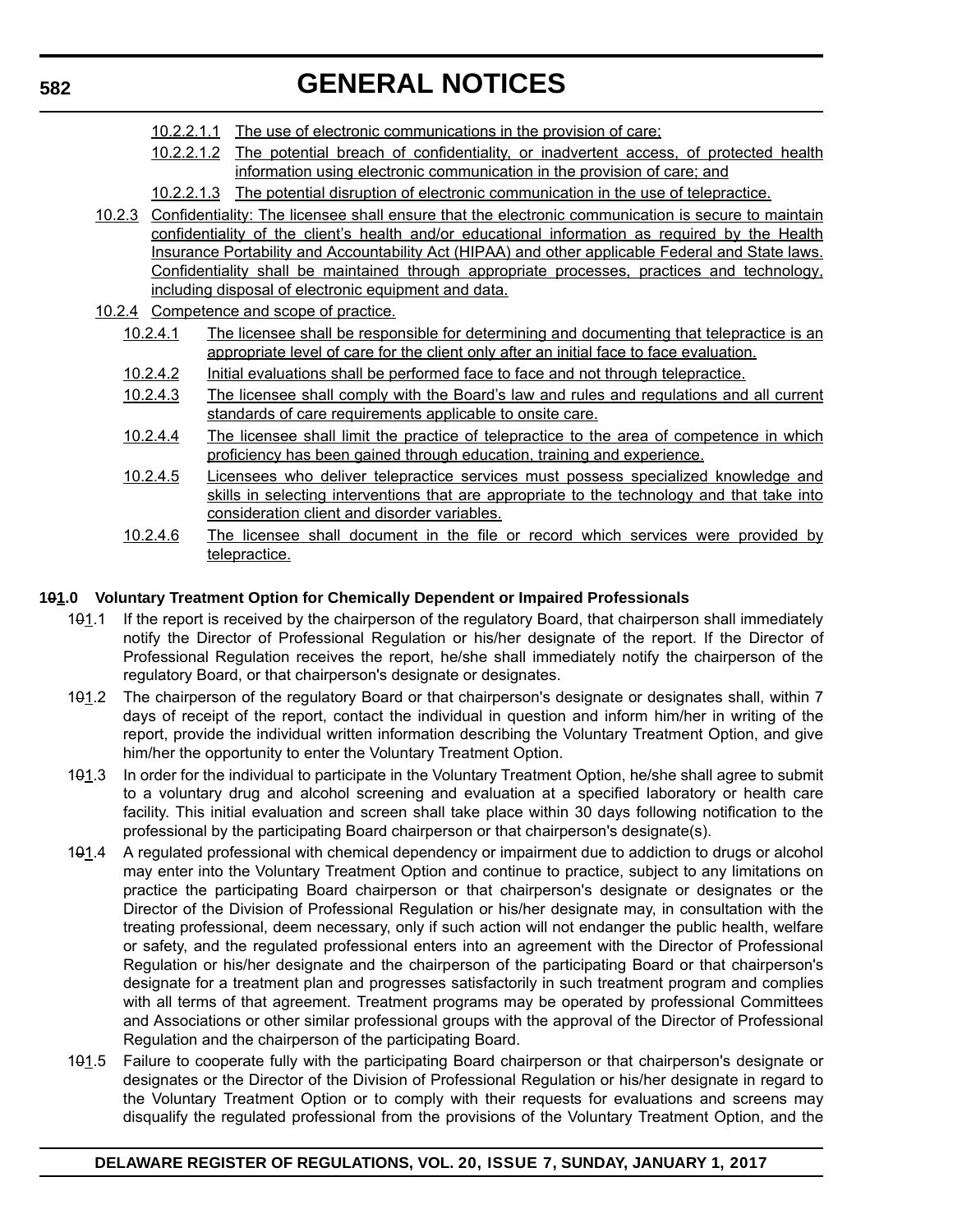10.2.2.1.1 The use of electronic communications in the provision of care;

10.2.2.1.2 The potential breach of confidentiality, or inadvertent access, of protected health information using electronic communication in the provision of care; and

10.2.2.1.3 The potential disruption of electronic communication in the use of telepractice.

10.2.3 Confidentiality: The licensee shall ensure that the electronic communication is secure to maintain confidentiality of the client's health and/or educational information as required by the Health Insurance Portability and Accountability Act (HIPAA) and other applicable Federal and State laws. Confidentiality shall be maintained through appropriate processes, practices and technology, including disposal of electronic equipment and data.

10.2.4 Competence and scope of practice.

10.2.4.1 The licensee shall be responsible for determining and documenting that telepractice is an appropriate level of care for the client only after an initial face to face evaluation.

10.2.4.2 Initial evaluations shall be performed face to face and not through telepractice.

10.2.4.3 The licensee shall comply with the Board's law and rules and regulations and all current standards of care requirements applicable to onsite care.

10.2.4.4 The licensee shall limit the practice of telepractice to the area of competence in which proficiency has been gained through education, training and experience.

10.2.4.5 Licensees who deliver telepractice services must possess specialized knowledge and skills in selecting interventions that are appropriate to the technology and that take into consideration client and disorder variables.

10.2.4.6 The licensee shall document in the file or record which services were provided by telepractice.

**1~~0~~1.0 Voluntary Treatment Option for Chemically Dependent or Impaired Professionals**

1~~0~~1.1 If the report is received by the chairperson of the regulatory Board, that chairperson shall immediately notify the Director of Professional Regulation or his/her designate of the report. If the Director of Professional Regulation receives the report, he/she shall immediately notify the chairperson of the regulatory Board, or that chairperson's designate or designates.

1~~0~~1.2 The chairperson of the regulatory Board or that chairperson's designate or designates shall, within 7 days of receipt of the report, contact the individual in question and inform him/her in writing of the report, provide the individual written information describing the Voluntary Treatment Option, and give him/her the opportunity to enter the Voluntary Treatment Option.

1~~0~~1.3 In order for the individual to participate in the Voluntary Treatment Option, he/she shall agree to submit to a voluntary drug and alcohol screening and evaluation at a specified laboratory or health care facility. This initial evaluation and screen shall take place within 30 days following notification to the professional by the participating Board chairperson or that chairperson's designate(s).

1~~0~~1.4 A regulated professional with chemical dependency or impairment due to addiction to drugs or alcohol may enter into the Voluntary Treatment Option and continue to practice, subject to any limitations on practice the participating Board chairperson or that chairperson's designate or designates or the Director of the Division of Professional Regulation or his/her designate may, in consultation with the treating professional, deem necessary, only if such action will not endanger the public health, welfare or safety, and the regulated professional enters into an agreement with the Director of Professional Regulation or his/her designate and the chairperson of the participating Board or that chairperson's designate for a treatment plan and progresses satisfactorily in such treatment program and complies with all terms of that agreement. Treatment programs may be operated by professional Committees and Associations or other similar professional groups with the approval of the Director of Professional Regulation and the chairperson of the participating Board.

1~~0~~1.5 Failure to cooperate fully with the participating Board chairperson or that chairperson's designate or designates or the Director of the Division of Professional Regulation or his/her designate in regard to the Voluntary Treatment Option or to comply with their requests for evaluations and screens may disqualify the regulated professional from the provisions of the Voluntary Treatment Option, and the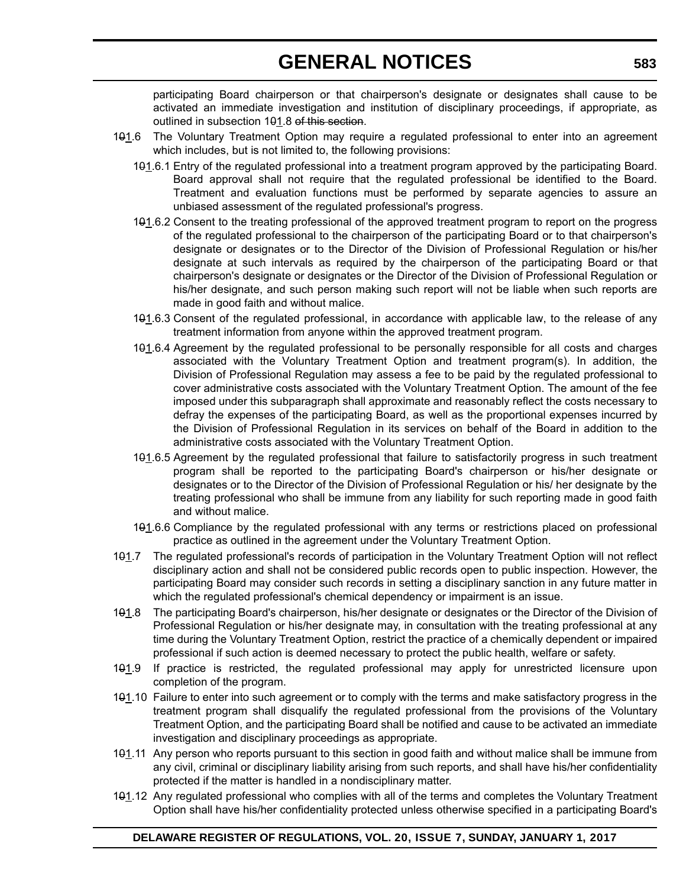participating Board chairperson or that chairperson's designate or designates shall cause to be activated an immediate investigation and institution of disciplinary proceedings, if appropriate, as outlined in subsection 1~~0~~1.8 ~~of this section~~.

1~~0~~1.6 The Voluntary Treatment Option may require a regulated professional to enter into an agreement which includes, but is not limited to, the following provisions:

1~~0~~1.6.1 Entry of the regulated professional into a treatment program approved by the participating Board. Board approval shall not require that the regulated professional be identified to the Board. Treatment and evaluation functions must be performed by separate agencies to assure an unbiased assessment of the regulated professional's progress.

1~~0~~1.6.2 Consent to the treating professional of the approved treatment program to report on the progress of the regulated professional to the chairperson of the participating Board or to that chairperson's designate or designates or to the Director of the Division of Professional Regulation or his/her designate at such intervals as required by the chairperson of the participating Board or that chairperson's designate or designates or the Director of the Division of Professional Regulation or his/her designate, and such person making such report will not be liable when such reports are made in good faith and without malice.

1~~0~~1.6.3 Consent of the regulated professional, in accordance with applicable law, to the release of any treatment information from anyone within the approved treatment program.

1~~0~~1.6.4 Agreement by the regulated professional to be personally responsible for all costs and charges associated with the Voluntary Treatment Option and treatment program(s). In addition, the Division of Professional Regulation may assess a fee to be paid by the regulated professional to cover administrative costs associated with the Voluntary Treatment Option. The amount of the fee imposed under this subparagraph shall approximate and reasonably reflect the costs necessary to defray the expenses of the participating Board, as well as the proportional expenses incurred by the Division of Professional Regulation in its services on behalf of the Board in addition to the administrative costs associated with the Voluntary Treatment Option.

1~~0~~1.6.5 Agreement by the regulated professional that failure to satisfactorily progress in such treatment program shall be reported to the participating Board's chairperson or his/her designate or designates or to the Director of the Division of Professional Regulation or his/ her designate by the treating professional who shall be immune from any liability for such reporting made in good faith and without malice.

1~~0~~1.6.6 Compliance by the regulated professional with any terms or restrictions placed on professional practice as outlined in the agreement under the Voluntary Treatment Option.

1~~0~~1.7 The regulated professional's records of participation in the Voluntary Treatment Option will not reflect disciplinary action and shall not be considered public records open to public inspection. However, the participating Board may consider such records in setting a disciplinary sanction in any future matter in which the regulated professional's chemical dependency or impairment is an issue.

1~~0~~1.8 The participating Board's chairperson, his/her designate or designates or the Director of the Division of Professional Regulation or his/her designate may, in consultation with the treating professional at any time during the Voluntary Treatment Option, restrict the practice of a chemically dependent or impaired professional if such action is deemed necessary to protect the public health, welfare or safety.

1~~0~~1.9 If practice is restricted, the regulated professional may apply for unrestricted licensure upon completion of the program.

1~~0~~1.10 Failure to enter into such agreement or to comply with the terms and make satisfactory progress in the treatment program shall disqualify the regulated professional from the provisions of the Voluntary Treatment Option, and the participating Board shall be notified and cause to be activated an immediate investigation and disciplinary proceedings as appropriate.

1~~0~~1.11 Any person who reports pursuant to this section in good faith and without malice shall be immune from any civil, criminal or disciplinary liability arising from such reports, and shall have his/her confidentiality protected if the matter is handled in a nondisciplinary matter.

1~~0~~1.12 Any regulated professional who complies with all of the terms and completes the Voluntary Treatment Option shall have his/her confidentiality protected unless otherwise specified in a participating Board's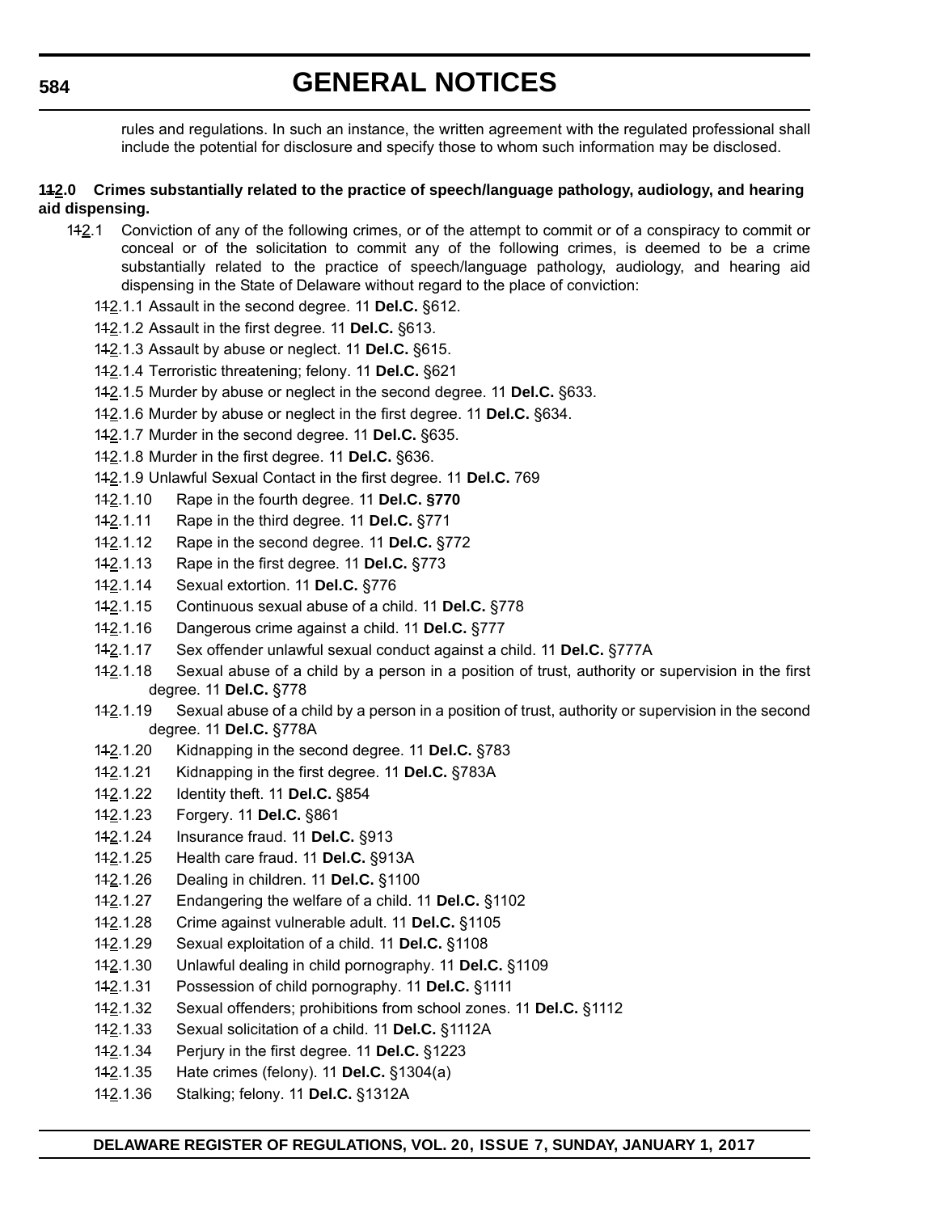rules and regulations. In such an instance, the written agreement with the regulated professional shall include the potential for disclosure and specify those to whom such information may be disclosed.

**1~~1~~2.0 Crimes substantially related to the practice of speech/language pathology, audiology, and hearing aid dispensing.**

1~~1~~2.1 Conviction of any of the following crimes, or of the attempt to commit or of a conspiracy to commit or conceal or of the solicitation to commit any of the following crimes, is deemed to be a crime substantially related to the practice of speech/language pathology, audiology, and hearing aid dispensing in the State of Delaware without regard to the place of conviction:

1~~1~~2.1.1 Assault in the second degree. 11 **Del.C.** §612.

1~~1~~2.1.2 Assault in the first degree. 11 **Del.C.** §613.

1~~1~~2.1.3 Assault by abuse or neglect. 11 **Del.C.** §615.

1~~1~~2.1.4 Terroristic threatening; felony. 11 **Del.C.** §621

1~~1~~2.1.5 Murder by abuse or neglect in the second degree. 11 **Del.C.** §633.

1~~1~~2.1.6 Murder by abuse or neglect in the first degree. 11 **Del.C.** §634.

1~~1~~2.1.7 Murder in the second degree. 11 **Del.C.** §635.

1~~1~~2.1.8 Murder in the first degree. 11 **Del.C.** §636.

1~~1~~2.1.9 Unlawful Sexual Contact in the first degree. 11 **Del.C.** 769

1~~1~~2.1.10 Rape in the fourth degree. 11 **Del.C. §770**

1~~1~~2.1.11 Rape in the third degree. 11 **Del.C.** §771

1~~1~~2.1.12 Rape in the second degree. 11 **Del.C.** §772

1~~1~~2.1.13 Rape in the first degree. 11 **Del.C.** §773

1~~1~~2.1.14 Sexual extortion. 11 **Del.C.** §776

1~~1~~2.1.15 Continuous sexual abuse of a child. 11 **Del.C.** §778

1~~1~~2.1.16 Dangerous crime against a child. 11 **Del.C.** §777

1~~1~~2.1.17 Sex offender unlawful sexual conduct against a child. 11 **Del.C.** §777A

1~~1~~2.1.18 Sexual abuse of a child by a person in a position of trust, authority or supervision in the first degree. 11 **Del.C.** §778

1~~1~~2.1.19 Sexual abuse of a child by a person in a position of trust, authority or supervision in the second degree. 11 **Del.C.** §778A

1~~1~~2.1.20 Kidnapping in the second degree. 11 **Del.C.** §783

1~~1~~2.1.21 Kidnapping in the first degree. 11 **Del.C.** §783A

1~~1~~2.1.22 Identity theft. 11 **Del.C.** §854

1~~1~~2.1.23 Forgery. 11 **Del.C.** §861

1~~1~~2.1.24 Insurance fraud. 11 **Del.C.** §913

1~~1~~2.1.25 Health care fraud. 11 **Del.C.** §913A

1~~1~~2.1.26 Dealing in children. 11 **Del.C.** §1100

1~~1~~2.1.27 Endangering the welfare of a child. 11 **Del.C.** §1102

1~~1~~2.1.28 Crime against vulnerable adult. 11 **Del.C.** §1105

1~~1~~2.1.29 Sexual exploitation of a child. 11 **Del.C.** §1108

1~~1~~2.1.30 Unlawful dealing in child pornography. 11 **Del.C.** §1109

1~~1~~2.1.31 Possession of child pornography. 11 **Del.C.** §1111

1~~1~~2.1.32 Sexual offenders; prohibitions from school zones. 11 **Del.C.** §1112

1~~1~~2.1.33 Sexual solicitation of a child. 11 **Del.C.** §1112A

1~~1~~2.1.34 Perjury in the first degree. 11 **Del.C.** §1223

1~~1~~2.1.35 Hate crimes (felony). 11 **Del.C.** §1304(a)

1~~1~~2.1.36 Stalking; felony. 11 **Del.C.** §1312A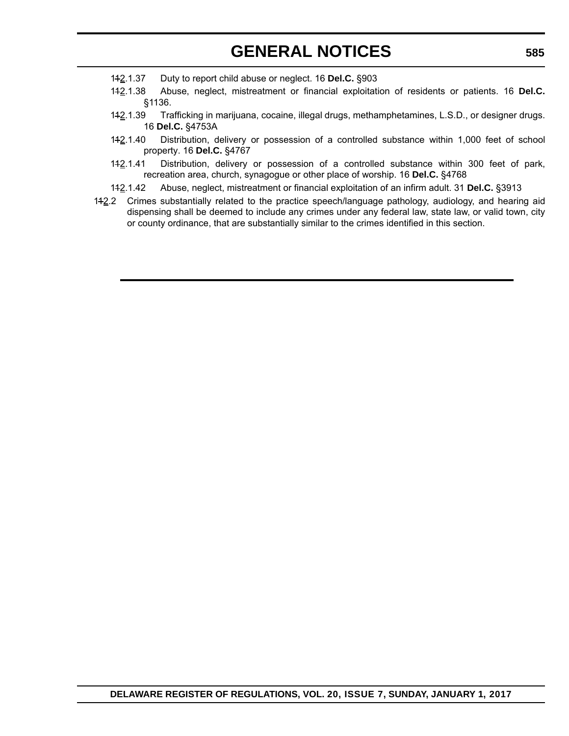11~~1~~2.1.37 Duty to report child abuse or neglect. 16 **Del.C.** §903

11~~1~~2.1.38 Abuse, neglect, mistreatment or financial exploitation of residents or patients. 16 **Del.C.** §1136.

11~~1~~2.1.39 Trafficking in marijuana, cocaine, illegal drugs, methamphetamines, L.S.D., or designer drugs. 16 **Del.C.** §4753A

11~~1~~2.1.40 Distribution, delivery or possession of a controlled substance within 1,000 feet of school property. 16 **Del.C.** §4767

11~~1~~2.1.41 Distribution, delivery or possession of a controlled substance within 300 feet of park, recreation area, church, synagogue or other place of worship. 16 **Del.C.** §4768

11~~1~~2.1.42 Abuse, neglect, mistreatment or financial exploitation of an infirm adult. 31 **Del.C.** §3913

11~~1~~2.2 Crimes substantially related to the practice speech/language pathology, audiology, and hearing aid dispensing shall be deemed to include any crimes under any federal law, state law, or valid town, city or county ordinance, that are substantially similar to the crimes identified in this section.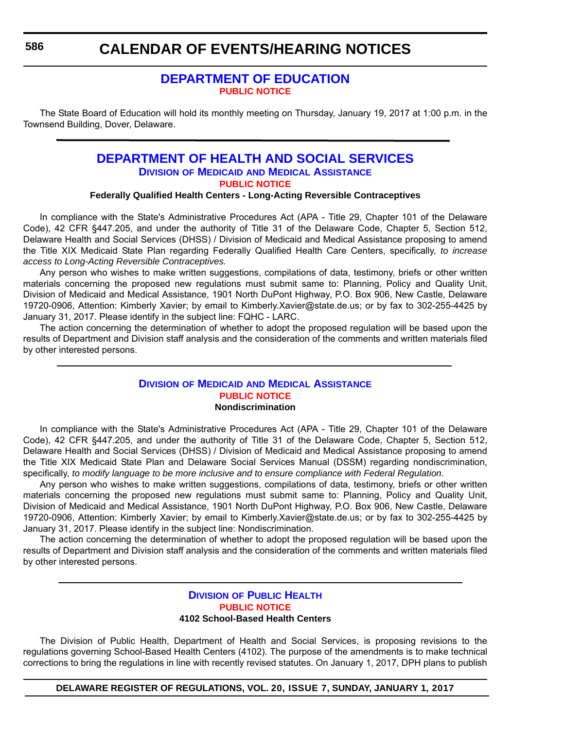# CALENDAR OF EVENTS/HEARING NOTICES

## DEPARTMENT OF EDUCATION

**PUBLIC NOTICE**

The State Board of Education will hold its monthly meeting on Thursday, January 19, 2017 at 1:00 p.m. in the Townsend Building, Dover, Delaware.

---

## DEPARTMENT OF HEALTH AND SOCIAL SERVICES

### Division of Medicaid and Medical Assistance

**PUBLIC NOTICE**

**Federally Qualified Health Centers - Long-Acting Reversible Contraceptives**

In compliance with the State's Administrative Procedures Act (APA - Title 29, Chapter 101 of the Delaware Code), 42 CFR §447.205, and under the authority of Title 31 of the Delaware Code, Chapter 5, Section 512, Delaware Health and Social Services (DHSS) / Division of Medicaid and Medical Assistance proposing to amend the Title XIX Medicaid State Plan regarding Federally Qualified Health Care Centers, specifically, *to increase access to Long-Acting Reversible Contraceptives.*

Any person who wishes to make written suggestions, compilations of data, testimony, briefs or other written materials concerning the proposed new regulations must submit same to: Planning, Policy and Quality Unit, Division of Medicaid and Medical Assistance, 1901 North DuPont Highway, P.O. Box 906, New Castle, Delaware 19720-0906, Attention: Kimberly Xavier; by email to Kimberly.Xavier@state.de.us; or by fax to 302-255-4425 by January 31, 2017. Please identify in the subject line: FQHC - LARC.

The action concerning the determination of whether to adopt the proposed regulation will be based upon the results of Department and Division staff analysis and the consideration of the comments and written materials filed by other interested persons.

---

### Division of Medicaid and Medical Assistance

**PUBLIC NOTICE**

**Nondiscrimination**

In compliance with the State's Administrative Procedures Act (APA - Title 29, Chapter 101 of the Delaware Code), 42 CFR §447.205, and under the authority of Title 31 of the Delaware Code, Chapter 5, Section 512, Delaware Health and Social Services (DHSS) / Division of Medicaid and Medical Assistance proposing to amend the Title XIX Medicaid State Plan and Delaware Social Services Manual (DSSM) regarding nondiscrimination, specifically, *to modify language to be more inclusive and to ensure compliance with Federal Regulation*.

Any person who wishes to make written suggestions, compilations of data, testimony, briefs or other written materials concerning the proposed new regulations must submit same to: Planning, Policy and Quality Unit, Division of Medicaid and Medical Assistance, 1901 North DuPont Highway, P.O. Box 906, New Castle, Delaware 19720-0906, Attention: Kimberly Xavier; by email to Kimberly.Xavier@state.de.us; or by fax to 302-255-4425 by January 31, 2017. Please identify in the subject line: Nondiscrimination.

The action concerning the determination of whether to adopt the proposed regulation will be based upon the results of Department and Division staff analysis and the consideration of the comments and written materials filed by other interested persons.

---

### Division of Public Health

**PUBLIC NOTICE**

**4102 School-Based Health Centers**

The Division of Public Health, Department of Health and Social Services, is proposing revisions to the regulations governing School-Based Health Centers (4102). The purpose of the amendments is to make technical corrections to bring the regulations in line with recently revised statutes. On January 1, 2017, DPH plans to publish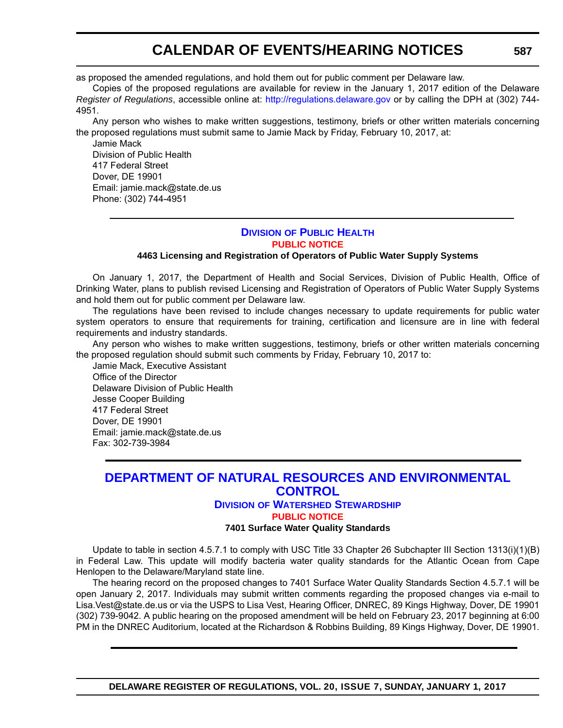as proposed the amended regulations, and hold them out for public comment per Delaware law.

Copies of the proposed regulations are available for review in the January 1, 2017 edition of the Delaware *Register of Regulations*, accessible online at: http://regulations.delaware.gov or by calling the DPH at (302) 744-4951.

Any person who wishes to make written suggestions, testimony, briefs or other written materials concerning the proposed regulations must submit same to Jamie Mack by Friday, February 10, 2017, at:

Jamie Mack
Division of Public Health
417 Federal Street
Dover, DE 19901
Email: jamie.mack@state.de.us
Phone: (302) 744-4951

---

### Division of Public Health

**PUBLIC NOTICE**

**4463 Licensing and Registration of Operators of Public Water Supply Systems**

On January 1, 2017, the Department of Health and Social Services, Division of Public Health, Office of Drinking Water, plans to publish revised Licensing and Registration of Operators of Public Water Supply Systems and hold them out for public comment per Delaware law.

The regulations have been revised to include changes necessary to update requirements for public water system operators to ensure that requirements for training, certification and licensure are in line with federal requirements and industry standards.

Any person who wishes to make written suggestions, testimony, briefs or other written materials concerning the proposed regulation should submit such comments by Friday, February 10, 2017 to:

Jamie Mack, Executive Assistant
Office of the Director
Delaware Division of Public Health
Jesse Cooper Building
417 Federal Street
Dover, DE 19901
Email: jamie.mack@state.de.us
Fax: 302-739-3984

---

## DEPARTMENT OF NATURAL RESOURCES AND ENVIRONMENTAL CONTROL

### Division of Watershed Stewardship

**PUBLIC NOTICE**

**7401 Surface Water Quality Standards**

Update to table in section 4.5.7.1 to comply with USC Title 33 Chapter 26 Subchapter III Section 1313(i)(1)(B) in Federal Law. This update will modify bacteria water quality standards for the Atlantic Ocean from Cape Henlopen to the Delaware/Maryland state line.

The hearing record on the proposed changes to 7401 Surface Water Quality Standards Section 4.5.7.1 will be open January 2, 2017. Individuals may submit written comments regarding the proposed changes via e-mail to Lisa.Vest@state.de.us or via the USPS to Lisa Vest, Hearing Officer, DNREC, 89 Kings Highway, Dover, DE 19901 (302) 739-9042. A public hearing on the proposed amendment will be held on February 23, 2017 beginning at 6:00 PM in the DNREC Auditorium, located at the Richardson & Robbins Building, 89 Kings Highway, Dover, DE 19901.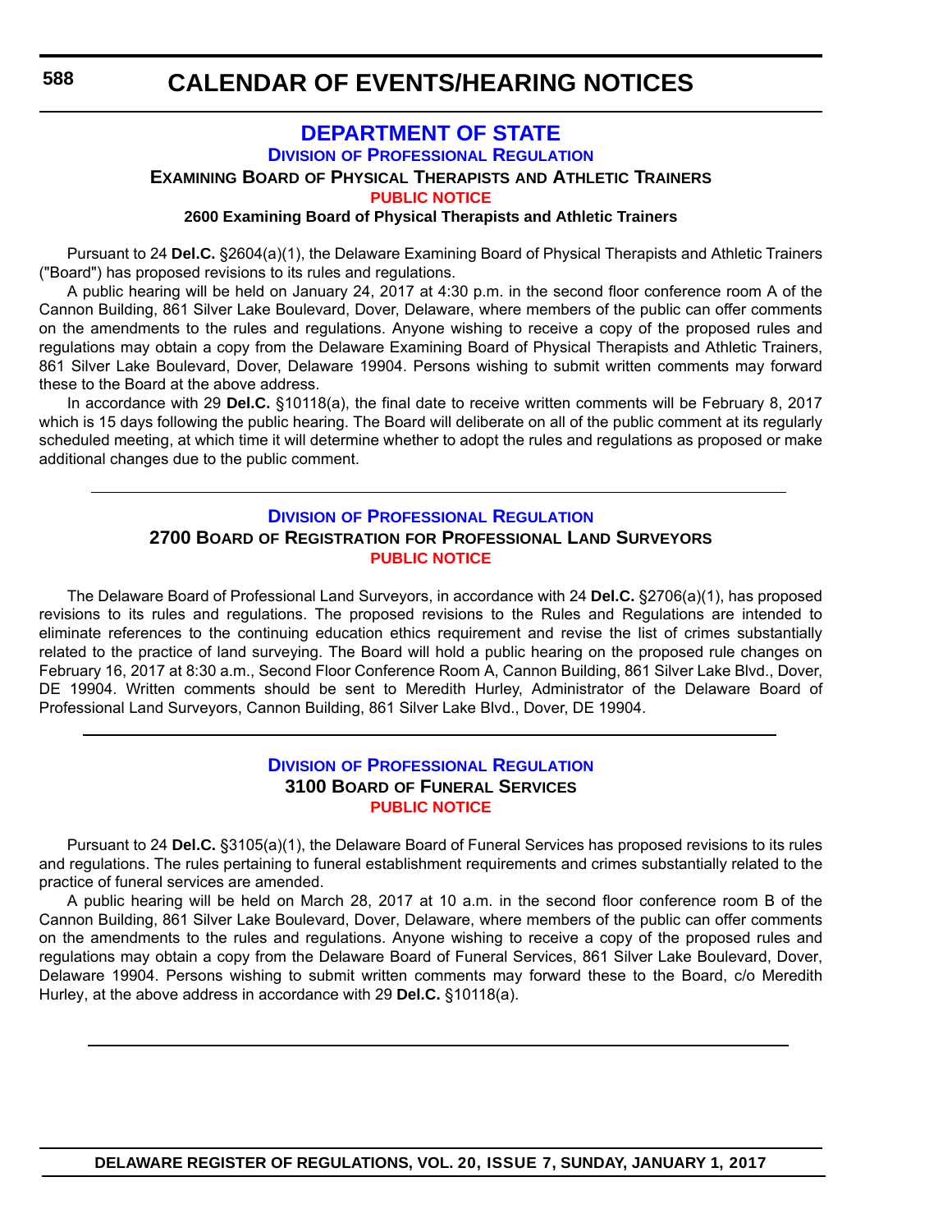# CALENDAR OF EVENTS/HEARING NOTICES

## DEPARTMENT OF STATE

### DIVISION OF PROFESSIONAL REGULATION

### EXAMINING BOARD OF PHYSICAL THERAPISTS AND ATHLETIC TRAINERS

**PUBLIC NOTICE**

**2600 Examining Board of Physical Therapists and Athletic Trainers**

Pursuant to 24 **Del.C.** §2604(a)(1), the Delaware Examining Board of Physical Therapists and Athletic Trainers ("Board") has proposed revisions to its rules and regulations.

A public hearing will be held on January 24, 2017 at 4:30 p.m. in the second floor conference room A of the Cannon Building, 861 Silver Lake Boulevard, Dover, Delaware, where members of the public can offer comments on the amendments to the rules and regulations. Anyone wishing to receive a copy of the proposed rules and regulations may obtain a copy from the Delaware Examining Board of Physical Therapists and Athletic Trainers, 861 Silver Lake Boulevard, Dover, Delaware 19904. Persons wishing to submit written comments may forward these to the Board at the above address.

In accordance with 29 **Del.C.** §10118(a), the final date to receive written comments will be February 8, 2017 which is 15 days following the public hearing. The Board will deliberate on all of the public comment at its regularly scheduled meeting, at which time it will determine whether to adopt the rules and regulations as proposed or make additional changes due to the public comment.

---

### DIVISION OF PROFESSIONAL REGULATION

### 2700 BOARD OF REGISTRATION FOR PROFESSIONAL LAND SURVEYORS

**PUBLIC NOTICE**

The Delaware Board of Professional Land Surveyors, in accordance with 24 **Del.C.** §2706(a)(1), has proposed revisions to its rules and regulations. The proposed revisions to the Rules and Regulations are intended to eliminate references to the continuing education ethics requirement and revise the list of crimes substantially related to the practice of land surveying. The Board will hold a public hearing on the proposed rule changes on February 16, 2017 at 8:30 a.m., Second Floor Conference Room A, Cannon Building, 861 Silver Lake Blvd., Dover, DE 19904. Written comments should be sent to Meredith Hurley, Administrator of the Delaware Board of Professional Land Surveyors, Cannon Building, 861 Silver Lake Blvd., Dover, DE 19904.

---

### DIVISION OF PROFESSIONAL REGULATION

### 3100 BOARD OF FUNERAL SERVICES

**PUBLIC NOTICE**

Pursuant to 24 **Del.C.** §3105(a)(1), the Delaware Board of Funeral Services has proposed revisions to its rules and regulations. The rules pertaining to funeral establishment requirements and crimes substantially related to the practice of funeral services are amended.

A public hearing will be held on March 28, 2017 at 10 a.m. in the second floor conference room B of the Cannon Building, 861 Silver Lake Boulevard, Dover, Delaware, where members of the public can offer comments on the amendments to the rules and regulations. Anyone wishing to receive a copy of the proposed rules and regulations may obtain a copy from the Delaware Board of Funeral Services, 861 Silver Lake Boulevard, Dover, Delaware 19904. Persons wishing to submit written comments may forward these to the Board, c/o Meredith Hurley, at the above address in accordance with 29 **Del.C.** §10118(a).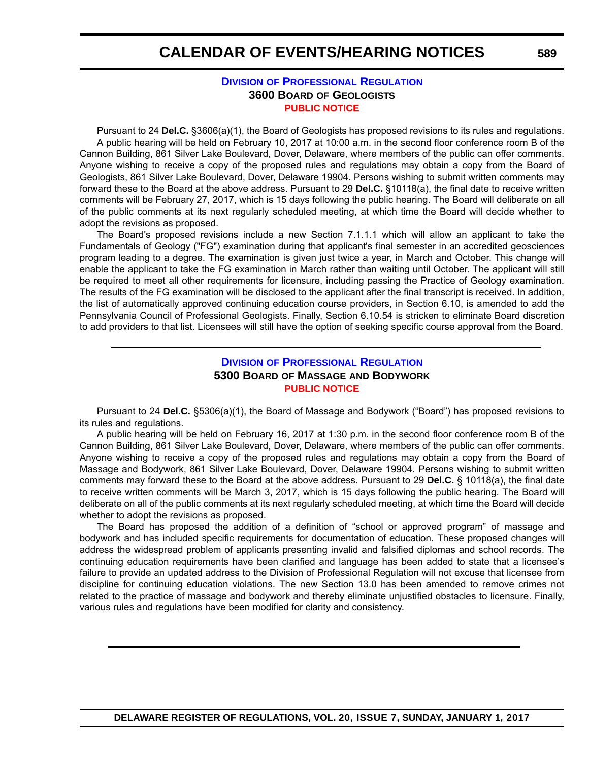## Division of Professional Regulation

### 3600 Board of Geologists

**PUBLIC NOTICE**

Pursuant to 24 **Del.C.** §3606(a)(1), the Board of Geologists has proposed revisions to its rules and regulations.

A public hearing will be held on February 10, 2017 at 10:00 a.m. in the second floor conference room B of the Cannon Building, 861 Silver Lake Boulevard, Dover, Delaware, where members of the public can offer comments. Anyone wishing to receive a copy of the proposed rules and regulations may obtain a copy from the Board of Geologists, 861 Silver Lake Boulevard, Dover, Delaware 19904. Persons wishing to submit written comments may forward these to the Board at the above address. Pursuant to 29 **Del.C.** §10118(a), the final date to receive written comments will be February 27, 2017, which is 15 days following the public hearing. The Board will deliberate on all of the public comments at its next regularly scheduled meeting, at which time the Board will decide whether to adopt the revisions as proposed.

The Board's proposed revisions include a new Section 7.1.1.1 which will allow an applicant to take the Fundamentals of Geology ("FG") examination during that applicant's final semester in an accredited geosciences program leading to a degree. The examination is given just twice a year, in March and October. This change will enable the applicant to take the FG examination in March rather than waiting until October. The applicant will still be required to meet all other requirements for licensure, including passing the Practice of Geology examination. The results of the FG examination will be disclosed to the applicant after the final transcript is received. In addition, the list of automatically approved continuing education course providers, in Section 6.10, is amended to add the Pennsylvania Council of Professional Geologists. Finally, Section 6.10.54 is stricken to eliminate Board discretion to add providers to that list. Licensees will still have the option of seeking specific course approval from the Board.

---

## Division of Professional Regulation

### 5300 Board of Massage and Bodywork

**PUBLIC NOTICE**

Pursuant to 24 **Del.C.** §5306(a)(1), the Board of Massage and Bodywork ("Board") has proposed revisions to its rules and regulations.

A public hearing will be held on February 16, 2017 at 1:30 p.m. in the second floor conference room B of the Cannon Building, 861 Silver Lake Boulevard, Dover, Delaware, where members of the public can offer comments. Anyone wishing to receive a copy of the proposed rules and regulations may obtain a copy from the Board of Massage and Bodywork, 861 Silver Lake Boulevard, Dover, Delaware 19904. Persons wishing to submit written comments may forward these to the Board at the above address. Pursuant to 29 **Del.C.** § 10118(a), the final date to receive written comments will be March 3, 2017, which is 15 days following the public hearing. The Board will deliberate on all of the public comments at its next regularly scheduled meeting, at which time the Board will decide whether to adopt the revisions as proposed.

The Board has proposed the addition of a definition of "school or approved program" of massage and bodywork and has included specific requirements for documentation of education. These proposed changes will address the widespread problem of applicants presenting invalid and falsified diplomas and school records. The continuing education requirements have been clarified and language has been added to state that a licensee's failure to provide an updated address to the Division of Professional Regulation will not excuse that licensee from discipline for continuing education violations. The new Section 13.0 has been amended to remove crimes not related to the practice of massage and bodywork and thereby eliminate unjustified obstacles to licensure. Finally, various rules and regulations have been modified for clarity and consistency.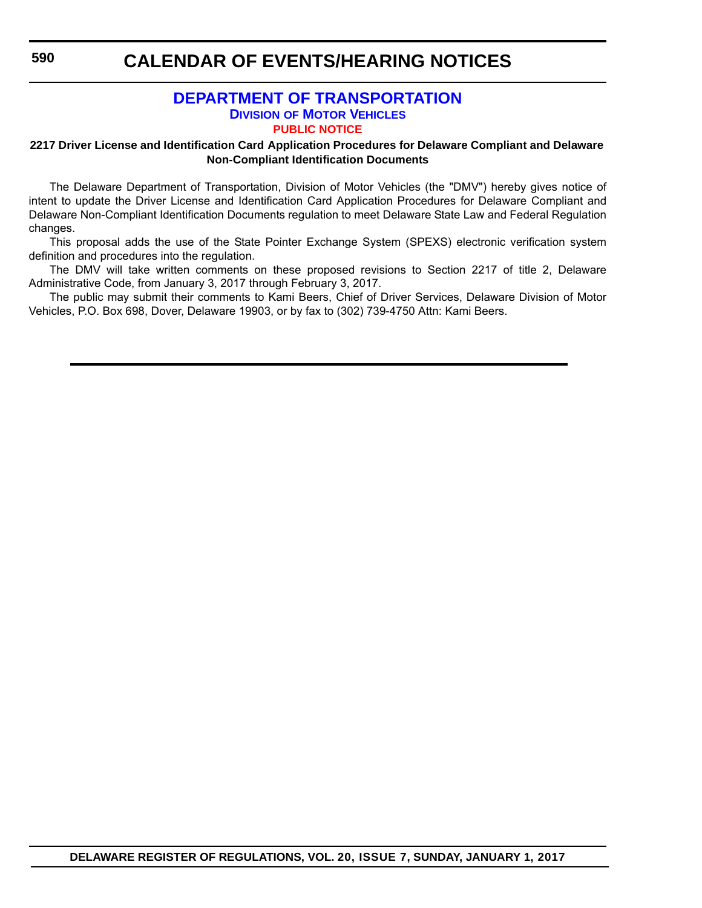# CALENDAR OF EVENTS/HEARING NOTICES

## DEPARTMENT OF TRANSPORTATION

### Division of Motor Vehicles

#### PUBLIC NOTICE

**2217 Driver License and Identification Card Application Procedures for Delaware Compliant and Delaware Non-Compliant Identification Documents**

The Delaware Department of Transportation, Division of Motor Vehicles (the "DMV") hereby gives notice of intent to update the Driver License and Identification Card Application Procedures for Delaware Compliant and Delaware Non-Compliant Identification Documents regulation to meet Delaware State Law and Federal Regulation changes.

This proposal adds the use of the State Pointer Exchange System (SPEXS) electronic verification system definition and procedures into the regulation.

The DMV will take written comments on these proposed revisions to Section 2217 of title 2, Delaware Administrative Code, from January 3, 2017 through February 3, 2017.

The public may submit their comments to Kami Beers, Chief of Driver Services, Delaware Division of Motor Vehicles, P.O. Box 698, Dover, Delaware 19903, or by fax to (302) 739-4750 Attn: Kami Beers.